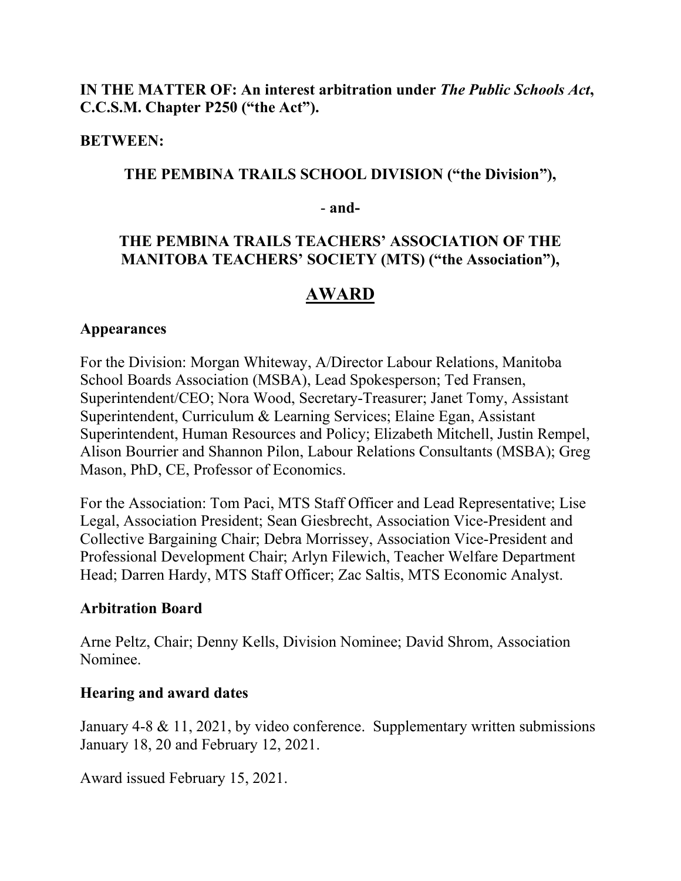**IN THE MATTER OF: An interest arbitration under *The Public Schools Act*, C.C.S.M. Chapter P250 ("the Act").**

**BETWEEN:**

**THE PEMBINA TRAILS SCHOOL DIVISION ("the Division"),**

**- and-**

**THE PEMBINA TRAILS TEACHERS' ASSOCIATION OF THE MANITOBA TEACHERS' SOCIETY (MTS) ("the Association"),**

# AWARD

## Appearances

For the Division: Morgan Whiteway, A/Director Labour Relations, Manitoba School Boards Association (MSBA), Lead Spokesperson; Ted Fransen, Superintendent/CEO; Nora Wood, Secretary-Treasurer; Janet Tomy, Assistant Superintendent, Curriculum & Learning Services; Elaine Egan, Assistant Superintendent, Human Resources and Policy; Elizabeth Mitchell, Justin Rempel, Alison Bourrier and Shannon Pilon, Labour Relations Consultants (MSBA); Greg Mason, PhD, CE, Professor of Economics.

For the Association: Tom Paci, MTS Staff Officer and Lead Representative; Lise Legal, Association President; Sean Giesbrecht, Association Vice-President and Collective Bargaining Chair; Debra Morrissey, Association Vice-President and Professional Development Chair; Arlyn Filewich, Teacher Welfare Department Head; Darren Hardy, MTS Staff Officer; Zac Saltis, MTS Economic Analyst.

## Arbitration Board

Arne Peltz, Chair; Denny Kells, Division Nominee; David Shrom, Association Nominee.

## Hearing and award dates

January 4-8 & 11, 2021, by video conference. Supplementary written submissions January 18, 20 and February 12, 2021.

Award issued February 15, 2021.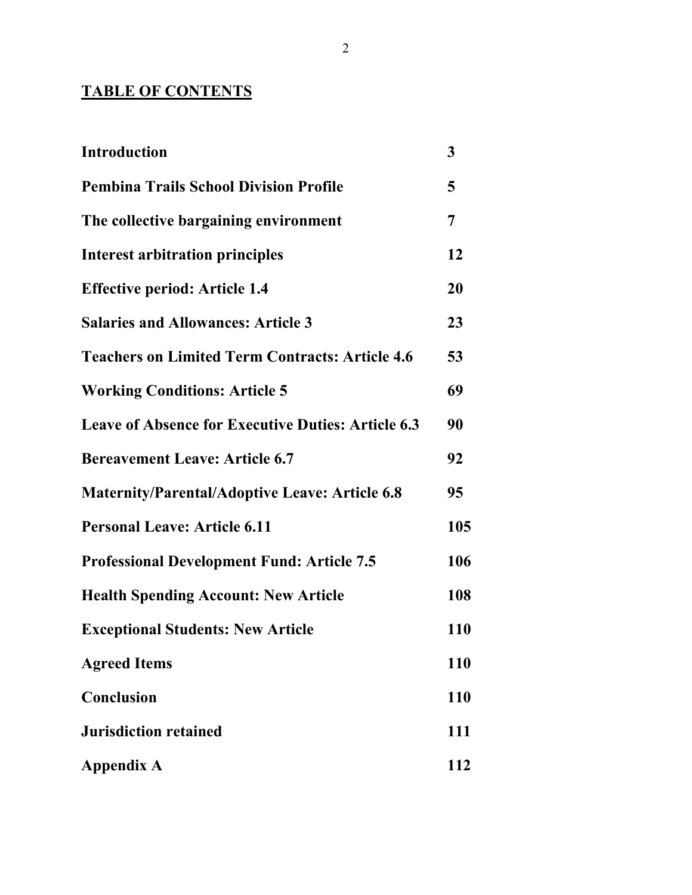# TABLE OF CONTENTS

| | |
|---|---|
| **Introduction** | **3** |
| **Pembina Trails School Division Profile** | **5** |
| **The collective bargaining environment** | **7** |
| **Interest arbitration principles** | **12** |
| **Effective period: Article 1.4** | **20** |
| **Salaries and Allowances: Article 3** | **23** |
| **Teachers on Limited Term Contracts: Article 4.6** | **53** |
| **Working Conditions: Article 5** | **69** |
| **Leave of Absence for Executive Duties: Article 6.3** | **90** |
| **Bereavement Leave: Article 6.7** | **92** |
| **Maternity/Parental/Adoptive Leave: Article 6.8** | **95** |
| **Personal Leave: Article 6.11** | **105** |
| **Professional Development Fund: Article 7.5** | **106** |
| **Health Spending Account: New Article** | **108** |
| **Exceptional Students: New Article** | **110** |
| **Agreed Items** | **110** |
| **Conclusion** | **110** |
| **Jurisdiction retained** | **111** |
| **Appendix A** | **112** |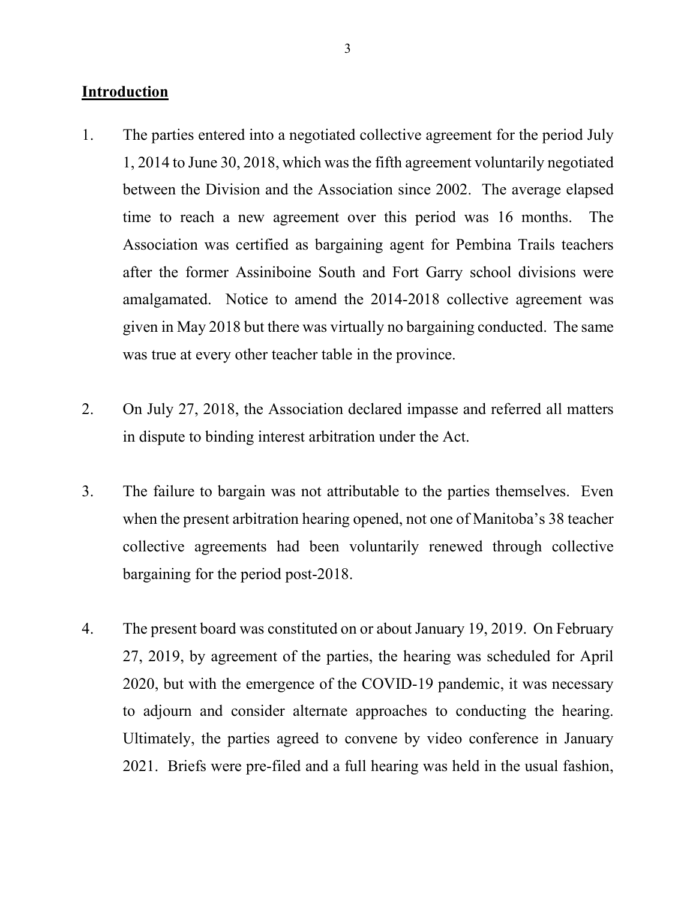## Introduction

1. The parties entered into a negotiated collective agreement for the period July 1, 2014 to June 30, 2018, which was the fifth agreement voluntarily negotiated between the Division and the Association since 2002. The average elapsed time to reach a new agreement over this period was 16 months. The Association was certified as bargaining agent for Pembina Trails teachers after the former Assiniboine South and Fort Garry school divisions were amalgamated. Notice to amend the 2014-2018 collective agreement was given in May 2018 but there was virtually no bargaining conducted. The same was true at every other teacher table in the province.

2. On July 27, 2018, the Association declared impasse and referred all matters in dispute to binding interest arbitration under the Act.

3. The failure to bargain was not attributable to the parties themselves. Even when the present arbitration hearing opened, not one of Manitoba's 38 teacher collective agreements had been voluntarily renewed through collective bargaining for the period post-2018.

4. The present board was constituted on or about January 19, 2019. On February 27, 2019, by agreement of the parties, the hearing was scheduled for April 2020, but with the emergence of the COVID-19 pandemic, it was necessary to adjourn and consider alternate approaches to conducting the hearing. Ultimately, the parties agreed to convene by video conference in January 2021. Briefs were pre-filed and a full hearing was held in the usual fashion,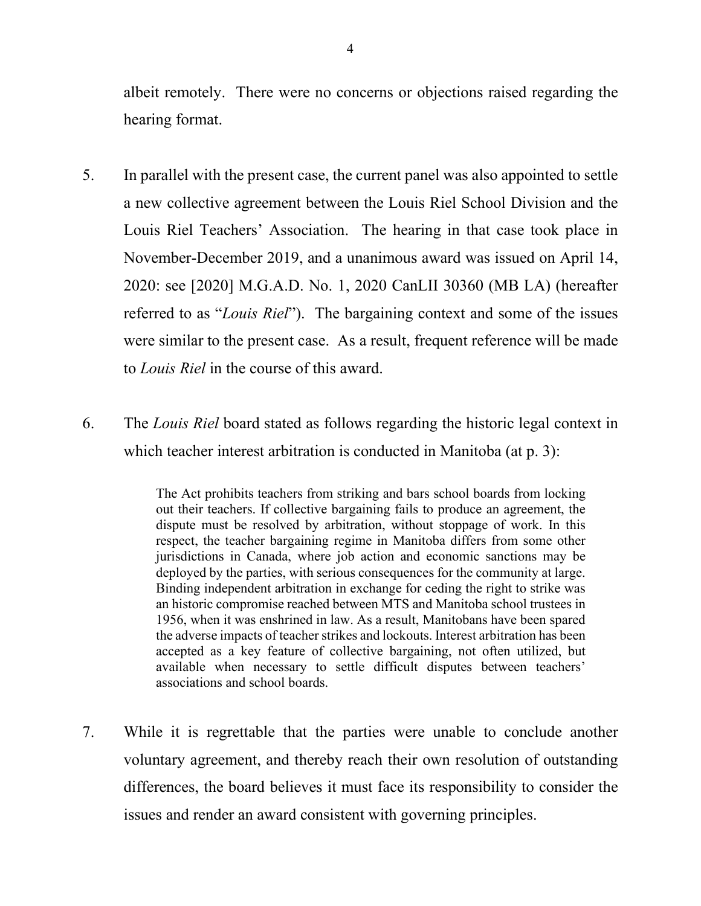albeit remotely. There were no concerns or objections raised regarding the hearing format.

5. In parallel with the present case, the current panel was also appointed to settle a new collective agreement between the Louis Riel School Division and the Louis Riel Teachers' Association. The hearing in that case took place in November-December 2019, and a unanimous award was issued on April 14, 2020: see [2020] M.G.A.D. No. 1, 2020 CanLII 30360 (MB LA) (hereafter referred to as "*Louis Riel*"). The bargaining context and some of the issues were similar to the present case. As a result, frequent reference will be made to *Louis Riel* in the course of this award.

6. The *Louis Riel* board stated as follows regarding the historic legal context in which teacher interest arbitration is conducted in Manitoba (at p. 3):

> The Act prohibits teachers from striking and bars school boards from locking out their teachers. If collective bargaining fails to produce an agreement, the dispute must be resolved by arbitration, without stoppage of work. In this respect, the teacher bargaining regime in Manitoba differs from some other jurisdictions in Canada, where job action and economic sanctions may be deployed by the parties, with serious consequences for the community at large. Binding independent arbitration in exchange for ceding the right to strike was an historic compromise reached between MTS and Manitoba school trustees in 1956, when it was enshrined in law. As a result, Manitobans have been spared the adverse impacts of teacher strikes and lockouts. Interest arbitration has been accepted as a key feature of collective bargaining, not often utilized, but available when necessary to settle difficult disputes between teachers' associations and school boards.

7. While it is regrettable that the parties were unable to conclude another voluntary agreement, and thereby reach their own resolution of outstanding differences, the board believes it must face its responsibility to consider the issues and render an award consistent with governing principles.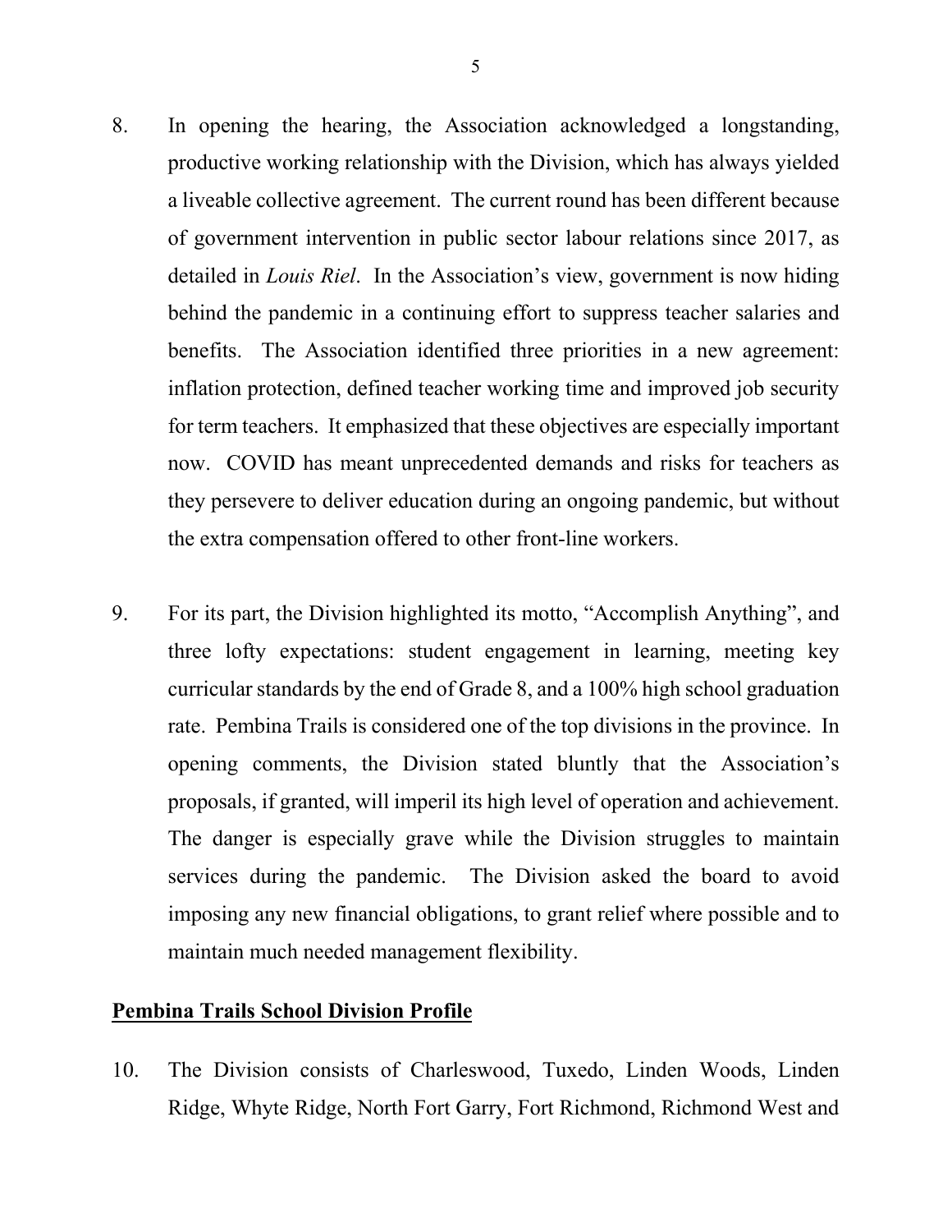8. In opening the hearing, the Association acknowledged a longstanding, productive working relationship with the Division, which has always yielded a liveable collective agreement. The current round has been different because of government intervention in public sector labour relations since 2017, as detailed in *Louis Riel*. In the Association's view, government is now hiding behind the pandemic in a continuing effort to suppress teacher salaries and benefits. The Association identified three priorities in a new agreement: inflation protection, defined teacher working time and improved job security for term teachers. It emphasized that these objectives are especially important now. COVID has meant unprecedented demands and risks for teachers as they persevere to deliver education during an ongoing pandemic, but without the extra compensation offered to other front-line workers.

9. For its part, the Division highlighted its motto, "Accomplish Anything", and three lofty expectations: student engagement in learning, meeting key curricular standards by the end of Grade 8, and a 100% high school graduation rate. Pembina Trails is considered one of the top divisions in the province. In opening comments, the Division stated bluntly that the Association's proposals, if granted, will imperil its high level of operation and achievement. The danger is especially grave while the Division struggles to maintain services during the pandemic. The Division asked the board to avoid imposing any new financial obligations, to grant relief where possible and to maintain much needed management flexibility.

**Pembina Trails School Division Profile**

10. The Division consists of Charleswood, Tuxedo, Linden Woods, Linden Ridge, Whyte Ridge, North Fort Garry, Fort Richmond, Richmond West and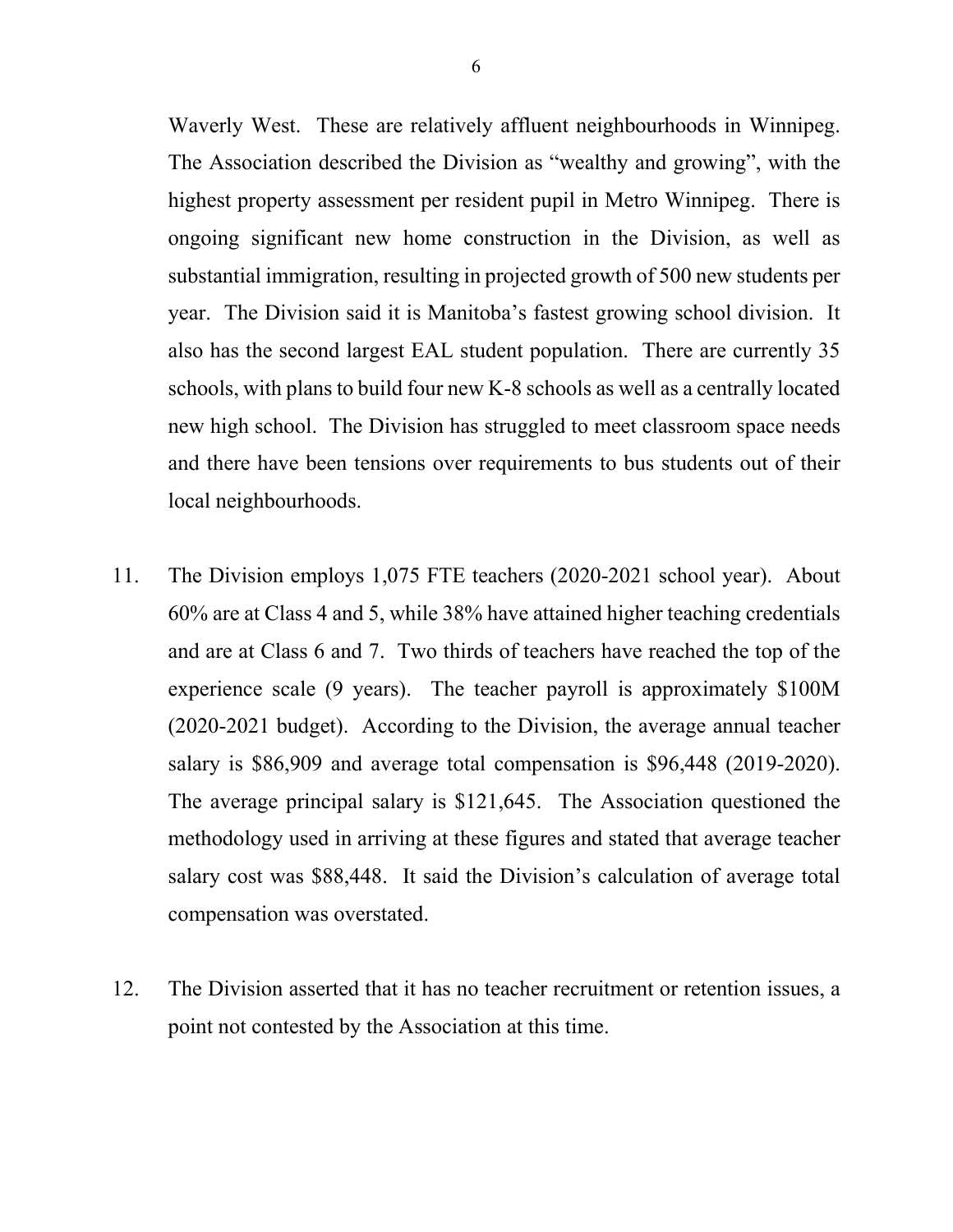Waverly West. These are relatively affluent neighbourhoods in Winnipeg. The Association described the Division as “wealthy and growing”, with the highest property assessment per resident pupil in Metro Winnipeg. There is ongoing significant new home construction in the Division, as well as substantial immigration, resulting in projected growth of 500 new students per year. The Division said it is Manitoba’s fastest growing school division. It also has the second largest EAL student population. There are currently 35 schools, with plans to build four new K-8 schools as well as a centrally located new high school. The Division has struggled to meet classroom space needs and there have been tensions over requirements to bus students out of their local neighbourhoods.

11. The Division employs 1,075 FTE teachers (2020-2021 school year). About 60% are at Class 4 and 5, while 38% have attained higher teaching credentials and are at Class 6 and 7. Two thirds of teachers have reached the top of the experience scale (9 years). The teacher payroll is approximately $100M (2020-2021 budget). According to the Division, the average annual teacher salary is $86,909 and average total compensation is $96,448 (2019-2020). The average principal salary is $121,645. The Association questioned the methodology used in arriving at these figures and stated that average teacher salary cost was $88,448. It said the Division’s calculation of average total compensation was overstated.

12. The Division asserted that it has no teacher recruitment or retention issues, a point not contested by the Association at this time.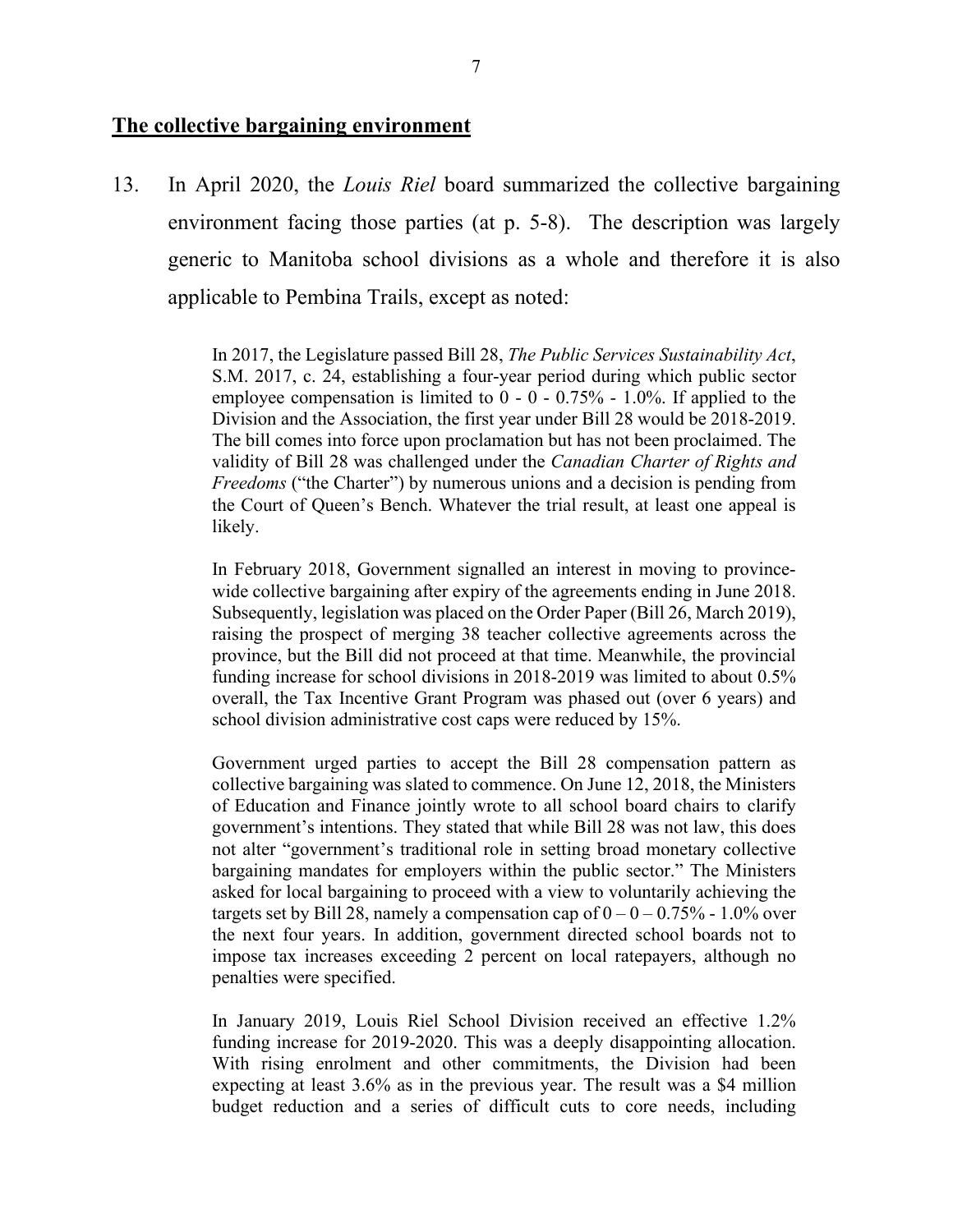## The collective bargaining environment

13. In April 2020, the *Louis Riel* board summarized the collective bargaining environment facing those parties (at p. 5-8). The description was largely generic to Manitoba school divisions as a whole and therefore it is also applicable to Pembina Trails, except as noted:

> In 2017, the Legislature passed Bill 28, *The Public Services Sustainability Act*, S.M. 2017, c. 24, establishing a four-year period during which public sector employee compensation is limited to 0 - 0 - 0.75% - 1.0%. If applied to the Division and the Association, the first year under Bill 28 would be 2018-2019. The bill comes into force upon proclamation but has not been proclaimed. The validity of Bill 28 was challenged under the *Canadian Charter of Rights and Freedoms* ("the Charter") by numerous unions and a decision is pending from the Court of Queen's Bench. Whatever the trial result, at least one appeal is likely.
>
> In February 2018, Government signalled an interest in moving to province-wide collective bargaining after expiry of the agreements ending in June 2018. Subsequently, legislation was placed on the Order Paper (Bill 26, March 2019), raising the prospect of merging 38 teacher collective agreements across the province, but the Bill did not proceed at that time. Meanwhile, the provincial funding increase for school divisions in 2018-2019 was limited to about 0.5% overall, the Tax Incentive Grant Program was phased out (over 6 years) and school division administrative cost caps were reduced by 15%.
>
> Government urged parties to accept the Bill 28 compensation pattern as collective bargaining was slated to commence. On June 12, 2018, the Ministers of Education and Finance jointly wrote to all school board chairs to clarify government's intentions. They stated that while Bill 28 was not law, this does not alter "government's traditional role in setting broad monetary collective bargaining mandates for employers within the public sector." The Ministers asked for local bargaining to proceed with a view to voluntarily achieving the targets set by Bill 28, namely a compensation cap of 0 – 0 – 0.75% - 1.0% over the next four years. In addition, government directed school boards not to impose tax increases exceeding 2 percent on local ratepayers, although no penalties were specified.
>
> In January 2019, Louis Riel School Division received an effective 1.2% funding increase for 2019-2020. This was a deeply disappointing allocation. With rising enrolment and other commitments, the Division had been expecting at least 3.6% as in the previous year. The result was a $4 million budget reduction and a series of difficult cuts to core needs, including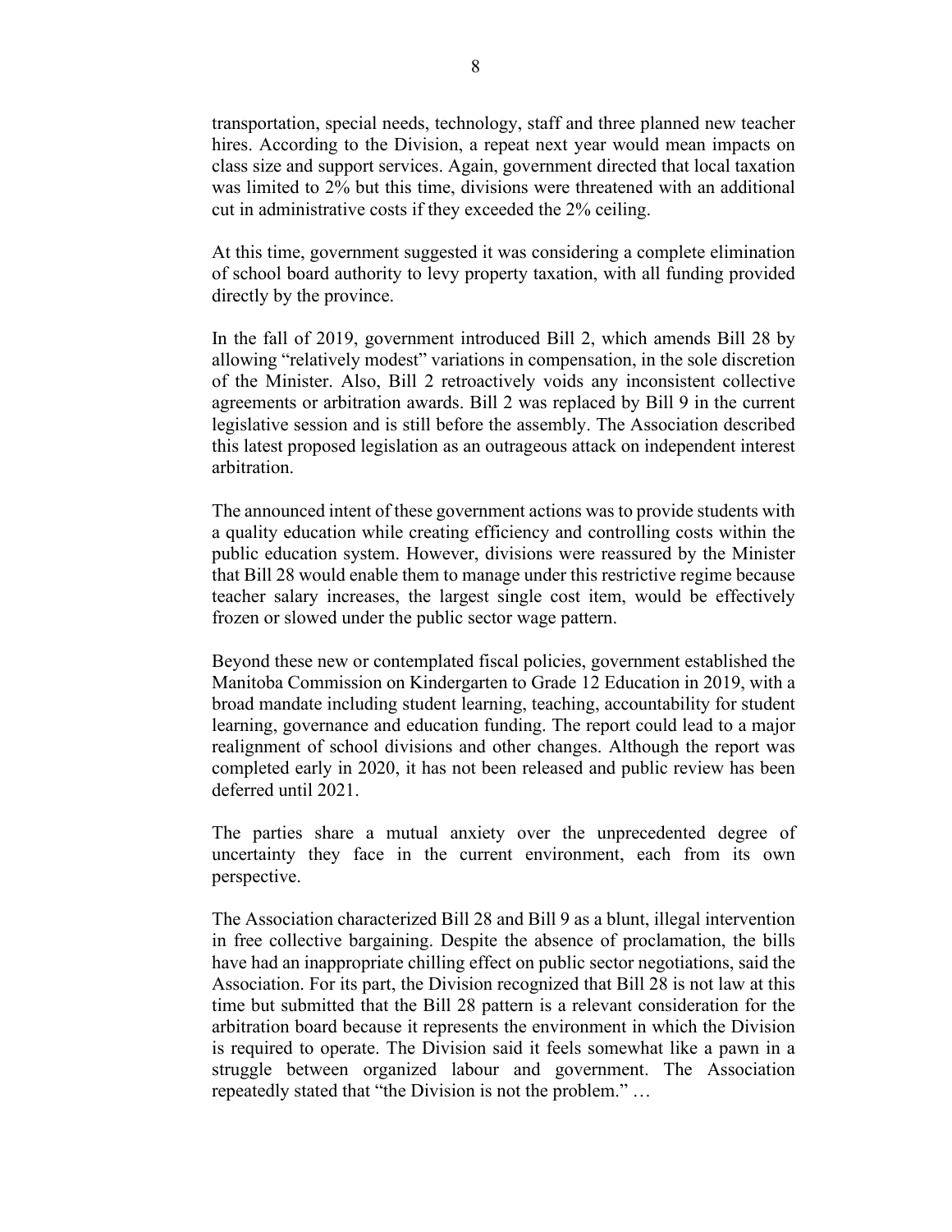transportation, special needs, technology, staff and three planned new teacher hires. According to the Division, a repeat next year would mean impacts on class size and support services. Again, government directed that local taxation was limited to 2% but this time, divisions were threatened with an additional cut in administrative costs if they exceeded the 2% ceiling.

At this time, government suggested it was considering a complete elimination of school board authority to levy property taxation, with all funding provided directly by the province.

In the fall of 2019, government introduced Bill 2, which amends Bill 28 by allowing "relatively modest" variations in compensation, in the sole discretion of the Minister. Also, Bill 2 retroactively voids any inconsistent collective agreements or arbitration awards. Bill 2 was replaced by Bill 9 in the current legislative session and is still before the assembly. The Association described this latest proposed legislation as an outrageous attack on independent interest arbitration.

The announced intent of these government actions was to provide students with a quality education while creating efficiency and controlling costs within the public education system. However, divisions were reassured by the Minister that Bill 28 would enable them to manage under this restrictive regime because teacher salary increases, the largest single cost item, would be effectively frozen or slowed under the public sector wage pattern.

Beyond these new or contemplated fiscal policies, government established the Manitoba Commission on Kindergarten to Grade 12 Education in 2019, with a broad mandate including student learning, teaching, accountability for student learning, governance and education funding. The report could lead to a major realignment of school divisions and other changes. Although the report was completed early in 2020, it has not been released and public review has been deferred until 2021.

The parties share a mutual anxiety over the unprecedented degree of uncertainty they face in the current environment, each from its own perspective.

The Association characterized Bill 28 and Bill 9 as a blunt, illegal intervention in free collective bargaining. Despite the absence of proclamation, the bills have had an inappropriate chilling effect on public sector negotiations, said the Association. For its part, the Division recognized that Bill 28 is not law at this time but submitted that the Bill 28 pattern is a relevant consideration for the arbitration board because it represents the environment in which the Division is required to operate. The Division said it feels somewhat like a pawn in a struggle between organized labour and government. The Association repeatedly stated that "the Division is not the problem." …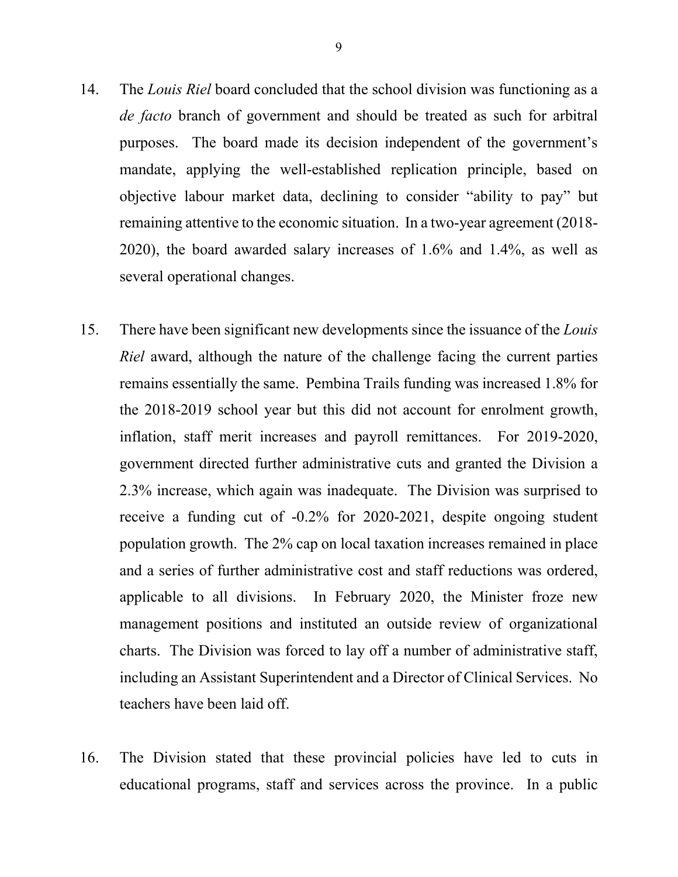14. The *Louis Riel* board concluded that the school division was functioning as a *de facto* branch of government and should be treated as such for arbitral purposes. The board made its decision independent of the government's mandate, applying the well-established replication principle, based on objective labour market data, declining to consider "ability to pay" but remaining attentive to the economic situation. In a two-year agreement (2018-2020), the board awarded salary increases of 1.6% and 1.4%, as well as several operational changes.

15. There have been significant new developments since the issuance of the *Louis Riel* award, although the nature of the challenge facing the current parties remains essentially the same. Pembina Trails funding was increased 1.8% for the 2018-2019 school year but this did not account for enrolment growth, inflation, staff merit increases and payroll remittances. For 2019-2020, government directed further administrative cuts and granted the Division a 2.3% increase, which again was inadequate. The Division was surprised to receive a funding cut of -0.2% for 2020-2021, despite ongoing student population growth. The 2% cap on local taxation increases remained in place and a series of further administrative cost and staff reductions was ordered, applicable to all divisions. In February 2020, the Minister froze new management positions and instituted an outside review of organizational charts. The Division was forced to lay off a number of administrative staff, including an Assistant Superintendent and a Director of Clinical Services. No teachers have been laid off.

16. The Division stated that these provincial policies have led to cuts in educational programs, staff and services across the province. In a public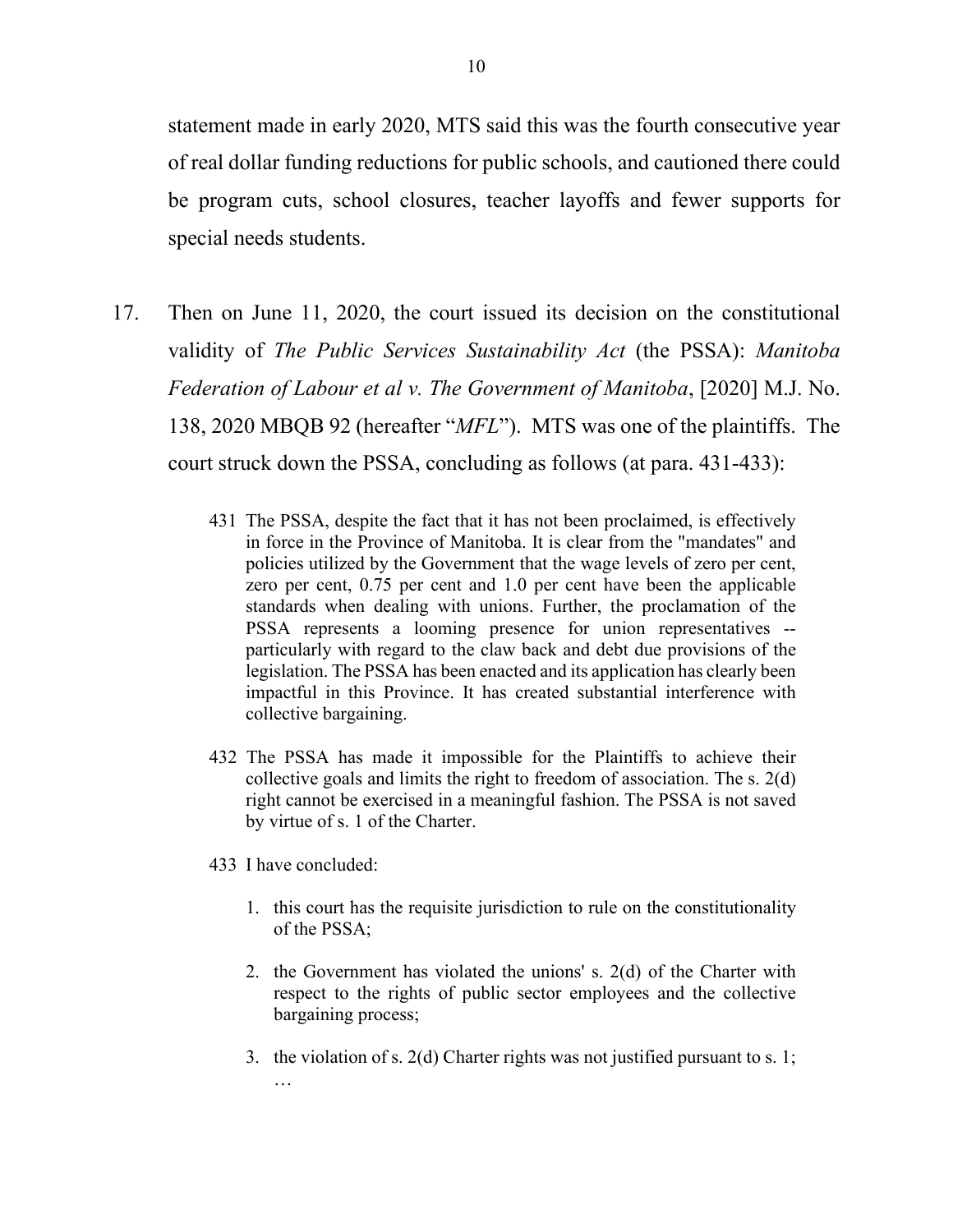statement made in early 2020, MTS said this was the fourth consecutive year of real dollar funding reductions for public schools, and cautioned there could be program cuts, school closures, teacher layoffs and fewer supports for special needs students.

17. Then on June 11, 2020, the court issued its decision on the constitutional validity of *The Public Services Sustainability Act* (the PSSA): *Manitoba Federation of Labour et al v. The Government of Manitoba*, [2020] M.J. No. 138, 2020 MBQB 92 (hereafter "*MFL*"). MTS was one of the plaintiffs. The court struck down the PSSA, concluding as follows (at para. 431-433):

> 431 The PSSA, despite the fact that it has not been proclaimed, is effectively in force in the Province of Manitoba. It is clear from the "mandates" and policies utilized by the Government that the wage levels of zero per cent, zero per cent, 0.75 per cent and 1.0 per cent have been the applicable standards when dealing with unions. Further, the proclamation of the PSSA represents a looming presence for union representatives -- particularly with regard to the claw back and debt due provisions of the legislation. The PSSA has been enacted and its application has clearly been impactful in this Province. It has created substantial interference with collective bargaining.
>
> 432 The PSSA has made it impossible for the Plaintiffs to achieve their collective goals and limits the right to freedom of association. The s. 2(d) right cannot be exercised in a meaningful fashion. The PSSA is not saved by virtue of s. 1 of the Charter.
>
> 433 I have concluded:
>
> 1. this court has the requisite jurisdiction to rule on the constitutionality of the PSSA;
> 2. the Government has violated the unions' s. 2(d) of the Charter with respect to the rights of public sector employees and the collective bargaining process;
> 3. the violation of s. 2(d) Charter rights was not justified pursuant to s. 1;
>
> …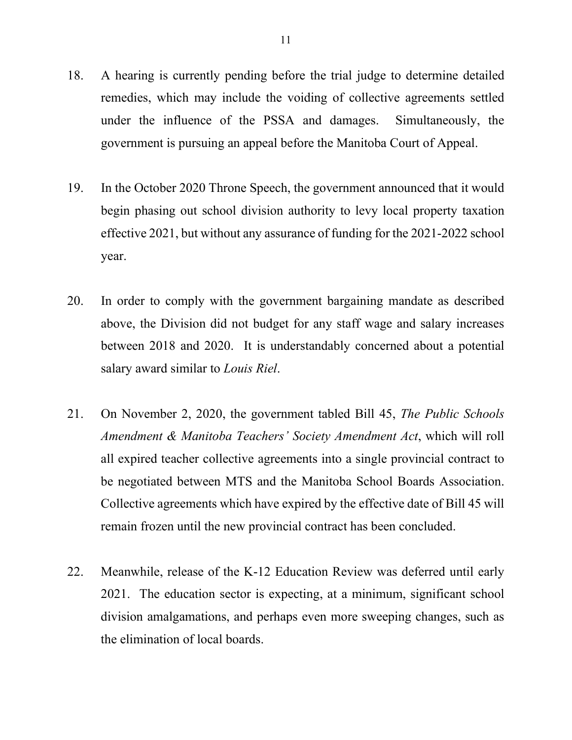18. A hearing is currently pending before the trial judge to determine detailed remedies, which may include the voiding of collective agreements settled under the influence of the PSSA and damages. Simultaneously, the government is pursuing an appeal before the Manitoba Court of Appeal.

19. In the October 2020 Throne Speech, the government announced that it would begin phasing out school division authority to levy local property taxation effective 2021, but without any assurance of funding for the 2021-2022 school year.

20. In order to comply with the government bargaining mandate as described above, the Division did not budget for any staff wage and salary increases between 2018 and 2020. It is understandably concerned about a potential salary award similar to *Louis Riel*.

21. On November 2, 2020, the government tabled Bill 45, *The Public Schools Amendment & Manitoba Teachers' Society Amendment Act*, which will roll all expired teacher collective agreements into a single provincial contract to be negotiated between MTS and the Manitoba School Boards Association. Collective agreements which have expired by the effective date of Bill 45 will remain frozen until the new provincial contract has been concluded.

22. Meanwhile, release of the K-12 Education Review was deferred until early 2021. The education sector is expecting, at a minimum, significant school division amalgamations, and perhaps even more sweeping changes, such as the elimination of local boards.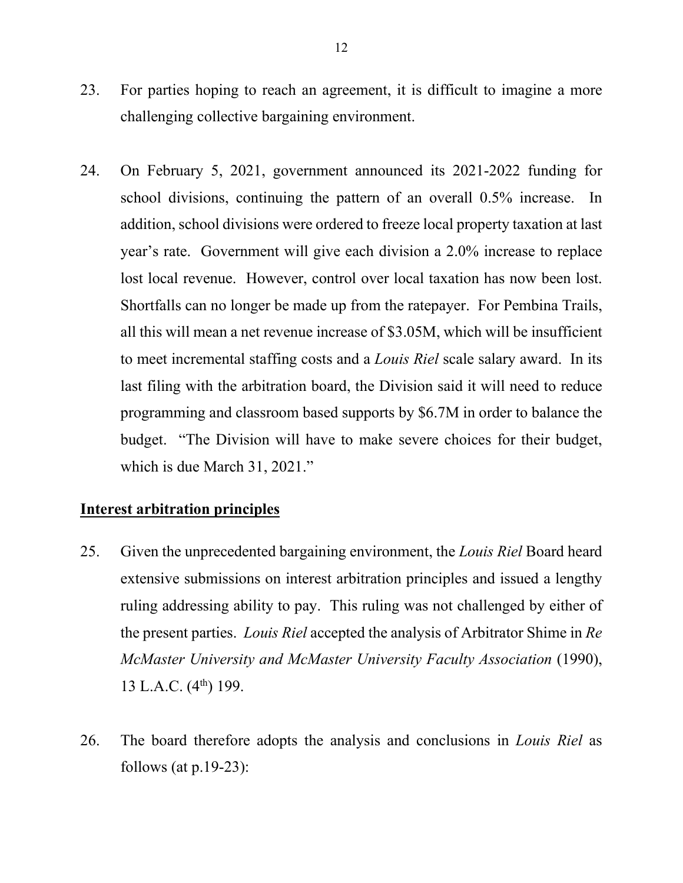23. For parties hoping to reach an agreement, it is difficult to imagine a more challenging collective bargaining environment.

24. On February 5, 2021, government announced its 2021-2022 funding for school divisions, continuing the pattern of an overall 0.5% increase. In addition, school divisions were ordered to freeze local property taxation at last year's rate. Government will give each division a 2.0% increase to replace lost local revenue. However, control over local taxation has now been lost. Shortfalls can no longer be made up from the ratepayer. For Pembina Trails, all this will mean a net revenue increase of $3.05M, which will be insufficient to meet incremental staffing costs and a *Louis Riel* scale salary award. In its last filing with the arbitration board, the Division said it will need to reduce programming and classroom based supports by $6.7M in order to balance the budget. "The Division will have to make severe choices for their budget, which is due March 31, 2021."

**Interest arbitration principles**

25. Given the unprecedented bargaining environment, the *Louis Riel* Board heard extensive submissions on interest arbitration principles and issued a lengthy ruling addressing ability to pay. This ruling was not challenged by either of the present parties. *Louis Riel* accepted the analysis of Arbitrator Shime in *Re McMaster University and McMaster University Faculty Association* (1990), 13 L.A.C. (4th) 199.

26. The board therefore adopts the analysis and conclusions in *Louis Riel* as follows (at p.19-23):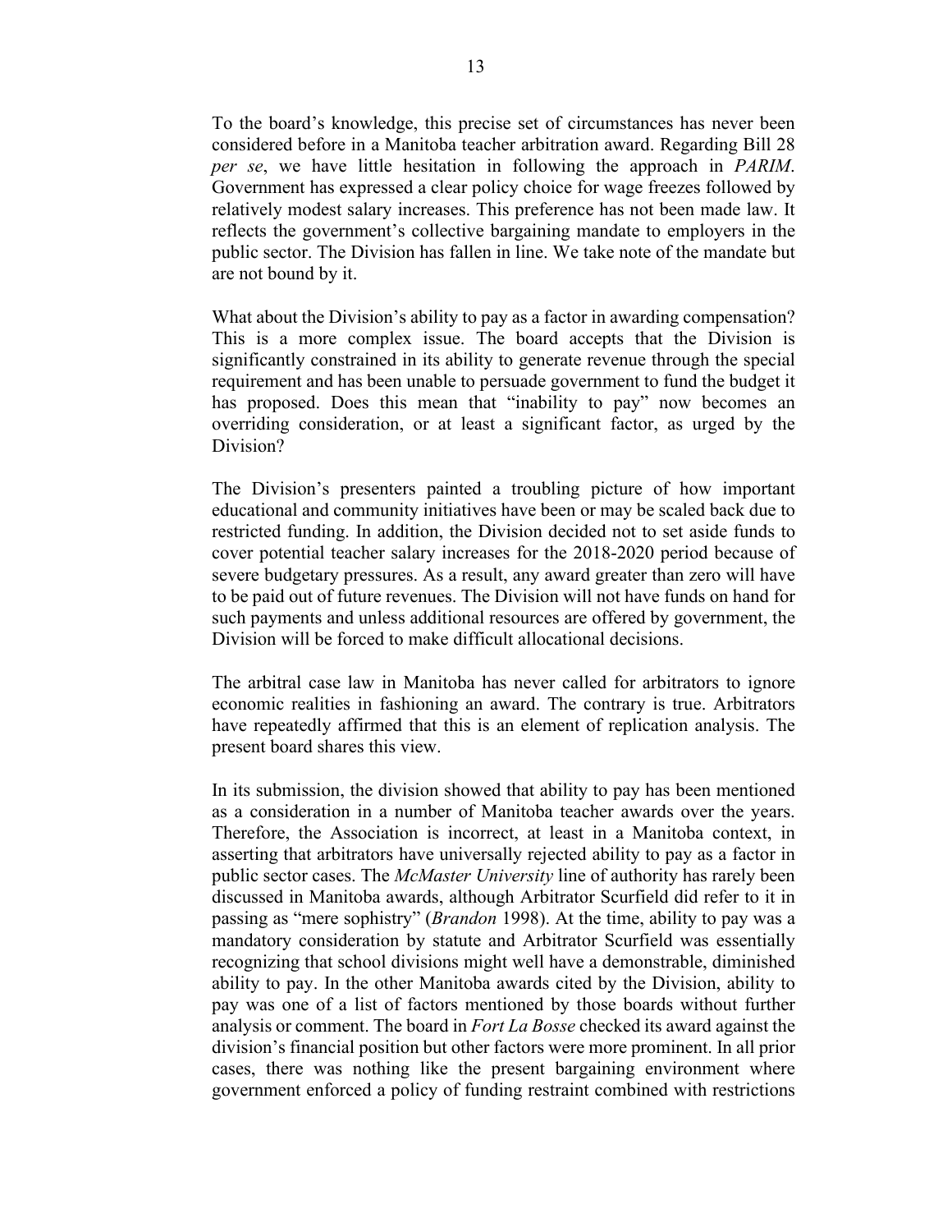To the board's knowledge, this precise set of circumstances has never been considered before in a Manitoba teacher arbitration award. Regarding Bill 28 *per se*, we have little hesitation in following the approach in *PARIM*. Government has expressed a clear policy choice for wage freezes followed by relatively modest salary increases. This preference has not been made law. It reflects the government's collective bargaining mandate to employers in the public sector. The Division has fallen in line. We take note of the mandate but are not bound by it.

What about the Division's ability to pay as a factor in awarding compensation? This is a more complex issue. The board accepts that the Division is significantly constrained in its ability to generate revenue through the special requirement and has been unable to persuade government to fund the budget it has proposed. Does this mean that "inability to pay" now becomes an overriding consideration, or at least a significant factor, as urged by the Division?

The Division's presenters painted a troubling picture of how important educational and community initiatives have been or may be scaled back due to restricted funding. In addition, the Division decided not to set aside funds to cover potential teacher salary increases for the 2018-2020 period because of severe budgetary pressures. As a result, any award greater than zero will have to be paid out of future revenues. The Division will not have funds on hand for such payments and unless additional resources are offered by government, the Division will be forced to make difficult allocational decisions.

The arbitral case law in Manitoba has never called for arbitrators to ignore economic realities in fashioning an award. The contrary is true. Arbitrators have repeatedly affirmed that this is an element of replication analysis. The present board shares this view.

In its submission, the division showed that ability to pay has been mentioned as a consideration in a number of Manitoba teacher awards over the years. Therefore, the Association is incorrect, at least in a Manitoba context, in asserting that arbitrators have universally rejected ability to pay as a factor in public sector cases. The *McMaster University* line of authority has rarely been discussed in Manitoba awards, although Arbitrator Scurfield did refer to it in passing as "mere sophistry" (*Brandon* 1998). At the time, ability to pay was a mandatory consideration by statute and Arbitrator Scurfield was essentially recognizing that school divisions might well have a demonstrable, diminished ability to pay. In the other Manitoba awards cited by the Division, ability to pay was one of a list of factors mentioned by those boards without further analysis or comment. The board in *Fort La Bosse* checked its award against the division's financial position but other factors were more prominent. In all prior cases, there was nothing like the present bargaining environment where government enforced a policy of funding restraint combined with restrictions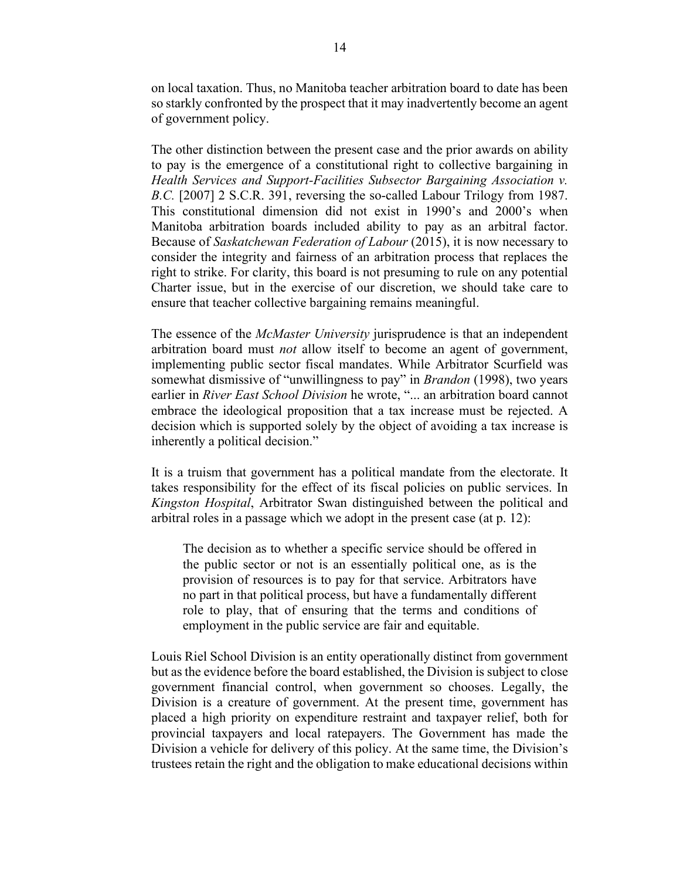on local taxation. Thus, no Manitoba teacher arbitration board to date has been so starkly confronted by the prospect that it may inadvertently become an agent of government policy.

The other distinction between the present case and the prior awards on ability to pay is the emergence of a constitutional right to collective bargaining in *Health Services and Support-Facilities Subsector Bargaining Association v. B.C.* [2007] 2 S.C.R. 391, reversing the so-called Labour Trilogy from 1987. This constitutional dimension did not exist in 1990's and 2000's when Manitoba arbitration boards included ability to pay as an arbitral factor. Because of *Saskatchewan Federation of Labour* (2015), it is now necessary to consider the integrity and fairness of an arbitration process that replaces the right to strike. For clarity, this board is not presuming to rule on any potential Charter issue, but in the exercise of our discretion, we should take care to ensure that teacher collective bargaining remains meaningful.

The essence of the *McMaster University* jurisprudence is that an independent arbitration board must *not* allow itself to become an agent of government, implementing public sector fiscal mandates. While Arbitrator Scurfield was somewhat dismissive of "unwillingness to pay" in *Brandon* (1998), two years earlier in *River East School Division* he wrote, "... an arbitration board cannot embrace the ideological proposition that a tax increase must be rejected. A decision which is supported solely by the object of avoiding a tax increase is inherently a political decision."

It is a truism that government has a political mandate from the electorate. It takes responsibility for the effect of its fiscal policies on public services. In *Kingston Hospital*, Arbitrator Swan distinguished between the political and arbitral roles in a passage which we adopt in the present case (at p. 12):

> The decision as to whether a specific service should be offered in the public sector or not is an essentially political one, as is the provision of resources is to pay for that service. Arbitrators have no part in that political process, but have a fundamentally different role to play, that of ensuring that the terms and conditions of employment in the public service are fair and equitable.

Louis Riel School Division is an entity operationally distinct from government but as the evidence before the board established, the Division is subject to close government financial control, when government so chooses. Legally, the Division is a creature of government. At the present time, government has placed a high priority on expenditure restraint and taxpayer relief, both for provincial taxpayers and local ratepayers. The Government has made the Division a vehicle for delivery of this policy. At the same time, the Division's trustees retain the right and the obligation to make educational decisions within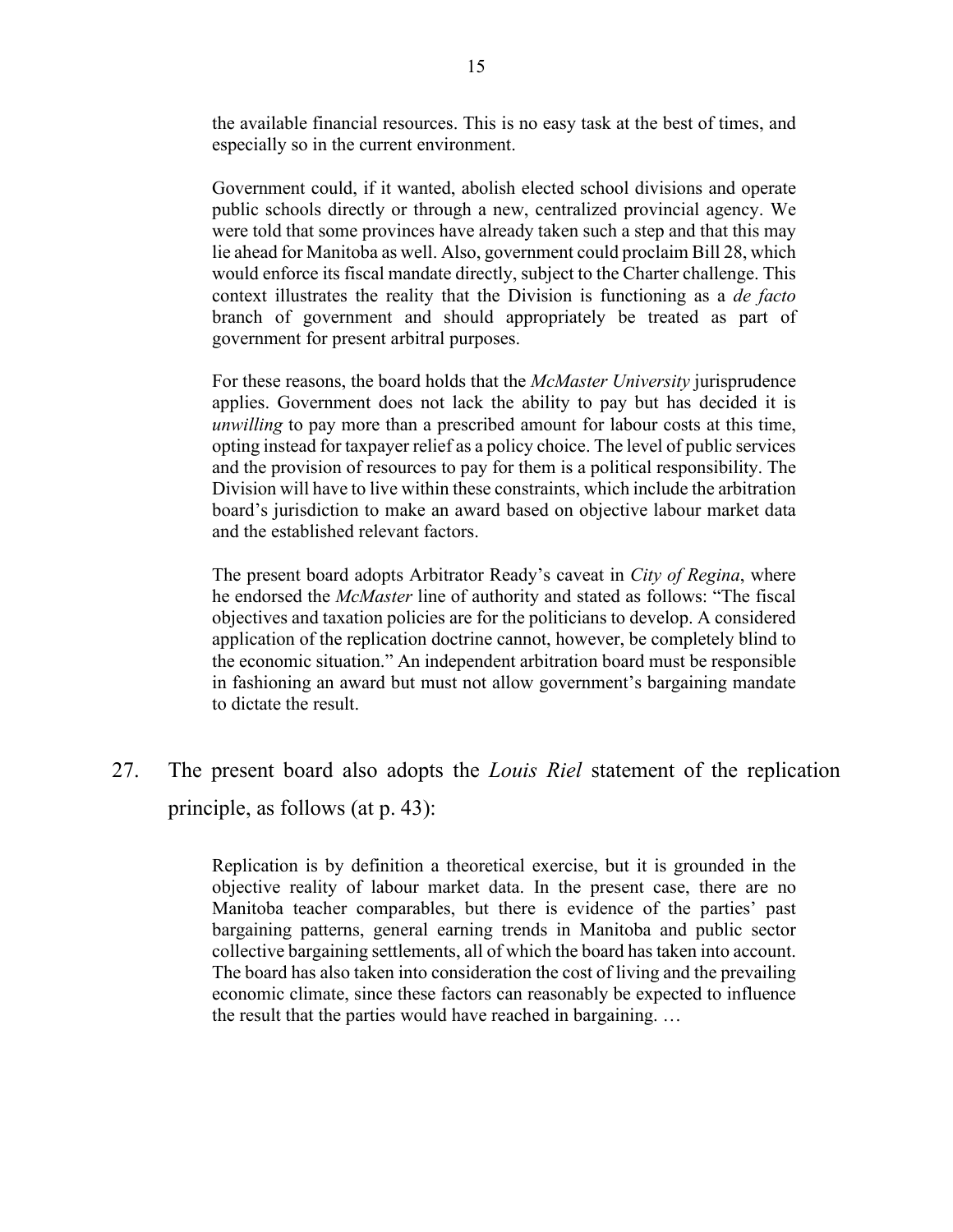> the available financial resources. This is no easy task at the best of times, and especially so in the current environment.
>
> Government could, if it wanted, abolish elected school divisions and operate public schools directly or through a new, centralized provincial agency. We were told that some provinces have already taken such a step and that this may lie ahead for Manitoba as well. Also, government could proclaim Bill 28, which would enforce its fiscal mandate directly, subject to the Charter challenge. This context illustrates the reality that the Division is functioning as a *de facto* branch of government and should appropriately be treated as part of government for present arbitral purposes.
>
> For these reasons, the board holds that the *McMaster University* jurisprudence applies. Government does not lack the ability to pay but has decided it is *unwilling* to pay more than a prescribed amount for labour costs at this time, opting instead for taxpayer relief as a policy choice. The level of public services and the provision of resources to pay for them is a political responsibility. The Division will have to live within these constraints, which include the arbitration board's jurisdiction to make an award based on objective labour market data and the established relevant factors.
>
> The present board adopts Arbitrator Ready's caveat in *City of Regina*, where he endorsed the *McMaster* line of authority and stated as follows: "The fiscal objectives and taxation policies are for the politicians to develop. A considered application of the replication doctrine cannot, however, be completely blind to the economic situation." An independent arbitration board must be responsible in fashioning an award but must not allow government's bargaining mandate to dictate the result.

27. The present board also adopts the *Louis Riel* statement of the replication principle, as follows (at p. 43):

> Replication is by definition a theoretical exercise, but it is grounded in the objective reality of labour market data. In the present case, there are no Manitoba teacher comparables, but there is evidence of the parties' past bargaining patterns, general earning trends in Manitoba and public sector collective bargaining settlements, all of which the board has taken into account. The board has also taken into consideration the cost of living and the prevailing economic climate, since these factors can reasonably be expected to influence the result that the parties would have reached in bargaining. …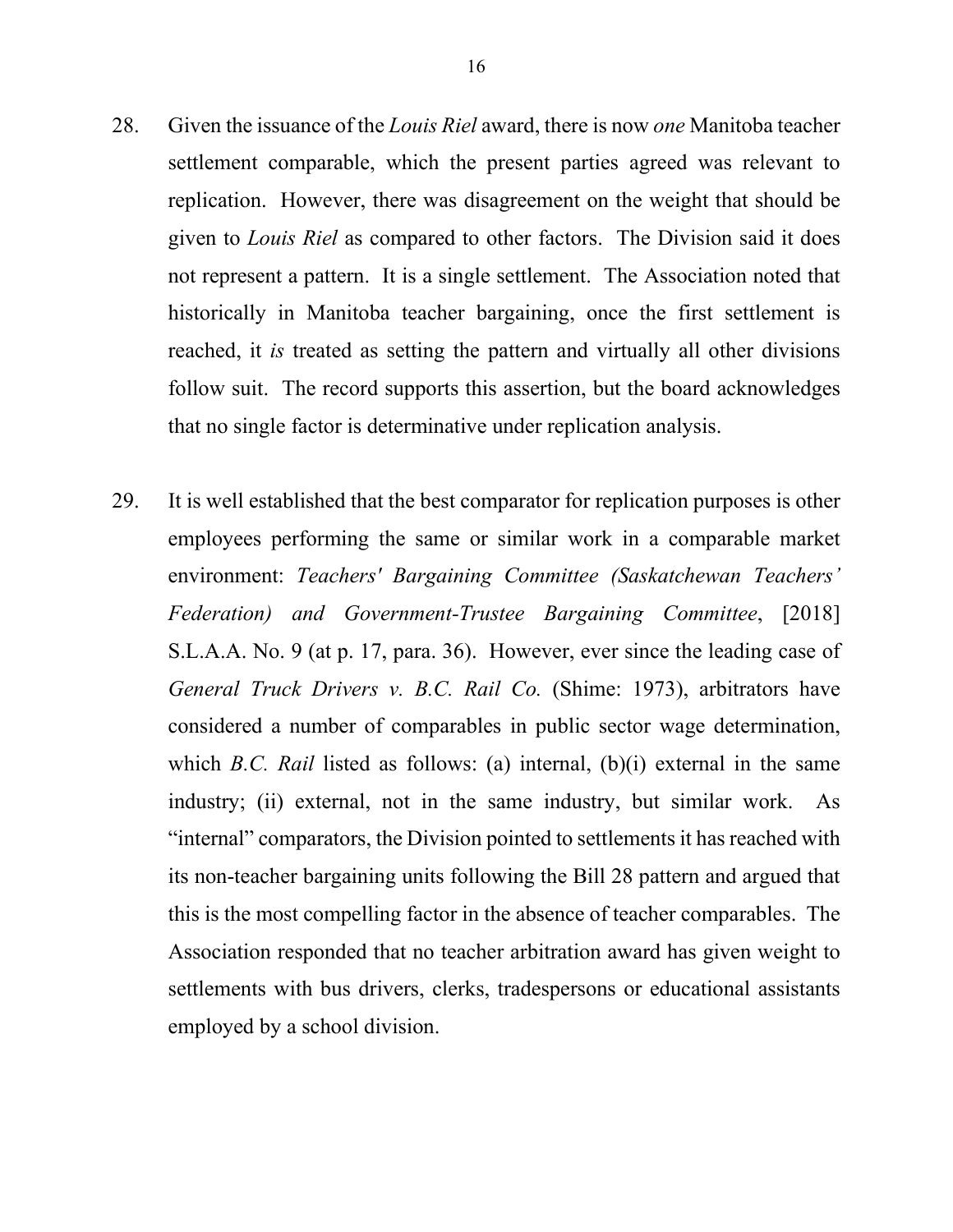28. Given the issuance of the *Louis Riel* award, there is now *one* Manitoba teacher settlement comparable, which the present parties agreed was relevant to replication. However, there was disagreement on the weight that should be given to *Louis Riel* as compared to other factors. The Division said it does not represent a pattern. It is a single settlement. The Association noted that historically in Manitoba teacher bargaining, once the first settlement is reached, it *is* treated as setting the pattern and virtually all other divisions follow suit. The record supports this assertion, but the board acknowledges that no single factor is determinative under replication analysis.

29. It is well established that the best comparator for replication purposes is other employees performing the same or similar work in a comparable market environment: *Teachers' Bargaining Committee (Saskatchewan Teachers' Federation) and Government-Trustee Bargaining Committee*, [2018] S.L.A.A. No. 9 (at p. 17, para. 36). However, ever since the leading case of *General Truck Drivers v. B.C. Rail Co.* (Shime: 1973), arbitrators have considered a number of comparables in public sector wage determination, which *B.C. Rail* listed as follows: (a) internal, (b)(i) external in the same industry; (ii) external, not in the same industry, but similar work. As "internal" comparators, the Division pointed to settlements it has reached with its non-teacher bargaining units following the Bill 28 pattern and argued that this is the most compelling factor in the absence of teacher comparables. The Association responded that no teacher arbitration award has given weight to settlements with bus drivers, clerks, tradespersons or educational assistants employed by a school division.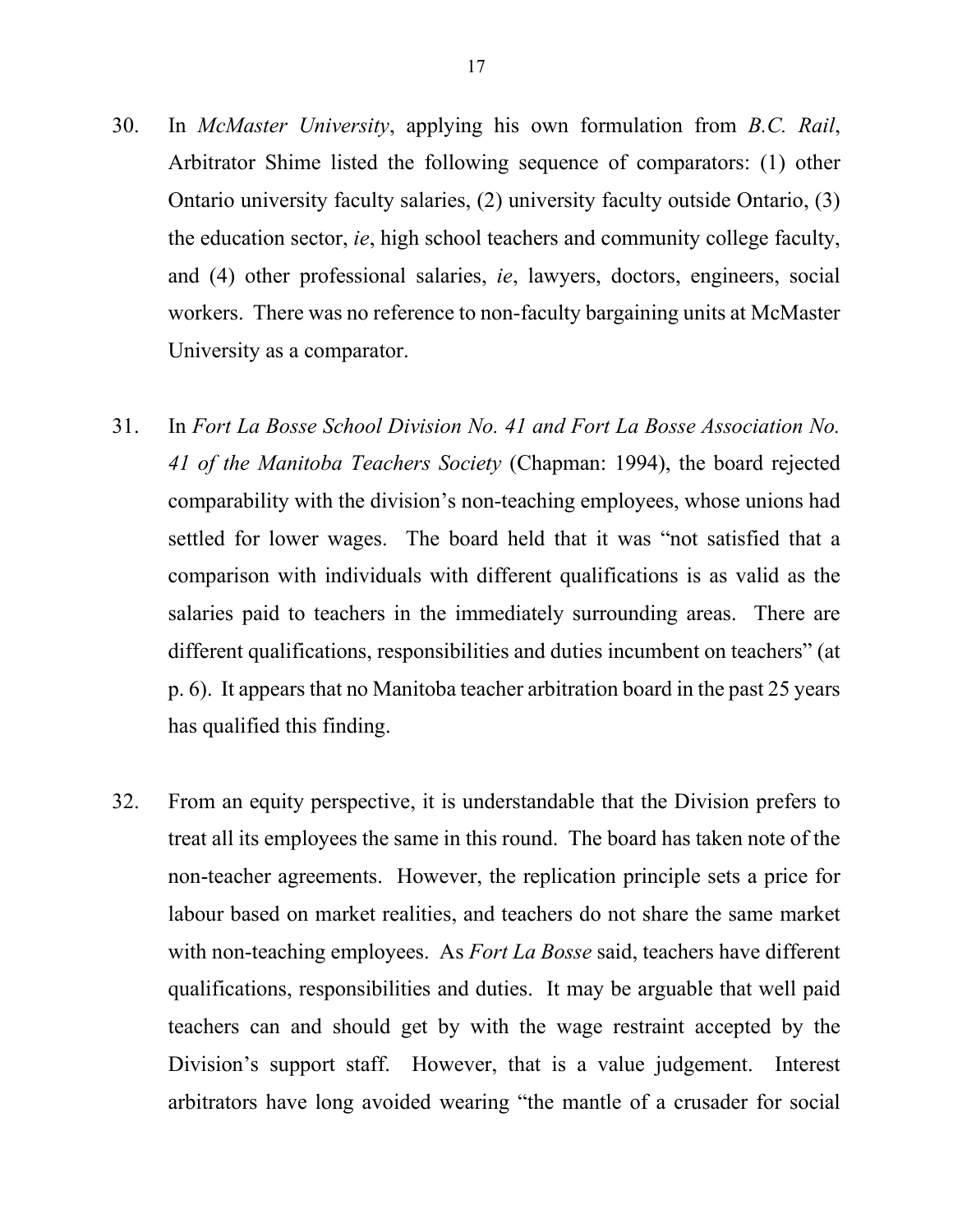30. In *McMaster University*, applying his own formulation from *B.C. Rail*, Arbitrator Shime listed the following sequence of comparators: (1) other Ontario university faculty salaries, (2) university faculty outside Ontario, (3) the education sector, *ie*, high school teachers and community college faculty, and (4) other professional salaries, *ie*, lawyers, doctors, engineers, social workers. There was no reference to non-faculty bargaining units at McMaster University as a comparator.

31. In *Fort La Bosse School Division No. 41 and Fort La Bosse Association No. 41 of the Manitoba Teachers Society* (Chapman: 1994), the board rejected comparability with the division's non-teaching employees, whose unions had settled for lower wages. The board held that it was "not satisfied that a comparison with individuals with different qualifications is as valid as the salaries paid to teachers in the immediately surrounding areas. There are different qualifications, responsibilities and duties incumbent on teachers" (at p. 6). It appears that no Manitoba teacher arbitration board in the past 25 years has qualified this finding.

32. From an equity perspective, it is understandable that the Division prefers to treat all its employees the same in this round. The board has taken note of the non-teacher agreements. However, the replication principle sets a price for labour based on market realities, and teachers do not share the same market with non-teaching employees. As *Fort La Bosse* said, teachers have different qualifications, responsibilities and duties. It may be arguable that well paid teachers can and should get by with the wage restraint accepted by the Division's support staff. However, that is a value judgement. Interest arbitrators have long avoided wearing "the mantle of a crusader for social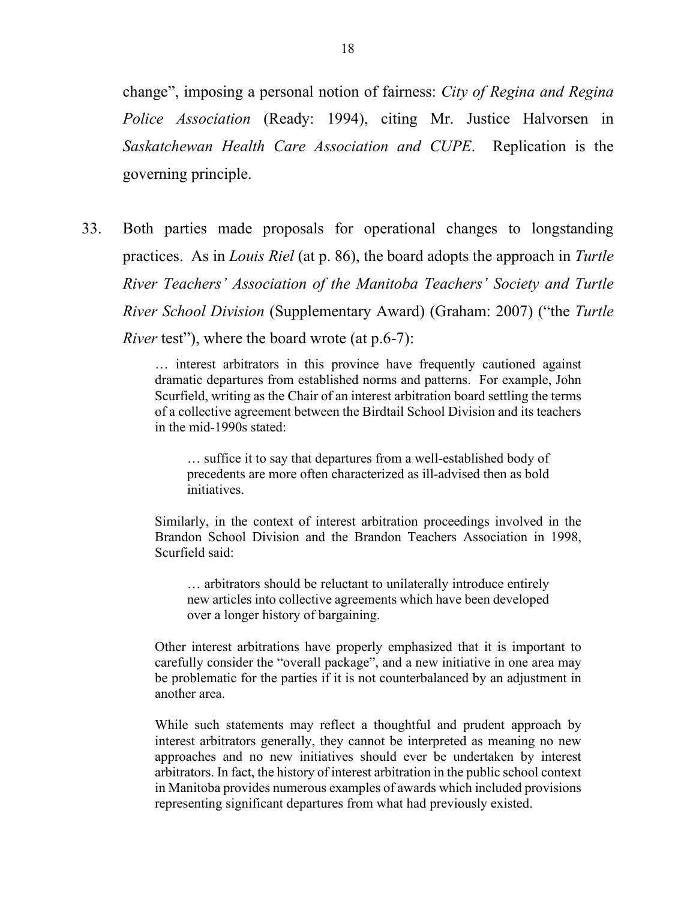change", imposing a personal notion of fairness: *City of Regina and Regina Police Association* (Ready: 1994), citing Mr. Justice Halvorsen in *Saskatchewan Health Care Association and CUPE*. Replication is the governing principle.

33. Both parties made proposals for operational changes to longstanding practices. As in *Louis Riel* (at p. 86), the board adopts the approach in *Turtle River Teachers' Association of the Manitoba Teachers' Society and Turtle River School Division* (Supplementary Award) (Graham: 2007) ("the *Turtle River* test"), where the board wrote (at p.6-7):

> … interest arbitrators in this province have frequently cautioned against dramatic departures from established norms and patterns. For example, John Scurfield, writing as the Chair of an interest arbitration board settling the terms of a collective agreement between the Birdtail School Division and its teachers in the mid-1990s stated:
>
> > … suffice it to say that departures from a well-established body of precedents are more often characterized as ill-advised then as bold initiatives.
>
> Similarly, in the context of interest arbitration proceedings involved in the Brandon School Division and the Brandon Teachers Association in 1998, Scurfield said:
>
> > … arbitrators should be reluctant to unilaterally introduce entirely new articles into collective agreements which have been developed over a longer history of bargaining.
>
> Other interest arbitrations have properly emphasized that it is important to carefully consider the "overall package", and a new initiative in one area may be problematic for the parties if it is not counterbalanced by an adjustment in another area.
>
> While such statements may reflect a thoughtful and prudent approach by interest arbitrators generally, they cannot be interpreted as meaning no new approaches and no new initiatives should ever be undertaken by interest arbitrators. In fact, the history of interest arbitration in the public school context in Manitoba provides numerous examples of awards which included provisions representing significant departures from what had previously existed.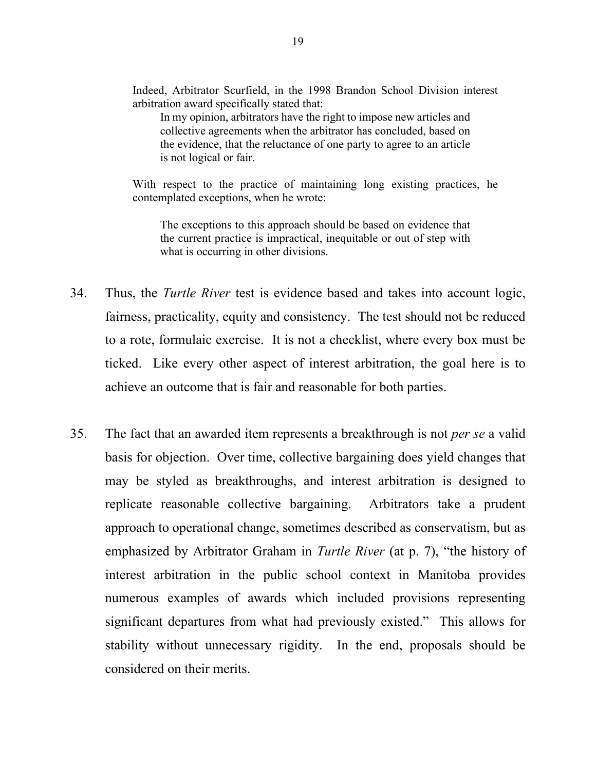Indeed, Arbitrator Scurfield, in the 1998 Brandon School Division interest arbitration award specifically stated that:

> In my opinion, arbitrators have the right to impose new articles and collective agreements when the arbitrator has concluded, based on the evidence, that the reluctance of one party to agree to an article is not logical or fair.

With respect to the practice of maintaining long existing practices, he contemplated exceptions, when he wrote:

> The exceptions to this approach should be based on evidence that the current practice is impractical, inequitable or out of step with what is occurring in other divisions.

34. Thus, the *Turtle River* test is evidence based and takes into account logic, fairness, practicality, equity and consistency. The test should not be reduced to a rote, formulaic exercise. It is not a checklist, where every box must be ticked. Like every other aspect of interest arbitration, the goal here is to achieve an outcome that is fair and reasonable for both parties.

35. The fact that an awarded item represents a breakthrough is not *per se* a valid basis for objection. Over time, collective bargaining does yield changes that may be styled as breakthroughs, and interest arbitration is designed to replicate reasonable collective bargaining. Arbitrators take a prudent approach to operational change, sometimes described as conservatism, but as emphasized by Arbitrator Graham in *Turtle River* (at p. 7), "the history of interest arbitration in the public school context in Manitoba provides numerous examples of awards which included provisions representing significant departures from what had previously existed." This allows for stability without unnecessary rigidity. In the end, proposals should be considered on their merits.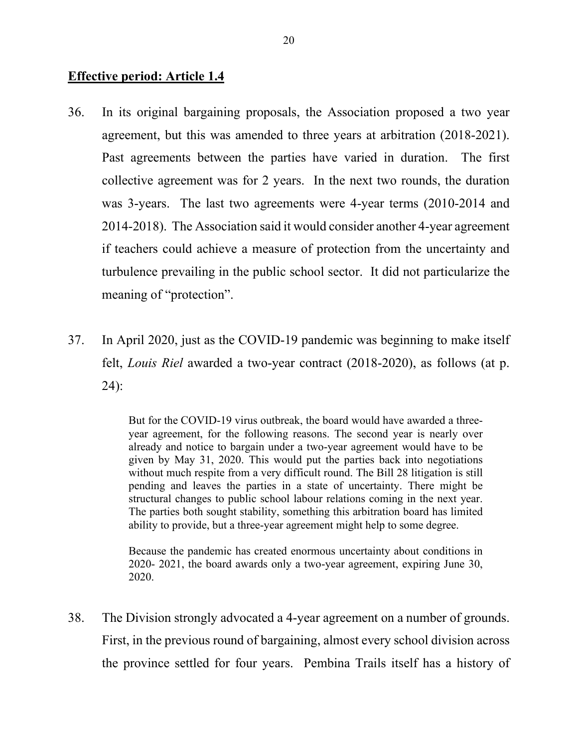**Effective period: Article 1.4**

36. In its original bargaining proposals, the Association proposed a two year agreement, but this was amended to three years at arbitration (2018-2021). Past agreements between the parties have varied in duration. The first collective agreement was for 2 years. In the next two rounds, the duration was 3-years. The last two agreements were 4-year terms (2010-2014 and 2014-2018). The Association said it would consider another 4-year agreement if teachers could achieve a measure of protection from the uncertainty and turbulence prevailing in the public school sector. It did not particularize the meaning of "protection".

37. In April 2020, just as the COVID-19 pandemic was beginning to make itself felt, *Louis Riel* awarded a two-year contract (2018-2020), as follows (at p. 24):

> But for the COVID-19 virus outbreak, the board would have awarded a three-year agreement, for the following reasons. The second year is nearly over already and notice to bargain under a two-year agreement would have to be given by May 31, 2020. This would put the parties back into negotiations without much respite from a very difficult round. The Bill 28 litigation is still pending and leaves the parties in a state of uncertainty. There might be structural changes to public school labour relations coming in the next year. The parties both sought stability, something this arbitration board has limited ability to provide, but a three-year agreement might help to some degree.
>
> Because the pandemic has created enormous uncertainty about conditions in 2020- 2021, the board awards only a two-year agreement, expiring June 30, 2020.

38. The Division strongly advocated a 4-year agreement on a number of grounds. First, in the previous round of bargaining, almost every school division across the province settled for four years. Pembina Trails itself has a history of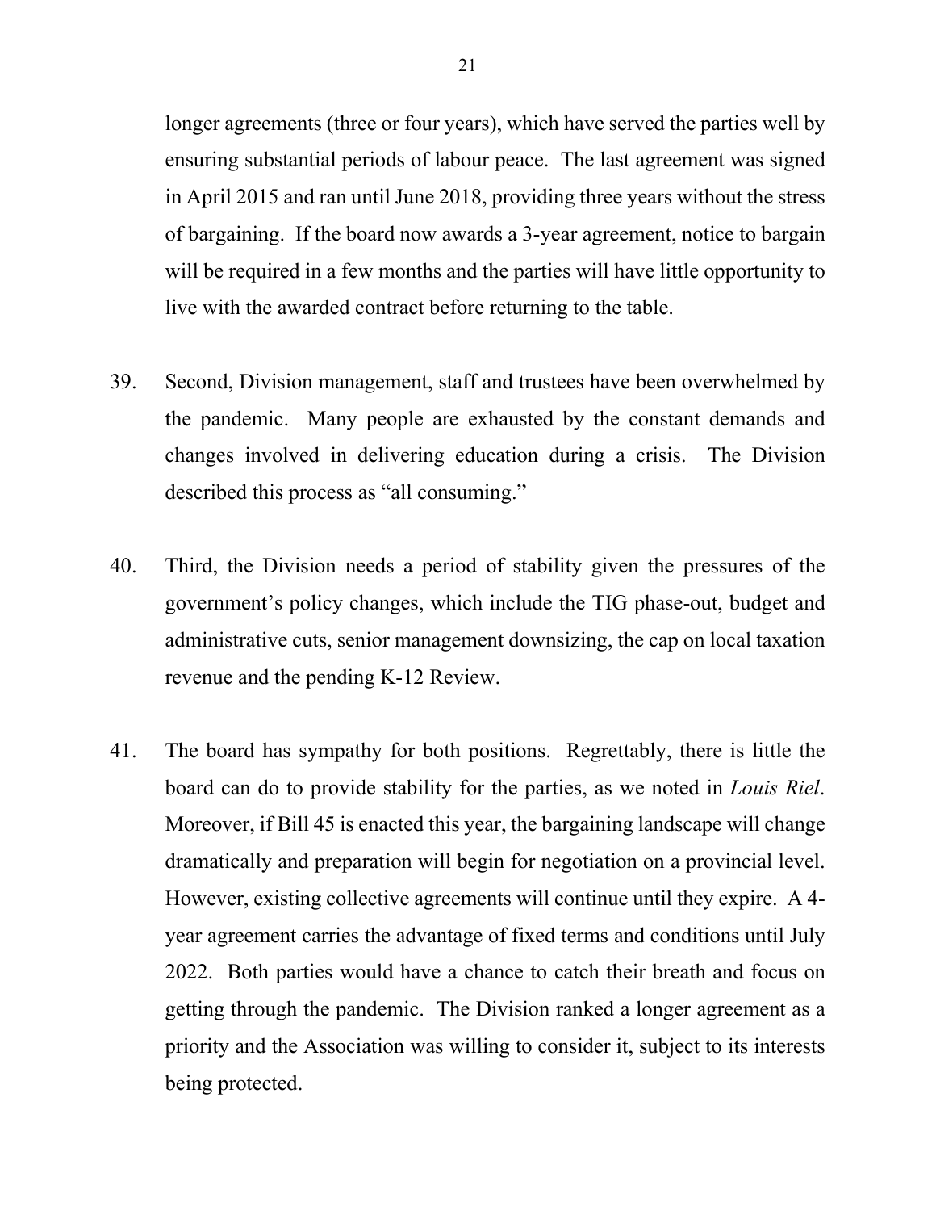longer agreements (three or four years), which have served the parties well by ensuring substantial periods of labour peace. The last agreement was signed in April 2015 and ran until June 2018, providing three years without the stress of bargaining. If the board now awards a 3-year agreement, notice to bargain will be required in a few months and the parties will have little opportunity to live with the awarded contract before returning to the table.

39. Second, Division management, staff and trustees have been overwhelmed by the pandemic. Many people are exhausted by the constant demands and changes involved in delivering education during a crisis. The Division described this process as "all consuming."

40. Third, the Division needs a period of stability given the pressures of the government's policy changes, which include the TIG phase-out, budget and administrative cuts, senior management downsizing, the cap on local taxation revenue and the pending K-12 Review.

41. The board has sympathy for both positions. Regrettably, there is little the board can do to provide stability for the parties, as we noted in *Louis Riel*. Moreover, if Bill 45 is enacted this year, the bargaining landscape will change dramatically and preparation will begin for negotiation on a provincial level. However, existing collective agreements will continue until they expire. A 4-year agreement carries the advantage of fixed terms and conditions until July 2022. Both parties would have a chance to catch their breath and focus on getting through the pandemic. The Division ranked a longer agreement as a priority and the Association was willing to consider it, subject to its interests being protected.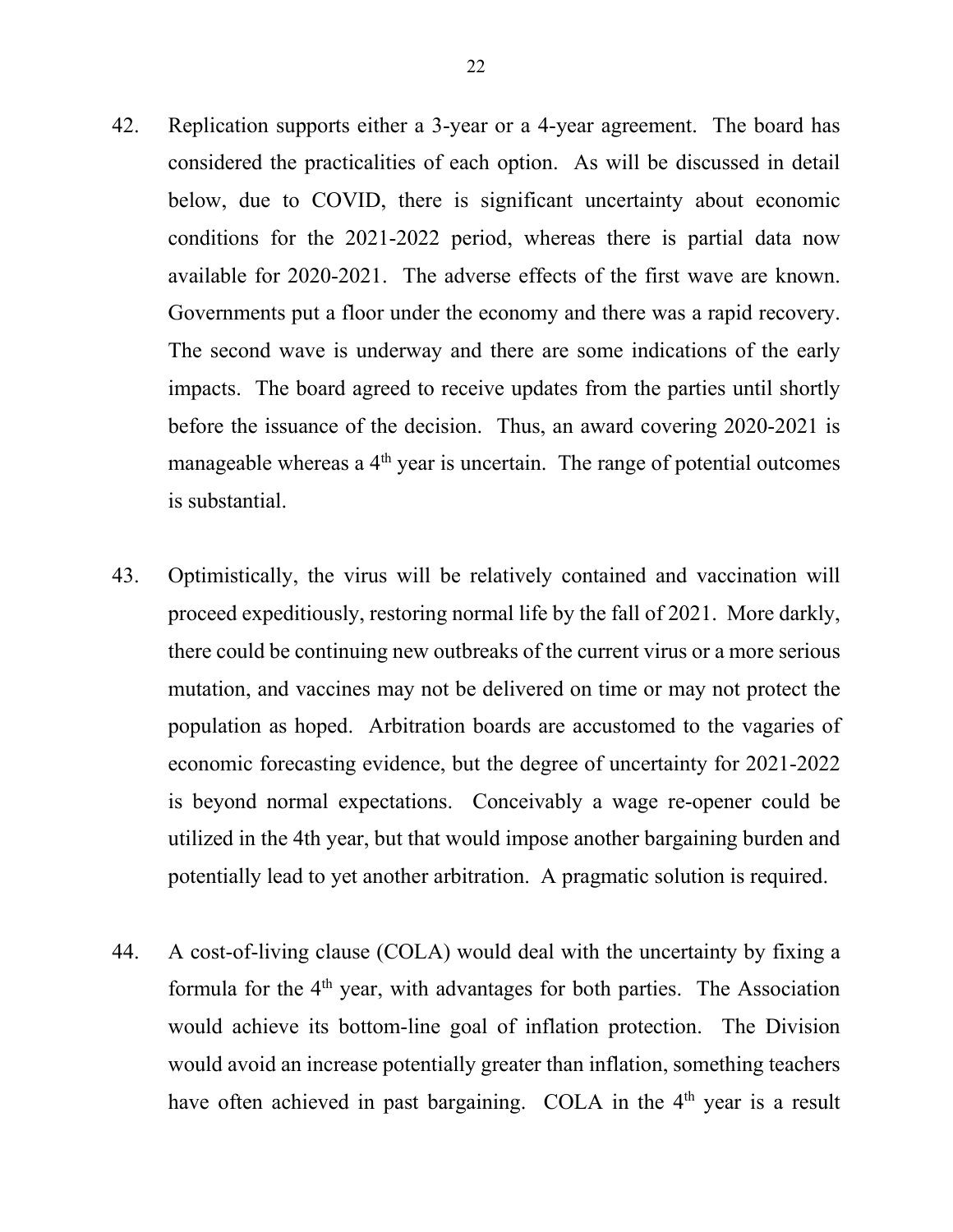42. Replication supports either a 3-year or a 4-year agreement. The board has considered the practicalities of each option. As will be discussed in detail below, due to COVID, there is significant uncertainty about economic conditions for the 2021-2022 period, whereas there is partial data now available for 2020-2021. The adverse effects of the first wave are known. Governments put a floor under the economy and there was a rapid recovery. The second wave is underway and there are some indications of the early impacts. The board agreed to receive updates from the parties until shortly before the issuance of the decision. Thus, an award covering 2020-2021 is manageable whereas a 4th year is uncertain. The range of potential outcomes is substantial.

43. Optimistically, the virus will be relatively contained and vaccination will proceed expeditiously, restoring normal life by the fall of 2021. More darkly, there could be continuing new outbreaks of the current virus or a more serious mutation, and vaccines may not be delivered on time or may not protect the population as hoped. Arbitration boards are accustomed to the vagaries of economic forecasting evidence, but the degree of uncertainty for 2021-2022 is beyond normal expectations. Conceivably a wage re-opener could be utilized in the 4th year, but that would impose another bargaining burden and potentially lead to yet another arbitration. A pragmatic solution is required.

44. A cost-of-living clause (COLA) would deal with the uncertainty by fixing a formula for the 4th year, with advantages for both parties. The Association would achieve its bottom-line goal of inflation protection. The Division would avoid an increase potentially greater than inflation, something teachers have often achieved in past bargaining. COLA in the 4th year is a result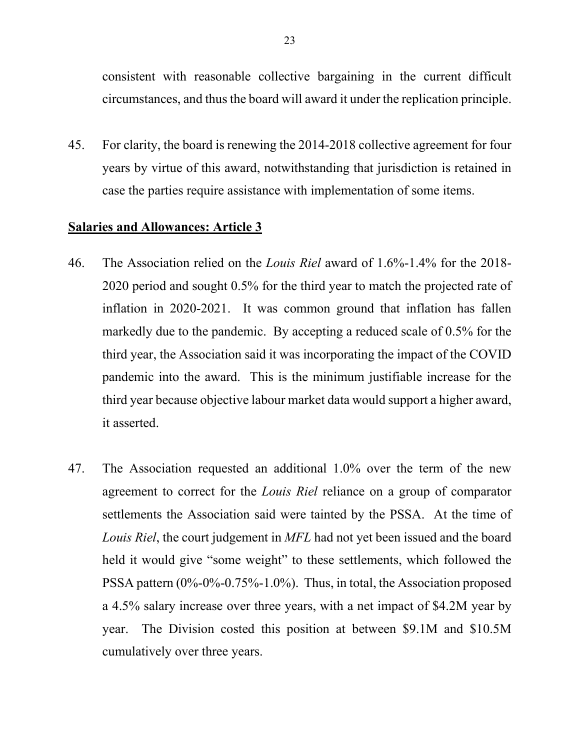consistent with reasonable collective bargaining in the current difficult circumstances, and thus the board will award it under the replication principle.

45. For clarity, the board is renewing the 2014-2018 collective agreement for four years by virtue of this award, notwithstanding that jurisdiction is retained in case the parties require assistance with implementation of some items.

**Salaries and Allowances: Article 3**

46. The Association relied on the *Louis Riel* award of 1.6%-1.4% for the 2018-2020 period and sought 0.5% for the third year to match the projected rate of inflation in 2020-2021. It was common ground that inflation has fallen markedly due to the pandemic. By accepting a reduced scale of 0.5% for the third year, the Association said it was incorporating the impact of the COVID pandemic into the award. This is the minimum justifiable increase for the third year because objective labour market data would support a higher award, it asserted.

47. The Association requested an additional 1.0% over the term of the new agreement to correct for the *Louis Riel* reliance on a group of comparator settlements the Association said were tainted by the PSSA. At the time of *Louis Riel*, the court judgement in *MFL* had not yet been issued and the board held it would give "some weight" to these settlements, which followed the PSSA pattern (0%-0%-0.75%-1.0%). Thus, in total, the Association proposed a 4.5% salary increase over three years, with a net impact of $4.2M year by year. The Division costed this position at between $9.1M and $10.5M cumulatively over three years.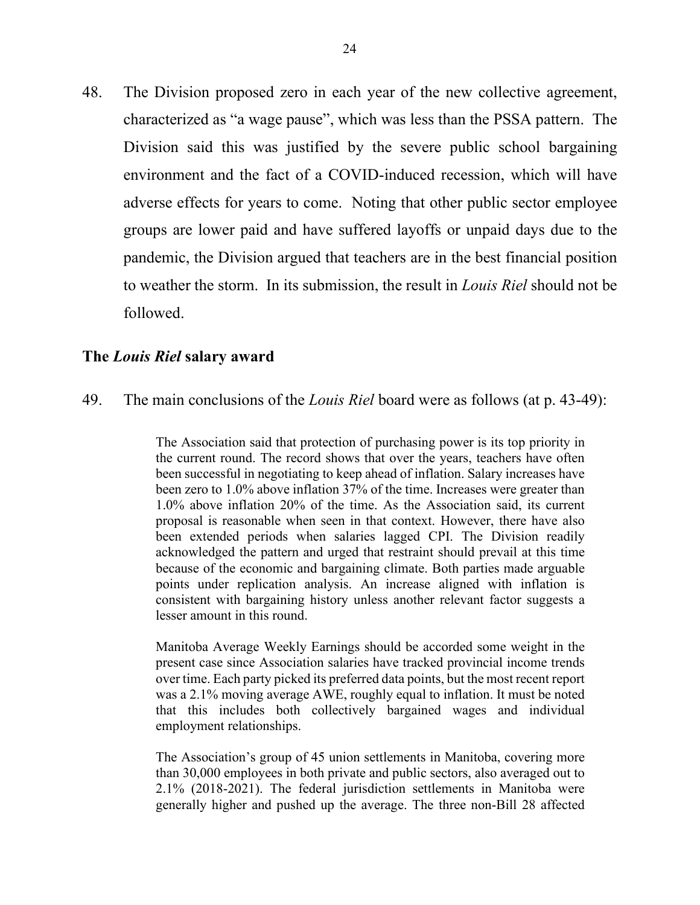48. The Division proposed zero in each year of the new collective agreement, characterized as "a wage pause", which was less than the PSSA pattern. The Division said this was justified by the severe public school bargaining environment and the fact of a COVID-induced recession, which will have adverse effects for years to come. Noting that other public sector employee groups are lower paid and have suffered layoffs or unpaid days due to the pandemic, the Division argued that teachers are in the best financial position to weather the storm. In its submission, the result in *Louis Riel* should not be followed.

### The *Louis Riel* salary award

49. The main conclusions of the *Louis Riel* board were as follows (at p. 43-49):

> The Association said that protection of purchasing power is its top priority in the current round. The record shows that over the years, teachers have often been successful in negotiating to keep ahead of inflation. Salary increases have been zero to 1.0% above inflation 37% of the time. Increases were greater than 1.0% above inflation 20% of the time. As the Association said, its current proposal is reasonable when seen in that context. However, there have also been extended periods when salaries lagged CPI. The Division readily acknowledged the pattern and urged that restraint should prevail at this time because of the economic and bargaining climate. Both parties made arguable points under replication analysis. An increase aligned with inflation is consistent with bargaining history unless another relevant factor suggests a lesser amount in this round.
>
> Manitoba Average Weekly Earnings should be accorded some weight in the present case since Association salaries have tracked provincial income trends over time. Each party picked its preferred data points, but the most recent report was a 2.1% moving average AWE, roughly equal to inflation. It must be noted that this includes both collectively bargained wages and individual employment relationships.
>
> The Association's group of 45 union settlements in Manitoba, covering more than 30,000 employees in both private and public sectors, also averaged out to 2.1% (2018-2021). The federal jurisdiction settlements in Manitoba were generally higher and pushed up the average. The three non-Bill 28 affected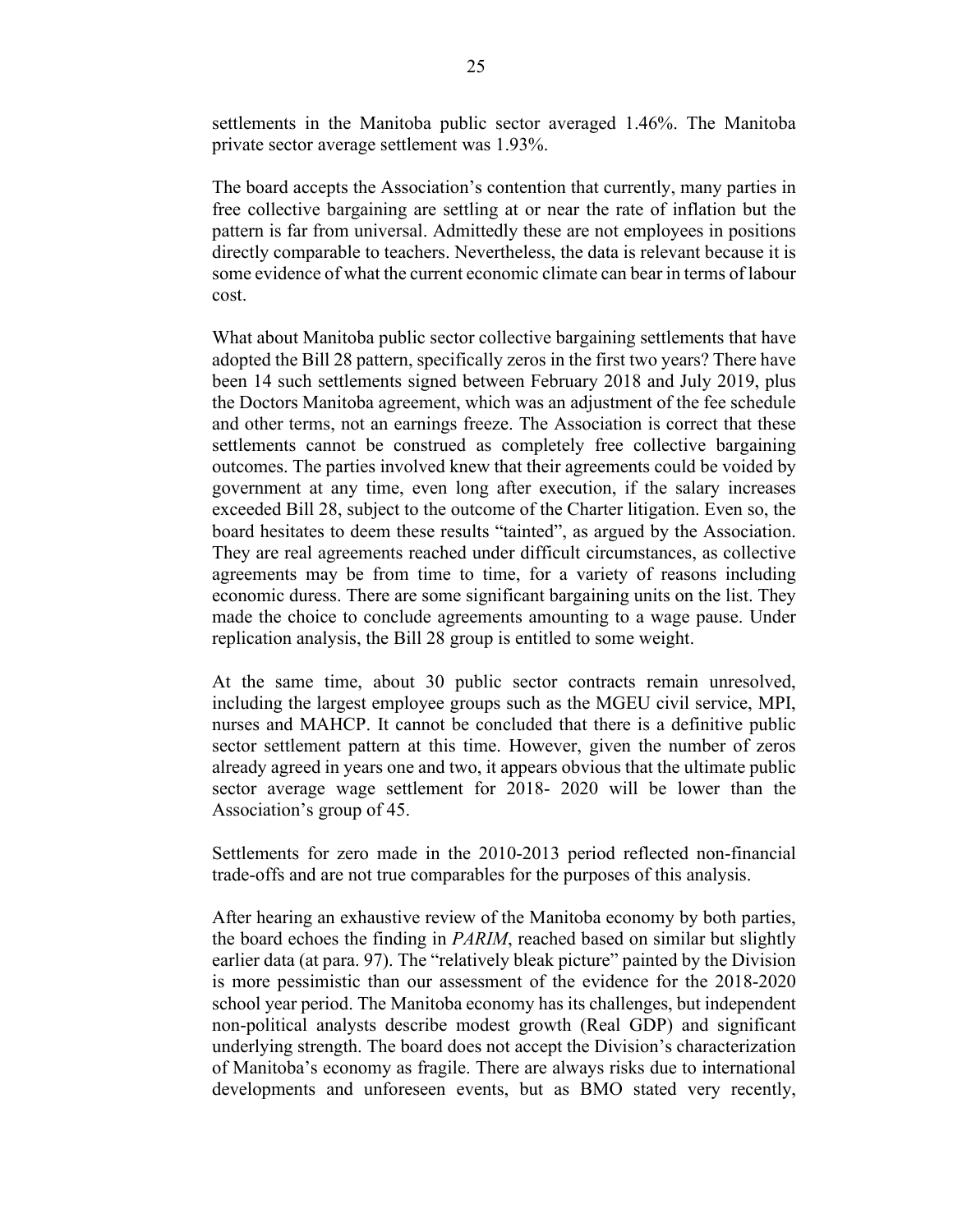settlements in the Manitoba public sector averaged 1.46%. The Manitoba private sector average settlement was 1.93%.

The board accepts the Association's contention that currently, many parties in free collective bargaining are settling at or near the rate of inflation but the pattern is far from universal. Admittedly these are not employees in positions directly comparable to teachers. Nevertheless, the data is relevant because it is some evidence of what the current economic climate can bear in terms of labour cost.

What about Manitoba public sector collective bargaining settlements that have adopted the Bill 28 pattern, specifically zeros in the first two years? There have been 14 such settlements signed between February 2018 and July 2019, plus the Doctors Manitoba agreement, which was an adjustment of the fee schedule and other terms, not an earnings freeze. The Association is correct that these settlements cannot be construed as completely free collective bargaining outcomes. The parties involved knew that their agreements could be voided by government at any time, even long after execution, if the salary increases exceeded Bill 28, subject to the outcome of the Charter litigation. Even so, the board hesitates to deem these results "tainted", as argued by the Association. They are real agreements reached under difficult circumstances, as collective agreements may be from time to time, for a variety of reasons including economic duress. There are some significant bargaining units on the list. They made the choice to conclude agreements amounting to a wage pause. Under replication analysis, the Bill 28 group is entitled to some weight.

At the same time, about 30 public sector contracts remain unresolved, including the largest employee groups such as the MGEU civil service, MPI, nurses and MAHCP. It cannot be concluded that there is a definitive public sector settlement pattern at this time. However, given the number of zeros already agreed in years one and two, it appears obvious that the ultimate public sector average wage settlement for 2018- 2020 will be lower than the Association's group of 45.

Settlements for zero made in the 2010-2013 period reflected non-financial trade-offs and are not true comparables for the purposes of this analysis.

After hearing an exhaustive review of the Manitoba economy by both parties, the board echoes the finding in *PARIM*, reached based on similar but slightly earlier data (at para. 97). The "relatively bleak picture" painted by the Division is more pessimistic than our assessment of the evidence for the 2018-2020 school year period. The Manitoba economy has its challenges, but independent non-political analysts describe modest growth (Real GDP) and significant underlying strength. The board does not accept the Division's characterization of Manitoba's economy as fragile. There are always risks due to international developments and unforeseen events, but as BMO stated very recently,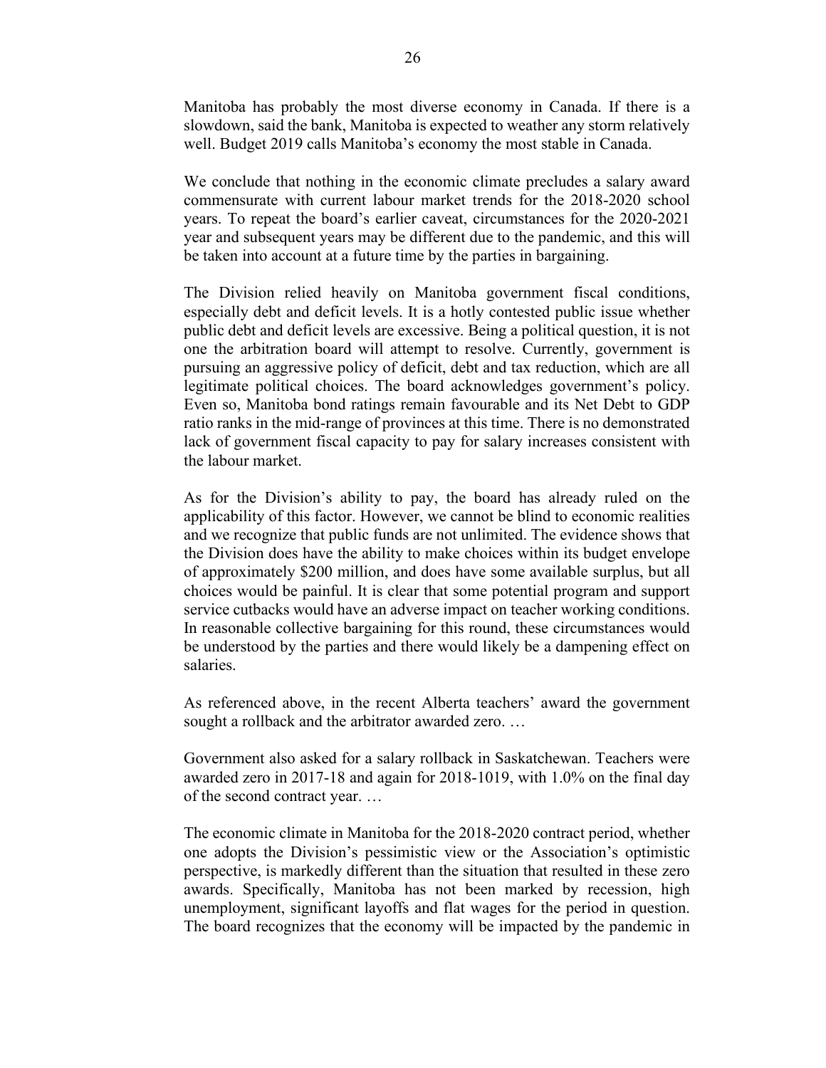Manitoba has probably the most diverse economy in Canada. If there is a slowdown, said the bank, Manitoba is expected to weather any storm relatively well. Budget 2019 calls Manitoba's economy the most stable in Canada.

We conclude that nothing in the economic climate precludes a salary award commensurate with current labour market trends for the 2018-2020 school years. To repeat the board's earlier caveat, circumstances for the 2020-2021 year and subsequent years may be different due to the pandemic, and this will be taken into account at a future time by the parties in bargaining.

The Division relied heavily on Manitoba government fiscal conditions, especially debt and deficit levels. It is a hotly contested public issue whether public debt and deficit levels are excessive. Being a political question, it is not one the arbitration board will attempt to resolve. Currently, government is pursuing an aggressive policy of deficit, debt and tax reduction, which are all legitimate political choices. The board acknowledges government's policy. Even so, Manitoba bond ratings remain favourable and its Net Debt to GDP ratio ranks in the mid-range of provinces at this time. There is no demonstrated lack of government fiscal capacity to pay for salary increases consistent with the labour market.

As for the Division's ability to pay, the board has already ruled on the applicability of this factor. However, we cannot be blind to economic realities and we recognize that public funds are not unlimited. The evidence shows that the Division does have the ability to make choices within its budget envelope of approximately $200 million, and does have some available surplus, but all choices would be painful. It is clear that some potential program and support service cutbacks would have an adverse impact on teacher working conditions. In reasonable collective bargaining for this round, these circumstances would be understood by the parties and there would likely be a dampening effect on salaries.

As referenced above, in the recent Alberta teachers' award the government sought a rollback and the arbitrator awarded zero. …

Government also asked for a salary rollback in Saskatchewan. Teachers were awarded zero in 2017-18 and again for 2018-1019, with 1.0% on the final day of the second contract year. …

The economic climate in Manitoba for the 2018-2020 contract period, whether one adopts the Division's pessimistic view or the Association's optimistic perspective, is markedly different than the situation that resulted in these zero awards. Specifically, Manitoba has not been marked by recession, high unemployment, significant layoffs and flat wages for the period in question. The board recognizes that the economy will be impacted by the pandemic in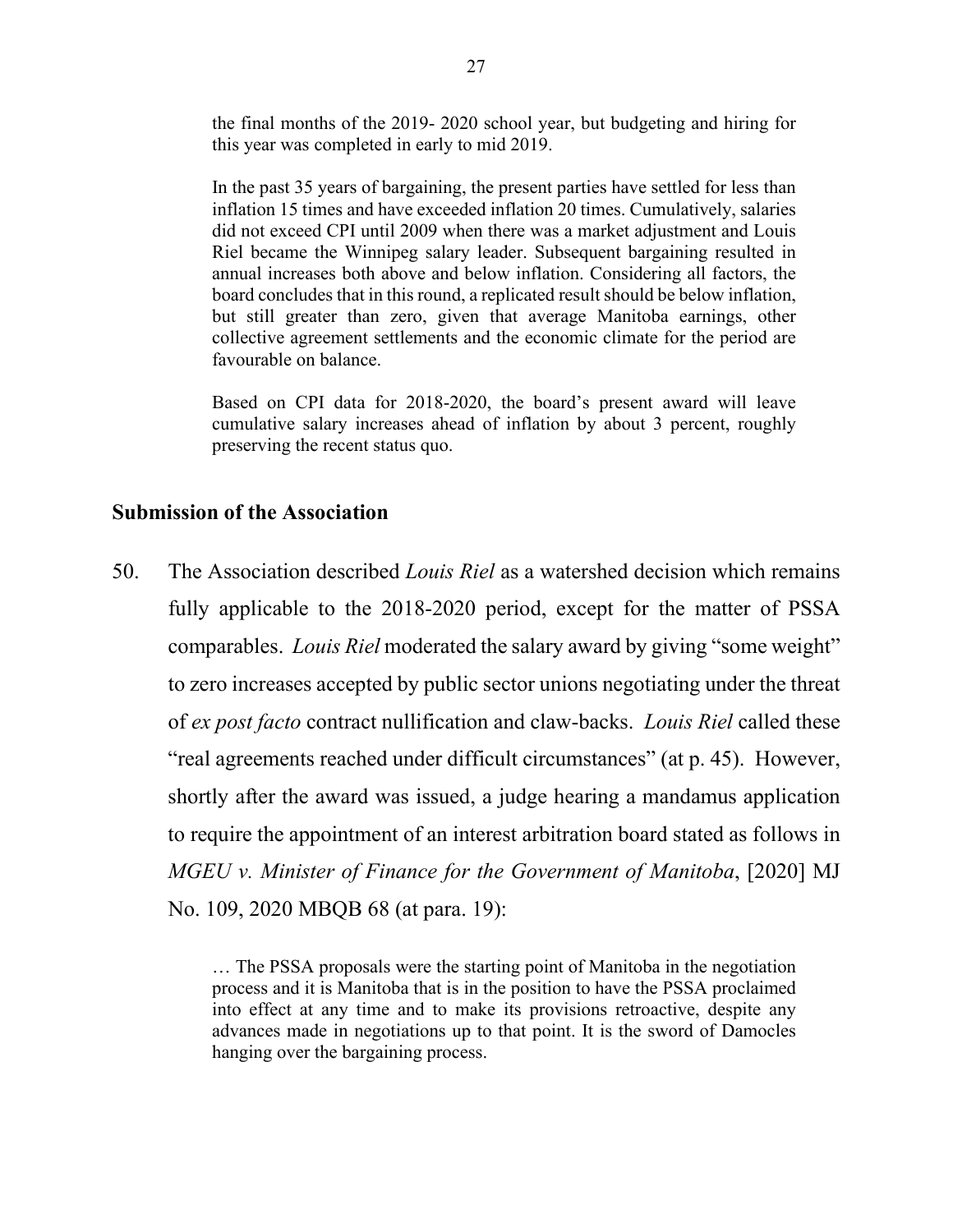> the final months of the 2019- 2020 school year, but budgeting and hiring for this year was completed in early to mid 2019.
>
> In the past 35 years of bargaining, the present parties have settled for less than inflation 15 times and have exceeded inflation 20 times. Cumulatively, salaries did not exceed CPI until 2009 when there was a market adjustment and Louis Riel became the Winnipeg salary leader. Subsequent bargaining resulted in annual increases both above and below inflation. Considering all factors, the board concludes that in this round, a replicated result should be below inflation, but still greater than zero, given that average Manitoba earnings, other collective agreement settlements and the economic climate for the period are favourable on balance.
>
> Based on CPI data for 2018-2020, the board's present award will leave cumulative salary increases ahead of inflation by about 3 percent, roughly preserving the recent status quo.

## Submission of the Association

50. The Association described *Louis Riel* as a watershed decision which remains fully applicable to the 2018-2020 period, except for the matter of PSSA comparables. *Louis Riel* moderated the salary award by giving "some weight" to zero increases accepted by public sector unions negotiating under the threat of *ex post facto* contract nullification and claw-backs. *Louis Riel* called these "real agreements reached under difficult circumstances" (at p. 45). However, shortly after the award was issued, a judge hearing a mandamus application to require the appointment of an interest arbitration board stated as follows in *MGEU v. Minister of Finance for the Government of Manitoba*, [2020] MJ No. 109, 2020 MBQB 68 (at para. 19):

> … The PSSA proposals were the starting point of Manitoba in the negotiation process and it is Manitoba that is in the position to have the PSSA proclaimed into effect at any time and to make its provisions retroactive, despite any advances made in negotiations up to that point. It is the sword of Damocles hanging over the bargaining process.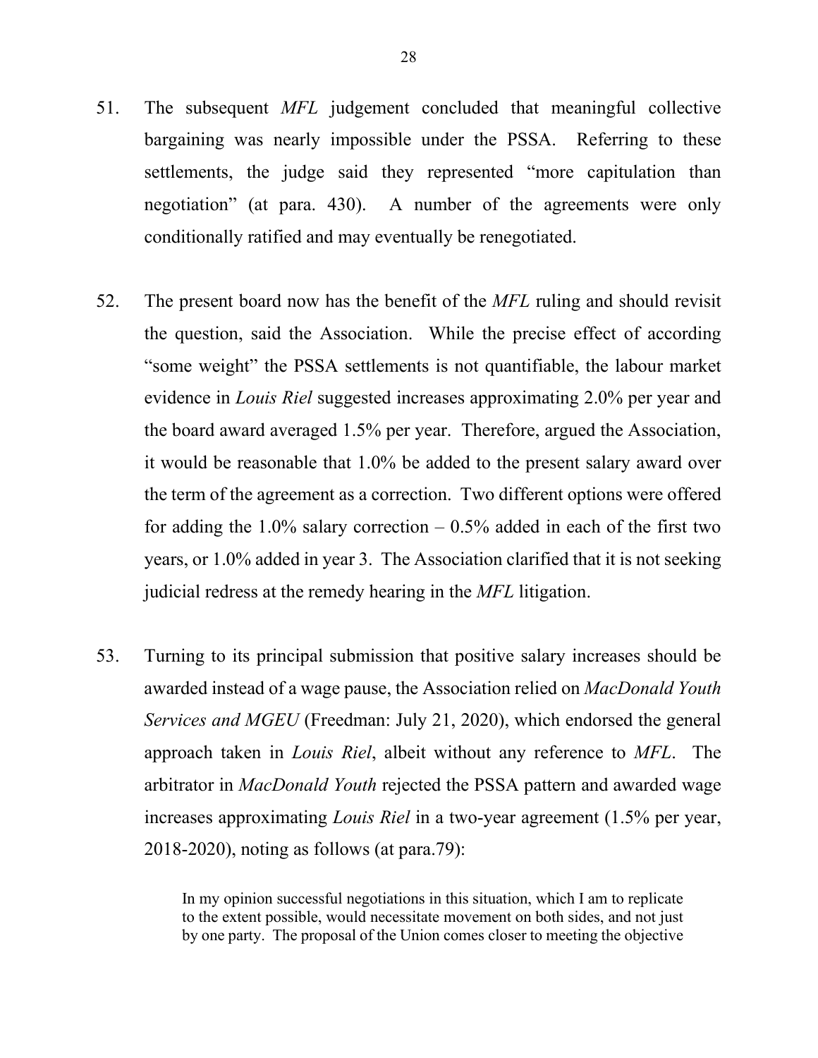51. The subsequent *MFL* judgement concluded that meaningful collective bargaining was nearly impossible under the PSSA. Referring to these settlements, the judge said they represented "more capitulation than negotiation" (at para. 430). A number of the agreements were only conditionally ratified and may eventually be renegotiated.

52. The present board now has the benefit of the *MFL* ruling and should revisit the question, said the Association. While the precise effect of according "some weight" the PSSA settlements is not quantifiable, the labour market evidence in *Louis Riel* suggested increases approximating 2.0% per year and the board award averaged 1.5% per year. Therefore, argued the Association, it would be reasonable that 1.0% be added to the present salary award over the term of the agreement as a correction. Two different options were offered for adding the 1.0% salary correction – 0.5% added in each of the first two years, or 1.0% added in year 3. The Association clarified that it is not seeking judicial redress at the remedy hearing in the *MFL* litigation.

53. Turning to its principal submission that positive salary increases should be awarded instead of a wage pause, the Association relied on *MacDonald Youth Services and MGEU* (Freedman: July 21, 2020), which endorsed the general approach taken in *Louis Riel*, albeit without any reference to *MFL*. The arbitrator in *MacDonald Youth* rejected the PSSA pattern and awarded wage increases approximating *Louis Riel* in a two-year agreement (1.5% per year, 2018-2020), noting as follows (at para.79):

> In my opinion successful negotiations in this situation, which I am to replicate to the extent possible, would necessitate movement on both sides, and not just by one party. The proposal of the Union comes closer to meeting the objective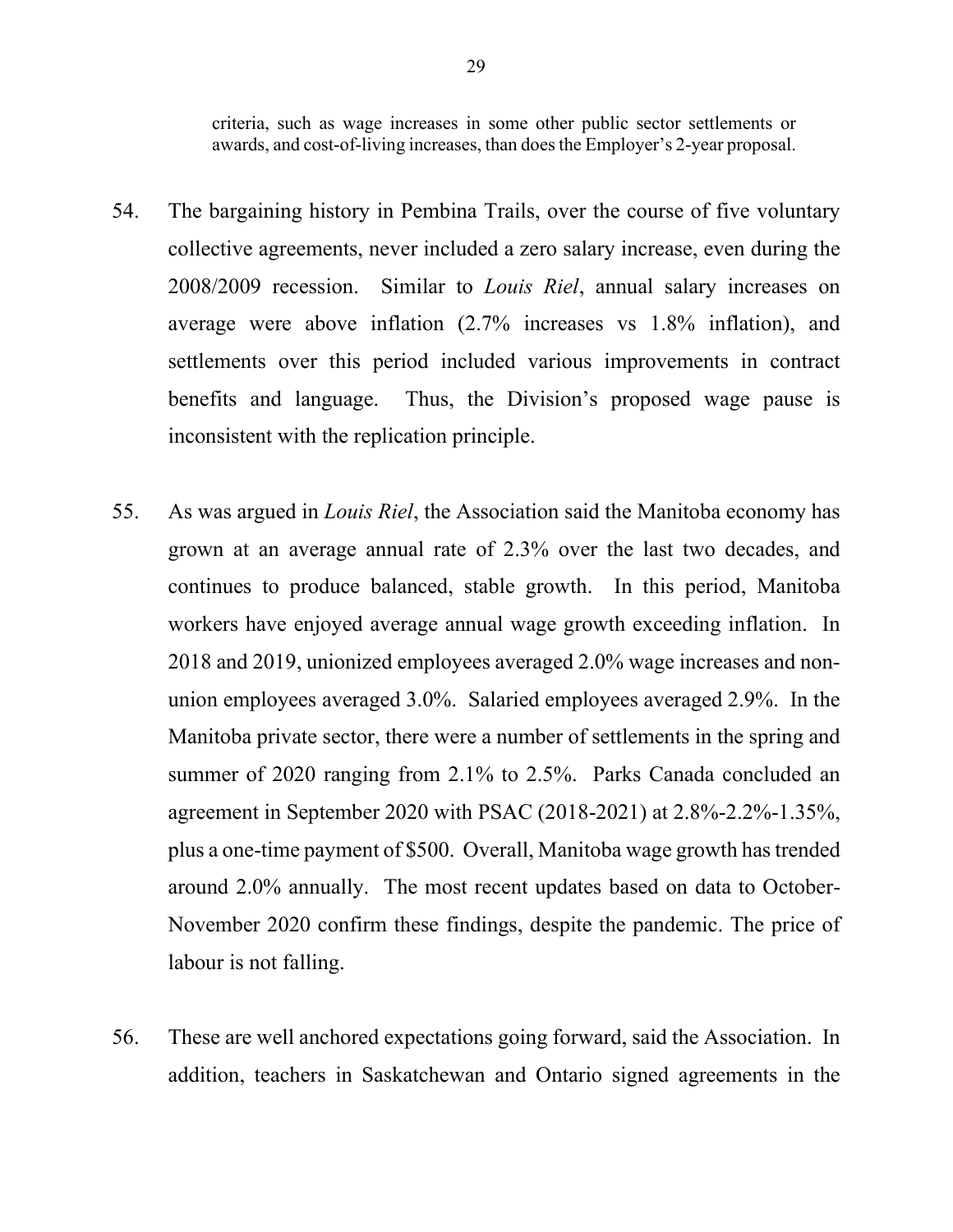criteria, such as wage increases in some other public sector settlements or awards, and cost-of-living increases, than does the Employer's 2-year proposal.

54. The bargaining history in Pembina Trails, over the course of five voluntary collective agreements, never included a zero salary increase, even during the 2008/2009 recession. Similar to *Louis Riel*, annual salary increases on average were above inflation (2.7% increases vs 1.8% inflation), and settlements over this period included various improvements in contract benefits and language. Thus, the Division's proposed wage pause is inconsistent with the replication principle.

55. As was argued in *Louis Riel*, the Association said the Manitoba economy has grown at an average annual rate of 2.3% over the last two decades, and continues to produce balanced, stable growth. In this period, Manitoba workers have enjoyed average annual wage growth exceeding inflation. In 2018 and 2019, unionized employees averaged 2.0% wage increases and non-union employees averaged 3.0%. Salaried employees averaged 2.9%. In the Manitoba private sector, there were a number of settlements in the spring and summer of 2020 ranging from 2.1% to 2.5%. Parks Canada concluded an agreement in September 2020 with PSAC (2018-2021) at 2.8%-2.2%-1.35%, plus a one-time payment of $500. Overall, Manitoba wage growth has trended around 2.0% annually. The most recent updates based on data to October-November 2020 confirm these findings, despite the pandemic. The price of labour is not falling.

56. These are well anchored expectations going forward, said the Association. In addition, teachers in Saskatchewan and Ontario signed agreements in the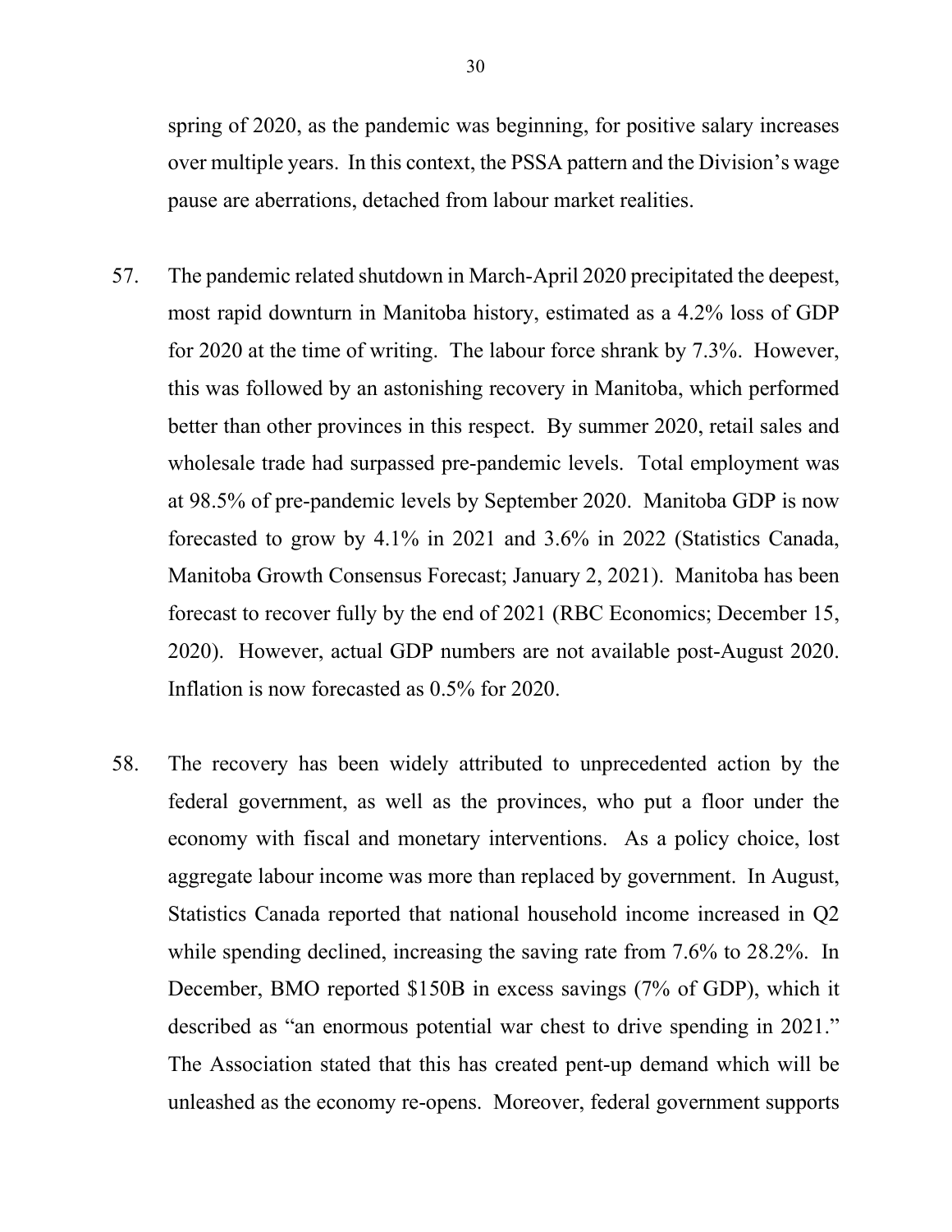spring of 2020, as the pandemic was beginning, for positive salary increases over multiple years. In this context, the PSSA pattern and the Division's wage pause are aberrations, detached from labour market realities.

57. The pandemic related shutdown in March-April 2020 precipitated the deepest, most rapid downturn in Manitoba history, estimated as a 4.2% loss of GDP for 2020 at the time of writing. The labour force shrank by 7.3%. However, this was followed by an astonishing recovery in Manitoba, which performed better than other provinces in this respect. By summer 2020, retail sales and wholesale trade had surpassed pre-pandemic levels. Total employment was at 98.5% of pre-pandemic levels by September 2020. Manitoba GDP is now forecasted to grow by 4.1% in 2021 and 3.6% in 2022 (Statistics Canada, Manitoba Growth Consensus Forecast; January 2, 2021). Manitoba has been forecast to recover fully by the end of 2021 (RBC Economics; December 15, 2020). However, actual GDP numbers are not available post-August 2020. Inflation is now forecasted as 0.5% for 2020.

58. The recovery has been widely attributed to unprecedented action by the federal government, as well as the provinces, who put a floor under the economy with fiscal and monetary interventions. As a policy choice, lost aggregate labour income was more than replaced by government. In August, Statistics Canada reported that national household income increased in Q2 while spending declined, increasing the saving rate from 7.6% to 28.2%. In December, BMO reported $150B in excess savings (7% of GDP), which it described as "an enormous potential war chest to drive spending in 2021." The Association stated that this has created pent-up demand which will be unleashed as the economy re-opens. Moreover, federal government supports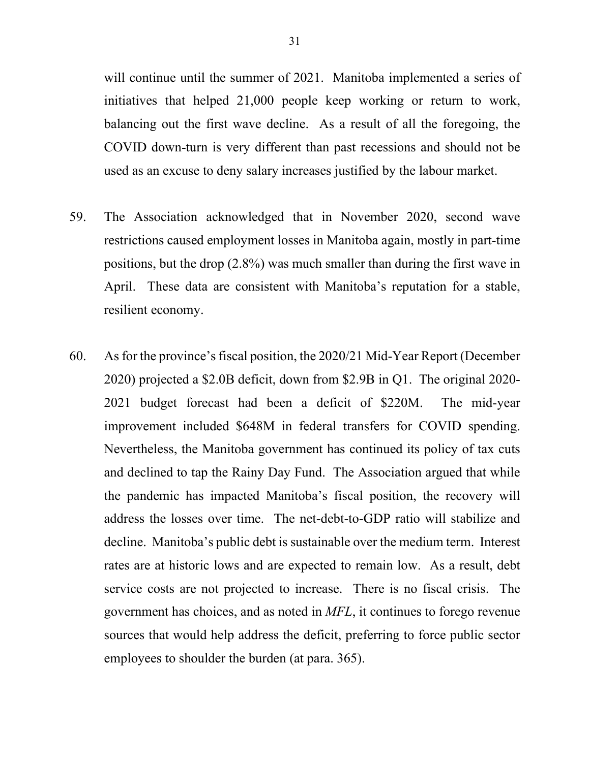will continue until the summer of 2021. Manitoba implemented a series of initiatives that helped 21,000 people keep working or return to work, balancing out the first wave decline. As a result of all the foregoing, the COVID down-turn is very different than past recessions and should not be used as an excuse to deny salary increases justified by the labour market.

59. The Association acknowledged that in November 2020, second wave restrictions caused employment losses in Manitoba again, mostly in part-time positions, but the drop (2.8%) was much smaller than during the first wave in April. These data are consistent with Manitoba's reputation for a stable, resilient economy.

60. As for the province's fiscal position, the 2020/21 Mid-Year Report (December 2020) projected a \$2.0B deficit, down from \$2.9B in Q1. The original 2020-2021 budget forecast had been a deficit of \$220M. The mid-year improvement included \$648M in federal transfers for COVID spending. Nevertheless, the Manitoba government has continued its policy of tax cuts and declined to tap the Rainy Day Fund. The Association argued that while the pandemic has impacted Manitoba's fiscal position, the recovery will address the losses over time. The net-debt-to-GDP ratio will stabilize and decline. Manitoba's public debt is sustainable over the medium term. Interest rates are at historic lows and are expected to remain low. As a result, debt service costs are not projected to increase. There is no fiscal crisis. The government has choices, and as noted in *MFL*, it continues to forego revenue sources that would help address the deficit, preferring to force public sector employees to shoulder the burden (at para. 365).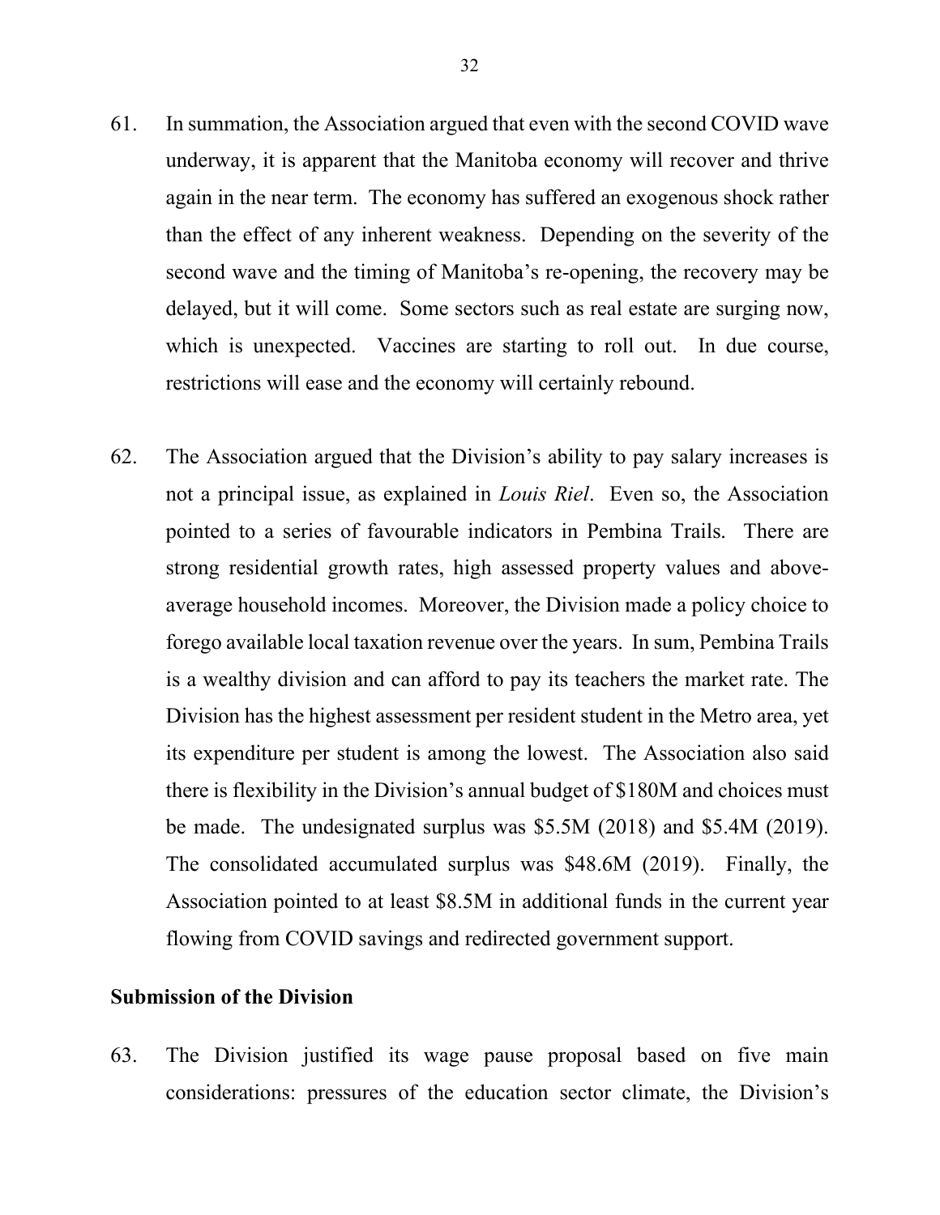61. In summation, the Association argued that even with the second COVID wave underway, it is apparent that the Manitoba economy will recover and thrive again in the near term. The economy has suffered an exogenous shock rather than the effect of any inherent weakness. Depending on the severity of the second wave and the timing of Manitoba's re-opening, the recovery may be delayed, but it will come. Some sectors such as real estate are surging now, which is unexpected. Vaccines are starting to roll out. In due course, restrictions will ease and the economy will certainly rebound.

62. The Association argued that the Division's ability to pay salary increases is not a principal issue, as explained in *Louis Riel*. Even so, the Association pointed to a series of favourable indicators in Pembina Trails. There are strong residential growth rates, high assessed property values and above-average household incomes. Moreover, the Division made a policy choice to forego available local taxation revenue over the years. In sum, Pembina Trails is a wealthy division and can afford to pay its teachers the market rate. The Division has the highest assessment per resident student in the Metro area, yet its expenditure per student is among the lowest. The Association also said there is flexibility in the Division's annual budget of $180M and choices must be made. The undesignated surplus was $5.5M (2018) and $5.4M (2019). The consolidated accumulated surplus was $48.6M (2019). Finally, the Association pointed to at least $8.5M in additional funds in the current year flowing from COVID savings and redirected government support.

**Submission of the Division**

63. The Division justified its wage pause proposal based on five main considerations: pressures of the education sector climate, the Division's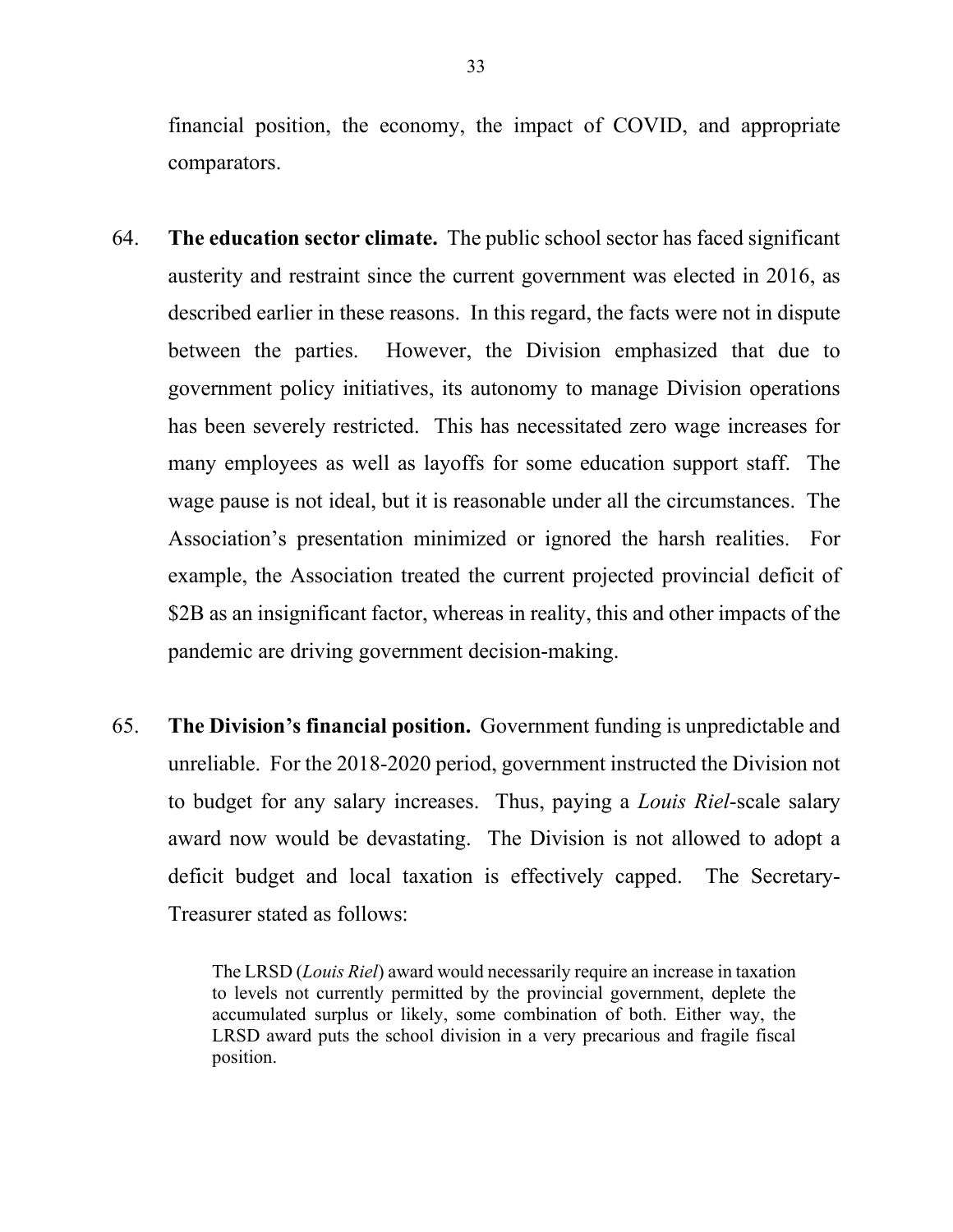financial position, the economy, the impact of COVID, and appropriate comparators.

64. **The education sector climate.** The public school sector has faced significant austerity and restraint since the current government was elected in 2016, as described earlier in these reasons. In this regard, the facts were not in dispute between the parties. However, the Division emphasized that due to government policy initiatives, its autonomy to manage Division operations has been severely restricted. This has necessitated zero wage increases for many employees as well as layoffs for some education support staff. The wage pause is not ideal, but it is reasonable under all the circumstances. The Association's presentation minimized or ignored the harsh realities. For example, the Association treated the current projected provincial deficit of $2B as an insignificant factor, whereas in reality, this and other impacts of the pandemic are driving government decision-making.

65. **The Division's financial position.** Government funding is unpredictable and unreliable. For the 2018-2020 period, government instructed the Division not to budget for any salary increases. Thus, paying a *Louis Riel*-scale salary award now would be devastating. The Division is not allowed to adopt a deficit budget and local taxation is effectively capped. The Secretary-Treasurer stated as follows:

> The LRSD (*Louis Riel*) award would necessarily require an increase in taxation to levels not currently permitted by the provincial government, deplete the accumulated surplus or likely, some combination of both. Either way, the LRSD award puts the school division in a very precarious and fragile fiscal position.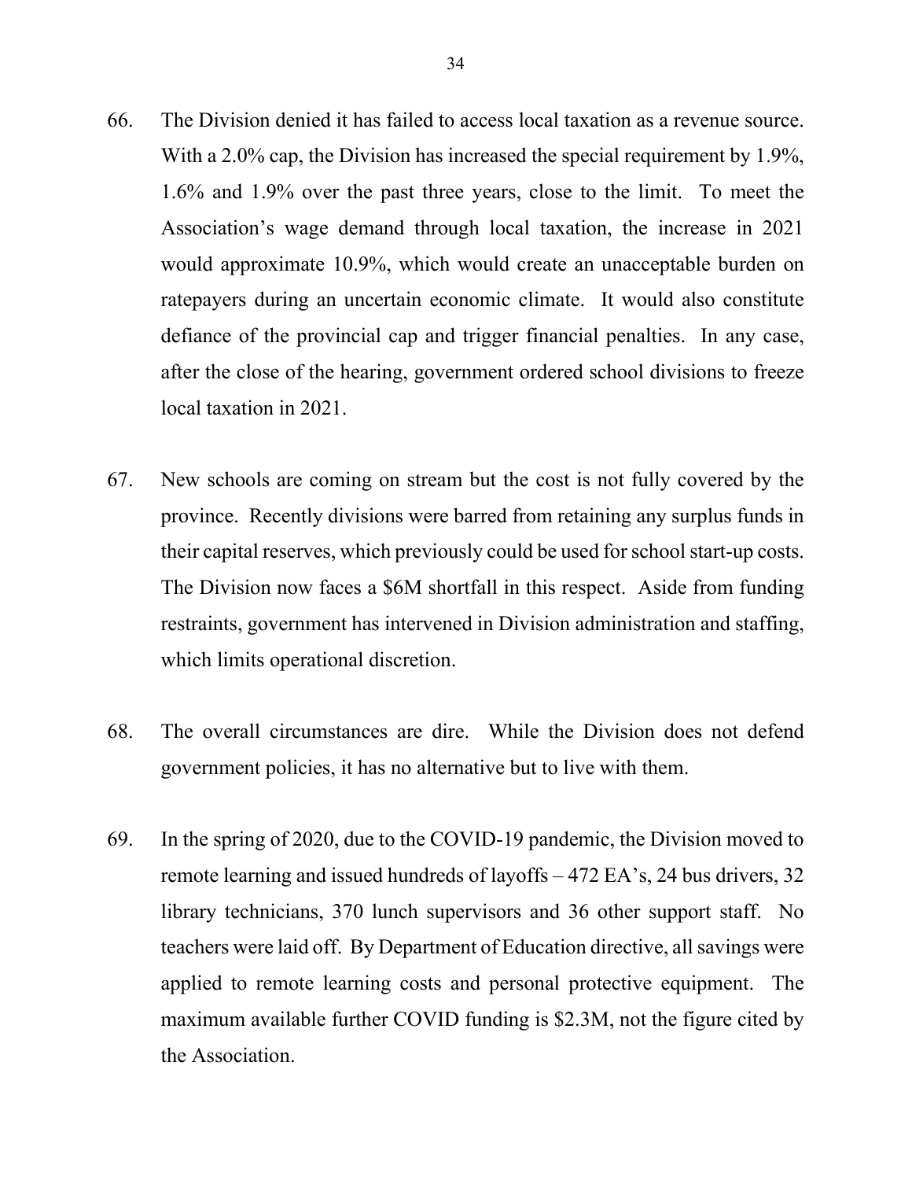66. The Division denied it has failed to access local taxation as a revenue source. With a 2.0% cap, the Division has increased the special requirement by 1.9%, 1.6% and 1.9% over the past three years, close to the limit. To meet the Association's wage demand through local taxation, the increase in 2021 would approximate 10.9%, which would create an unacceptable burden on ratepayers during an uncertain economic climate. It would also constitute defiance of the provincial cap and trigger financial penalties. In any case, after the close of the hearing, government ordered school divisions to freeze local taxation in 2021.

67. New schools are coming on stream but the cost is not fully covered by the province. Recently divisions were barred from retaining any surplus funds in their capital reserves, which previously could be used for school start-up costs. The Division now faces a $6M shortfall in this respect. Aside from funding restraints, government has intervened in Division administration and staffing, which limits operational discretion.

68. The overall circumstances are dire. While the Division does not defend government policies, it has no alternative but to live with them.

69. In the spring of 2020, due to the COVID-19 pandemic, the Division moved to remote learning and issued hundreds of layoffs – 472 EA's, 24 bus drivers, 32 library technicians, 370 lunch supervisors and 36 other support staff. No teachers were laid off. By Department of Education directive, all savings were applied to remote learning costs and personal protective equipment. The maximum available further COVID funding is $2.3M, not the figure cited by the Association.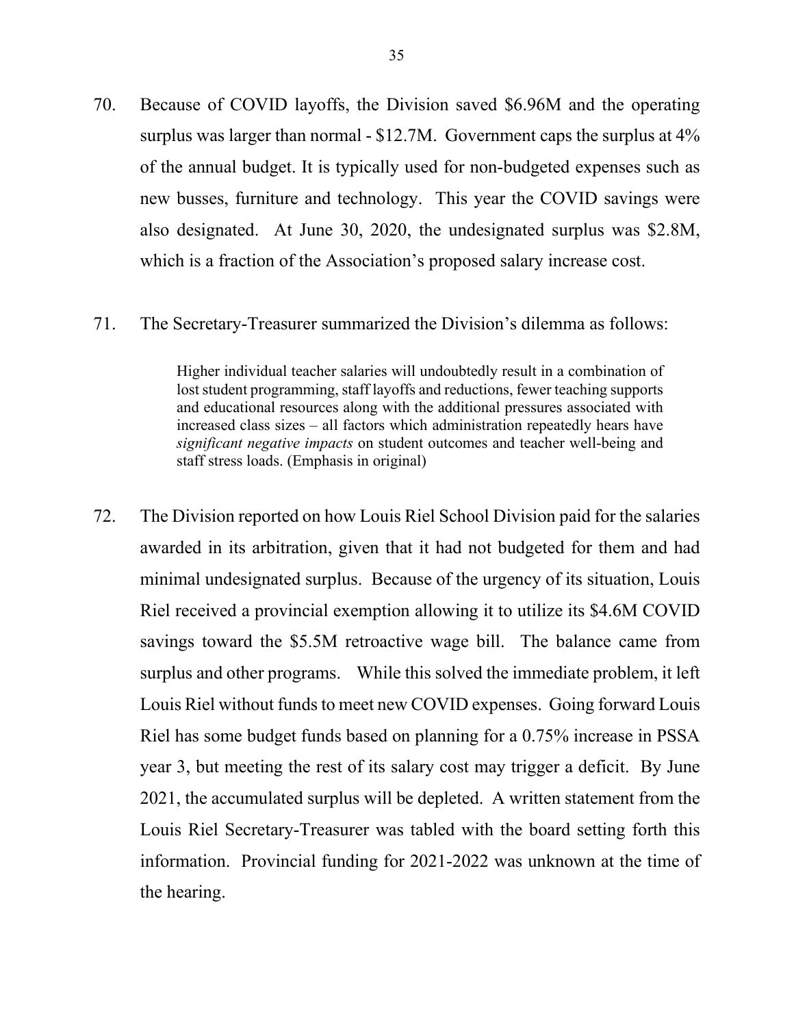70. Because of COVID layoffs, the Division saved $6.96M and the operating surplus was larger than normal - $12.7M. Government caps the surplus at 4% of the annual budget. It is typically used for non-budgeted expenses such as new busses, furniture and technology. This year the COVID savings were also designated. At June 30, 2020, the undesignated surplus was $2.8M, which is a fraction of the Association's proposed salary increase cost.

71. The Secretary-Treasurer summarized the Division's dilemma as follows:

> Higher individual teacher salaries will undoubtedly result in a combination of lost student programming, staff layoffs and reductions, fewer teaching supports and educational resources along with the additional pressures associated with increased class sizes – all factors which administration repeatedly hears have *significant negative impacts* on student outcomes and teacher well-being and staff stress loads. (Emphasis in original)

72. The Division reported on how Louis Riel School Division paid for the salaries awarded in its arbitration, given that it had not budgeted for them and had minimal undesignated surplus. Because of the urgency of its situation, Louis Riel received a provincial exemption allowing it to utilize its $4.6M COVID savings toward the $5.5M retroactive wage bill. The balance came from surplus and other programs. While this solved the immediate problem, it left Louis Riel without funds to meet new COVID expenses. Going forward Louis Riel has some budget funds based on planning for a 0.75% increase in PSSA year 3, but meeting the rest of its salary cost may trigger a deficit. By June 2021, the accumulated surplus will be depleted. A written statement from the Louis Riel Secretary-Treasurer was tabled with the board setting forth this information. Provincial funding for 2021-2022 was unknown at the time of the hearing.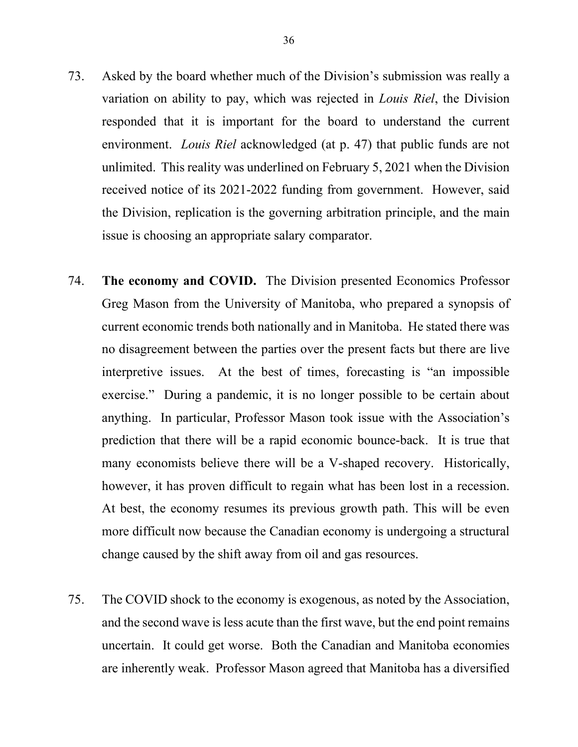73. Asked by the board whether much of the Division's submission was really a variation on ability to pay, which was rejected in *Louis Riel*, the Division responded that it is important for the board to understand the current environment. *Louis Riel* acknowledged (at p. 47) that public funds are not unlimited. This reality was underlined on February 5, 2021 when the Division received notice of its 2021-2022 funding from government. However, said the Division, replication is the governing arbitration principle, and the main issue is choosing an appropriate salary comparator.

74. **The economy and COVID.** The Division presented Economics Professor Greg Mason from the University of Manitoba, who prepared a synopsis of current economic trends both nationally and in Manitoba. He stated there was no disagreement between the parties over the present facts but there are live interpretive issues. At the best of times, forecasting is "an impossible exercise." During a pandemic, it is no longer possible to be certain about anything. In particular, Professor Mason took issue with the Association's prediction that there will be a rapid economic bounce-back. It is true that many economists believe there will be a V-shaped recovery. Historically, however, it has proven difficult to regain what has been lost in a recession. At best, the economy resumes its previous growth path. This will be even more difficult now because the Canadian economy is undergoing a structural change caused by the shift away from oil and gas resources.

75. The COVID shock to the economy is exogenous, as noted by the Association, and the second wave is less acute than the first wave, but the end point remains uncertain. It could get worse. Both the Canadian and Manitoba economies are inherently weak. Professor Mason agreed that Manitoba has a diversified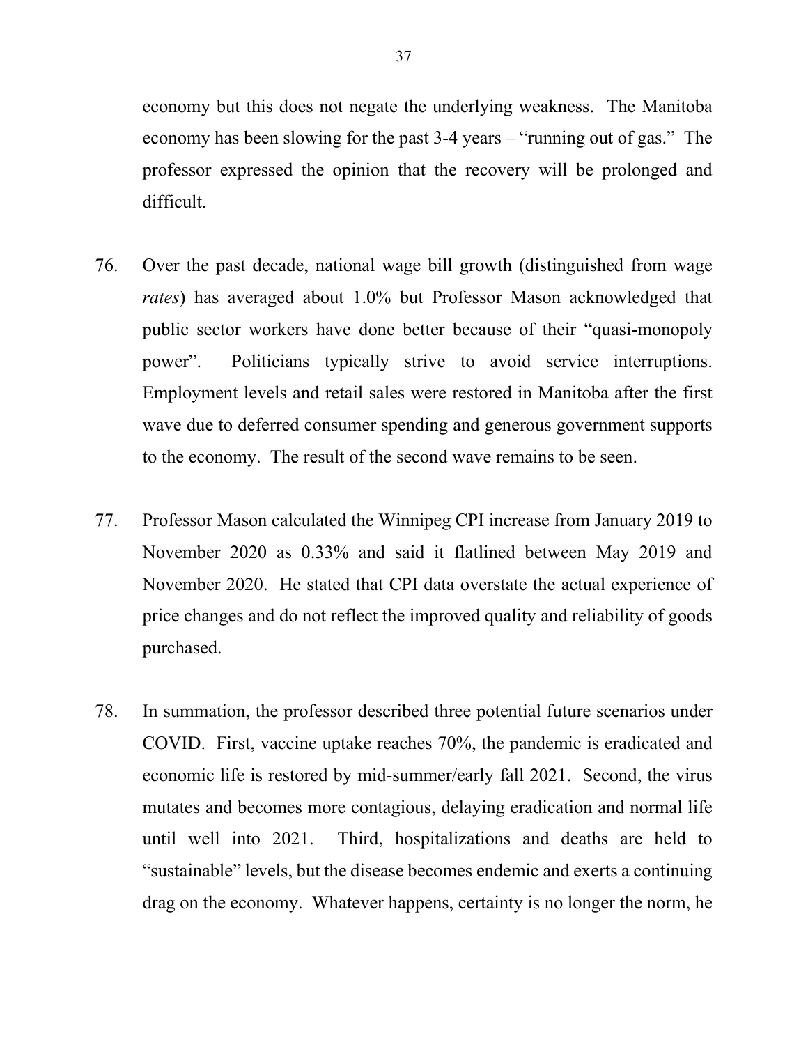economy but this does not negate the underlying weakness. The Manitoba economy has been slowing for the past 3-4 years – "running out of gas." The professor expressed the opinion that the recovery will be prolonged and difficult.

76. Over the past decade, national wage bill growth (distinguished from wage *rates*) has averaged about 1.0% but Professor Mason acknowledged that public sector workers have done better because of their "quasi-monopoly power". Politicians typically strive to avoid service interruptions. Employment levels and retail sales were restored in Manitoba after the first wave due to deferred consumer spending and generous government supports to the economy. The result of the second wave remains to be seen.

77. Professor Mason calculated the Winnipeg CPI increase from January 2019 to November 2020 as 0.33% and said it flatlined between May 2019 and November 2020. He stated that CPI data overstate the actual experience of price changes and do not reflect the improved quality and reliability of goods purchased.

78. In summation, the professor described three potential future scenarios under COVID. First, vaccine uptake reaches 70%, the pandemic is eradicated and economic life is restored by mid-summer/early fall 2021. Second, the virus mutates and becomes more contagious, delaying eradication and normal life until well into 2021. Third, hospitalizations and deaths are held to "sustainable" levels, but the disease becomes endemic and exerts a continuing drag on the economy. Whatever happens, certainty is no longer the norm, he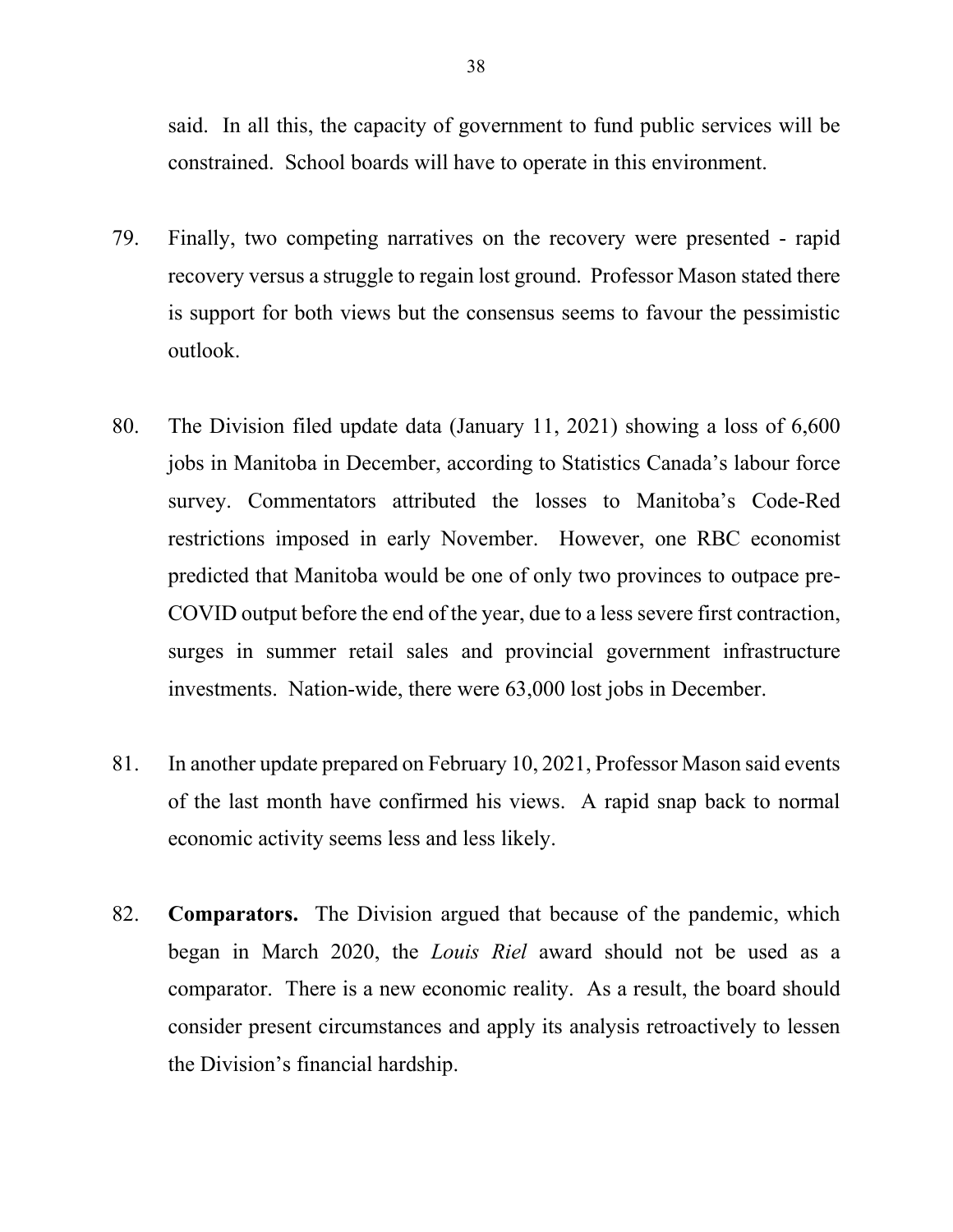said. In all this, the capacity of government to fund public services will be constrained. School boards will have to operate in this environment.

79. Finally, two competing narratives on the recovery were presented - rapid recovery versus a struggle to regain lost ground. Professor Mason stated there is support for both views but the consensus seems to favour the pessimistic outlook.

80. The Division filed update data (January 11, 2021) showing a loss of 6,600 jobs in Manitoba in December, according to Statistics Canada's labour force survey. Commentators attributed the losses to Manitoba's Code-Red restrictions imposed in early November. However, one RBC economist predicted that Manitoba would be one of only two provinces to outpace pre-COVID output before the end of the year, due to a less severe first contraction, surges in summer retail sales and provincial government infrastructure investments. Nation-wide, there were 63,000 lost jobs in December.

81. In another update prepared on February 10, 2021, Professor Mason said events of the last month have confirmed his views. A rapid snap back to normal economic activity seems less and less likely.

82. **Comparators.** The Division argued that because of the pandemic, which began in March 2020, the *Louis Riel* award should not be used as a comparator. There is a new economic reality. As a result, the board should consider present circumstances and apply its analysis retroactively to lessen the Division's financial hardship.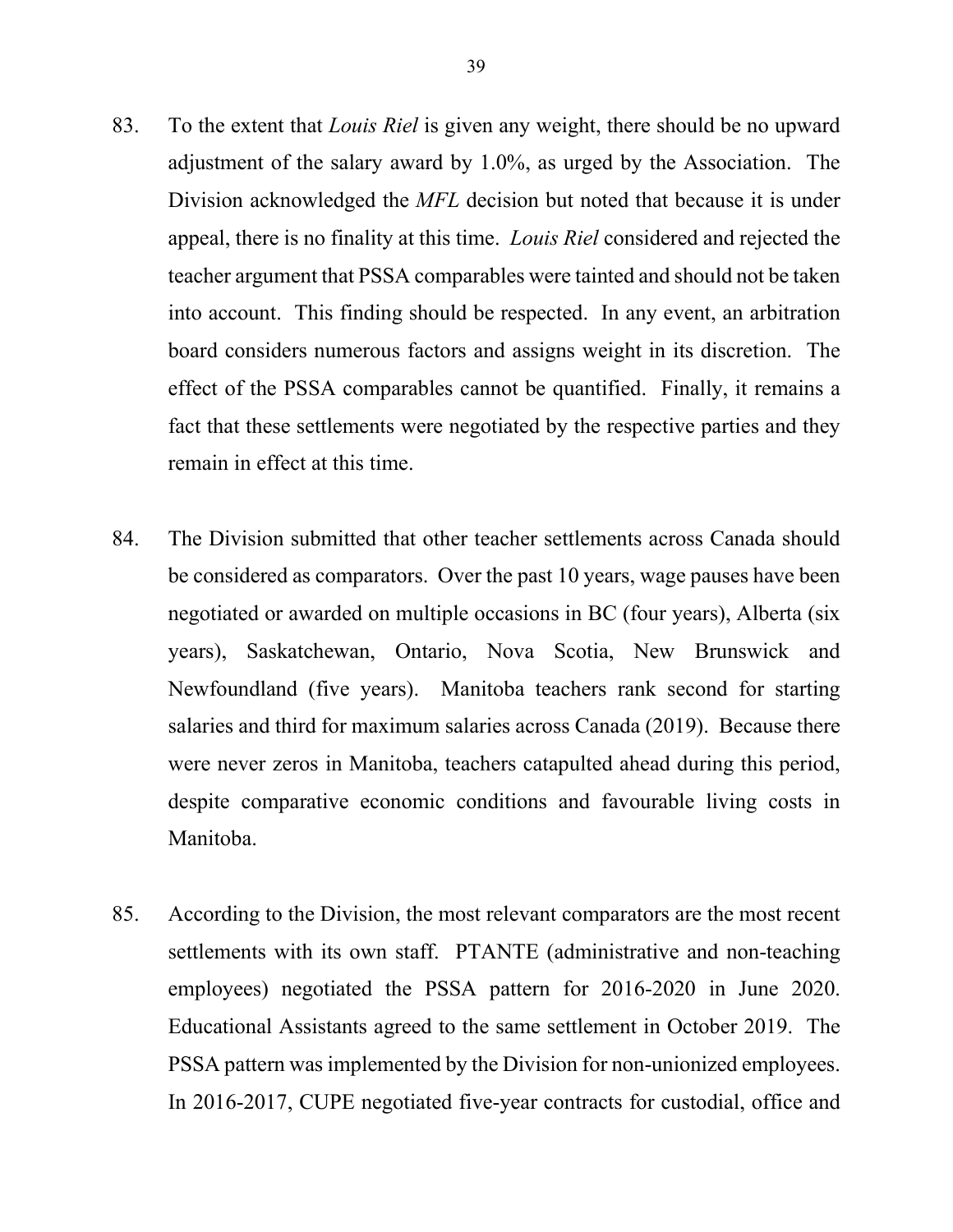83. To the extent that *Louis Riel* is given any weight, there should be no upward adjustment of the salary award by 1.0%, as urged by the Association. The Division acknowledged the *MFL* decision but noted that because it is under appeal, there is no finality at this time. *Louis Riel* considered and rejected the teacher argument that PSSA comparables were tainted and should not be taken into account. This finding should be respected. In any event, an arbitration board considers numerous factors and assigns weight in its discretion. The effect of the PSSA comparables cannot be quantified. Finally, it remains a fact that these settlements were negotiated by the respective parties and they remain in effect at this time.

84. The Division submitted that other teacher settlements across Canada should be considered as comparators. Over the past 10 years, wage pauses have been negotiated or awarded on multiple occasions in BC (four years), Alberta (six years), Saskatchewan, Ontario, Nova Scotia, New Brunswick and Newfoundland (five years). Manitoba teachers rank second for starting salaries and third for maximum salaries across Canada (2019). Because there were never zeros in Manitoba, teachers catapulted ahead during this period, despite comparative economic conditions and favourable living costs in Manitoba.

85. According to the Division, the most relevant comparators are the most recent settlements with its own staff. PTANTE (administrative and non-teaching employees) negotiated the PSSA pattern for 2016-2020 in June 2020. Educational Assistants agreed to the same settlement in October 2019. The PSSA pattern was implemented by the Division for non-unionized employees. In 2016-2017, CUPE negotiated five-year contracts for custodial, office and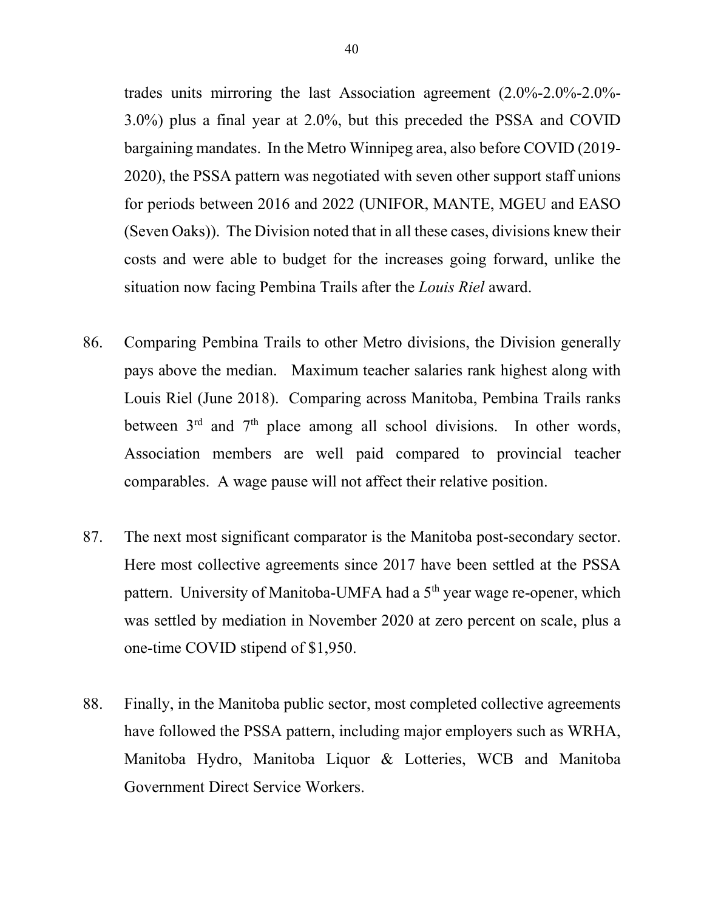trades units mirroring the last Association agreement (2.0%-2.0%-2.0%-3.0%) plus a final year at 2.0%, but this preceded the PSSA and COVID bargaining mandates. In the Metro Winnipeg area, also before COVID (2019-2020), the PSSA pattern was negotiated with seven other support staff unions for periods between 2016 and 2022 (UNIFOR, MANTE, MGEU and EASO (Seven Oaks)). The Division noted that in all these cases, divisions knew their costs and were able to budget for the increases going forward, unlike the situation now facing Pembina Trails after the *Louis Riel* award.

86. Comparing Pembina Trails to other Metro divisions, the Division generally pays above the median. Maximum teacher salaries rank highest along with Louis Riel (June 2018). Comparing across Manitoba, Pembina Trails ranks between 3rd and 7th place among all school divisions. In other words, Association members are well paid compared to provincial teacher comparables. A wage pause will not affect their relative position.

87. The next most significant comparator is the Manitoba post-secondary sector. Here most collective agreements since 2017 have been settled at the PSSA pattern. University of Manitoba-UMFA had a 5th year wage re-opener, which was settled by mediation in November 2020 at zero percent on scale, plus a one-time COVID stipend of $1,950.

88. Finally, in the Manitoba public sector, most completed collective agreements have followed the PSSA pattern, including major employers such as WRHA, Manitoba Hydro, Manitoba Liquor & Lotteries, WCB and Manitoba Government Direct Service Workers.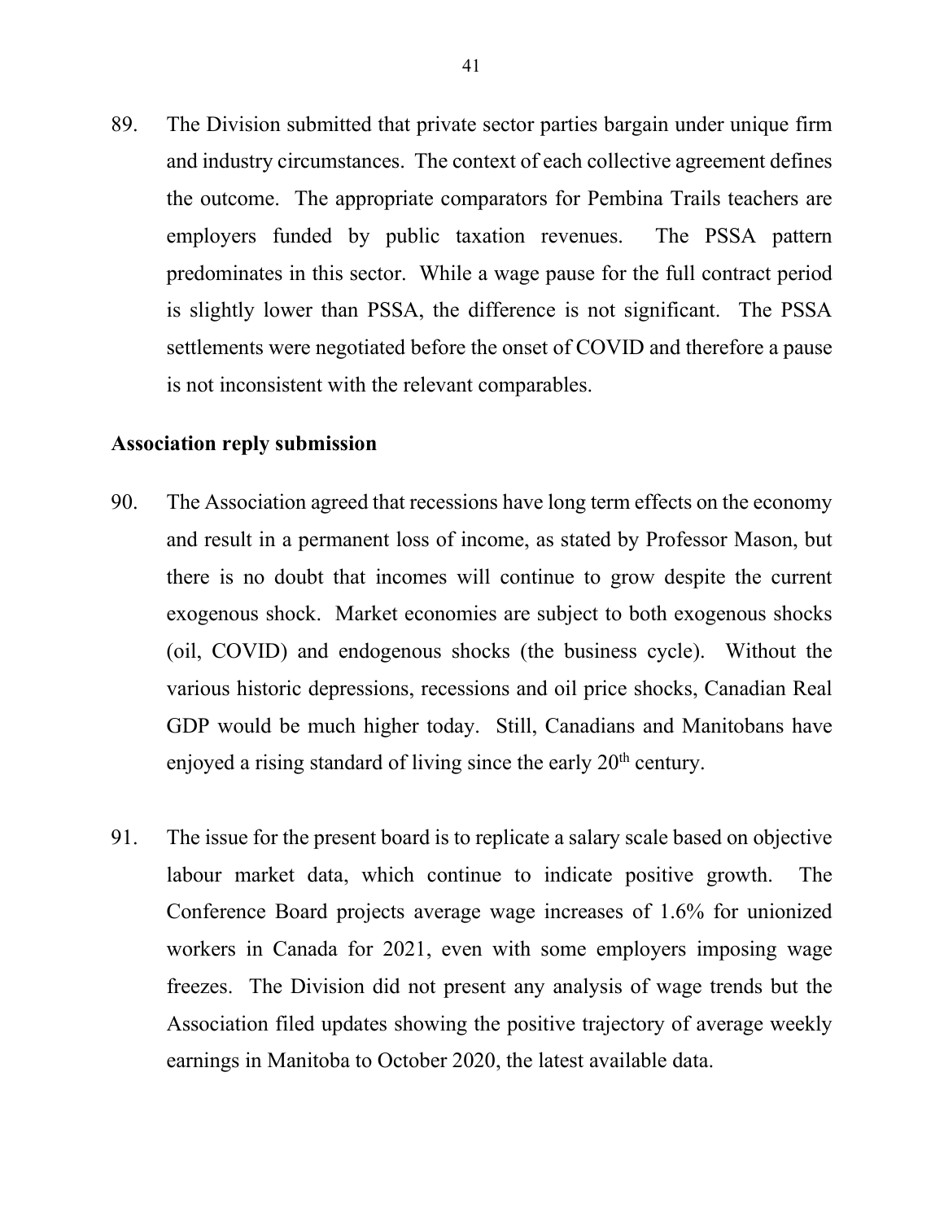89. The Division submitted that private sector parties bargain under unique firm and industry circumstances. The context of each collective agreement defines the outcome. The appropriate comparators for Pembina Trails teachers are employers funded by public taxation revenues. The PSSA pattern predominates in this sector. While a wage pause for the full contract period is slightly lower than PSSA, the difference is not significant. The PSSA settlements were negotiated before the onset of COVID and therefore a pause is not inconsistent with the relevant comparables.

**Association reply submission**

90. The Association agreed that recessions have long term effects on the economy and result in a permanent loss of income, as stated by Professor Mason, but there is no doubt that incomes will continue to grow despite the current exogenous shock. Market economies are subject to both exogenous shocks (oil, COVID) and endogenous shocks (the business cycle). Without the various historic depressions, recessions and oil price shocks, Canadian Real GDP would be much higher today. Still, Canadians and Manitobans have enjoyed a rising standard of living since the early 20th century.

91. The issue for the present board is to replicate a salary scale based on objective labour market data, which continue to indicate positive growth. The Conference Board projects average wage increases of 1.6% for unionized workers in Canada for 2021, even with some employers imposing wage freezes. The Division did not present any analysis of wage trends but the Association filed updates showing the positive trajectory of average weekly earnings in Manitoba to October 2020, the latest available data.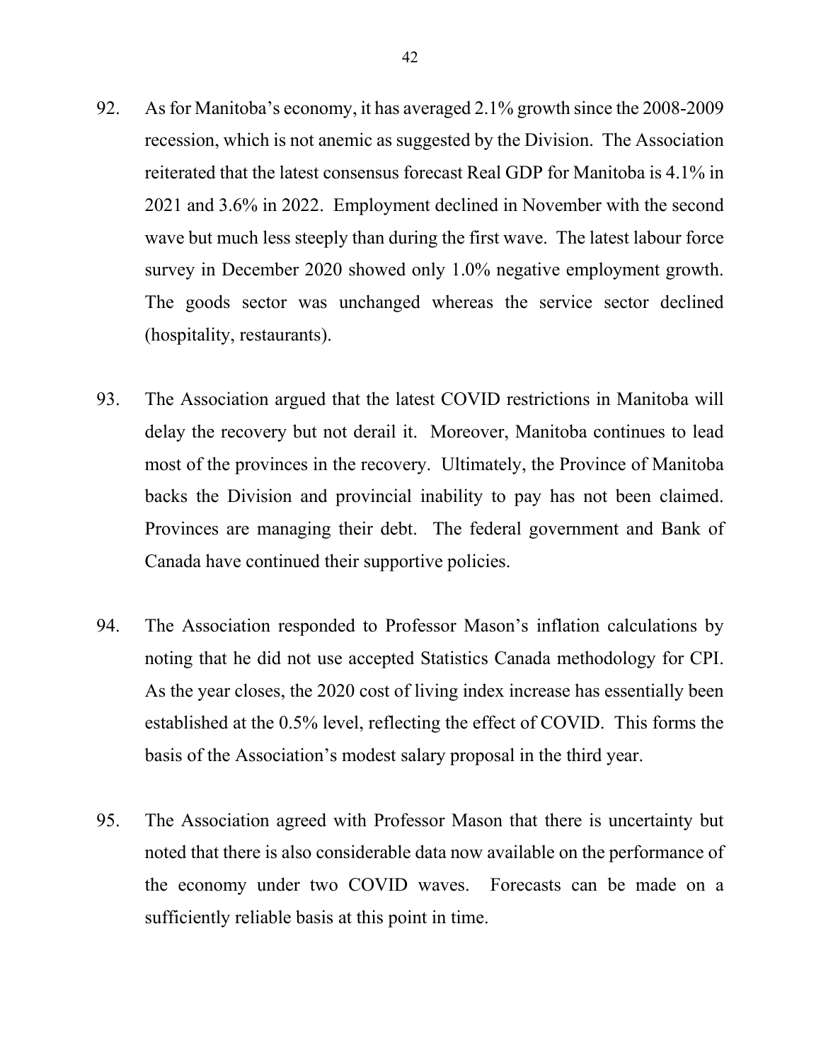92. As for Manitoba's economy, it has averaged 2.1% growth since the 2008-2009 recession, which is not anemic as suggested by the Division. The Association reiterated that the latest consensus forecast Real GDP for Manitoba is 4.1% in 2021 and 3.6% in 2022. Employment declined in November with the second wave but much less steeply than during the first wave. The latest labour force survey in December 2020 showed only 1.0% negative employment growth. The goods sector was unchanged whereas the service sector declined (hospitality, restaurants).

93. The Association argued that the latest COVID restrictions in Manitoba will delay the recovery but not derail it. Moreover, Manitoba continues to lead most of the provinces in the recovery. Ultimately, the Province of Manitoba backs the Division and provincial inability to pay has not been claimed. Provinces are managing their debt. The federal government and Bank of Canada have continued their supportive policies.

94. The Association responded to Professor Mason's inflation calculations by noting that he did not use accepted Statistics Canada methodology for CPI. As the year closes, the 2020 cost of living index increase has essentially been established at the 0.5% level, reflecting the effect of COVID. This forms the basis of the Association's modest salary proposal in the third year.

95. The Association agreed with Professor Mason that there is uncertainty but noted that there is also considerable data now available on the performance of the economy under two COVID waves. Forecasts can be made on a sufficiently reliable basis at this point in time.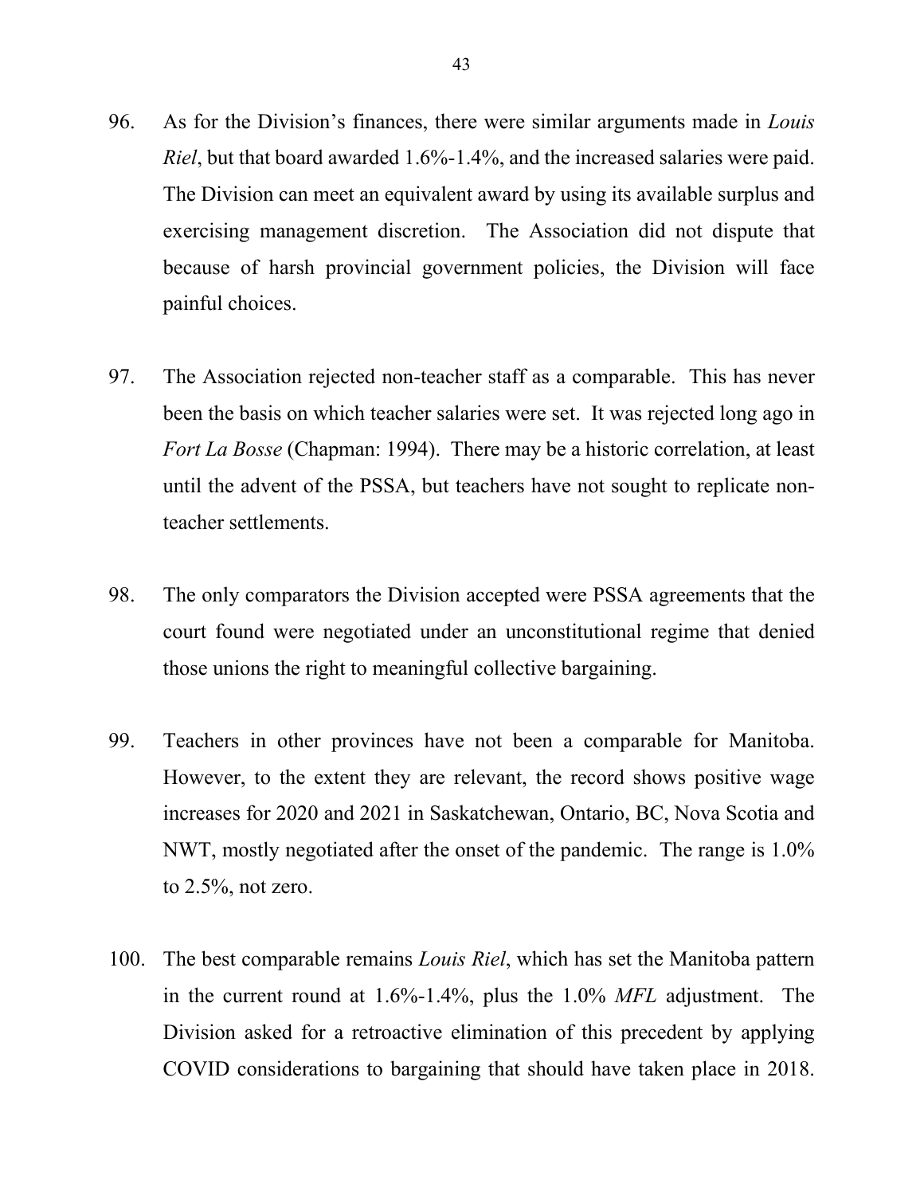96. As for the Division's finances, there were similar arguments made in *Louis Riel*, but that board awarded 1.6%-1.4%, and the increased salaries were paid. The Division can meet an equivalent award by using its available surplus and exercising management discretion. The Association did not dispute that because of harsh provincial government policies, the Division will face painful choices.

97. The Association rejected non-teacher staff as a comparable. This has never been the basis on which teacher salaries were set. It was rejected long ago in *Fort La Bosse* (Chapman: 1994). There may be a historic correlation, at least until the advent of the PSSA, but teachers have not sought to replicate non-teacher settlements.

98. The only comparators the Division accepted were PSSA agreements that the court found were negotiated under an unconstitutional regime that denied those unions the right to meaningful collective bargaining.

99. Teachers in other provinces have not been a comparable for Manitoba. However, to the extent they are relevant, the record shows positive wage increases for 2020 and 2021 in Saskatchewan, Ontario, BC, Nova Scotia and NWT, mostly negotiated after the onset of the pandemic. The range is 1.0% to 2.5%, not zero.

100. The best comparable remains *Louis Riel*, which has set the Manitoba pattern in the current round at 1.6%-1.4%, plus the 1.0% *MFL* adjustment. The Division asked for a retroactive elimination of this precedent by applying COVID considerations to bargaining that should have taken place in 2018.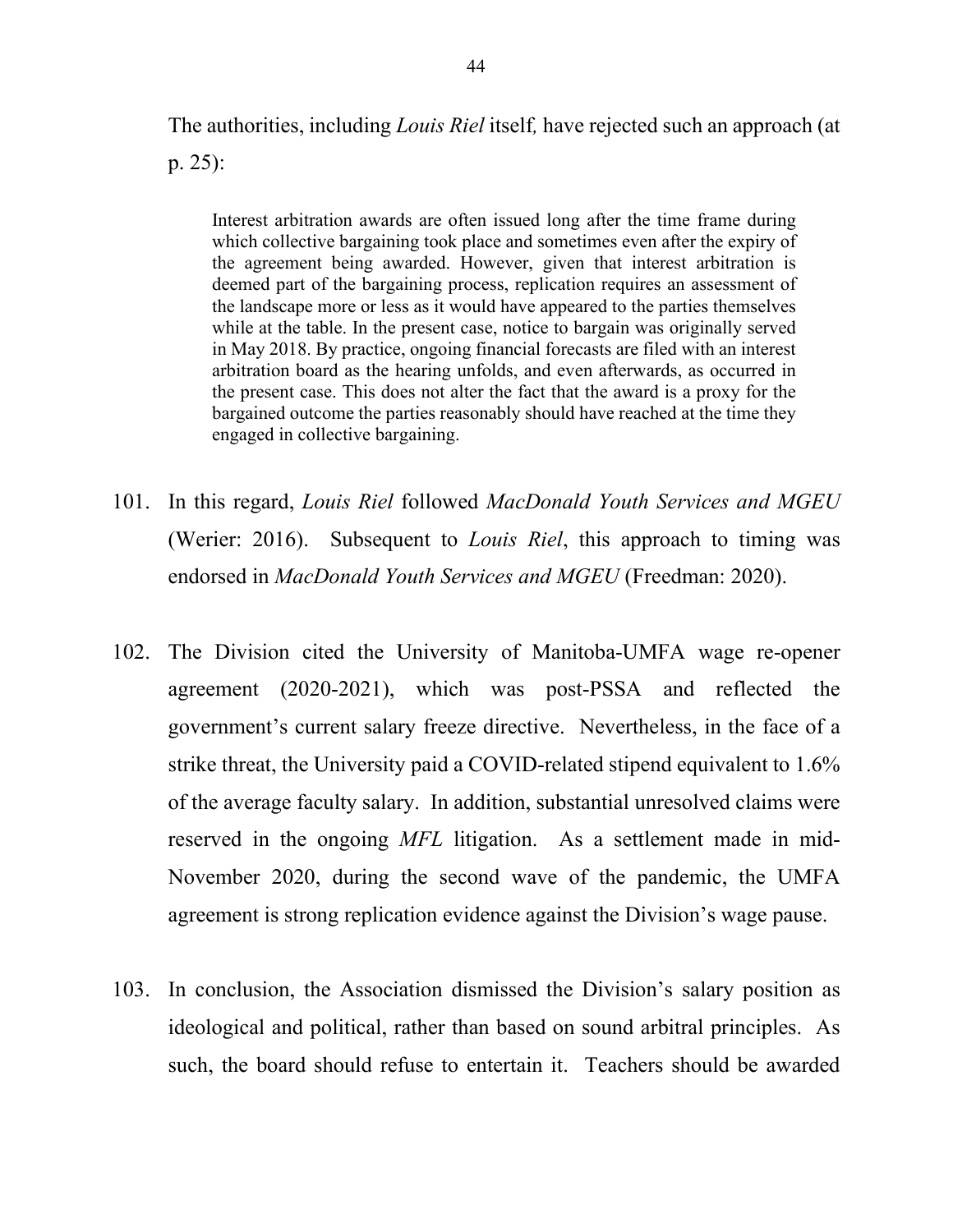The authorities, including *Louis Riel* itself, have rejected such an approach (at p. 25):

> Interest arbitration awards are often issued long after the time frame during which collective bargaining took place and sometimes even after the expiry of the agreement being awarded. However, given that interest arbitration is deemed part of the bargaining process, replication requires an assessment of the landscape more or less as it would have appeared to the parties themselves while at the table. In the present case, notice to bargain was originally served in May 2018. By practice, ongoing financial forecasts are filed with an interest arbitration board as the hearing unfolds, and even afterwards, as occurred in the present case. This does not alter the fact that the award is a proxy for the bargained outcome the parties reasonably should have reached at the time they engaged in collective bargaining.

101. In this regard, *Louis Riel* followed *MacDonald Youth Services and MGEU* (Werier: 2016). Subsequent to *Louis Riel*, this approach to timing was endorsed in *MacDonald Youth Services and MGEU* (Freedman: 2020).

102. The Division cited the University of Manitoba-UMFA wage re-opener agreement (2020-2021), which was post-PSSA and reflected the government's current salary freeze directive. Nevertheless, in the face of a strike threat, the University paid a COVID-related stipend equivalent to 1.6% of the average faculty salary. In addition, substantial unresolved claims were reserved in the ongoing *MFL* litigation. As a settlement made in mid-November 2020, during the second wave of the pandemic, the UMFA agreement is strong replication evidence against the Division's wage pause.

103. In conclusion, the Association dismissed the Division's salary position as ideological and political, rather than based on sound arbitral principles. As such, the board should refuse to entertain it. Teachers should be awarded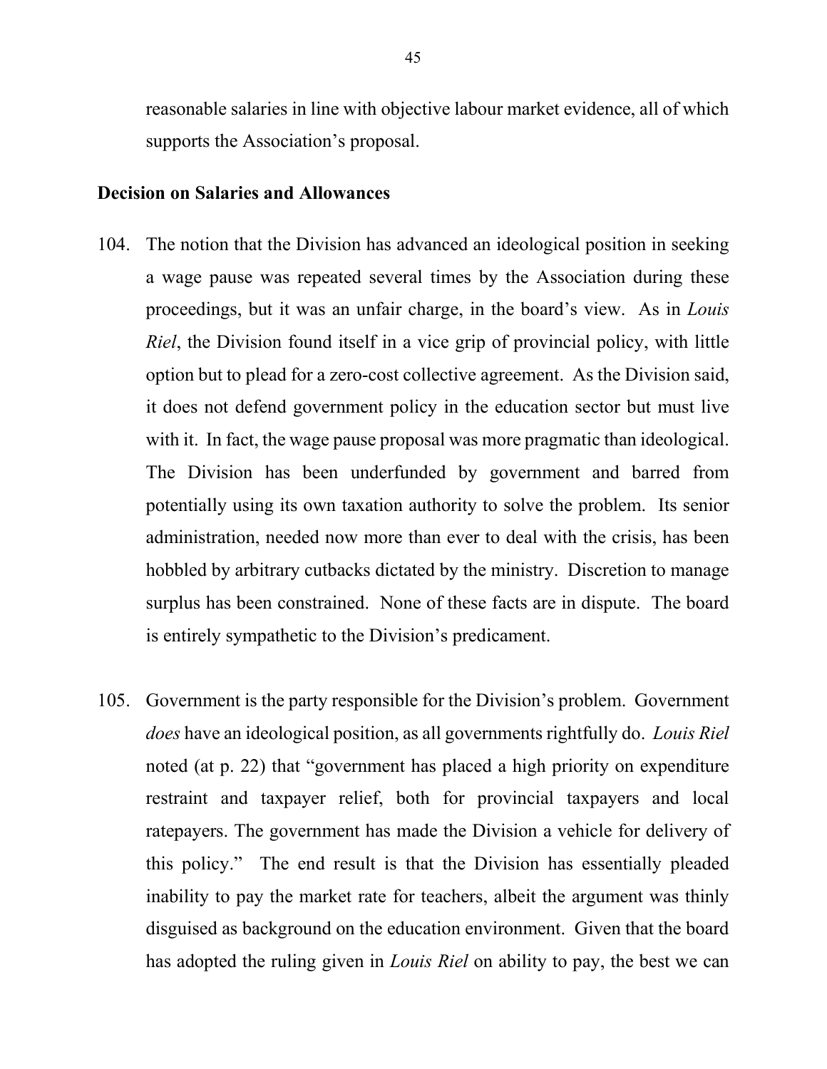reasonable salaries in line with objective labour market evidence, all of which supports the Association's proposal.

**Decision on Salaries and Allowances**

104. The notion that the Division has advanced an ideological position in seeking a wage pause was repeated several times by the Association during these proceedings, but it was an unfair charge, in the board's view. As in *Louis Riel*, the Division found itself in a vice grip of provincial policy, with little option but to plead for a zero-cost collective agreement. As the Division said, it does not defend government policy in the education sector but must live with it. In fact, the wage pause proposal was more pragmatic than ideological. The Division has been underfunded by government and barred from potentially using its own taxation authority to solve the problem. Its senior administration, needed now more than ever to deal with the crisis, has been hobbled by arbitrary cutbacks dictated by the ministry. Discretion to manage surplus has been constrained. None of these facts are in dispute. The board is entirely sympathetic to the Division's predicament.

105. Government is the party responsible for the Division's problem. Government *does* have an ideological position, as all governments rightfully do. *Louis Riel* noted (at p. 22) that "government has placed a high priority on expenditure restraint and taxpayer relief, both for provincial taxpayers and local ratepayers. The government has made the Division a vehicle for delivery of this policy." The end result is that the Division has essentially pleaded inability to pay the market rate for teachers, albeit the argument was thinly disguised as background on the education environment. Given that the board has adopted the ruling given in *Louis Riel* on ability to pay, the best we can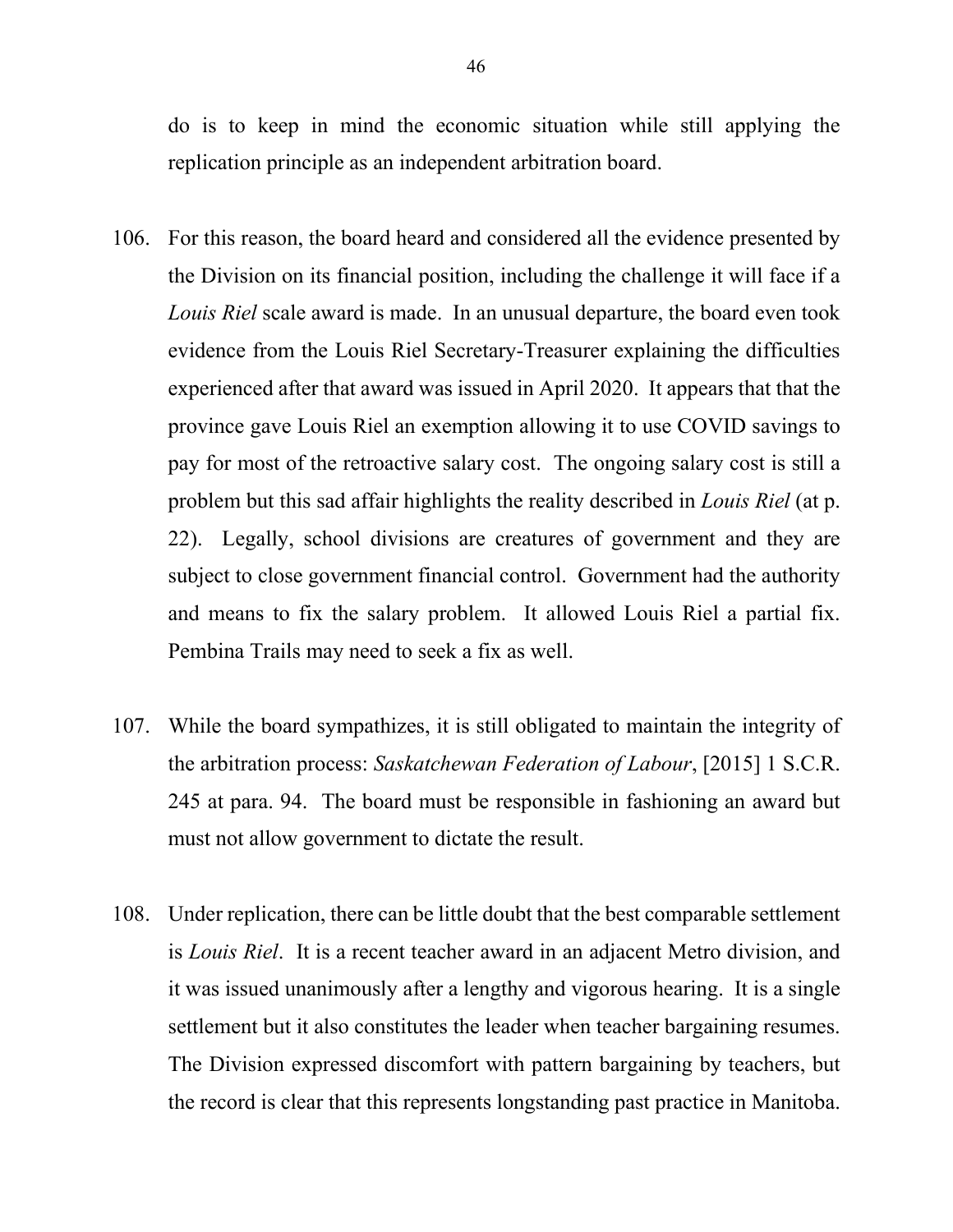do is to keep in mind the economic situation while still applying the replication principle as an independent arbitration board.

106. For this reason, the board heard and considered all the evidence presented by the Division on its financial position, including the challenge it will face if a *Louis Riel* scale award is made. In an unusual departure, the board even took evidence from the Louis Riel Secretary-Treasurer explaining the difficulties experienced after that award was issued in April 2020. It appears that that the province gave Louis Riel an exemption allowing it to use COVID savings to pay for most of the retroactive salary cost. The ongoing salary cost is still a problem but this sad affair highlights the reality described in *Louis Riel* (at p. 22). Legally, school divisions are creatures of government and they are subject to close government financial control. Government had the authority and means to fix the salary problem. It allowed Louis Riel a partial fix. Pembina Trails may need to seek a fix as well.

107. While the board sympathizes, it is still obligated to maintain the integrity of the arbitration process: *Saskatchewan Federation of Labour*, [2015] 1 S.C.R. 245 at para. 94. The board must be responsible in fashioning an award but must not allow government to dictate the result.

108. Under replication, there can be little doubt that the best comparable settlement is *Louis Riel*. It is a recent teacher award in an adjacent Metro division, and it was issued unanimously after a lengthy and vigorous hearing. It is a single settlement but it also constitutes the leader when teacher bargaining resumes. The Division expressed discomfort with pattern bargaining by teachers, but the record is clear that this represents longstanding past practice in Manitoba.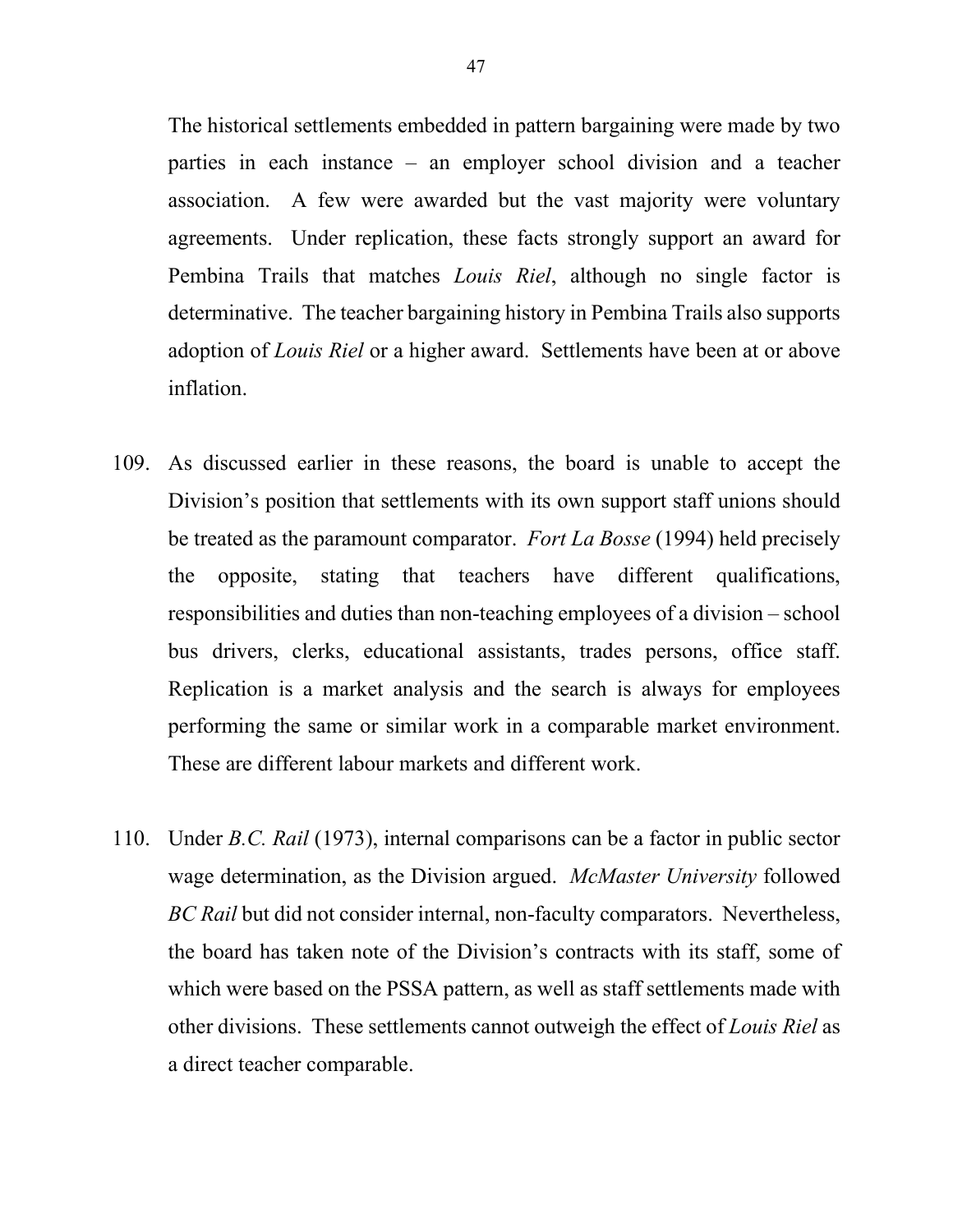The historical settlements embedded in pattern bargaining were made by two parties in each instance – an employer school division and a teacher association. A few were awarded but the vast majority were voluntary agreements. Under replication, these facts strongly support an award for Pembina Trails that matches *Louis Riel*, although no single factor is determinative. The teacher bargaining history in Pembina Trails also supports adoption of *Louis Riel* or a higher award. Settlements have been at or above inflation.

109. As discussed earlier in these reasons, the board is unable to accept the Division's position that settlements with its own support staff unions should be treated as the paramount comparator. *Fort La Bosse* (1994) held precisely the opposite, stating that teachers have different qualifications, responsibilities and duties than non-teaching employees of a division – school bus drivers, clerks, educational assistants, trades persons, office staff. Replication is a market analysis and the search is always for employees performing the same or similar work in a comparable market environment. These are different labour markets and different work.

110. Under *B.C. Rail* (1973), internal comparisons can be a factor in public sector wage determination, as the Division argued. *McMaster University* followed *BC Rail* but did not consider internal, non-faculty comparators. Nevertheless, the board has taken note of the Division's contracts with its staff, some of which were based on the PSSA pattern, as well as staff settlements made with other divisions. These settlements cannot outweigh the effect of *Louis Riel* as a direct teacher comparable.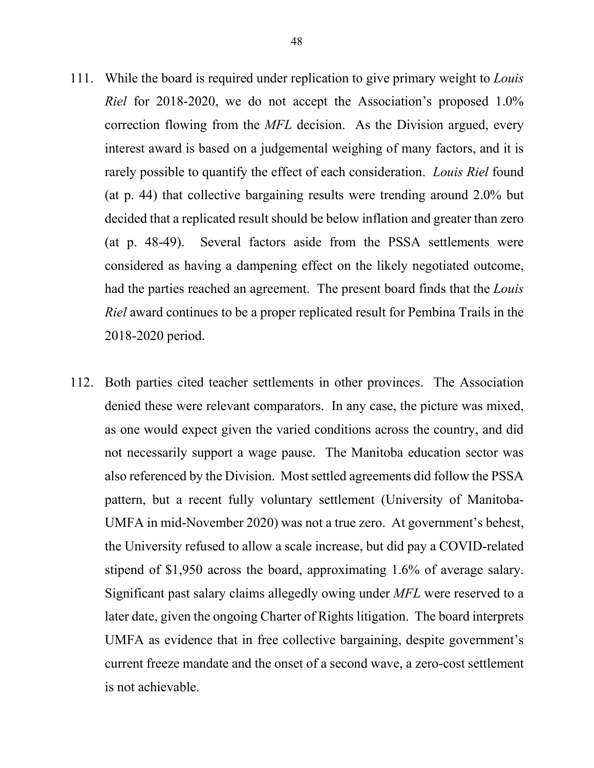111. While the board is required under replication to give primary weight to *Louis Riel* for 2018-2020, we do not accept the Association's proposed 1.0% correction flowing from the *MFL* decision. As the Division argued, every interest award is based on a judgemental weighing of many factors, and it is rarely possible to quantify the effect of each consideration. *Louis Riel* found (at p. 44) that collective bargaining results were trending around 2.0% but decided that a replicated result should be below inflation and greater than zero (at p. 48-49). Several factors aside from the PSSA settlements were considered as having a dampening effect on the likely negotiated outcome, had the parties reached an agreement. The present board finds that the *Louis Riel* award continues to be a proper replicated result for Pembina Trails in the 2018-2020 period.

112. Both parties cited teacher settlements in other provinces. The Association denied these were relevant comparators. In any case, the picture was mixed, as one would expect given the varied conditions across the country, and did not necessarily support a wage pause. The Manitoba education sector was also referenced by the Division. Most settled agreements did follow the PSSA pattern, but a recent fully voluntary settlement (University of Manitoba-UMFA in mid-November 2020) was not a true zero. At government's behest, the University refused to allow a scale increase, but did pay a COVID-related stipend of $1,950 across the board, approximating 1.6% of average salary. Significant past salary claims allegedly owing under *MFL* were reserved to a later date, given the ongoing Charter of Rights litigation. The board interprets UMFA as evidence that in free collective bargaining, despite government's current freeze mandate and the onset of a second wave, a zero-cost settlement is not achievable.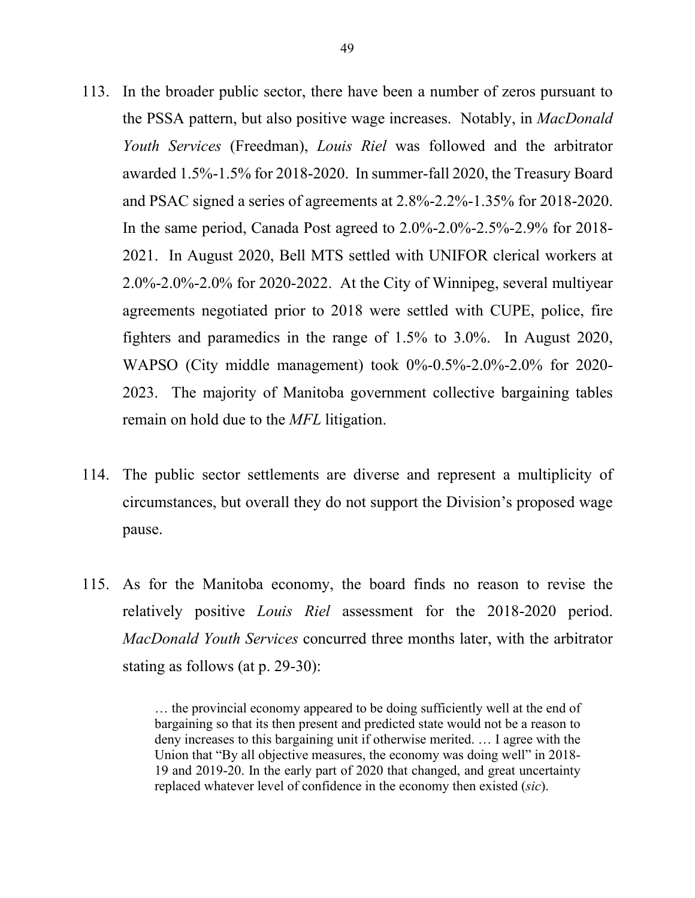113. In the broader public sector, there have been a number of zeros pursuant to the PSSA pattern, but also positive wage increases. Notably, in *MacDonald Youth Services* (Freedman), *Louis Riel* was followed and the arbitrator awarded 1.5%-1.5% for 2018-2020. In summer-fall 2020, the Treasury Board and PSAC signed a series of agreements at 2.8%-2.2%-1.35% for 2018-2020. In the same period, Canada Post agreed to 2.0%-2.0%-2.5%-2.9% for 2018-2021. In August 2020, Bell MTS settled with UNIFOR clerical workers at 2.0%-2.0%-2.0% for 2020-2022. At the City of Winnipeg, several multiyear agreements negotiated prior to 2018 were settled with CUPE, police, fire fighters and paramedics in the range of 1.5% to 3.0%. In August 2020, WAPSO (City middle management) took 0%-0.5%-2.0%-2.0% for 2020-2023. The majority of Manitoba government collective bargaining tables remain on hold due to the *MFL* litigation.

114. The public sector settlements are diverse and represent a multiplicity of circumstances, but overall they do not support the Division's proposed wage pause.

115. As for the Manitoba economy, the board finds no reason to revise the relatively positive *Louis Riel* assessment for the 2018-2020 period. *MacDonald Youth Services* concurred three months later, with the arbitrator stating as follows (at p. 29-30):

> … the provincial economy appeared to be doing sufficiently well at the end of bargaining so that its then present and predicted state would not be a reason to deny increases to this bargaining unit if otherwise merited. … I agree with the Union that "By all objective measures, the economy was doing well" in 2018-19 and 2019-20. In the early part of 2020 that changed, and great uncertainty replaced whatever level of confidence in the economy then existed (*sic*).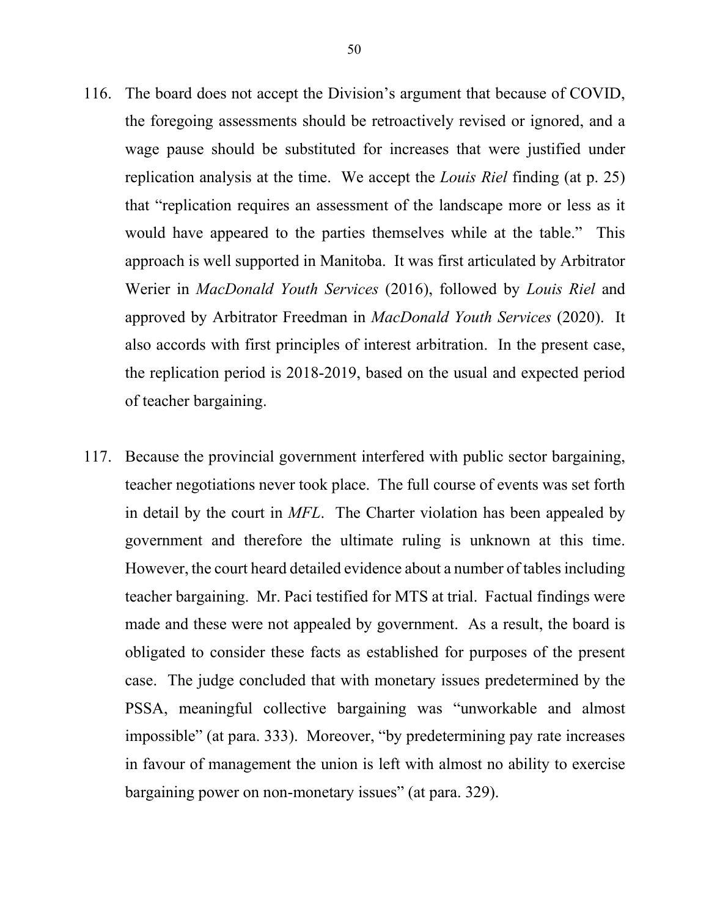116. The board does not accept the Division's argument that because of COVID, the foregoing assessments should be retroactively revised or ignored, and a wage pause should be substituted for increases that were justified under replication analysis at the time. We accept the *Louis Riel* finding (at p. 25) that "replication requires an assessment of the landscape more or less as it would have appeared to the parties themselves while at the table." This approach is well supported in Manitoba. It was first articulated by Arbitrator Werier in *MacDonald Youth Services* (2016), followed by *Louis Riel* and approved by Arbitrator Freedman in *MacDonald Youth Services* (2020). It also accords with first principles of interest arbitration. In the present case, the replication period is 2018-2019, based on the usual and expected period of teacher bargaining.

117. Because the provincial government interfered with public sector bargaining, teacher negotiations never took place. The full course of events was set forth in detail by the court in *MFL*. The Charter violation has been appealed by government and therefore the ultimate ruling is unknown at this time. However, the court heard detailed evidence about a number of tables including teacher bargaining. Mr. Paci testified for MTS at trial. Factual findings were made and these were not appealed by government. As a result, the board is obligated to consider these facts as established for purposes of the present case. The judge concluded that with monetary issues predetermined by the PSSA, meaningful collective bargaining was "unworkable and almost impossible" (at para. 333). Moreover, "by predetermining pay rate increases in favour of management the union is left with almost no ability to exercise bargaining power on non-monetary issues" (at para. 329).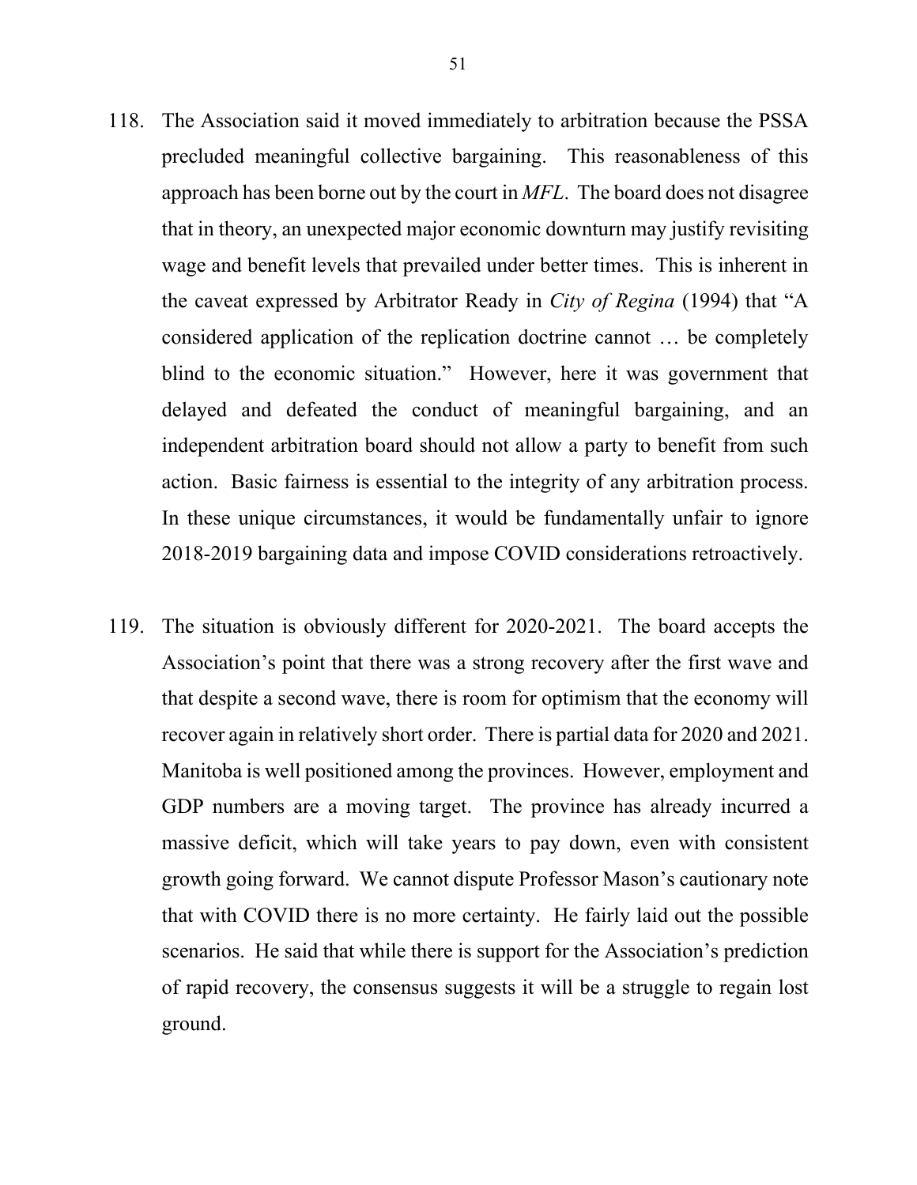118. The Association said it moved immediately to arbitration because the PSSA precluded meaningful collective bargaining. This reasonableness of this approach has been borne out by the court in *MFL*. The board does not disagree that in theory, an unexpected major economic downturn may justify revisiting wage and benefit levels that prevailed under better times. This is inherent in the caveat expressed by Arbitrator Ready in *City of Regina* (1994) that "A considered application of the replication doctrine cannot … be completely blind to the economic situation." However, here it was government that delayed and defeated the conduct of meaningful bargaining, and an independent arbitration board should not allow a party to benefit from such action. Basic fairness is essential to the integrity of any arbitration process. In these unique circumstances, it would be fundamentally unfair to ignore 2018-2019 bargaining data and impose COVID considerations retroactively.

119. The situation is obviously different for 2020-2021. The board accepts the Association's point that there was a strong recovery after the first wave and that despite a second wave, there is room for optimism that the economy will recover again in relatively short order. There is partial data for 2020 and 2021. Manitoba is well positioned among the provinces. However, employment and GDP numbers are a moving target. The province has already incurred a massive deficit, which will take years to pay down, even with consistent growth going forward. We cannot dispute Professor Mason's cautionary note that with COVID there is no more certainty. He fairly laid out the possible scenarios. He said that while there is support for the Association's prediction of rapid recovery, the consensus suggests it will be a struggle to regain lost ground.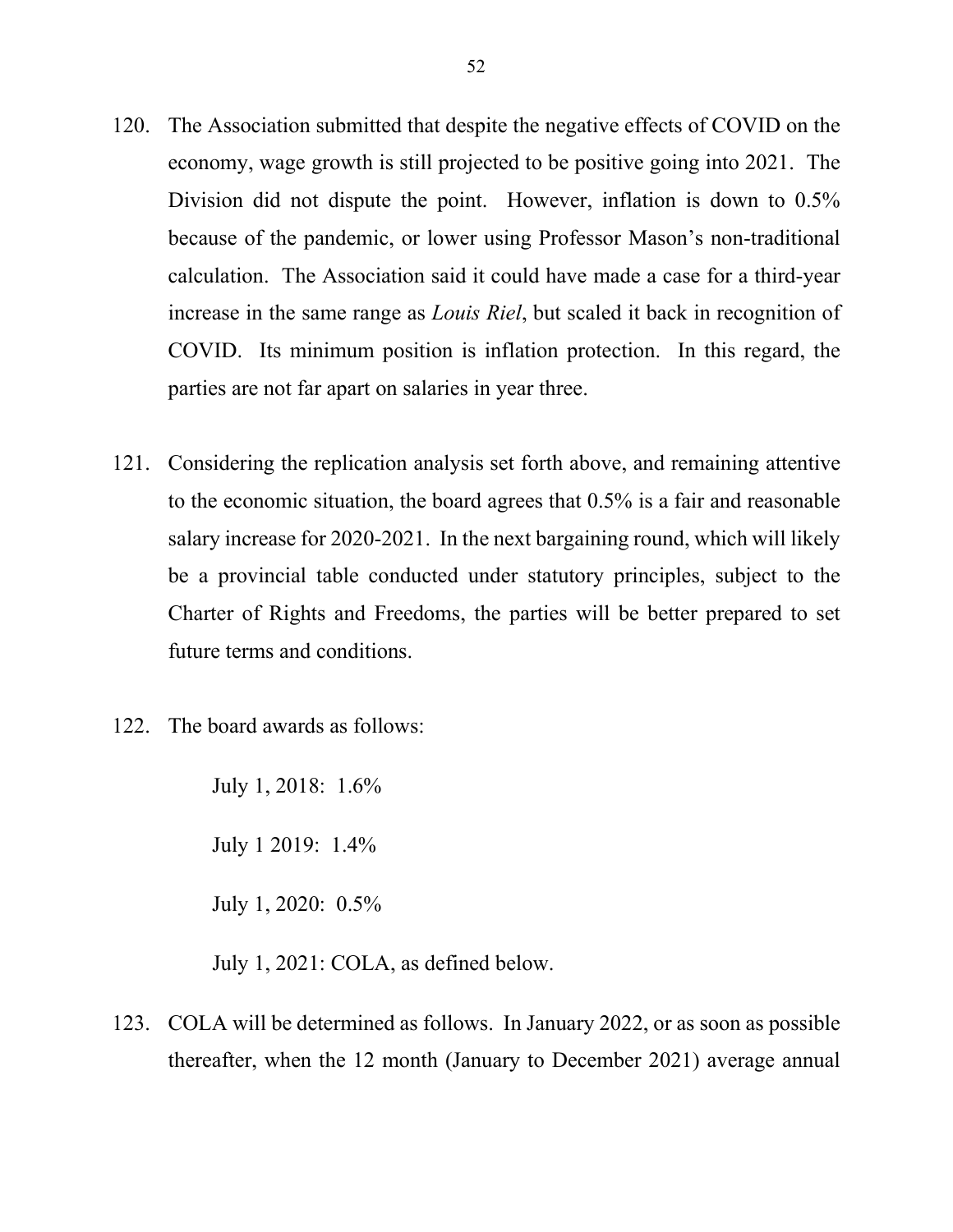120. The Association submitted that despite the negative effects of COVID on the economy, wage growth is still projected to be positive going into 2021. The Division did not dispute the point. However, inflation is down to 0.5% because of the pandemic, or lower using Professor Mason's non-traditional calculation. The Association said it could have made a case for a third-year increase in the same range as *Louis Riel*, but scaled it back in recognition of COVID. Its minimum position is inflation protection. In this regard, the parties are not far apart on salaries in year three.

121. Considering the replication analysis set forth above, and remaining attentive to the economic situation, the board agrees that 0.5% is a fair and reasonable salary increase for 2020-2021. In the next bargaining round, which will likely be a provincial table conducted under statutory principles, subject to the Charter of Rights and Freedoms, the parties will be better prepared to set future terms and conditions.

122. The board awards as follows:

    July 1, 2018: 1.6%

    July 1 2019: 1.4%

    July 1, 2020: 0.5%

    July 1, 2021: COLA, as defined below.

123. COLA will be determined as follows. In January 2022, or as soon as possible thereafter, when the 12 month (January to December 2021) average annual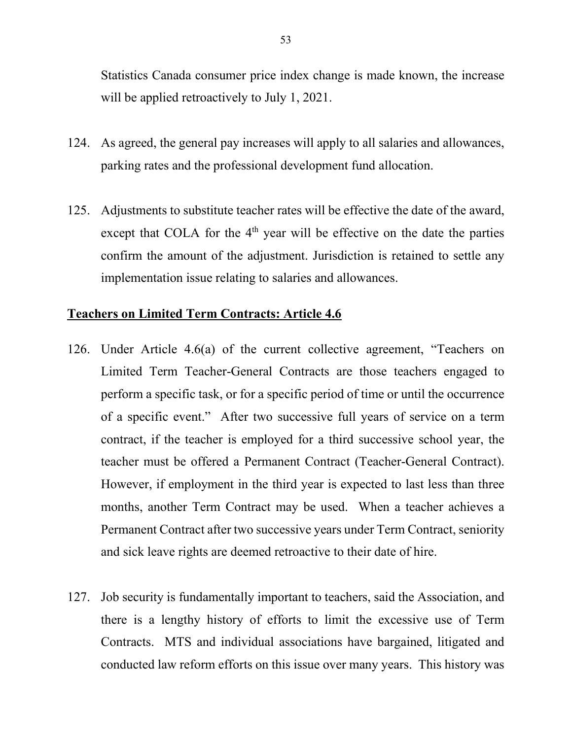Statistics Canada consumer price index change is made known, the increase will be applied retroactively to July 1, 2021.

124. As agreed, the general pay increases will apply to all salaries and allowances, parking rates and the professional development fund allocation.

125. Adjustments to substitute teacher rates will be effective the date of the award, except that COLA for the 4th year will be effective on the date the parties confirm the amount of the adjustment. Jurisdiction is retained to settle any implementation issue relating to salaries and allowances.

**Teachers on Limited Term Contracts: Article 4.6**

126. Under Article 4.6(a) of the current collective agreement, "Teachers on Limited Term Teacher-General Contracts are those teachers engaged to perform a specific task, or for a specific period of time or until the occurrence of a specific event." After two successive full years of service on a term contract, if the teacher is employed for a third successive school year, the teacher must be offered a Permanent Contract (Teacher-General Contract). However, if employment in the third year is expected to last less than three months, another Term Contract may be used. When a teacher achieves a Permanent Contract after two successive years under Term Contract, seniority and sick leave rights are deemed retroactive to their date of hire.

127. Job security is fundamentally important to teachers, said the Association, and there is a lengthy history of efforts to limit the excessive use of Term Contracts. MTS and individual associations have bargained, litigated and conducted law reform efforts on this issue over many years. This history was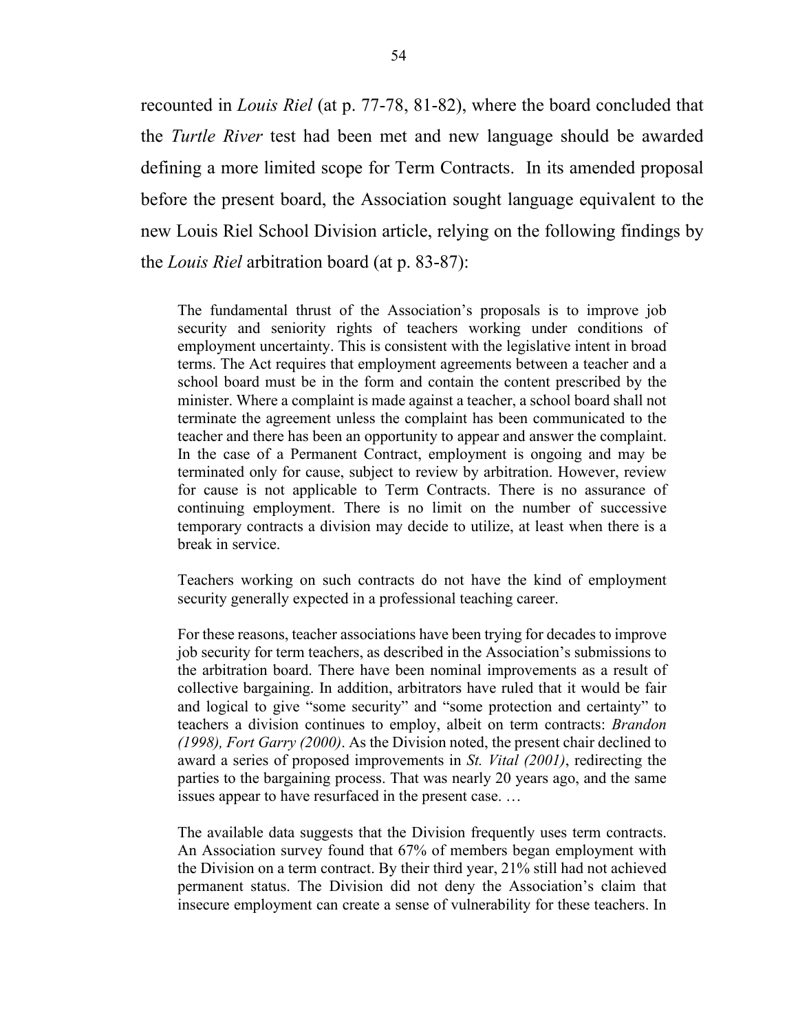recounted in *Louis Riel* (at p. 77-78, 81-82), where the board concluded that the *Turtle River* test had been met and new language should be awarded defining a more limited scope for Term Contracts. In its amended proposal before the present board, the Association sought language equivalent to the new Louis Riel School Division article, relying on the following findings by the *Louis Riel* arbitration board (at p. 83-87):

> The fundamental thrust of the Association's proposals is to improve job security and seniority rights of teachers working under conditions of employment uncertainty. This is consistent with the legislative intent in broad terms. The Act requires that employment agreements between a teacher and a school board must be in the form and contain the content prescribed by the minister. Where a complaint is made against a teacher, a school board shall not terminate the agreement unless the complaint has been communicated to the teacher and there has been an opportunity to appear and answer the complaint. In the case of a Permanent Contract, employment is ongoing and may be terminated only for cause, subject to review by arbitration. However, review for cause is not applicable to Term Contracts. There is no assurance of continuing employment. There is no limit on the number of successive temporary contracts a division may decide to utilize, at least when there is a break in service.
>
> Teachers working on such contracts do not have the kind of employment security generally expected in a professional teaching career.
>
> For these reasons, teacher associations have been trying for decades to improve job security for term teachers, as described in the Association's submissions to the arbitration board. There have been nominal improvements as a result of collective bargaining. In addition, arbitrators have ruled that it would be fair and logical to give "some security" and "some protection and certainty" to teachers a division continues to employ, albeit on term contracts: *Brandon (1998), Fort Garry (2000)*. As the Division noted, the present chair declined to award a series of proposed improvements in *St. Vital (2001)*, redirecting the parties to the bargaining process. That was nearly 20 years ago, and the same issues appear to have resurfaced in the present case. …
>
> The available data suggests that the Division frequently uses term contracts. An Association survey found that 67% of members began employment with the Division on a term contract. By their third year, 21% still had not achieved permanent status. The Division did not deny the Association's claim that insecure employment can create a sense of vulnerability for these teachers. In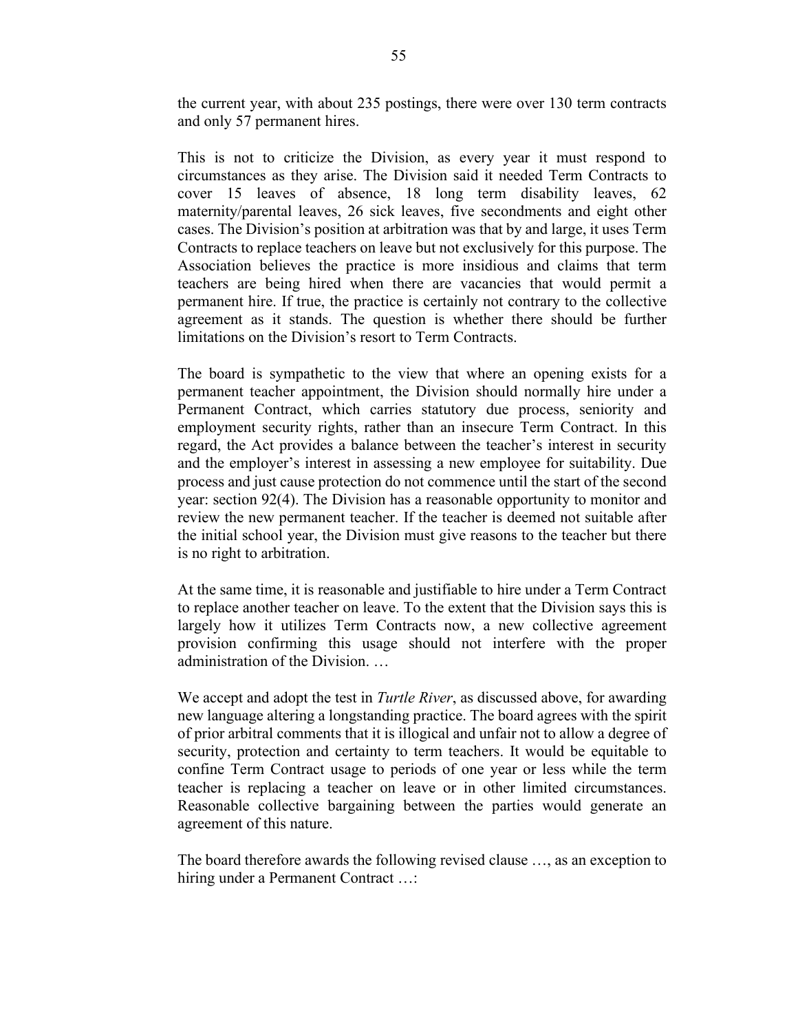the current year, with about 235 postings, there were over 130 term contracts and only 57 permanent hires.

This is not to criticize the Division, as every year it must respond to circumstances as they arise. The Division said it needed Term Contracts to cover 15 leaves of absence, 18 long term disability leaves, 62 maternity/parental leaves, 26 sick leaves, five secondments and eight other cases. The Division's position at arbitration was that by and large, it uses Term Contracts to replace teachers on leave but not exclusively for this purpose. The Association believes the practice is more insidious and claims that term teachers are being hired when there are vacancies that would permit a permanent hire. If true, the practice is certainly not contrary to the collective agreement as it stands. The question is whether there should be further limitations on the Division's resort to Term Contracts.

The board is sympathetic to the view that where an opening exists for a permanent teacher appointment, the Division should normally hire under a Permanent Contract, which carries statutory due process, seniority and employment security rights, rather than an insecure Term Contract. In this regard, the Act provides a balance between the teacher's interest in security and the employer's interest in assessing a new employee for suitability. Due process and just cause protection do not commence until the start of the second year: section 92(4). The Division has a reasonable opportunity to monitor and review the new permanent teacher. If the teacher is deemed not suitable after the initial school year, the Division must give reasons to the teacher but there is no right to arbitration.

At the same time, it is reasonable and justifiable to hire under a Term Contract to replace another teacher on leave. To the extent that the Division says this is largely how it utilizes Term Contracts now, a new collective agreement provision confirming this usage should not interfere with the proper administration of the Division. …

We accept and adopt the test in *Turtle River*, as discussed above, for awarding new language altering a longstanding practice. The board agrees with the spirit of prior arbitral comments that it is illogical and unfair not to allow a degree of security, protection and certainty to term teachers. It would be equitable to confine Term Contract usage to periods of one year or less while the term teacher is replacing a teacher on leave or in other limited circumstances. Reasonable collective bargaining between the parties would generate an agreement of this nature.

The board therefore awards the following revised clause …, as an exception to hiring under a Permanent Contract …: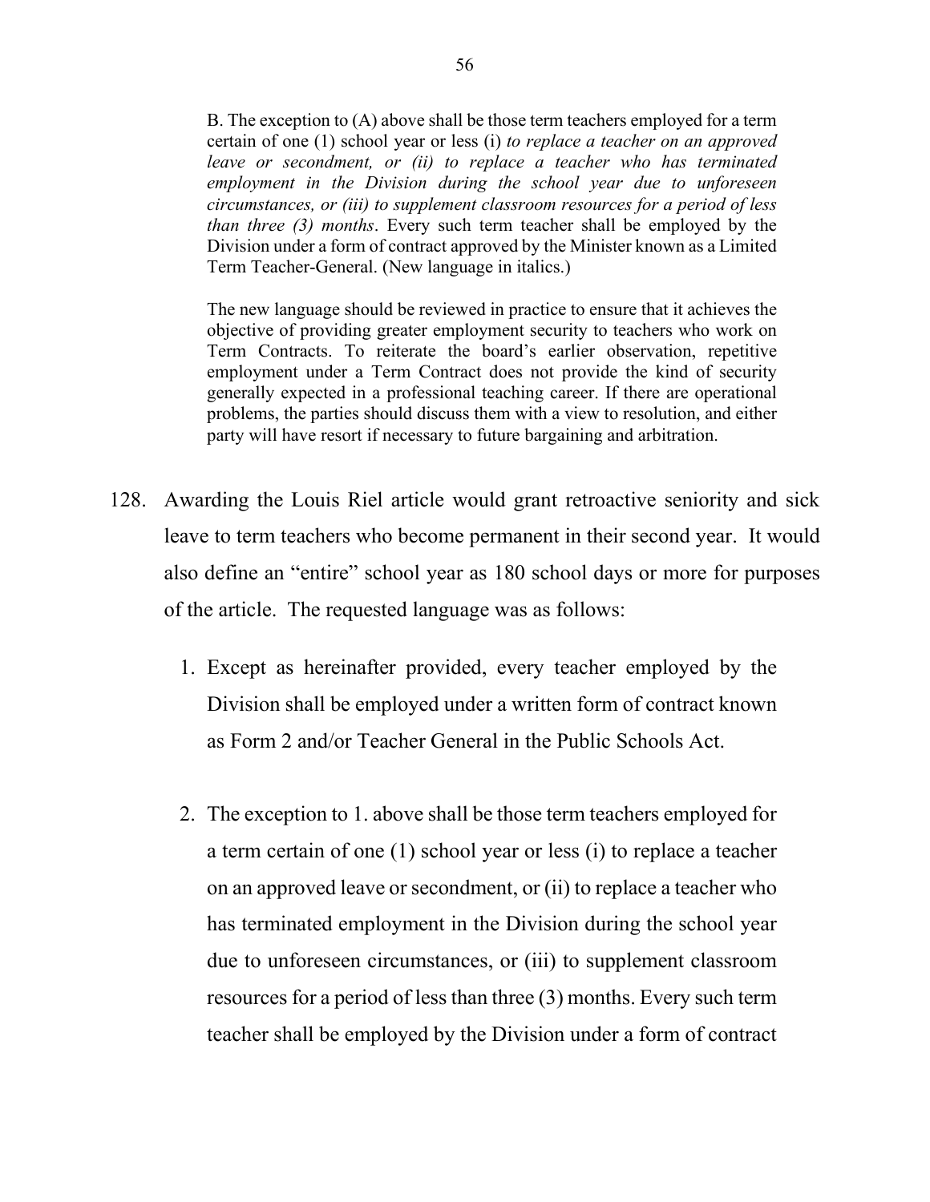> B. The exception to (A) above shall be those term teachers employed for a term certain of one (1) school year or less (i) *to replace a teacher on an approved leave or secondment, or (ii) to replace a teacher who has terminated employment in the Division during the school year due to unforeseen circumstances, or (iii) to supplement classroom resources for a period of less than three (3) months*. Every such term teacher shall be employed by the Division under a form of contract approved by the Minister known as a Limited Term Teacher-General. (New language in italics.)
>
> The new language should be reviewed in practice to ensure that it achieves the objective of providing greater employment security to teachers who work on Term Contracts. To reiterate the board's earlier observation, repetitive employment under a Term Contract does not provide the kind of security generally expected in a professional teaching career. If there are operational problems, the parties should discuss them with a view to resolution, and either party will have resort if necessary to future bargaining and arbitration.

128. Awarding the Louis Riel article would grant retroactive seniority and sick leave to term teachers who become permanent in their second year. It would also define an "entire" school year as 180 school days or more for purposes of the article. The requested language was as follows:

    1. Except as hereinafter provided, every teacher employed by the Division shall be employed under a written form of contract known as Form 2 and/or Teacher General in the Public Schools Act.

    2. The exception to 1. above shall be those term teachers employed for a term certain of one (1) school year or less (i) to replace a teacher on an approved leave or secondment, or (ii) to replace a teacher who has terminated employment in the Division during the school year due to unforeseen circumstances, or (iii) to supplement classroom resources for a period of less than three (3) months. Every such term teacher shall be employed by the Division under a form of contract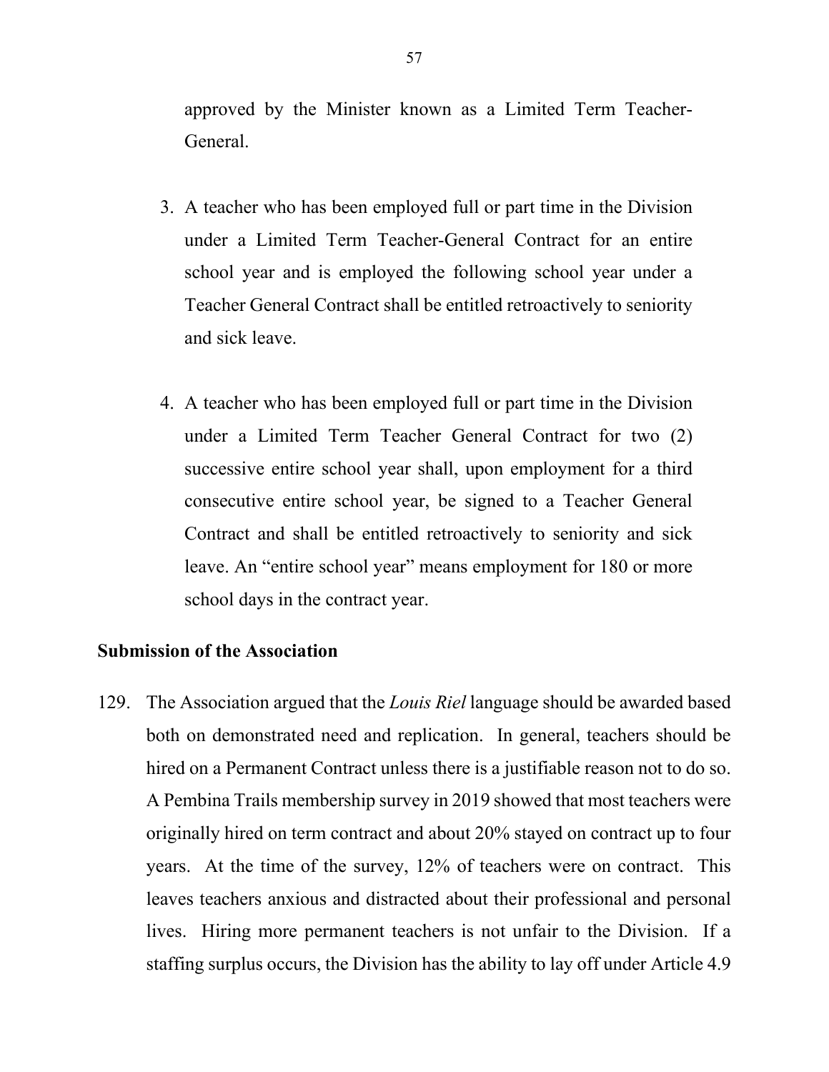approved by the Minister known as a Limited Term Teacher-General.

3. A teacher who has been employed full or part time in the Division under a Limited Term Teacher-General Contract for an entire school year and is employed the following school year under a Teacher General Contract shall be entitled retroactively to seniority and sick leave.

4. A teacher who has been employed full or part time in the Division under a Limited Term Teacher General Contract for two (2) successive entire school year shall, upon employment for a third consecutive entire school year, be signed to a Teacher General Contract and shall be entitled retroactively to seniority and sick leave. An "entire school year" means employment for 180 or more school days in the contract year.

**Submission of the Association**

129. The Association argued that the *Louis Riel* language should be awarded based both on demonstrated need and replication. In general, teachers should be hired on a Permanent Contract unless there is a justifiable reason not to do so. A Pembina Trails membership survey in 2019 showed that most teachers were originally hired on term contract and about 20% stayed on contract up to four years. At the time of the survey, 12% of teachers were on contract. This leaves teachers anxious and distracted about their professional and personal lives. Hiring more permanent teachers is not unfair to the Division. If a staffing surplus occurs, the Division has the ability to lay off under Article 4.9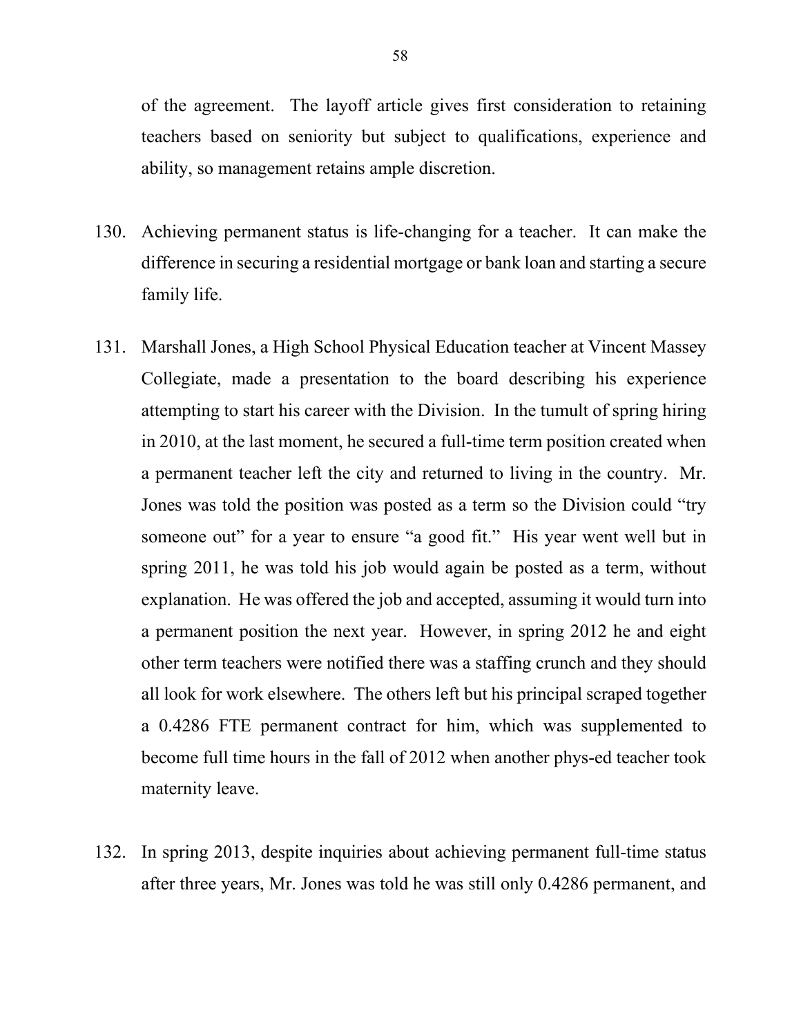of the agreement. The layoff article gives first consideration to retaining teachers based on seniority but subject to qualifications, experience and ability, so management retains ample discretion.

130. Achieving permanent status is life-changing for a teacher. It can make the difference in securing a residential mortgage or bank loan and starting a secure family life.

131. Marshall Jones, a High School Physical Education teacher at Vincent Massey Collegiate, made a presentation to the board describing his experience attempting to start his career with the Division. In the tumult of spring hiring in 2010, at the last moment, he secured a full-time term position created when a permanent teacher left the city and returned to living in the country. Mr. Jones was told the position was posted as a term so the Division could "try someone out" for a year to ensure "a good fit." His year went well but in spring 2011, he was told his job would again be posted as a term, without explanation. He was offered the job and accepted, assuming it would turn into a permanent position the next year. However, in spring 2012 he and eight other term teachers were notified there was a staffing crunch and they should all look for work elsewhere. The others left but his principal scraped together a 0.4286 FTE permanent contract for him, which was supplemented to become full time hours in the fall of 2012 when another phys-ed teacher took maternity leave.

132. In spring 2013, despite inquiries about achieving permanent full-time status after three years, Mr. Jones was told he was still only 0.4286 permanent, and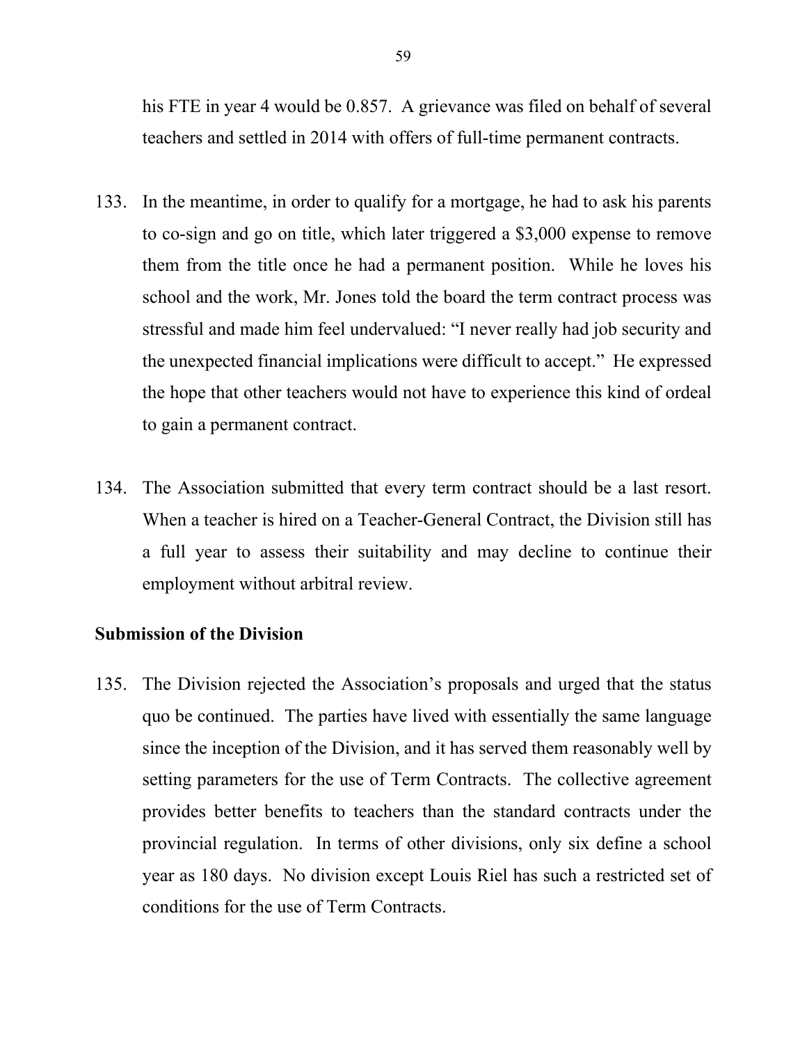his FTE in year 4 would be 0.857. A grievance was filed on behalf of several teachers and settled in 2014 with offers of full-time permanent contracts.

133. In the meantime, in order to qualify for a mortgage, he had to ask his parents to co-sign and go on title, which later triggered a $3,000 expense to remove them from the title once he had a permanent position. While he loves his school and the work, Mr. Jones told the board the term contract process was stressful and made him feel undervalued: "I never really had job security and the unexpected financial implications were difficult to accept." He expressed the hope that other teachers would not have to experience this kind of ordeal to gain a permanent contract.

134. The Association submitted that every term contract should be a last resort. When a teacher is hired on a Teacher-General Contract, the Division still has a full year to assess their suitability and may decline to continue their employment without arbitral review.

**Submission of the Division**

135. The Division rejected the Association's proposals and urged that the status quo be continued. The parties have lived with essentially the same language since the inception of the Division, and it has served them reasonably well by setting parameters for the use of Term Contracts. The collective agreement provides better benefits to teachers than the standard contracts under the provincial regulation. In terms of other divisions, only six define a school year as 180 days. No division except Louis Riel has such a restricted set of conditions for the use of Term Contracts.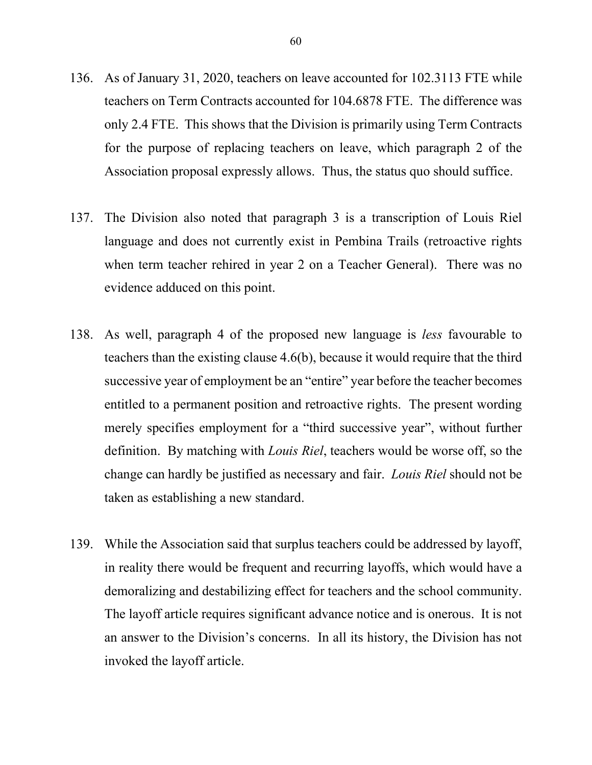136. As of January 31, 2020, teachers on leave accounted for 102.3113 FTE while teachers on Term Contracts accounted for 104.6878 FTE. The difference was only 2.4 FTE. This shows that the Division is primarily using Term Contracts for the purpose of replacing teachers on leave, which paragraph 2 of the Association proposal expressly allows. Thus, the status quo should suffice.

137. The Division also noted that paragraph 3 is a transcription of Louis Riel language and does not currently exist in Pembina Trails (retroactive rights when term teacher rehired in year 2 on a Teacher General). There was no evidence adduced on this point.

138. As well, paragraph 4 of the proposed new language is *less* favourable to teachers than the existing clause 4.6(b), because it would require that the third successive year of employment be an "entire" year before the teacher becomes entitled to a permanent position and retroactive rights. The present wording merely specifies employment for a "third successive year", without further definition. By matching with *Louis Riel*, teachers would be worse off, so the change can hardly be justified as necessary and fair. *Louis Riel* should not be taken as establishing a new standard.

139. While the Association said that surplus teachers could be addressed by layoff, in reality there would be frequent and recurring layoffs, which would have a demoralizing and destabilizing effect for teachers and the school community. The layoff article requires significant advance notice and is onerous. It is not an answer to the Division's concerns. In all its history, the Division has not invoked the layoff article.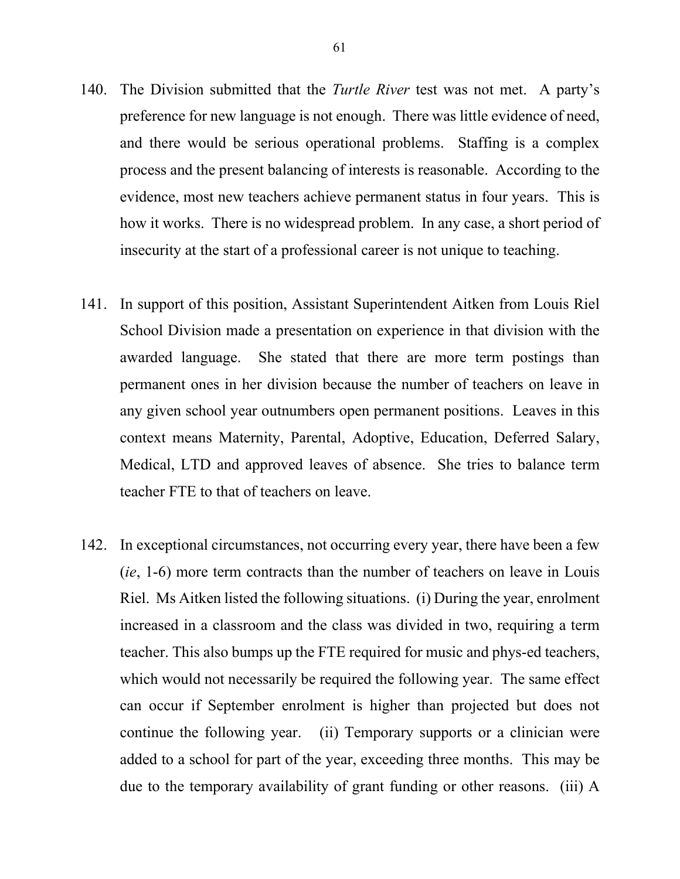140. The Division submitted that the *Turtle River* test was not met. A party's preference for new language is not enough. There was little evidence of need, and there would be serious operational problems. Staffing is a complex process and the present balancing of interests is reasonable. According to the evidence, most new teachers achieve permanent status in four years. This is how it works. There is no widespread problem. In any case, a short period of insecurity at the start of a professional career is not unique to teaching.

141. In support of this position, Assistant Superintendent Aitken from Louis Riel School Division made a presentation on experience in that division with the awarded language. She stated that there are more term postings than permanent ones in her division because the number of teachers on leave in any given school year outnumbers open permanent positions. Leaves in this context means Maternity, Parental, Adoptive, Education, Deferred Salary, Medical, LTD and approved leaves of absence. She tries to balance term teacher FTE to that of teachers on leave.

142. In exceptional circumstances, not occurring every year, there have been a few (*ie*, 1-6) more term contracts than the number of teachers on leave in Louis Riel. Ms Aitken listed the following situations. (i) During the year, enrolment increased in a classroom and the class was divided in two, requiring a term teacher. This also bumps up the FTE required for music and phys-ed teachers, which would not necessarily be required the following year. The same effect can occur if September enrolment is higher than projected but does not continue the following year. (ii) Temporary supports or a clinician were added to a school for part of the year, exceeding three months. This may be due to the temporary availability of grant funding or other reasons. (iii) A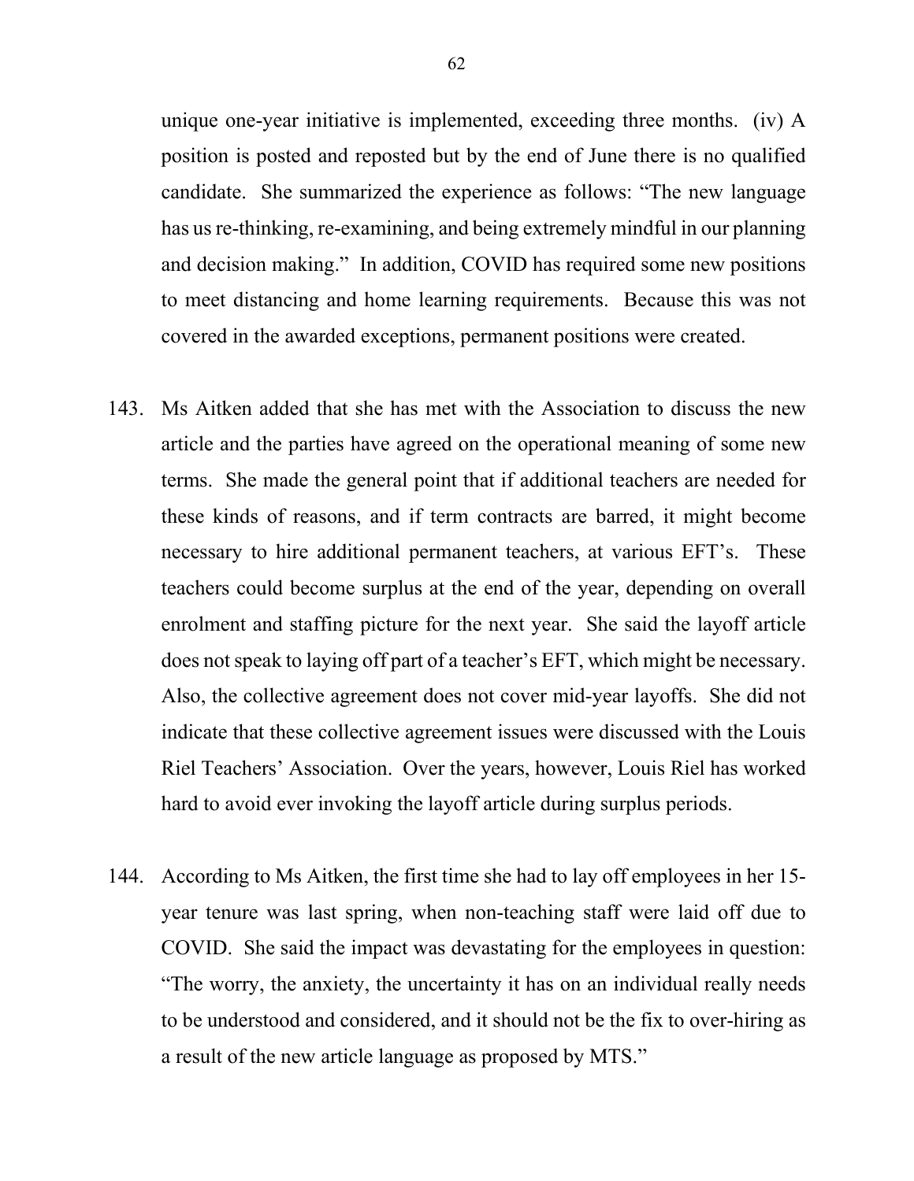unique one-year initiative is implemented, exceeding three months. (iv) A position is posted and reposted but by the end of June there is no qualified candidate. She summarized the experience as follows: "The new language has us re-thinking, re-examining, and being extremely mindful in our planning and decision making." In addition, COVID has required some new positions to meet distancing and home learning requirements. Because this was not covered in the awarded exceptions, permanent positions were created.

143. Ms Aitken added that she has met with the Association to discuss the new article and the parties have agreed on the operational meaning of some new terms. She made the general point that if additional teachers are needed for these kinds of reasons, and if term contracts are barred, it might become necessary to hire additional permanent teachers, at various EFT's. These teachers could become surplus at the end of the year, depending on overall enrolment and staffing picture for the next year. She said the layoff article does not speak to laying off part of a teacher's EFT, which might be necessary. Also, the collective agreement does not cover mid-year layoffs. She did not indicate that these collective agreement issues were discussed with the Louis Riel Teachers' Association. Over the years, however, Louis Riel has worked hard to avoid ever invoking the layoff article during surplus periods.

144. According to Ms Aitken, the first time she had to lay off employees in her 15-year tenure was last spring, when non-teaching staff were laid off due to COVID. She said the impact was devastating for the employees in question: "The worry, the anxiety, the uncertainty it has on an individual really needs to be understood and considered, and it should not be the fix to over-hiring as a result of the new article language as proposed by MTS."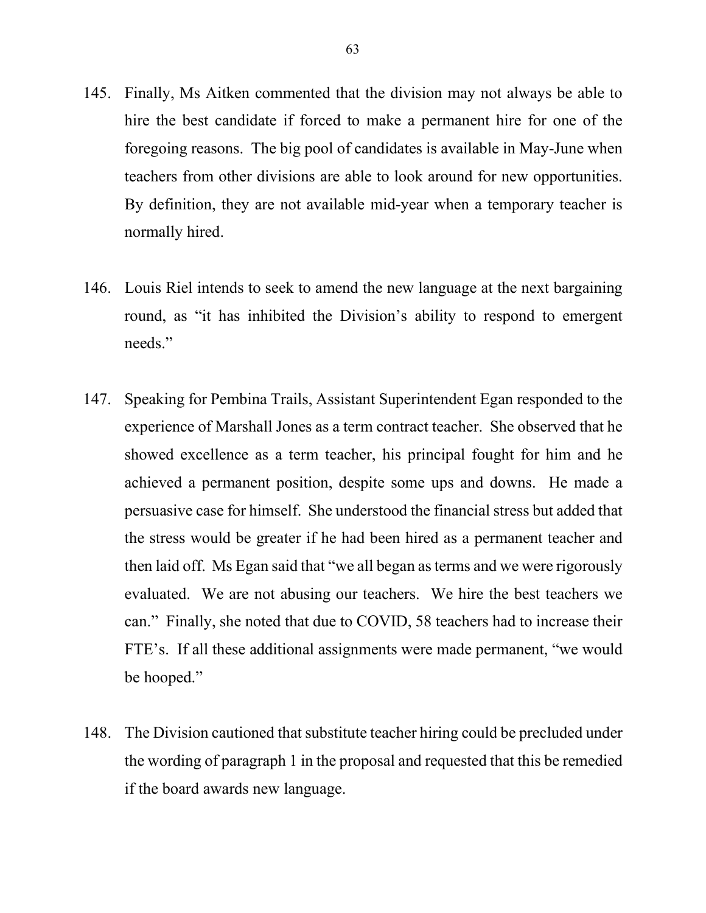145. Finally, Ms Aitken commented that the division may not always be able to hire the best candidate if forced to make a permanent hire for one of the foregoing reasons. The big pool of candidates is available in May-June when teachers from other divisions are able to look around for new opportunities. By definition, they are not available mid-year when a temporary teacher is normally hired.

146. Louis Riel intends to seek to amend the new language at the next bargaining round, as "it has inhibited the Division's ability to respond to emergent needs."

147. Speaking for Pembina Trails, Assistant Superintendent Egan responded to the experience of Marshall Jones as a term contract teacher. She observed that he showed excellence as a term teacher, his principal fought for him and he achieved a permanent position, despite some ups and downs. He made a persuasive case for himself. She understood the financial stress but added that the stress would be greater if he had been hired as a permanent teacher and then laid off. Ms Egan said that "we all began as terms and we were rigorously evaluated. We are not abusing our teachers. We hire the best teachers we can." Finally, she noted that due to COVID, 58 teachers had to increase their FTE's. If all these additional assignments were made permanent, "we would be hooped."

148. The Division cautioned that substitute teacher hiring could be precluded under the wording of paragraph 1 in the proposal and requested that this be remedied if the board awards new language.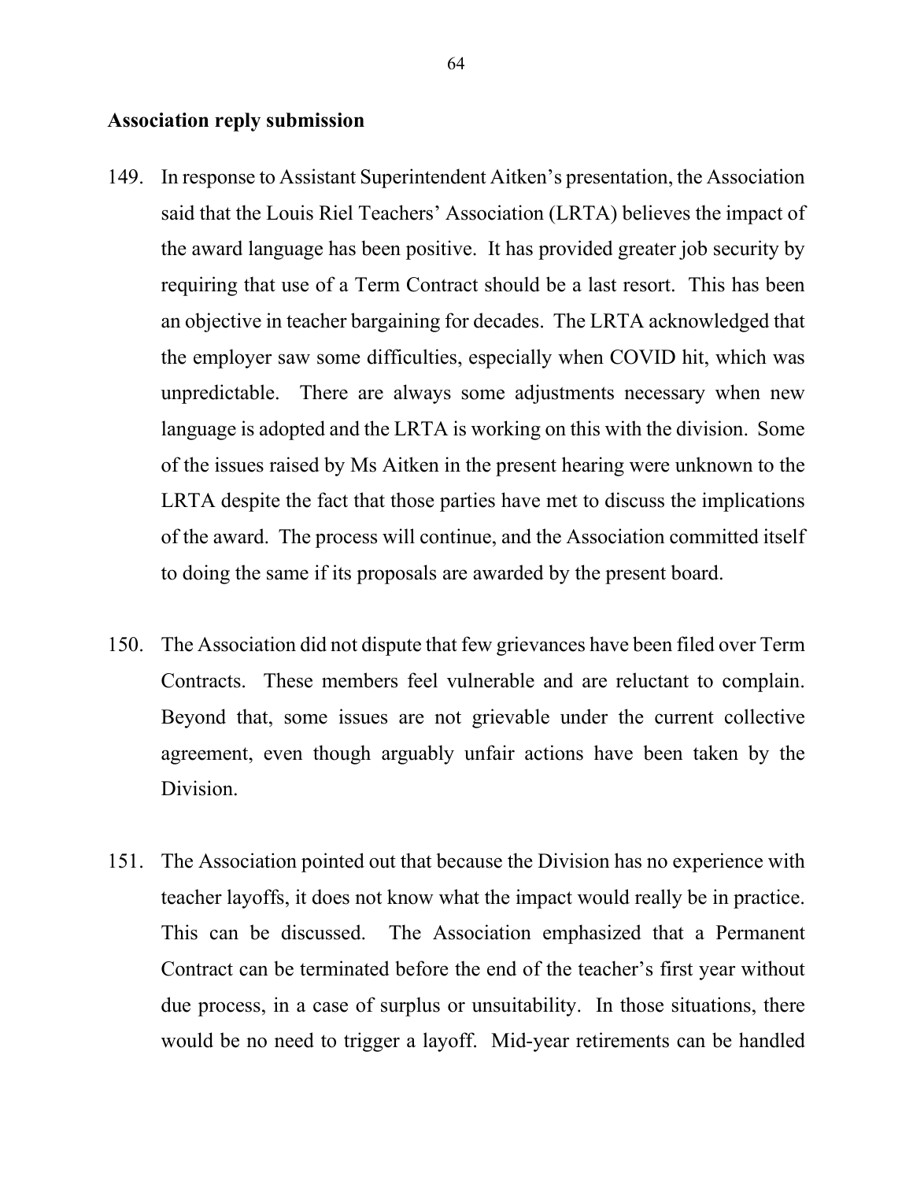**Association reply submission**

149. In response to Assistant Superintendent Aitken's presentation, the Association said that the Louis Riel Teachers' Association (LRTA) believes the impact of the award language has been positive. It has provided greater job security by requiring that use of a Term Contract should be a last resort. This has been an objective in teacher bargaining for decades. The LRTA acknowledged that the employer saw some difficulties, especially when COVID hit, which was unpredictable. There are always some adjustments necessary when new language is adopted and the LRTA is working on this with the division. Some of the issues raised by Ms Aitken in the present hearing were unknown to the LRTA despite the fact that those parties have met to discuss the implications of the award. The process will continue, and the Association committed itself to doing the same if its proposals are awarded by the present board.

150. The Association did not dispute that few grievances have been filed over Term Contracts. These members feel vulnerable and are reluctant to complain. Beyond that, some issues are not grievable under the current collective agreement, even though arguably unfair actions have been taken by the Division.

151. The Association pointed out that because the Division has no experience with teacher layoffs, it does not know what the impact would really be in practice. This can be discussed. The Association emphasized that a Permanent Contract can be terminated before the end of the teacher's first year without due process, in a case of surplus or unsuitability. In those situations, there would be no need to trigger a layoff. Mid-year retirements can be handled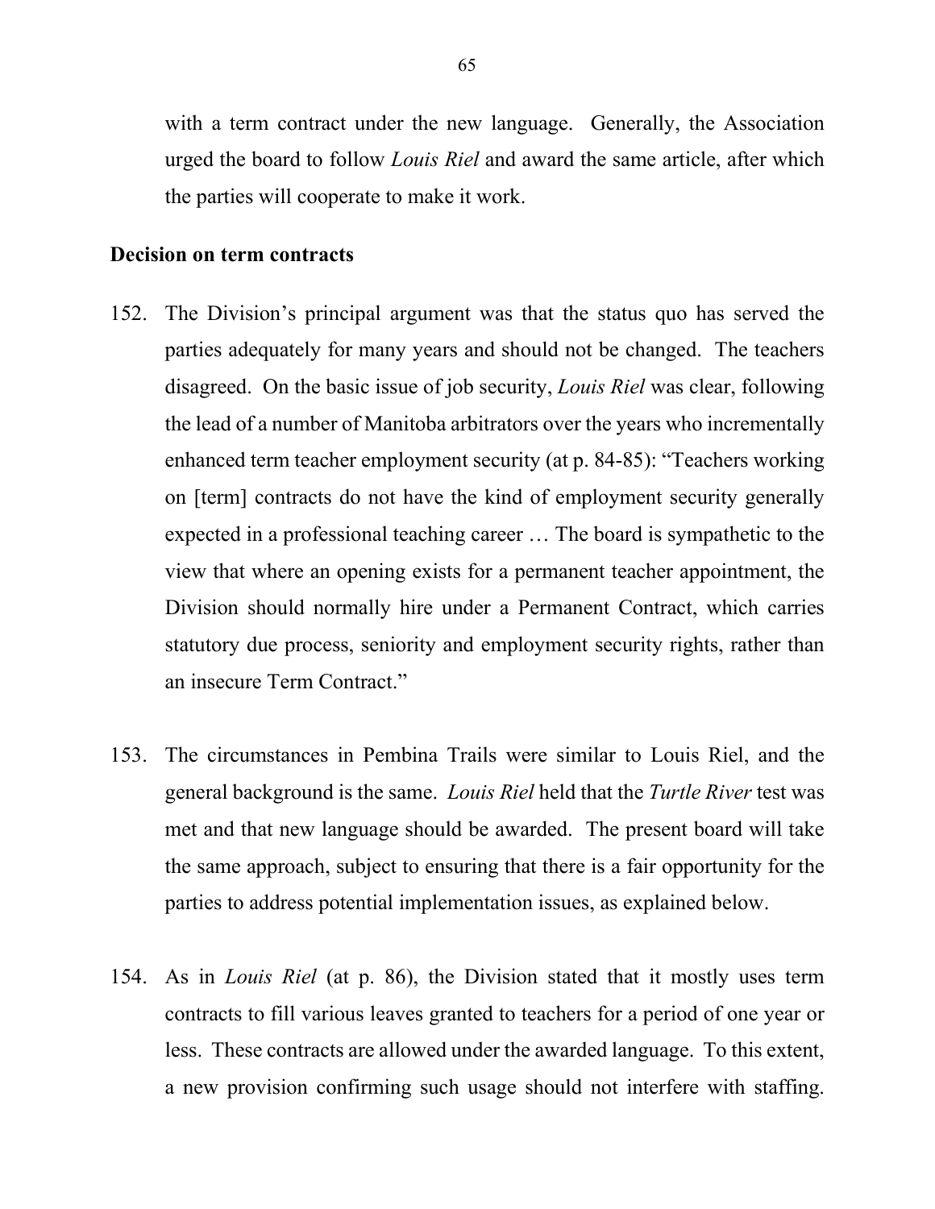with a term contract under the new language. Generally, the Association urged the board to follow *Louis Riel* and award the same article, after which the parties will cooperate to make it work.

**Decision on term contracts**

152. The Division's principal argument was that the status quo has served the parties adequately for many years and should not be changed. The teachers disagreed. On the basic issue of job security, *Louis Riel* was clear, following the lead of a number of Manitoba arbitrators over the years who incrementally enhanced term teacher employment security (at p. 84-85): "Teachers working on [term] contracts do not have the kind of employment security generally expected in a professional teaching career … The board is sympathetic to the view that where an opening exists for a permanent teacher appointment, the Division should normally hire under a Permanent Contract, which carries statutory due process, seniority and employment security rights, rather than an insecure Term Contract."

153. The circumstances in Pembina Trails were similar to Louis Riel, and the general background is the same. *Louis Riel* held that the *Turtle River* test was met and that new language should be awarded. The present board will take the same approach, subject to ensuring that there is a fair opportunity for the parties to address potential implementation issues, as explained below.

154. As in *Louis Riel* (at p. 86), the Division stated that it mostly uses term contracts to fill various leaves granted to teachers for a period of one year or less. These contracts are allowed under the awarded language. To this extent, a new provision confirming such usage should not interfere with staffing.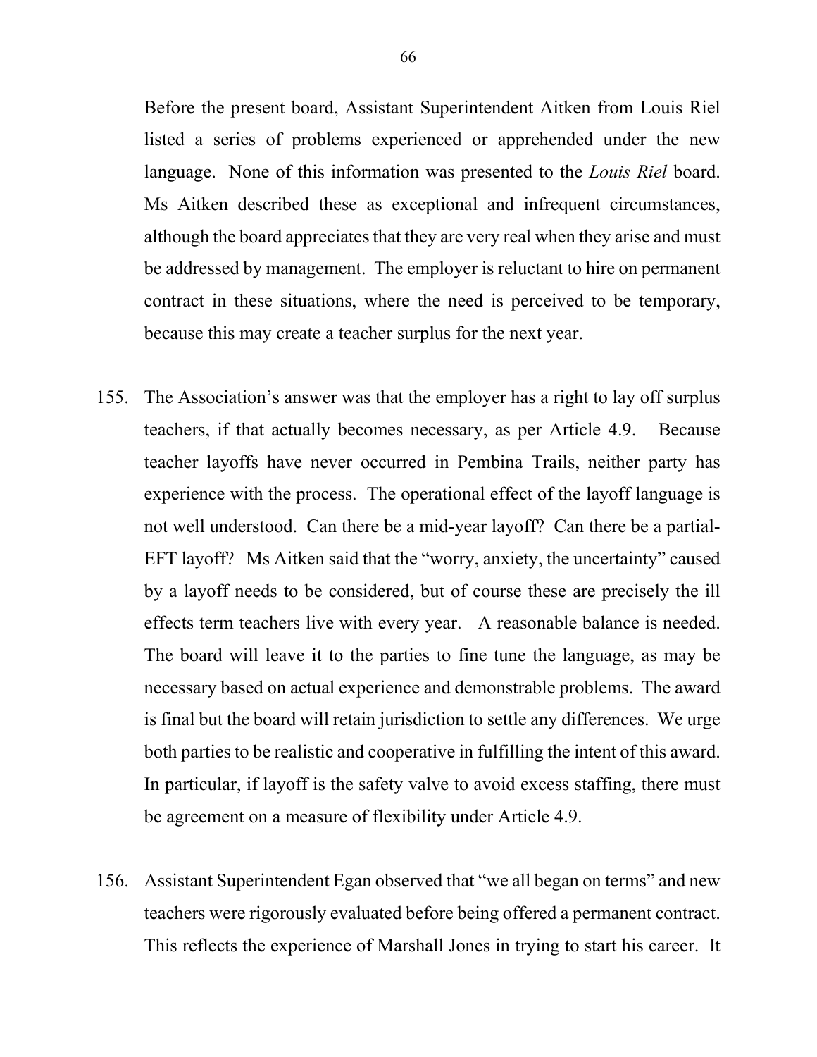Before the present board, Assistant Superintendent Aitken from Louis Riel listed a series of problems experienced or apprehended under the new language. None of this information was presented to the *Louis Riel* board. Ms Aitken described these as exceptional and infrequent circumstances, although the board appreciates that they are very real when they arise and must be addressed by management. The employer is reluctant to hire on permanent contract in these situations, where the need is perceived to be temporary, because this may create a teacher surplus for the next year.

155. The Association's answer was that the employer has a right to lay off surplus teachers, if that actually becomes necessary, as per Article 4.9. Because teacher layoffs have never occurred in Pembina Trails, neither party has experience with the process. The operational effect of the layoff language is not well understood. Can there be a mid-year layoff? Can there be a partial-EFT layoff? Ms Aitken said that the "worry, anxiety, the uncertainty" caused by a layoff needs to be considered, but of course these are precisely the ill effects term teachers live with every year. A reasonable balance is needed. The board will leave it to the parties to fine tune the language, as may be necessary based on actual experience and demonstrable problems. The award is final but the board will retain jurisdiction to settle any differences. We urge both parties to be realistic and cooperative in fulfilling the intent of this award. In particular, if layoff is the safety valve to avoid excess staffing, there must be agreement on a measure of flexibility under Article 4.9.

156. Assistant Superintendent Egan observed that "we all began on terms" and new teachers were rigorously evaluated before being offered a permanent contract. This reflects the experience of Marshall Jones in trying to start his career. It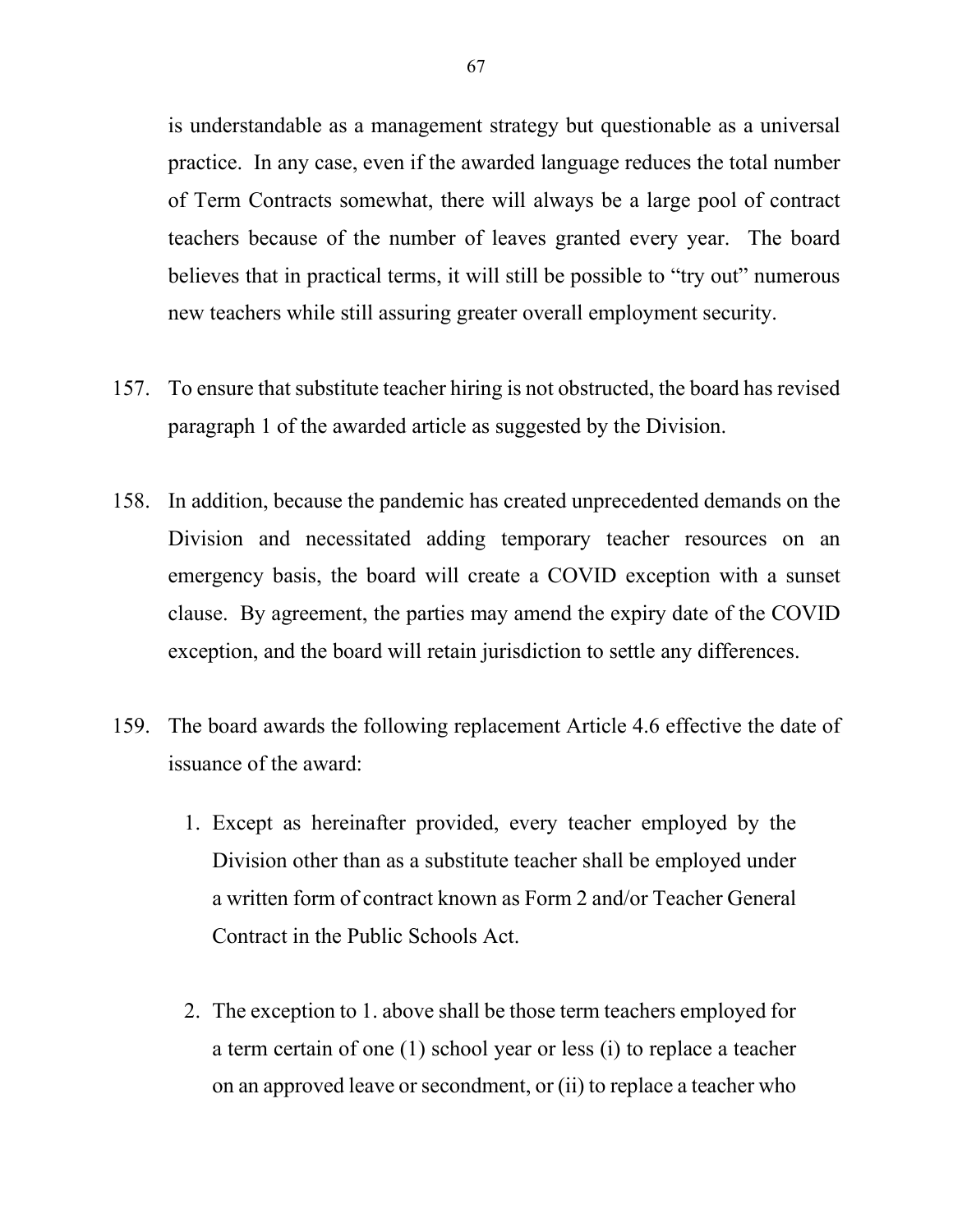is understandable as a management strategy but questionable as a universal practice. In any case, even if the awarded language reduces the total number of Term Contracts somewhat, there will always be a large pool of contract teachers because of the number of leaves granted every year. The board believes that in practical terms, it will still be possible to "try out" numerous new teachers while still assuring greater overall employment security.

157. To ensure that substitute teacher hiring is not obstructed, the board has revised paragraph 1 of the awarded article as suggested by the Division.

158. In addition, because the pandemic has created unprecedented demands on the Division and necessitated adding temporary teacher resources on an emergency basis, the board will create a COVID exception with a sunset clause. By agreement, the parties may amend the expiry date of the COVID exception, and the board will retain jurisdiction to settle any differences.

159. The board awards the following replacement Article 4.6 effective the date of issuance of the award:

    1. Except as hereinafter provided, every teacher employed by the Division other than as a substitute teacher shall be employed under a written form of contract known as Form 2 and/or Teacher General Contract in the Public Schools Act.

    2. The exception to 1. above shall be those term teachers employed for a term certain of one (1) school year or less (i) to replace a teacher on an approved leave or secondment, or (ii) to replace a teacher who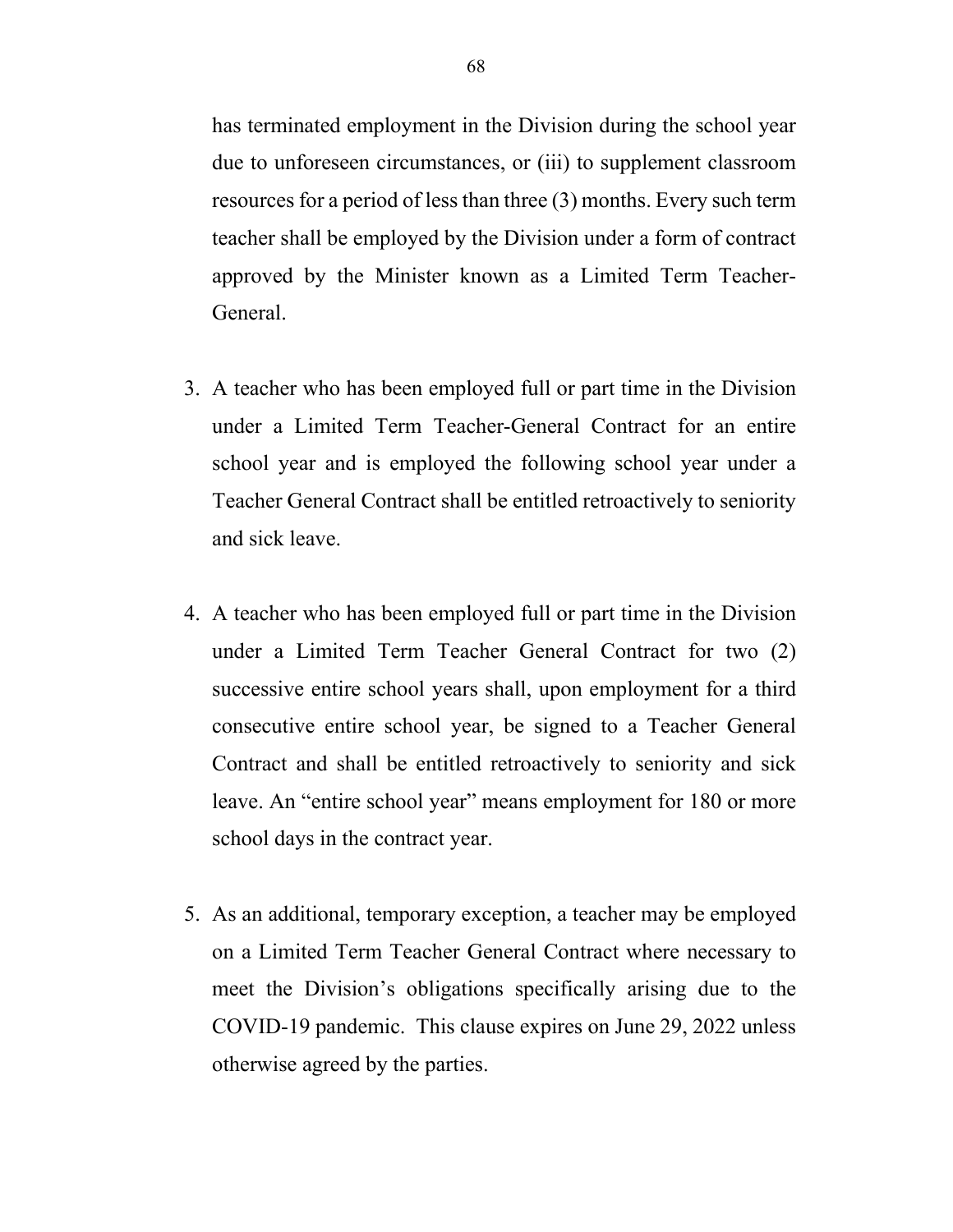has terminated employment in the Division during the school year due to unforeseen circumstances, or (iii) to supplement classroom resources for a period of less than three (3) months. Every such term teacher shall be employed by the Division under a form of contract approved by the Minister known as a Limited Term Teacher-General.

3. A teacher who has been employed full or part time in the Division under a Limited Term Teacher-General Contract for an entire school year and is employed the following school year under a Teacher General Contract shall be entitled retroactively to seniority and sick leave.

4. A teacher who has been employed full or part time in the Division under a Limited Term Teacher General Contract for two (2) successive entire school years shall, upon employment for a third consecutive entire school year, be signed to a Teacher General Contract and shall be entitled retroactively to seniority and sick leave. An "entire school year" means employment for 180 or more school days in the contract year.

5. As an additional, temporary exception, a teacher may be employed on a Limited Term Teacher General Contract where necessary to meet the Division's obligations specifically arising due to the COVID-19 pandemic. This clause expires on June 29, 2022 unless otherwise agreed by the parties.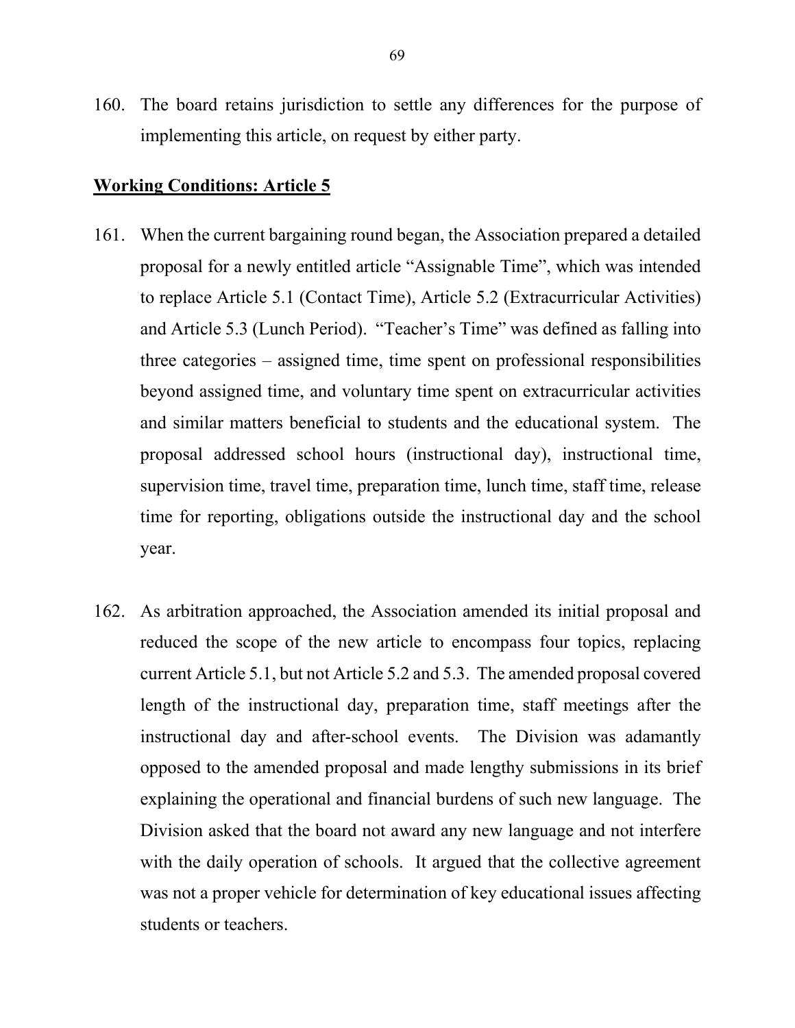160. The board retains jurisdiction to settle any differences for the purpose of implementing this article, on request by either party.

**Working Conditions: Article 5**

161. When the current bargaining round began, the Association prepared a detailed proposal for a newly entitled article "Assignable Time", which was intended to replace Article 5.1 (Contact Time), Article 5.2 (Extracurricular Activities) and Article 5.3 (Lunch Period). "Teacher's Time" was defined as falling into three categories – assigned time, time spent on professional responsibilities beyond assigned time, and voluntary time spent on extracurricular activities and similar matters beneficial to students and the educational system. The proposal addressed school hours (instructional day), instructional time, supervision time, travel time, preparation time, lunch time, staff time, release time for reporting, obligations outside the instructional day and the school year.

162. As arbitration approached, the Association amended its initial proposal and reduced the scope of the new article to encompass four topics, replacing current Article 5.1, but not Article 5.2 and 5.3. The amended proposal covered length of the instructional day, preparation time, staff meetings after the instructional day and after-school events. The Division was adamantly opposed to the amended proposal and made lengthy submissions in its brief explaining the operational and financial burdens of such new language. The Division asked that the board not award any new language and not interfere with the daily operation of schools. It argued that the collective agreement was not a proper vehicle for determination of key educational issues affecting students or teachers.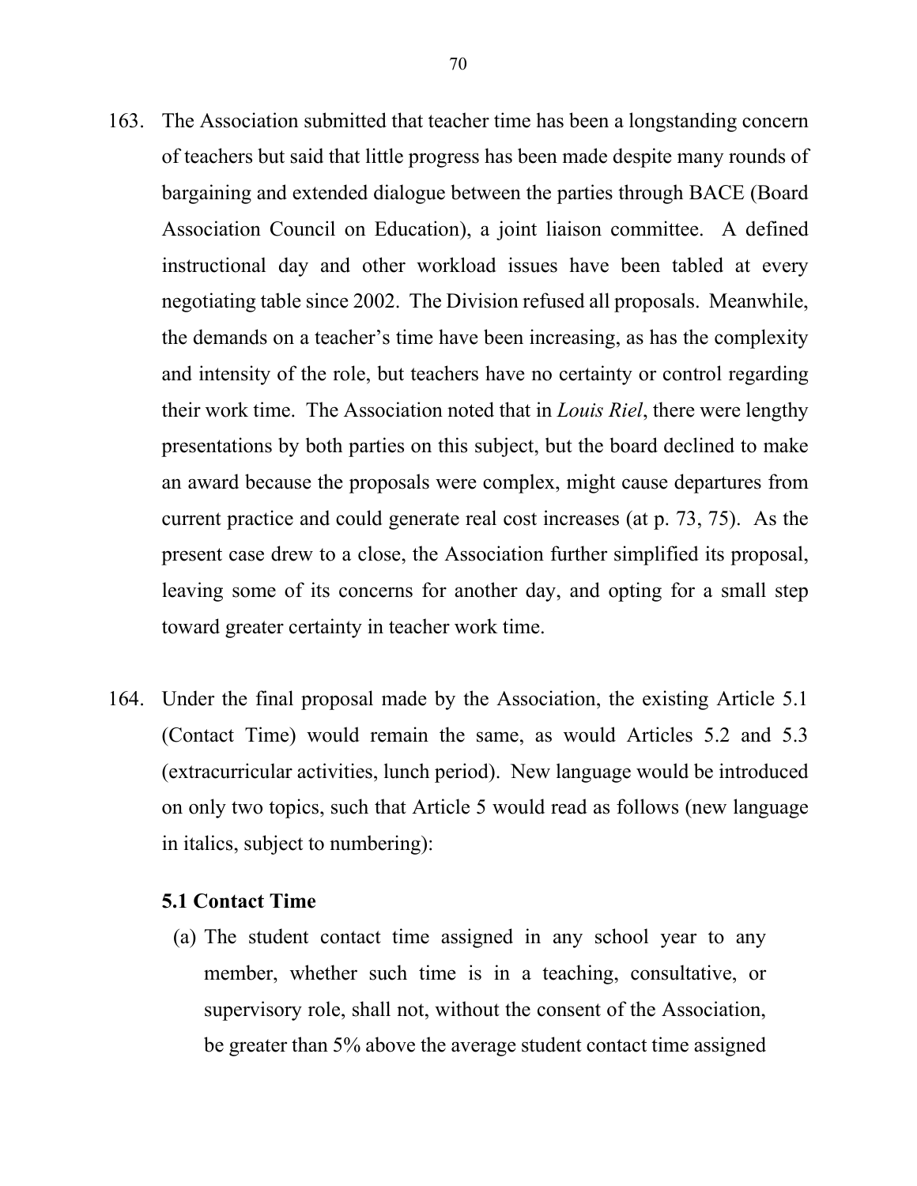163. The Association submitted that teacher time has been a longstanding concern of teachers but said that little progress has been made despite many rounds of bargaining and extended dialogue between the parties through BACE (Board Association Council on Education), a joint liaison committee. A defined instructional day and other workload issues have been tabled at every negotiating table since 2002. The Division refused all proposals. Meanwhile, the demands on a teacher's time have been increasing, as has the complexity and intensity of the role, but teachers have no certainty or control regarding their work time. The Association noted that in *Louis Riel*, there were lengthy presentations by both parties on this subject, but the board declined to make an award because the proposals were complex, might cause departures from current practice and could generate real cost increases (at p. 73, 75). As the present case drew to a close, the Association further simplified its proposal, leaving some of its concerns for another day, and opting for a small step toward greater certainty in teacher work time.

164. Under the final proposal made by the Association, the existing Article 5.1 (Contact Time) would remain the same, as would Articles 5.2 and 5.3 (extracurricular activities, lunch period). New language would be introduced on only two topics, such that Article 5 would read as follows (new language in italics, subject to numbering):

**5.1 Contact Time**

(a) The student contact time assigned in any school year to any member, whether such time is in a teaching, consultative, or supervisory role, shall not, without the consent of the Association, be greater than 5% above the average student contact time assigned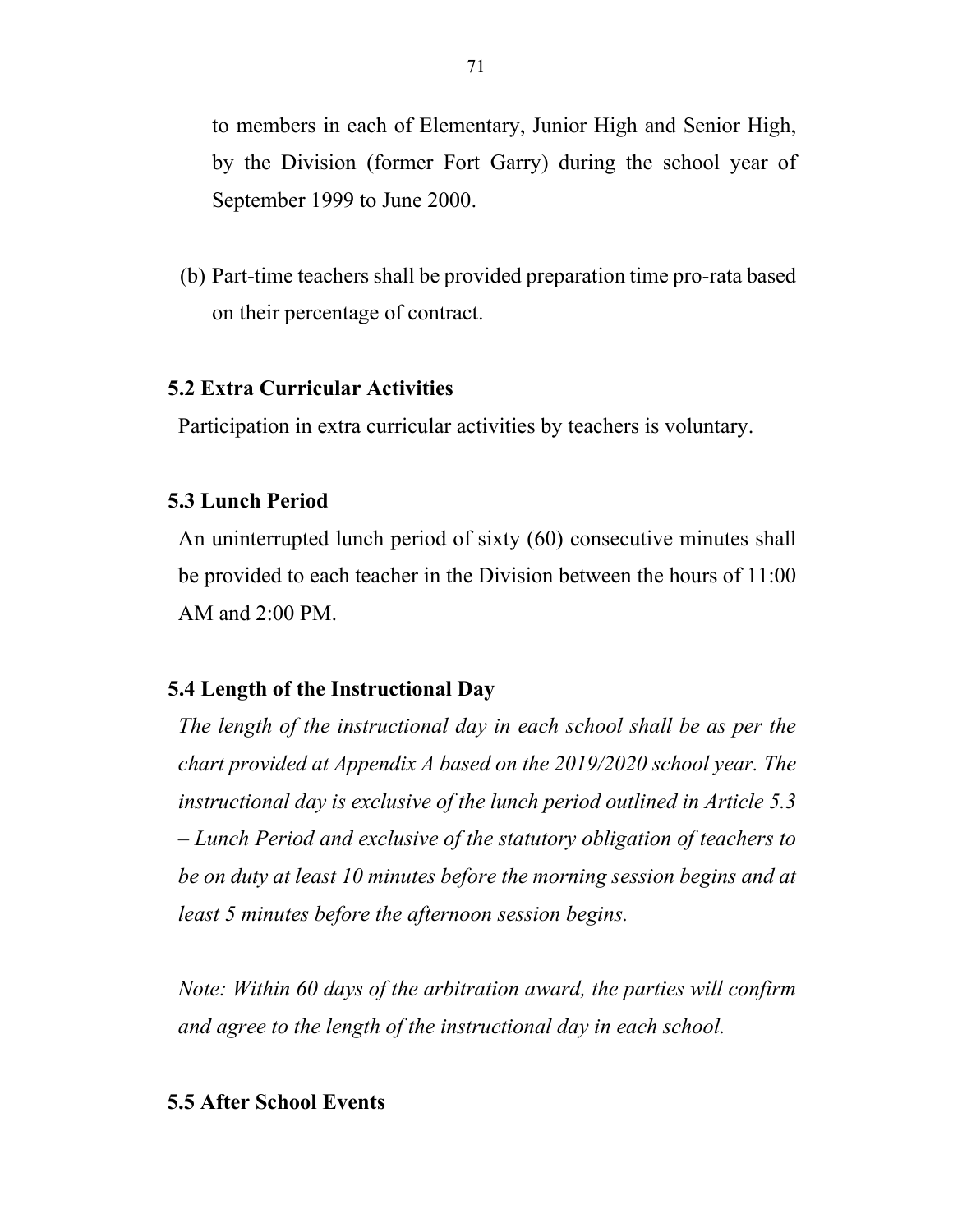to members in each of Elementary, Junior High and Senior High, by the Division (former Fort Garry) during the school year of September 1999 to June 2000.

(b) Part-time teachers shall be provided preparation time pro-rata based on their percentage of contract.

**5.2 Extra Curricular Activities**

Participation in extra curricular activities by teachers is voluntary.

**5.3 Lunch Period**

An uninterrupted lunch period of sixty (60) consecutive minutes shall be provided to each teacher in the Division between the hours of 11:00 AM and 2:00 PM.

**5.4 Length of the Instructional Day**

*The length of the instructional day in each school shall be as per the chart provided at Appendix A based on the 2019/2020 school year. The instructional day is exclusive of the lunch period outlined in Article 5.3 – Lunch Period and exclusive of the statutory obligation of teachers to be on duty at least 10 minutes before the morning session begins and at least 5 minutes before the afternoon session begins.*

*Note: Within 60 days of the arbitration award, the parties will confirm and agree to the length of the instructional day in each school.*

**5.5 After School Events**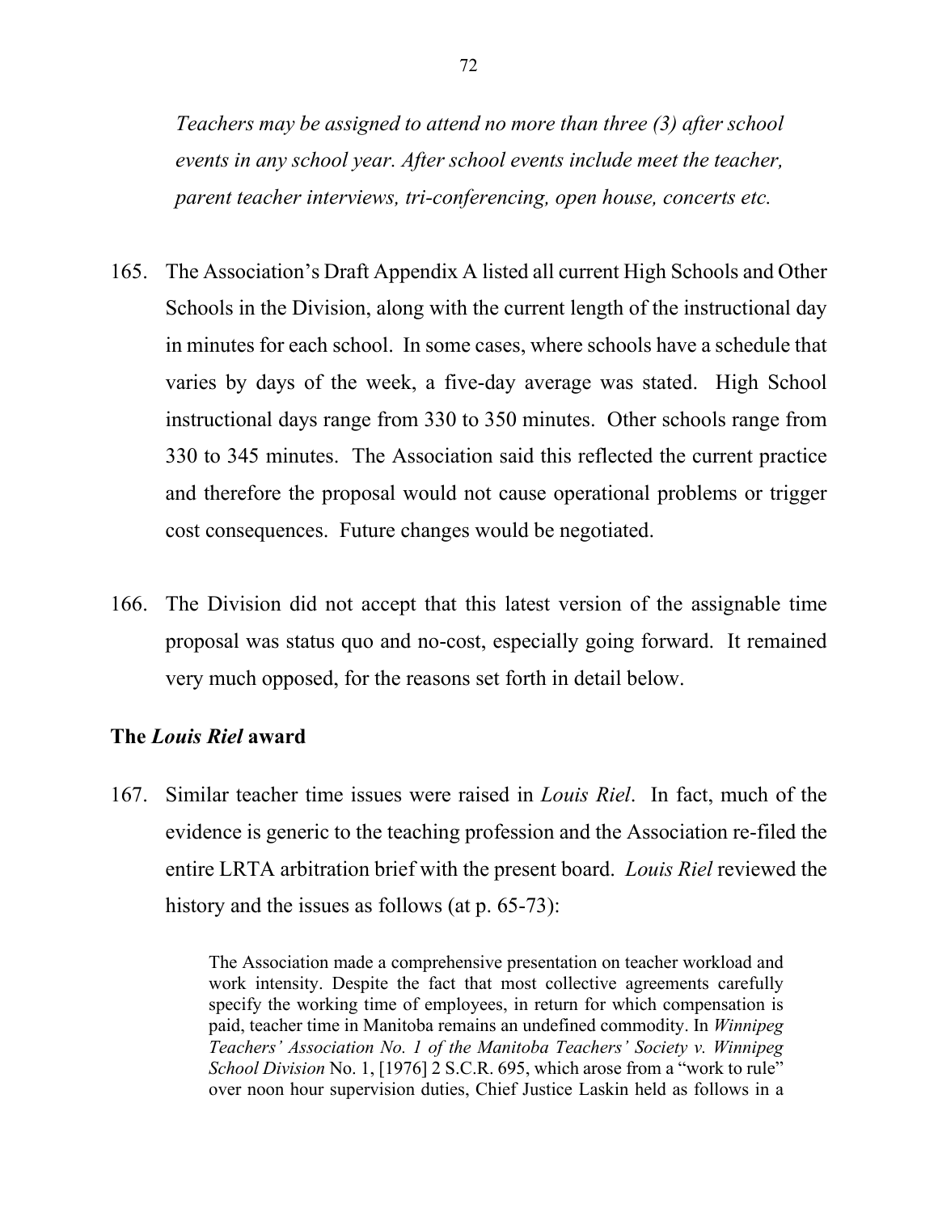*Teachers may be assigned to attend no more than three (3) after school events in any school year. After school events include meet the teacher, parent teacher interviews, tri-conferencing, open house, concerts etc.*

165. The Association's Draft Appendix A listed all current High Schools and Other Schools in the Division, along with the current length of the instructional day in minutes for each school. In some cases, where schools have a schedule that varies by days of the week, a five-day average was stated. High School instructional days range from 330 to 350 minutes. Other schools range from 330 to 345 minutes. The Association said this reflected the current practice and therefore the proposal would not cause operational problems or trigger cost consequences. Future changes would be negotiated.

166. The Division did not accept that this latest version of the assignable time proposal was status quo and no-cost, especially going forward. It remained very much opposed, for the reasons set forth in detail below.

### The *Louis Riel* award

167. Similar teacher time issues were raised in *Louis Riel*. In fact, much of the evidence is generic to the teaching profession and the Association re-filed the entire LRTA arbitration brief with the present board. *Louis Riel* reviewed the history and the issues as follows (at p. 65-73):

> The Association made a comprehensive presentation on teacher workload and work intensity. Despite the fact that most collective agreements carefully specify the working time of employees, in return for which compensation is paid, teacher time in Manitoba remains an undefined commodity. In *Winnipeg Teachers' Association No. 1 of the Manitoba Teachers' Society v. Winnipeg School Division* No. 1, [1976] 2 S.C.R. 695, which arose from a "work to rule" over noon hour supervision duties, Chief Justice Laskin held as follows in a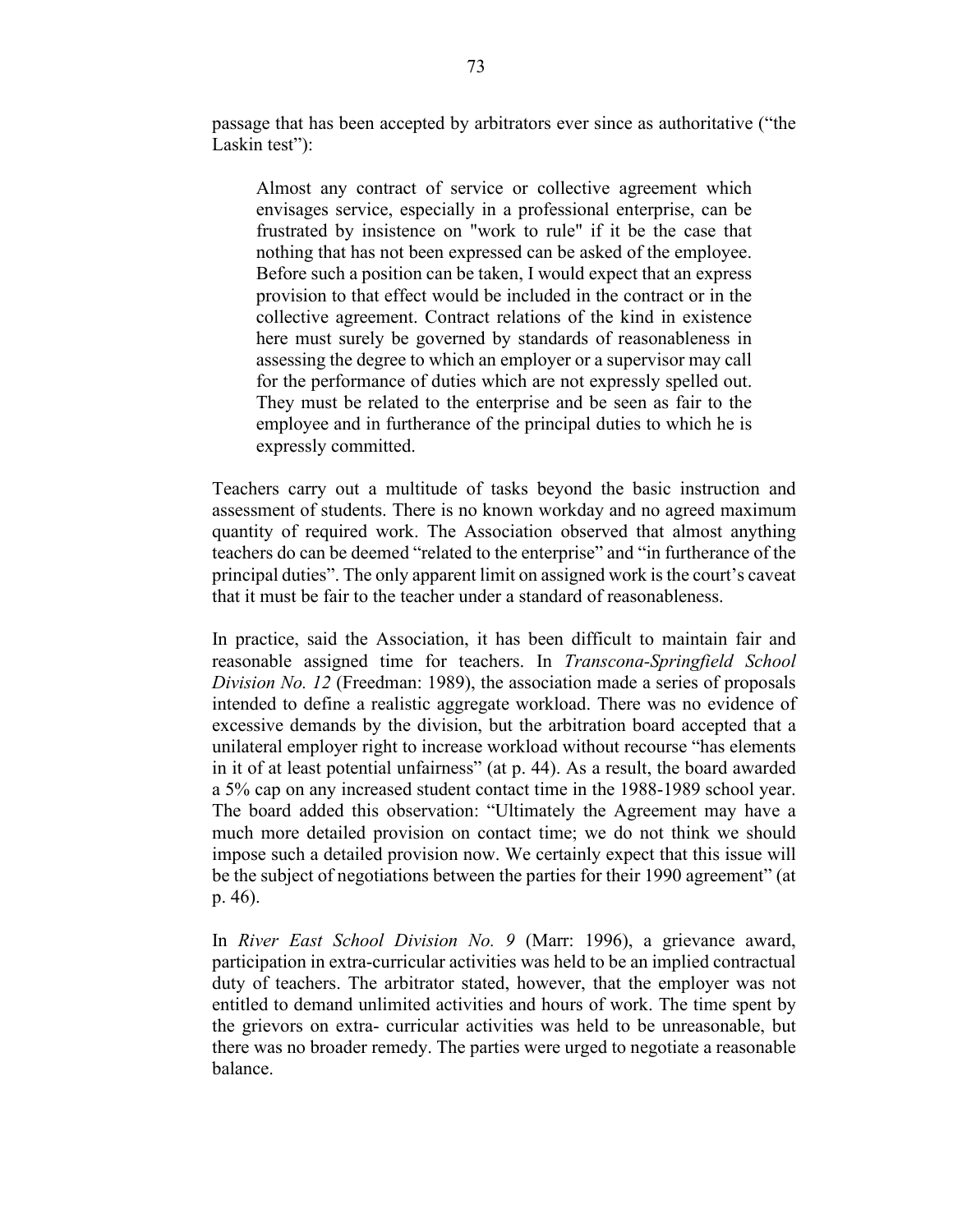passage that has been accepted by arbitrators ever since as authoritative ("the Laskin test"):

> Almost any contract of service or collective agreement which envisages service, especially in a professional enterprise, can be frustrated by insistence on "work to rule" if it be the case that nothing that has not been expressed can be asked of the employee. Before such a position can be taken, I would expect that an express provision to that effect would be included in the contract or in the collective agreement. Contract relations of the kind in existence here must surely be governed by standards of reasonableness in assessing the degree to which an employer or a supervisor may call for the performance of duties which are not expressly spelled out. They must be related to the enterprise and be seen as fair to the employee and in furtherance of the principal duties to which he is expressly committed.

Teachers carry out a multitude of tasks beyond the basic instruction and assessment of students. There is no known workday and no agreed maximum quantity of required work. The Association observed that almost anything teachers do can be deemed "related to the enterprise" and "in furtherance of the principal duties". The only apparent limit on assigned work is the court's caveat that it must be fair to the teacher under a standard of reasonableness.

In practice, said the Association, it has been difficult to maintain fair and reasonable assigned time for teachers. In *Transcona-Springfield School Division No. 12* (Freedman: 1989), the association made a series of proposals intended to define a realistic aggregate workload. There was no evidence of excessive demands by the division, but the arbitration board accepted that a unilateral employer right to increase workload without recourse "has elements in it of at least potential unfairness" (at p. 44). As a result, the board awarded a 5% cap on any increased student contact time in the 1988-1989 school year. The board added this observation: "Ultimately the Agreement may have a much more detailed provision on contact time; we do not think we should impose such a detailed provision now. We certainly expect that this issue will be the subject of negotiations between the parties for their 1990 agreement" (at p. 46).

In *River East School Division No. 9* (Marr: 1996), a grievance award, participation in extra-curricular activities was held to be an implied contractual duty of teachers. The arbitrator stated, however, that the employer was not entitled to demand unlimited activities and hours of work. The time spent by the grievors on extra- curricular activities was held to be unreasonable, but there was no broader remedy. The parties were urged to negotiate a reasonable balance.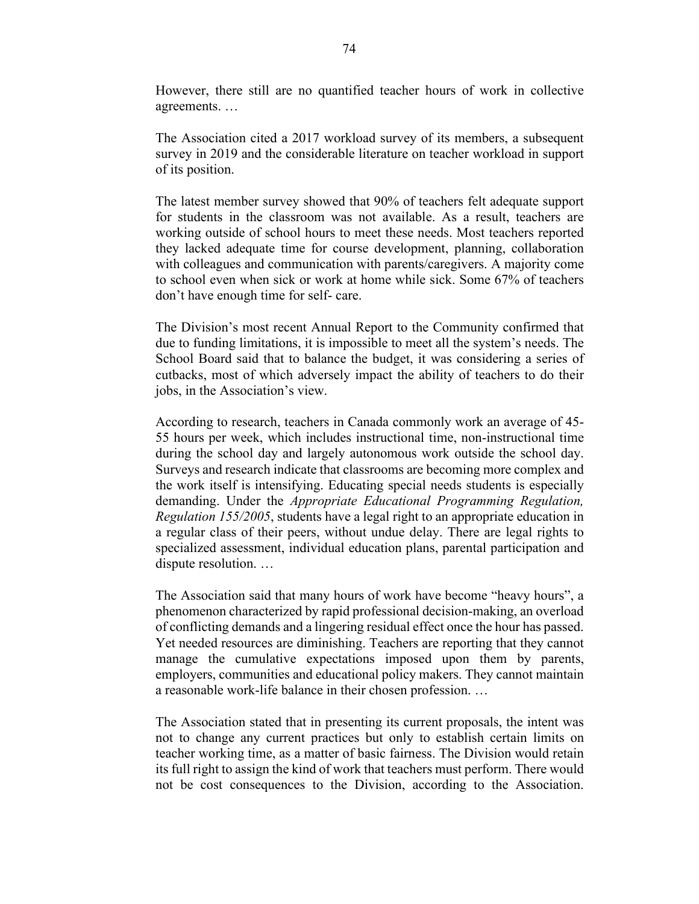However, there still are no quantified teacher hours of work in collective agreements. …

The Association cited a 2017 workload survey of its members, a subsequent survey in 2019 and the considerable literature on teacher workload in support of its position.

The latest member survey showed that 90% of teachers felt adequate support for students in the classroom was not available. As a result, teachers are working outside of school hours to meet these needs. Most teachers reported they lacked adequate time for course development, planning, collaboration with colleagues and communication with parents/caregivers. A majority come to school even when sick or work at home while sick. Some 67% of teachers don't have enough time for self- care.

The Division's most recent Annual Report to the Community confirmed that due to funding limitations, it is impossible to meet all the system's needs. The School Board said that to balance the budget, it was considering a series of cutbacks, most of which adversely impact the ability of teachers to do their jobs, in the Association's view.

According to research, teachers in Canada commonly work an average of 45-55 hours per week, which includes instructional time, non-instructional time during the school day and largely autonomous work outside the school day. Surveys and research indicate that classrooms are becoming more complex and the work itself is intensifying. Educating special needs students is especially demanding. Under the *Appropriate Educational Programming Regulation, Regulation 155/2005*, students have a legal right to an appropriate education in a regular class of their peers, without undue delay. There are legal rights to specialized assessment, individual education plans, parental participation and dispute resolution. …

The Association said that many hours of work have become "heavy hours", a phenomenon characterized by rapid professional decision-making, an overload of conflicting demands and a lingering residual effect once the hour has passed. Yet needed resources are diminishing. Teachers are reporting that they cannot manage the cumulative expectations imposed upon them by parents, employers, communities and educational policy makers. They cannot maintain a reasonable work-life balance in their chosen profession. …

The Association stated that in presenting its current proposals, the intent was not to change any current practices but only to establish certain limits on teacher working time, as a matter of basic fairness. The Division would retain its full right to assign the kind of work that teachers must perform. There would not be cost consequences to the Division, according to the Association.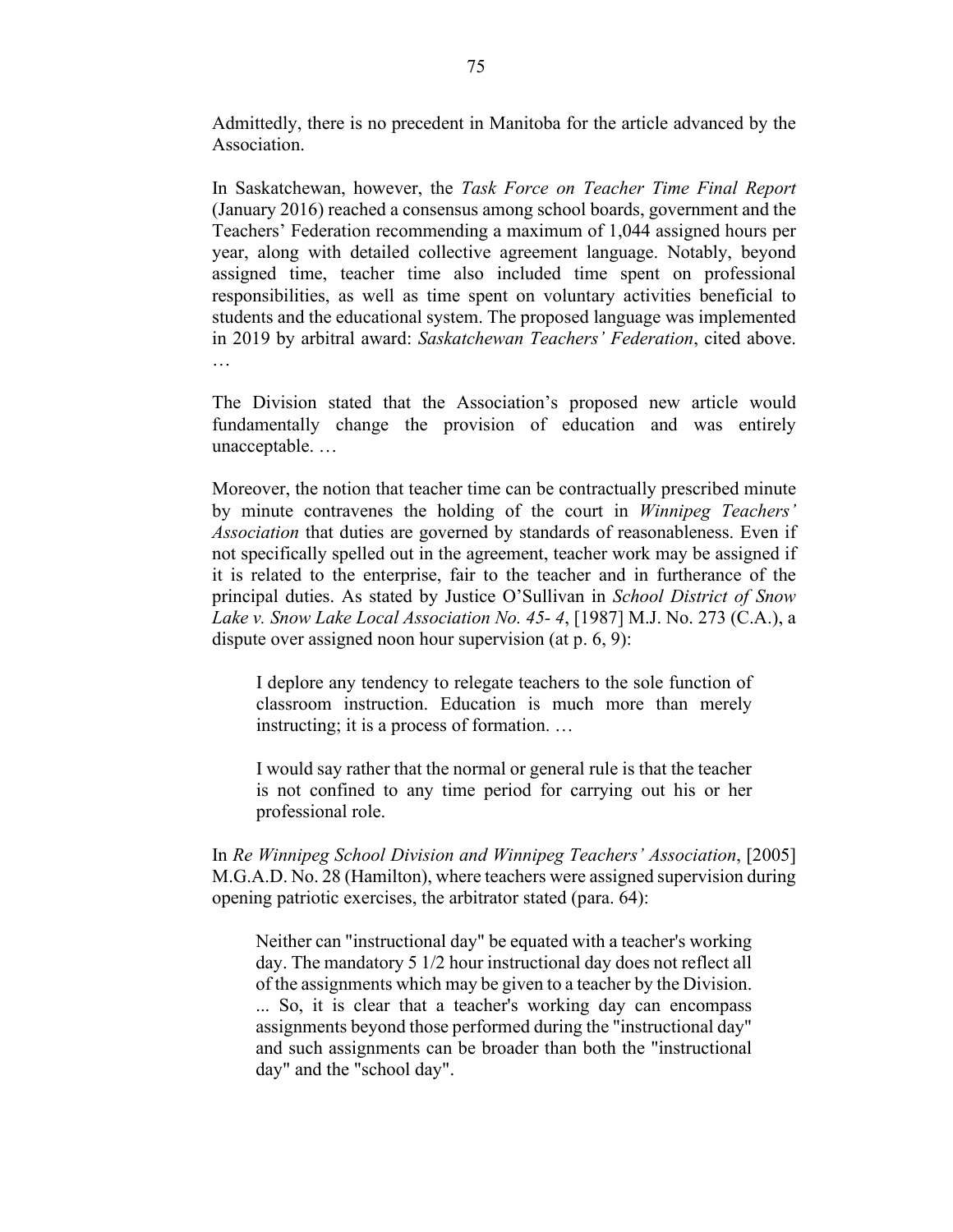Admittedly, there is no precedent in Manitoba for the article advanced by the Association.

In Saskatchewan, however, the *Task Force on Teacher Time Final Report* (January 2016) reached a consensus among school boards, government and the Teachers' Federation recommending a maximum of 1,044 assigned hours per year, along with detailed collective agreement language. Notably, beyond assigned time, teacher time also included time spent on professional responsibilities, as well as time spent on voluntary activities beneficial to students and the educational system. The proposed language was implemented in 2019 by arbitral award: *Saskatchewan Teachers' Federation*, cited above. …

The Division stated that the Association's proposed new article would fundamentally change the provision of education and was entirely unacceptable. …

Moreover, the notion that teacher time can be contractually prescribed minute by minute contravenes the holding of the court in *Winnipeg Teachers' Association* that duties are governed by standards of reasonableness. Even if not specifically spelled out in the agreement, teacher work may be assigned if it is related to the enterprise, fair to the teacher and in furtherance of the principal duties. As stated by Justice O'Sullivan in *School District of Snow Lake v. Snow Lake Local Association No. 45- 4*, [1987] M.J. No. 273 (C.A.), a dispute over assigned noon hour supervision (at p. 6, 9):

> I deplore any tendency to relegate teachers to the sole function of classroom instruction. Education is much more than merely instructing; it is a process of formation. …
>
> I would say rather that the normal or general rule is that the teacher is not confined to any time period for carrying out his or her professional role.

In *Re Winnipeg School Division and Winnipeg Teachers' Association*, [2005] M.G.A.D. No. 28 (Hamilton), where teachers were assigned supervision during opening patriotic exercises, the arbitrator stated (para. 64):

> Neither can "instructional day" be equated with a teacher's working day. The mandatory 5 1/2 hour instructional day does not reflect all of the assignments which may be given to a teacher by the Division. ... So, it is clear that a teacher's working day can encompass assignments beyond those performed during the "instructional day" and such assignments can be broader than both the "instructional day" and the "school day".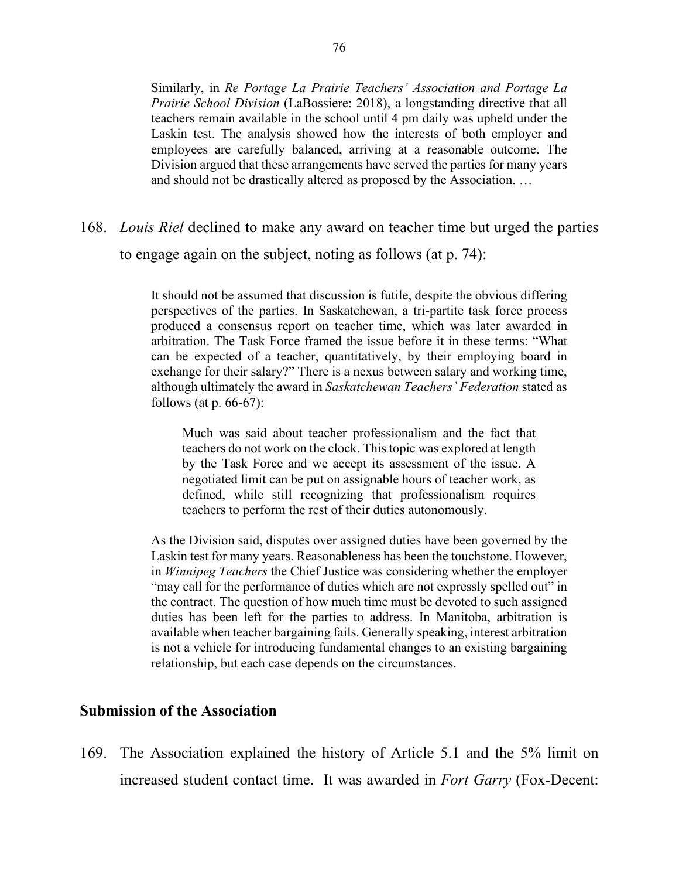> Similarly, in *Re Portage La Prairie Teachers' Association and Portage La Prairie School Division* (LaBossiere: 2018), a longstanding directive that all teachers remain available in the school until 4 pm daily was upheld under the Laskin test. The analysis showed how the interests of both employer and employees are carefully balanced, arriving at a reasonable outcome. The Division argued that these arrangements have served the parties for many years and should not be drastically altered as proposed by the Association. …

168. *Louis Riel* declined to make any award on teacher time but urged the parties to engage again on the subject, noting as follows (at p. 74):

> It should not be assumed that discussion is futile, despite the obvious differing perspectives of the parties. In Saskatchewan, a tri-partite task force process produced a consensus report on teacher time, which was later awarded in arbitration. The Task Force framed the issue before it in these terms: "What can be expected of a teacher, quantitatively, by their employing board in exchange for their salary?" There is a nexus between salary and working time, although ultimately the award in *Saskatchewan Teachers' Federation* stated as follows (at p. 66-67):
>
>> Much was said about teacher professionalism and the fact that teachers do not work on the clock. This topic was explored at length by the Task Force and we accept its assessment of the issue. A negotiated limit can be put on assignable hours of teacher work, as defined, while still recognizing that professionalism requires teachers to perform the rest of their duties autonomously.
>
> As the Division said, disputes over assigned duties have been governed by the Laskin test for many years. Reasonableness has been the touchstone. However, in *Winnipeg Teachers* the Chief Justice was considering whether the employer "may call for the performance of duties which are not expressly spelled out" in the contract. The question of how much time must be devoted to such assigned duties has been left for the parties to address. In Manitoba, arbitration is available when teacher bargaining fails. Generally speaking, interest arbitration is not a vehicle for introducing fundamental changes to an existing bargaining relationship, but each case depends on the circumstances.

## Submission of the Association

169. The Association explained the history of Article 5.1 and the 5% limit on increased student contact time. It was awarded in *Fort Garry* (Fox-Decent: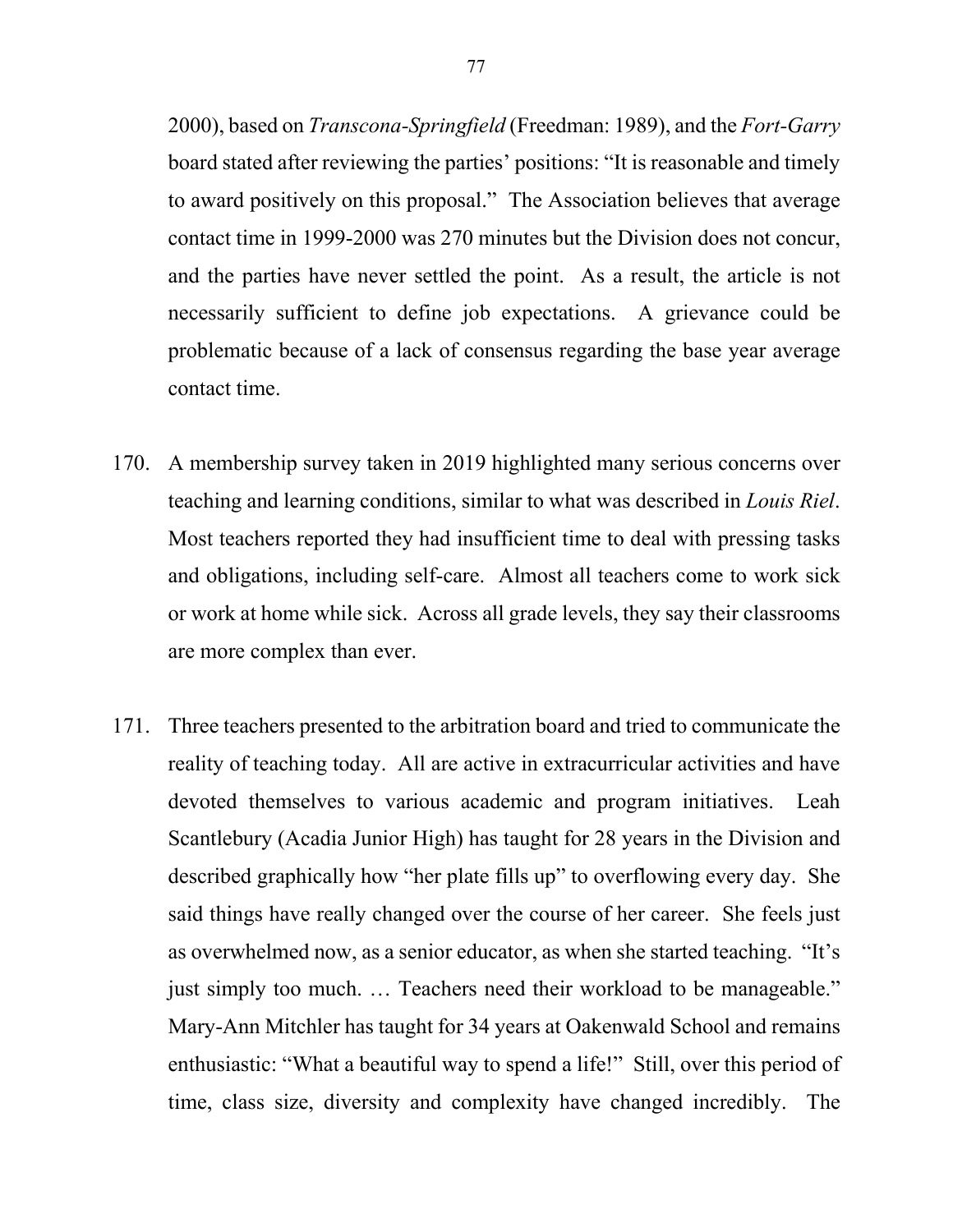2000), based on *Transcona-Springfield* (Freedman: 1989), and the *Fort-Garry* board stated after reviewing the parties' positions: "It is reasonable and timely to award positively on this proposal." The Association believes that average contact time in 1999-2000 was 270 minutes but the Division does not concur, and the parties have never settled the point. As a result, the article is not necessarily sufficient to define job expectations. A grievance could be problematic because of a lack of consensus regarding the base year average contact time.

170. A membership survey taken in 2019 highlighted many serious concerns over teaching and learning conditions, similar to what was described in *Louis Riel*. Most teachers reported they had insufficient time to deal with pressing tasks and obligations, including self-care. Almost all teachers come to work sick or work at home while sick. Across all grade levels, they say their classrooms are more complex than ever.

171. Three teachers presented to the arbitration board and tried to communicate the reality of teaching today. All are active in extracurricular activities and have devoted themselves to various academic and program initiatives. Leah Scantlebury (Acadia Junior High) has taught for 28 years in the Division and described graphically how "her plate fills up" to overflowing every day. She said things have really changed over the course of her career. She feels just as overwhelmed now, as a senior educator, as when she started teaching. "It's just simply too much. … Teachers need their workload to be manageable." Mary-Ann Mitchler has taught for 34 years at Oakenwald School and remains enthusiastic: "What a beautiful way to spend a life!" Still, over this period of time, class size, diversity and complexity have changed incredibly. The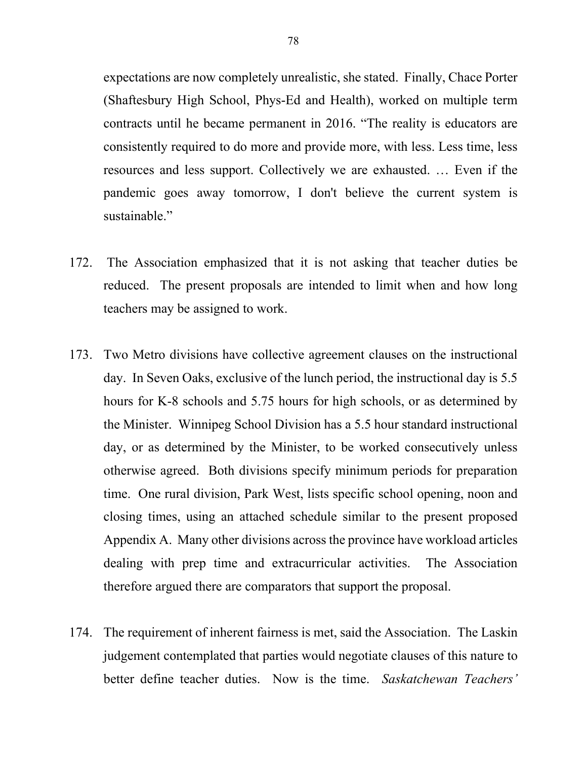expectations are now completely unrealistic, she stated. Finally, Chace Porter (Shaftesbury High School, Phys-Ed and Health), worked on multiple term contracts until he became permanent in 2016. "The reality is educators are consistently required to do more and provide more, with less. Less time, less resources and less support. Collectively we are exhausted. … Even if the pandemic goes away tomorrow, I don't believe the current system is sustainable."

172. The Association emphasized that it is not asking that teacher duties be reduced. The present proposals are intended to limit when and how long teachers may be assigned to work.

173. Two Metro divisions have collective agreement clauses on the instructional day. In Seven Oaks, exclusive of the lunch period, the instructional day is 5.5 hours for K-8 schools and 5.75 hours for high schools, or as determined by the Minister. Winnipeg School Division has a 5.5 hour standard instructional day, or as determined by the Minister, to be worked consecutively unless otherwise agreed. Both divisions specify minimum periods for preparation time. One rural division, Park West, lists specific school opening, noon and closing times, using an attached schedule similar to the present proposed Appendix A. Many other divisions across the province have workload articles dealing with prep time and extracurricular activities. The Association therefore argued there are comparators that support the proposal.

174. The requirement of inherent fairness is met, said the Association. The Laskin judgement contemplated that parties would negotiate clauses of this nature to better define teacher duties. Now is the time. *Saskatchewan Teachers'*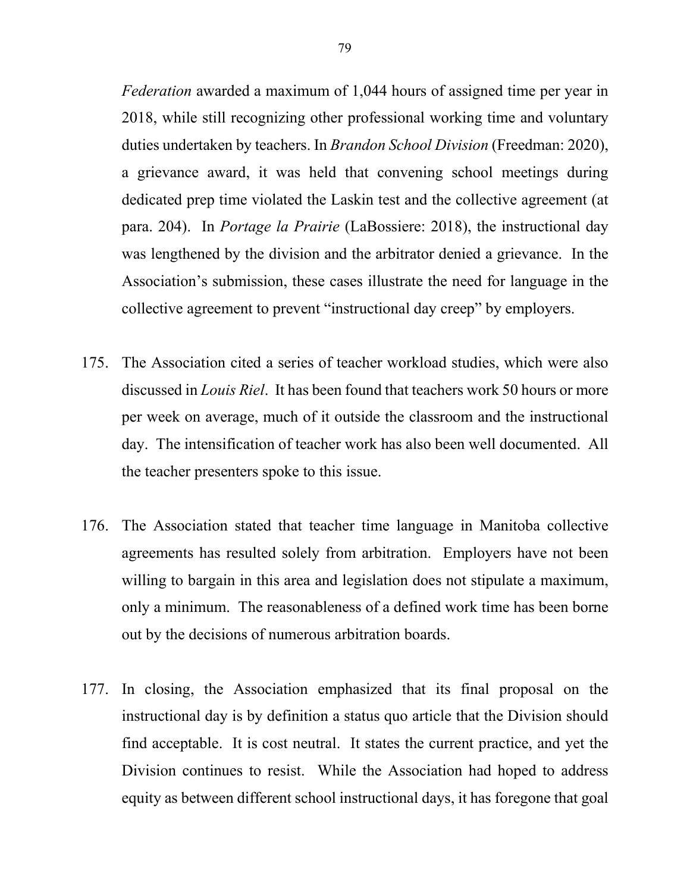*Federation* awarded a maximum of 1,044 hours of assigned time per year in 2018, while still recognizing other professional working time and voluntary duties undertaken by teachers. In *Brandon School Division* (Freedman: 2020), a grievance award, it was held that convening school meetings during dedicated prep time violated the Laskin test and the collective agreement (at para. 204). In *Portage la Prairie* (LaBossiere: 2018), the instructional day was lengthened by the division and the arbitrator denied a grievance. In the Association's submission, these cases illustrate the need for language in the collective agreement to prevent "instructional day creep" by employers.

175. The Association cited a series of teacher workload studies, which were also discussed in *Louis Riel*. It has been found that teachers work 50 hours or more per week on average, much of it outside the classroom and the instructional day. The intensification of teacher work has also been well documented. All the teacher presenters spoke to this issue.

176. The Association stated that teacher time language in Manitoba collective agreements has resulted solely from arbitration. Employers have not been willing to bargain in this area and legislation does not stipulate a maximum, only a minimum. The reasonableness of a defined work time has been borne out by the decisions of numerous arbitration boards.

177. In closing, the Association emphasized that its final proposal on the instructional day is by definition a status quo article that the Division should find acceptable. It is cost neutral. It states the current practice, and yet the Division continues to resist. While the Association had hoped to address equity as between different school instructional days, it has foregone that goal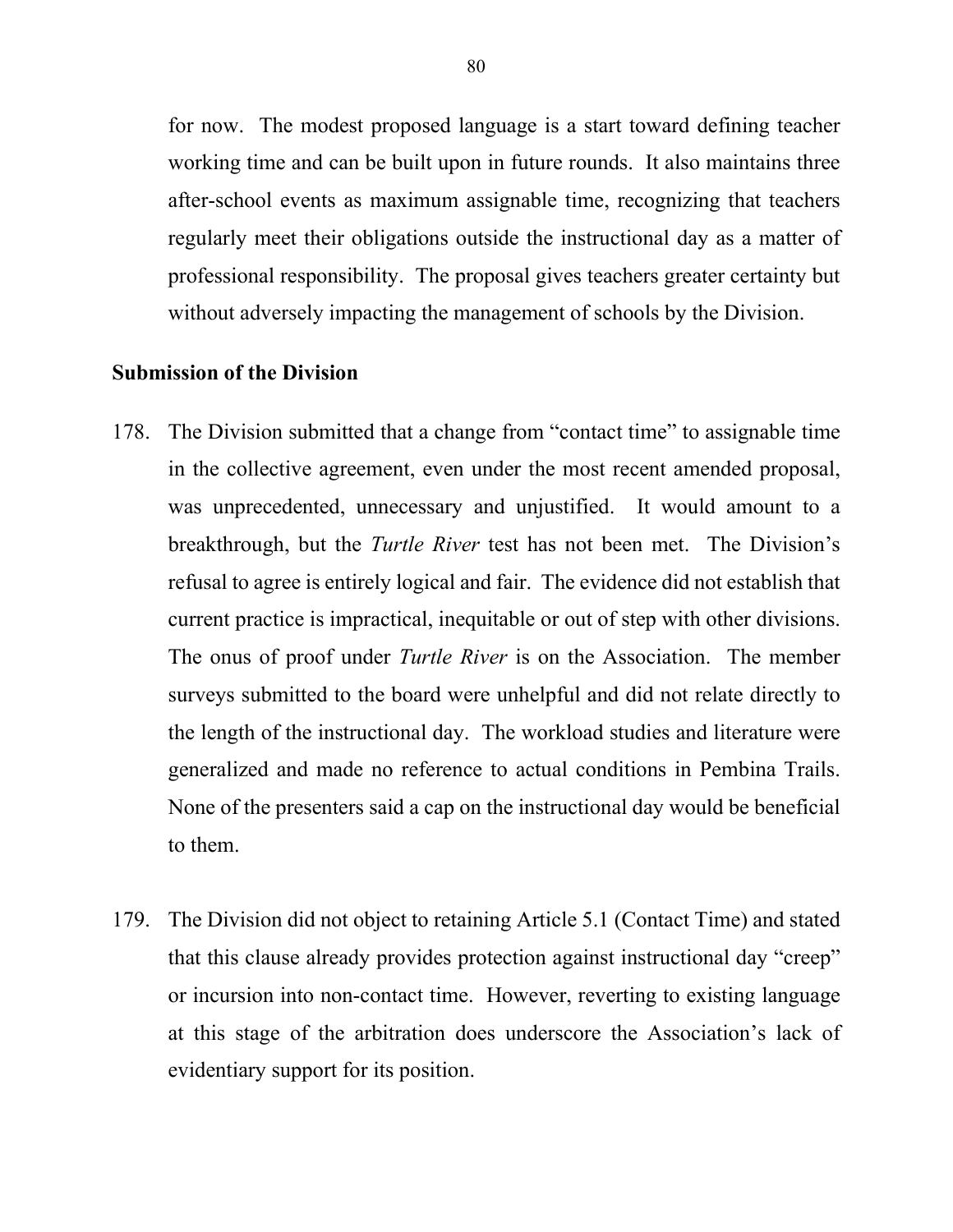for now. The modest proposed language is a start toward defining teacher working time and can be built upon in future rounds. It also maintains three after-school events as maximum assignable time, recognizing that teachers regularly meet their obligations outside the instructional day as a matter of professional responsibility. The proposal gives teachers greater certainty but without adversely impacting the management of schools by the Division.

**Submission of the Division**

178. The Division submitted that a change from "contact time" to assignable time in the collective agreement, even under the most recent amended proposal, was unprecedented, unnecessary and unjustified. It would amount to a breakthrough, but the *Turtle River* test has not been met. The Division's refusal to agree is entirely logical and fair. The evidence did not establish that current practice is impractical, inequitable or out of step with other divisions. The onus of proof under *Turtle River* is on the Association. The member surveys submitted to the board were unhelpful and did not relate directly to the length of the instructional day. The workload studies and literature were generalized and made no reference to actual conditions in Pembina Trails. None of the presenters said a cap on the instructional day would be beneficial to them.

179. The Division did not object to retaining Article 5.1 (Contact Time) and stated that this clause already provides protection against instructional day "creep" or incursion into non-contact time. However, reverting to existing language at this stage of the arbitration does underscore the Association's lack of evidentiary support for its position.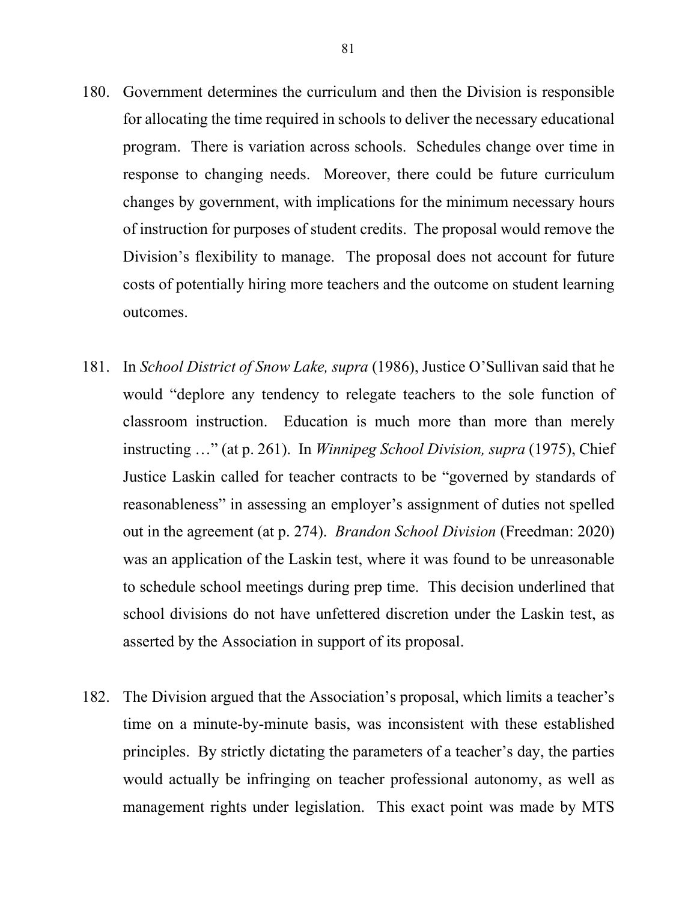180. Government determines the curriculum and then the Division is responsible for allocating the time required in schools to deliver the necessary educational program. There is variation across schools. Schedules change over time in response to changing needs. Moreover, there could be future curriculum changes by government, with implications for the minimum necessary hours of instruction for purposes of student credits. The proposal would remove the Division's flexibility to manage. The proposal does not account for future costs of potentially hiring more teachers and the outcome on student learning outcomes.

181. In *School District of Snow Lake, supra* (1986), Justice O'Sullivan said that he would "deplore any tendency to relegate teachers to the sole function of classroom instruction. Education is much more than more than merely instructing …" (at p. 261). In *Winnipeg School Division, supra* (1975), Chief Justice Laskin called for teacher contracts to be "governed by standards of reasonableness" in assessing an employer's assignment of duties not spelled out in the agreement (at p. 274). *Brandon School Division* (Freedman: 2020) was an application of the Laskin test, where it was found to be unreasonable to schedule school meetings during prep time. This decision underlined that school divisions do not have unfettered discretion under the Laskin test, as asserted by the Association in support of its proposal.

182. The Division argued that the Association's proposal, which limits a teacher's time on a minute-by-minute basis, was inconsistent with these established principles. By strictly dictating the parameters of a teacher's day, the parties would actually be infringing on teacher professional autonomy, as well as management rights under legislation. This exact point was made by MTS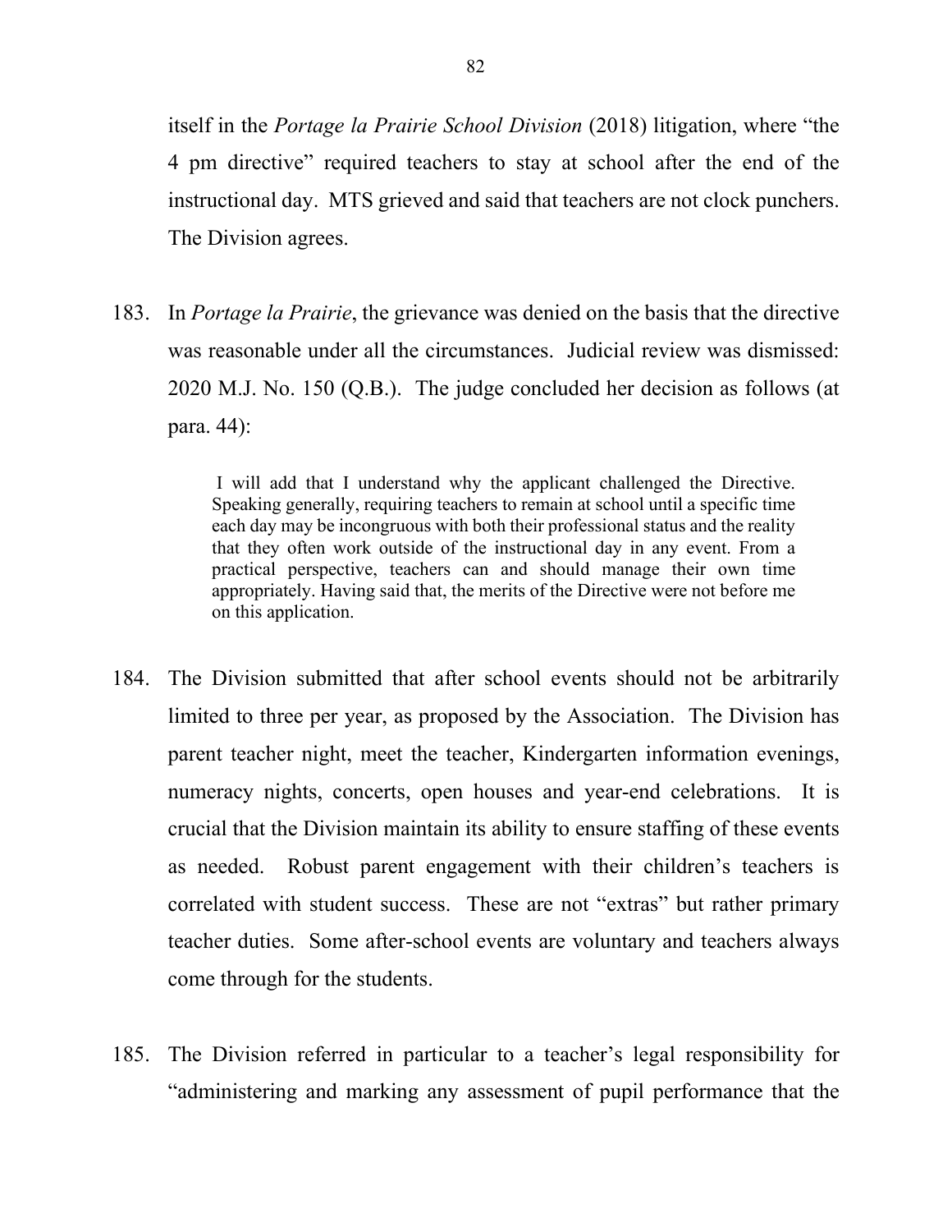itself in the *Portage la Prairie School Division* (2018) litigation, where "the 4 pm directive" required teachers to stay at school after the end of the instructional day. MTS grieved and said that teachers are not clock punchers. The Division agrees.

183. In *Portage la Prairie*, the grievance was denied on the basis that the directive was reasonable under all the circumstances. Judicial review was dismissed: 2020 M.J. No. 150 (Q.B.). The judge concluded her decision as follows (at para. 44):

> I will add that I understand why the applicant challenged the Directive. Speaking generally, requiring teachers to remain at school until a specific time each day may be incongruous with both their professional status and the reality that they often work outside of the instructional day in any event. From a practical perspective, teachers can and should manage their own time appropriately. Having said that, the merits of the Directive were not before me on this application.

184. The Division submitted that after school events should not be arbitrarily limited to three per year, as proposed by the Association. The Division has parent teacher night, meet the teacher, Kindergarten information evenings, numeracy nights, concerts, open houses and year-end celebrations. It is crucial that the Division maintain its ability to ensure staffing of these events as needed. Robust parent engagement with their children's teachers is correlated with student success. These are not "extras" but rather primary teacher duties. Some after-school events are voluntary and teachers always come through for the students.

185. The Division referred in particular to a teacher's legal responsibility for "administering and marking any assessment of pupil performance that the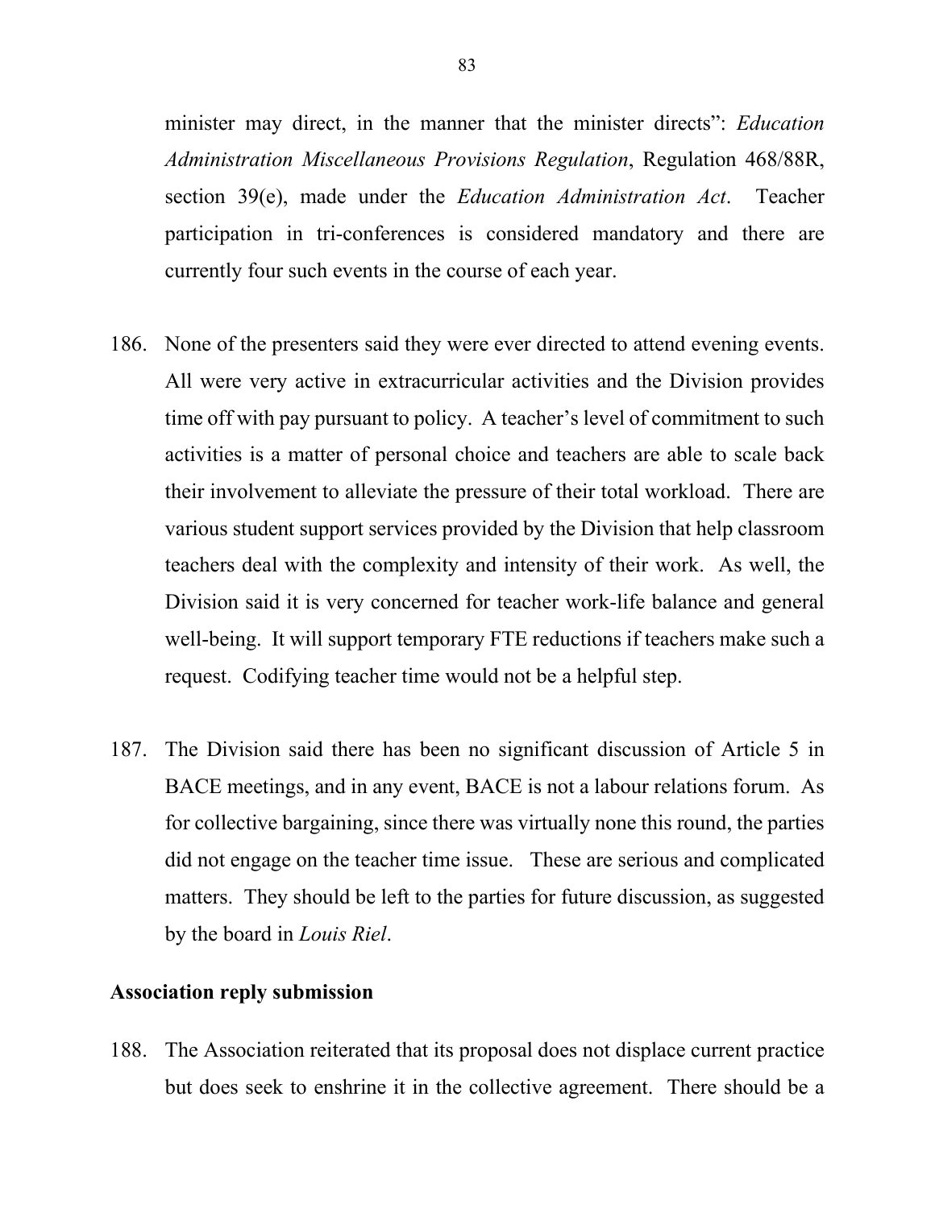minister may direct, in the manner that the minister directs": *Education Administration Miscellaneous Provisions Regulation*, Regulation 468/88R, section 39(e), made under the *Education Administration Act*. Teacher participation in tri-conferences is considered mandatory and there are currently four such events in the course of each year.

186. None of the presenters said they were ever directed to attend evening events. All were very active in extracurricular activities and the Division provides time off with pay pursuant to policy. A teacher's level of commitment to such activities is a matter of personal choice and teachers are able to scale back their involvement to alleviate the pressure of their total workload. There are various student support services provided by the Division that help classroom teachers deal with the complexity and intensity of their work. As well, the Division said it is very concerned for teacher work-life balance and general well-being. It will support temporary FTE reductions if teachers make such a request. Codifying teacher time would not be a helpful step.

187. The Division said there has been no significant discussion of Article 5 in BACE meetings, and in any event, BACE is not a labour relations forum. As for collective bargaining, since there was virtually none this round, the parties did not engage on the teacher time issue. These are serious and complicated matters. They should be left to the parties for future discussion, as suggested by the board in *Louis Riel*.

**Association reply submission**

188. The Association reiterated that its proposal does not displace current practice but does seek to enshrine it in the collective agreement. There should be a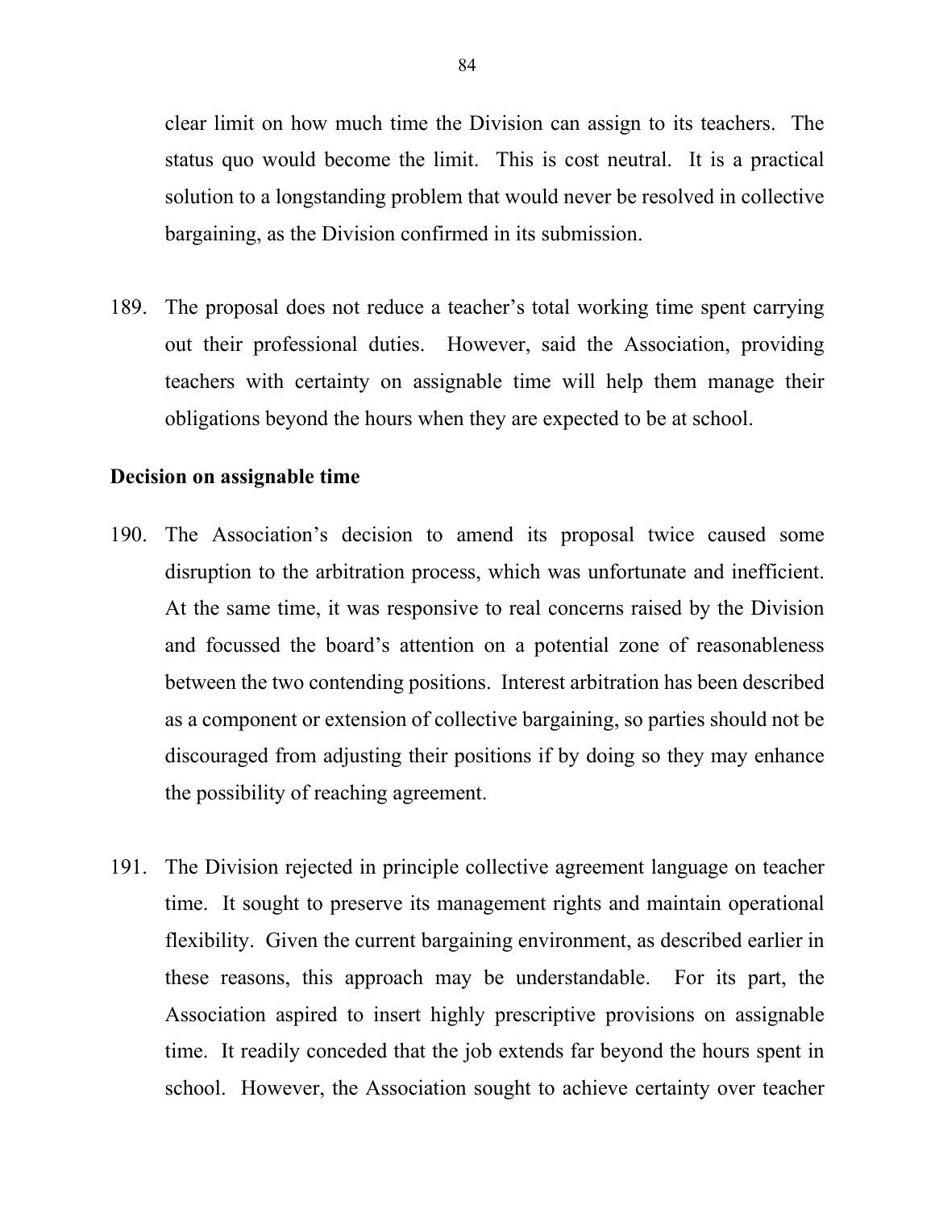clear limit on how much time the Division can assign to its teachers. The status quo would become the limit. This is cost neutral. It is a practical solution to a longstanding problem that would never be resolved in collective bargaining, as the Division confirmed in its submission.

189. The proposal does not reduce a teacher's total working time spent carrying out their professional duties. However, said the Association, providing teachers with certainty on assignable time will help them manage their obligations beyond the hours when they are expected to be at school.

**Decision on assignable time**

190. The Association's decision to amend its proposal twice caused some disruption to the arbitration process, which was unfortunate and inefficient. At the same time, it was responsive to real concerns raised by the Division and focussed the board's attention on a potential zone of reasonableness between the two contending positions. Interest arbitration has been described as a component or extension of collective bargaining, so parties should not be discouraged from adjusting their positions if by doing so they may enhance the possibility of reaching agreement.

191. The Division rejected in principle collective agreement language on teacher time. It sought to preserve its management rights and maintain operational flexibility. Given the current bargaining environment, as described earlier in these reasons, this approach may be understandable. For its part, the Association aspired to insert highly prescriptive provisions on assignable time. It readily conceded that the job extends far beyond the hours spent in school. However, the Association sought to achieve certainty over teacher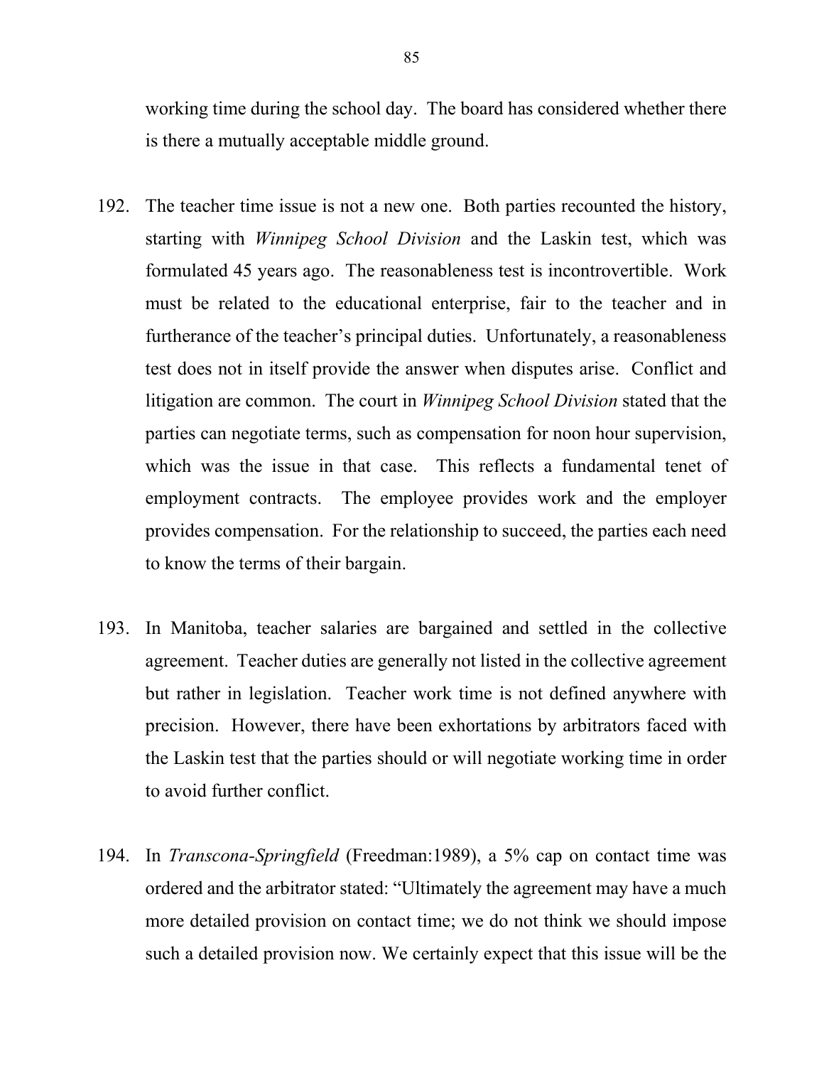working time during the school day. The board has considered whether there is there a mutually acceptable middle ground.

192. The teacher time issue is not a new one. Both parties recounted the history, starting with *Winnipeg School Division* and the Laskin test, which was formulated 45 years ago. The reasonableness test is incontrovertible. Work must be related to the educational enterprise, fair to the teacher and in furtherance of the teacher's principal duties. Unfortunately, a reasonableness test does not in itself provide the answer when disputes arise. Conflict and litigation are common. The court in *Winnipeg School Division* stated that the parties can negotiate terms, such as compensation for noon hour supervision, which was the issue in that case. This reflects a fundamental tenet of employment contracts. The employee provides work and the employer provides compensation. For the relationship to succeed, the parties each need to know the terms of their bargain.

193. In Manitoba, teacher salaries are bargained and settled in the collective agreement. Teacher duties are generally not listed in the collective agreement but rather in legislation. Teacher work time is not defined anywhere with precision. However, there have been exhortations by arbitrators faced with the Laskin test that the parties should or will negotiate working time in order to avoid further conflict.

194. In *Transcona-Springfield* (Freedman:1989), a 5% cap on contact time was ordered and the arbitrator stated: "Ultimately the agreement may have a much more detailed provision on contact time; we do not think we should impose such a detailed provision now. We certainly expect that this issue will be the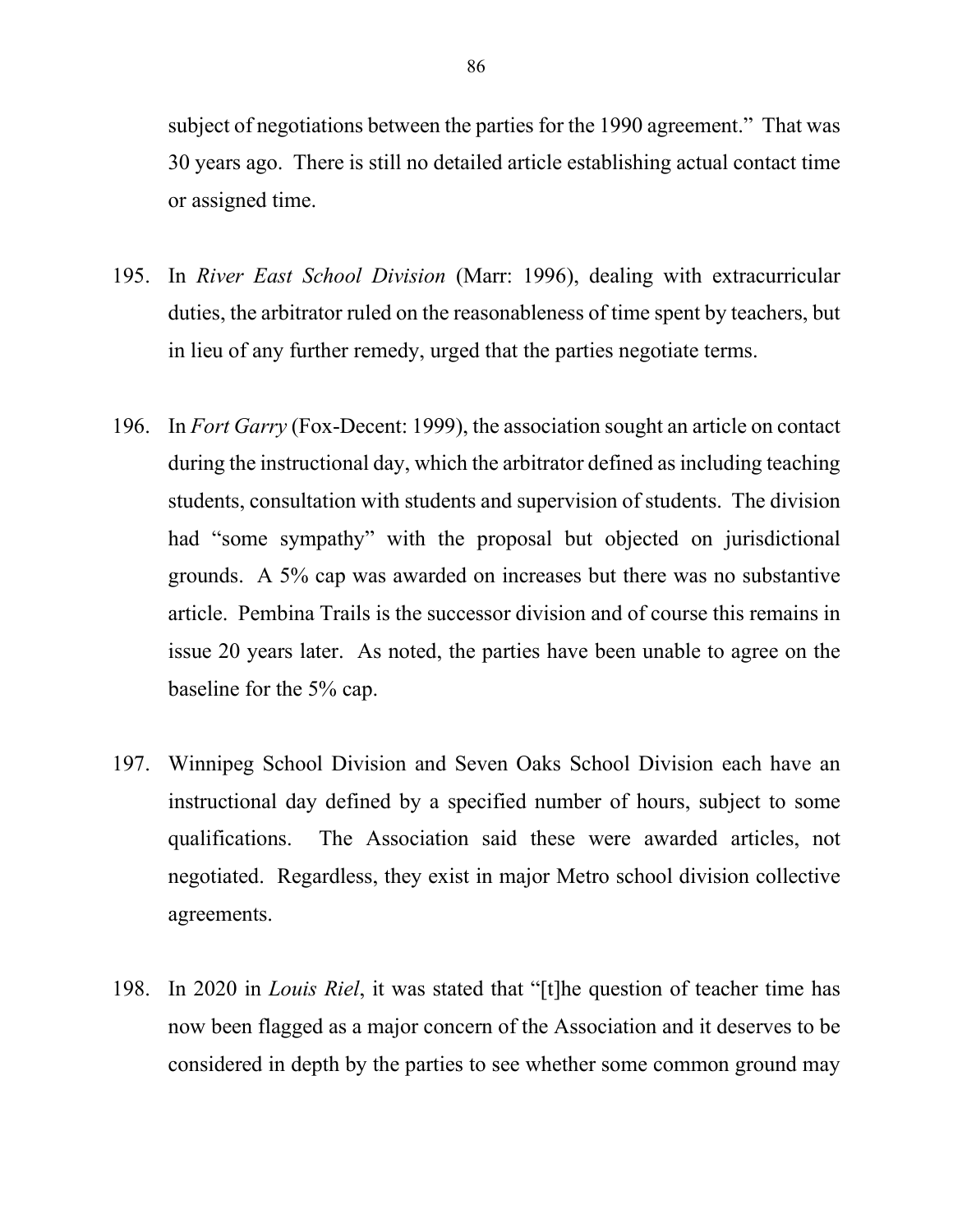subject of negotiations between the parties for the 1990 agreement." That was 30 years ago. There is still no detailed article establishing actual contact time or assigned time.

195. In *River East School Division* (Marr: 1996), dealing with extracurricular duties, the arbitrator ruled on the reasonableness of time spent by teachers, but in lieu of any further remedy, urged that the parties negotiate terms.

196. In *Fort Garry* (Fox-Decent: 1999), the association sought an article on contact during the instructional day, which the arbitrator defined as including teaching students, consultation with students and supervision of students. The division had "some sympathy" with the proposal but objected on jurisdictional grounds. A 5% cap was awarded on increases but there was no substantive article. Pembina Trails is the successor division and of course this remains in issue 20 years later. As noted, the parties have been unable to agree on the baseline for the 5% cap.

197. Winnipeg School Division and Seven Oaks School Division each have an instructional day defined by a specified number of hours, subject to some qualifications. The Association said these were awarded articles, not negotiated. Regardless, they exist in major Metro school division collective agreements.

198. In 2020 in *Louis Riel*, it was stated that "[t]he question of teacher time has now been flagged as a major concern of the Association and it deserves to be considered in depth by the parties to see whether some common ground may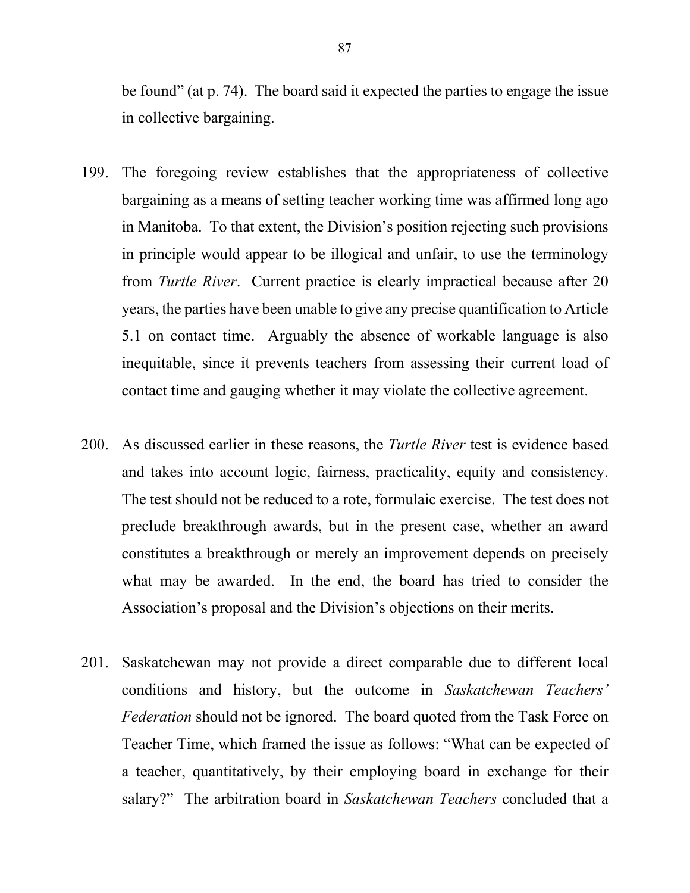be found" (at p. 74). The board said it expected the parties to engage the issue in collective bargaining.

199. The foregoing review establishes that the appropriateness of collective bargaining as a means of setting teacher working time was affirmed long ago in Manitoba. To that extent, the Division's position rejecting such provisions in principle would appear to be illogical and unfair, to use the terminology from *Turtle River*. Current practice is clearly impractical because after 20 years, the parties have been unable to give any precise quantification to Article 5.1 on contact time. Arguably the absence of workable language is also inequitable, since it prevents teachers from assessing their current load of contact time and gauging whether it may violate the collective agreement.

200. As discussed earlier in these reasons, the *Turtle River* test is evidence based and takes into account logic, fairness, practicality, equity and consistency. The test should not be reduced to a rote, formulaic exercise. The test does not preclude breakthrough awards, but in the present case, whether an award constitutes a breakthrough or merely an improvement depends on precisely what may be awarded. In the end, the board has tried to consider the Association's proposal and the Division's objections on their merits.

201. Saskatchewan may not provide a direct comparable due to different local conditions and history, but the outcome in *Saskatchewan Teachers' Federation* should not be ignored. The board quoted from the Task Force on Teacher Time, which framed the issue as follows: "What can be expected of a teacher, quantitatively, by their employing board in exchange for their salary?" The arbitration board in *Saskatchewan Teachers* concluded that a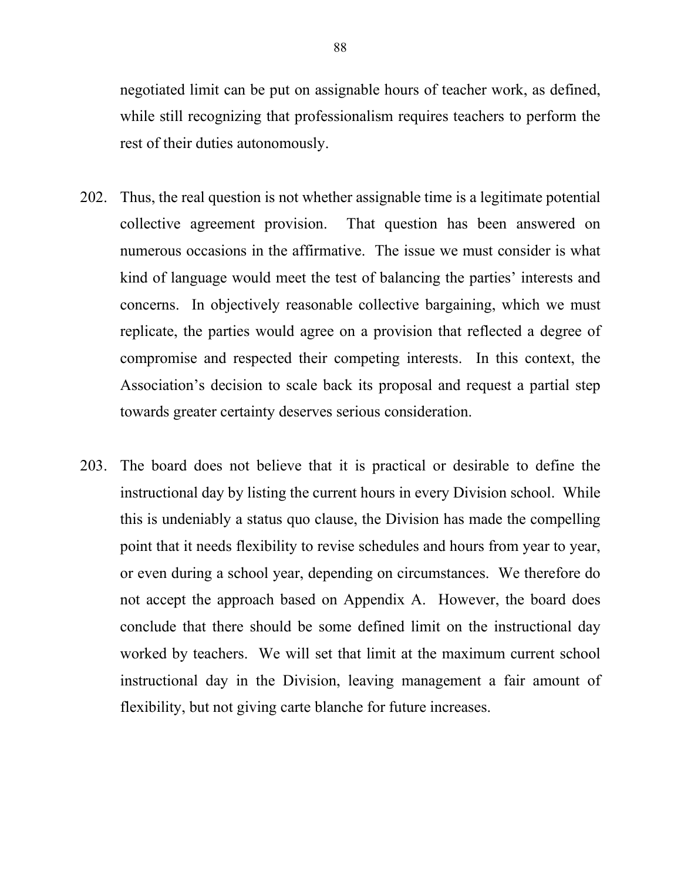negotiated limit can be put on assignable hours of teacher work, as defined, while still recognizing that professionalism requires teachers to perform the rest of their duties autonomously.

202. Thus, the real question is not whether assignable time is a legitimate potential collective agreement provision. That question has been answered on numerous occasions in the affirmative. The issue we must consider is what kind of language would meet the test of balancing the parties' interests and concerns. In objectively reasonable collective bargaining, which we must replicate, the parties would agree on a provision that reflected a degree of compromise and respected their competing interests. In this context, the Association's decision to scale back its proposal and request a partial step towards greater certainty deserves serious consideration.

203. The board does not believe that it is practical or desirable to define the instructional day by listing the current hours in every Division school. While this is undeniably a status quo clause, the Division has made the compelling point that it needs flexibility to revise schedules and hours from year to year, or even during a school year, depending on circumstances. We therefore do not accept the approach based on Appendix A. However, the board does conclude that there should be some defined limit on the instructional day worked by teachers. We will set that limit at the maximum current school instructional day in the Division, leaving management a fair amount of flexibility, but not giving carte blanche for future increases.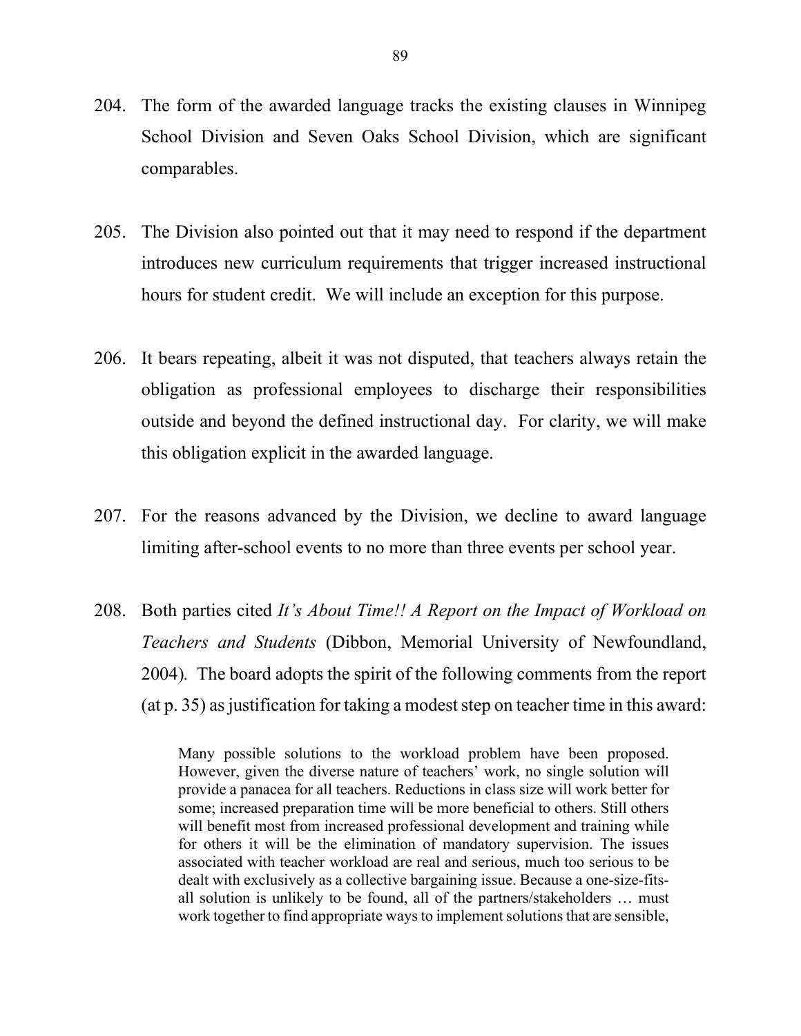204. The form of the awarded language tracks the existing clauses in Winnipeg School Division and Seven Oaks School Division, which are significant comparables.

205. The Division also pointed out that it may need to respond if the department introduces new curriculum requirements that trigger increased instructional hours for student credit. We will include an exception for this purpose.

206. It bears repeating, albeit it was not disputed, that teachers always retain the obligation as professional employees to discharge their responsibilities outside and beyond the defined instructional day. For clarity, we will make this obligation explicit in the awarded language.

207. For the reasons advanced by the Division, we decline to award language limiting after-school events to no more than three events per school year.

208. Both parties cited *It's About Time!! A Report on the Impact of Workload on Teachers and Students* (Dibbon, Memorial University of Newfoundland, 2004). The board adopts the spirit of the following comments from the report (at p. 35) as justification for taking a modest step on teacher time in this award:

> Many possible solutions to the workload problem have been proposed. However, given the diverse nature of teachers' work, no single solution will provide a panacea for all teachers. Reductions in class size will work better for some; increased preparation time will be more beneficial to others. Still others will benefit most from increased professional development and training while for others it will be the elimination of mandatory supervision. The issues associated with teacher workload are real and serious, much too serious to be dealt with exclusively as a collective bargaining issue. Because a one-size-fits-all solution is unlikely to be found, all of the partners/stakeholders … must work together to find appropriate ways to implement solutions that are sensible,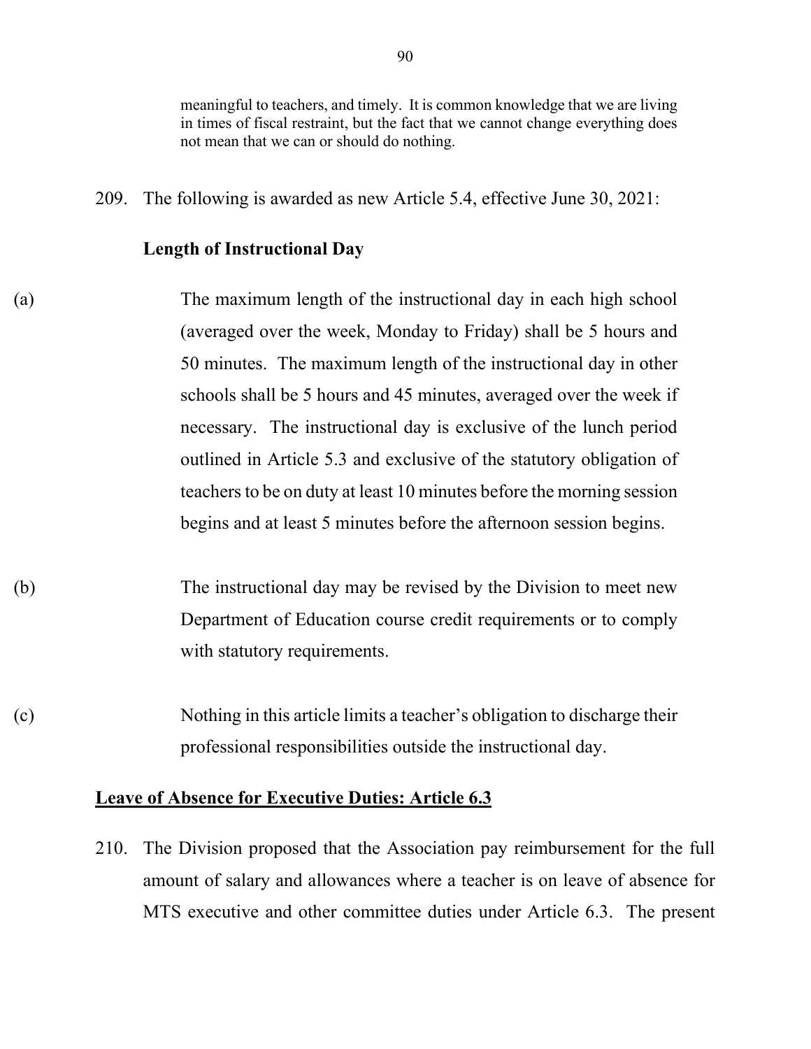meaningful to teachers, and timely. It is common knowledge that we are living in times of fiscal restraint, but the fact that we cannot change everything does not mean that we can or should do nothing.

209. The following is awarded as new Article 5.4, effective June 30, 2021:

**Length of Instructional Day**

(a) The maximum length of the instructional day in each high school (averaged over the week, Monday to Friday) shall be 5 hours and 50 minutes. The maximum length of the instructional day in other schools shall be 5 hours and 45 minutes, averaged over the week if necessary. The instructional day is exclusive of the lunch period outlined in Article 5.3 and exclusive of the statutory obligation of teachers to be on duty at least 10 minutes before the morning session begins and at least 5 minutes before the afternoon session begins.

(b) The instructional day may be revised by the Division to meet new Department of Education course credit requirements or to comply with statutory requirements.

(c) Nothing in this article limits a teacher's obligation to discharge their professional responsibilities outside the instructional day.

**Leave of Absence for Executive Duties: Article 6.3**

210. The Division proposed that the Association pay reimbursement for the full amount of salary and allowances where a teacher is on leave of absence for MTS executive and other committee duties under Article 6.3. The present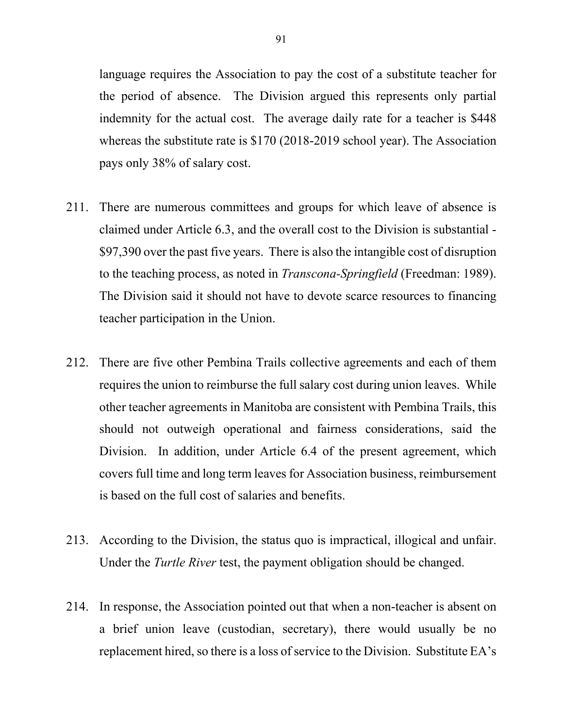language requires the Association to pay the cost of a substitute teacher for the period of absence. The Division argued this represents only partial indemnity for the actual cost. The average daily rate for a teacher is $448 whereas the substitute rate is $170 (2018-2019 school year). The Association pays only 38% of salary cost.

211. There are numerous committees and groups for which leave of absence is claimed under Article 6.3, and the overall cost to the Division is substantial - $97,390 over the past five years. There is also the intangible cost of disruption to the teaching process, as noted in *Transcona-Springfield* (Freedman: 1989). The Division said it should not have to devote scarce resources to financing teacher participation in the Union.

212. There are five other Pembina Trails collective agreements and each of them requires the union to reimburse the full salary cost during union leaves. While other teacher agreements in Manitoba are consistent with Pembina Trails, this should not outweigh operational and fairness considerations, said the Division. In addition, under Article 6.4 of the present agreement, which covers full time and long term leaves for Association business, reimbursement is based on the full cost of salaries and benefits.

213. According to the Division, the status quo is impractical, illogical and unfair. Under the *Turtle River* test, the payment obligation should be changed.

214. In response, the Association pointed out that when a non-teacher is absent on a brief union leave (custodian, secretary), there would usually be no replacement hired, so there is a loss of service to the Division. Substitute EA's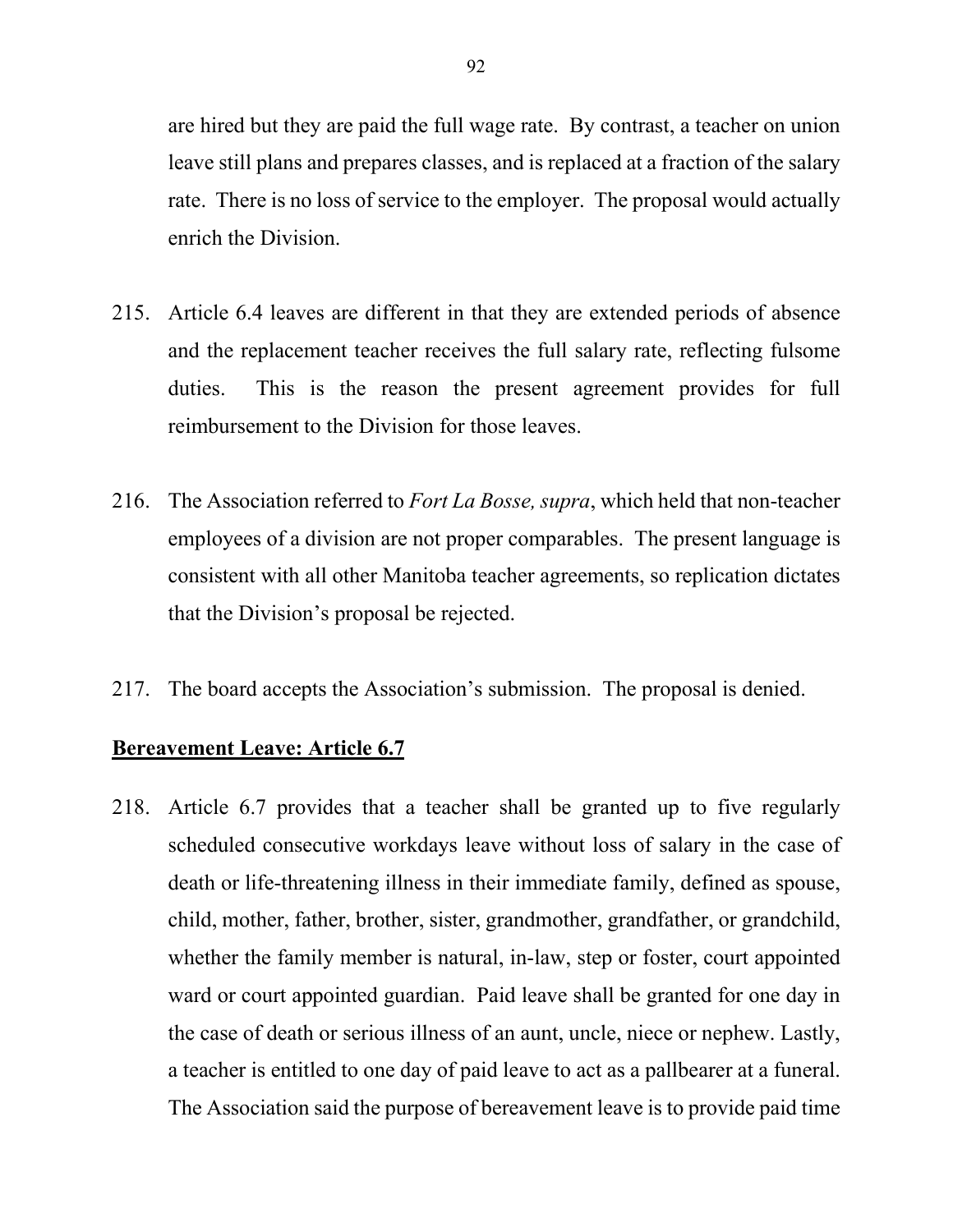are hired but they are paid the full wage rate. By contrast, a teacher on union leave still plans and prepares classes, and is replaced at a fraction of the salary rate. There is no loss of service to the employer. The proposal would actually enrich the Division.

215. Article 6.4 leaves are different in that they are extended periods of absence and the replacement teacher receives the full salary rate, reflecting fulsome duties. This is the reason the present agreement provides for full reimbursement to the Division for those leaves.

216. The Association referred to *Fort La Bosse, supra*, which held that non-teacher employees of a division are not proper comparables. The present language is consistent with all other Manitoba teacher agreements, so replication dictates that the Division's proposal be rejected.

217. The board accepts the Association's submission. The proposal is denied.

**Bereavement Leave: Article 6.7**

218. Article 6.7 provides that a teacher shall be granted up to five regularly scheduled consecutive workdays leave without loss of salary in the case of death or life-threatening illness in their immediate family, defined as spouse, child, mother, father, brother, sister, grandmother, grandfather, or grandchild, whether the family member is natural, in-law, step or foster, court appointed ward or court appointed guardian. Paid leave shall be granted for one day in the case of death or serious illness of an aunt, uncle, niece or nephew. Lastly, a teacher is entitled to one day of paid leave to act as a pallbearer at a funeral. The Association said the purpose of bereavement leave is to provide paid time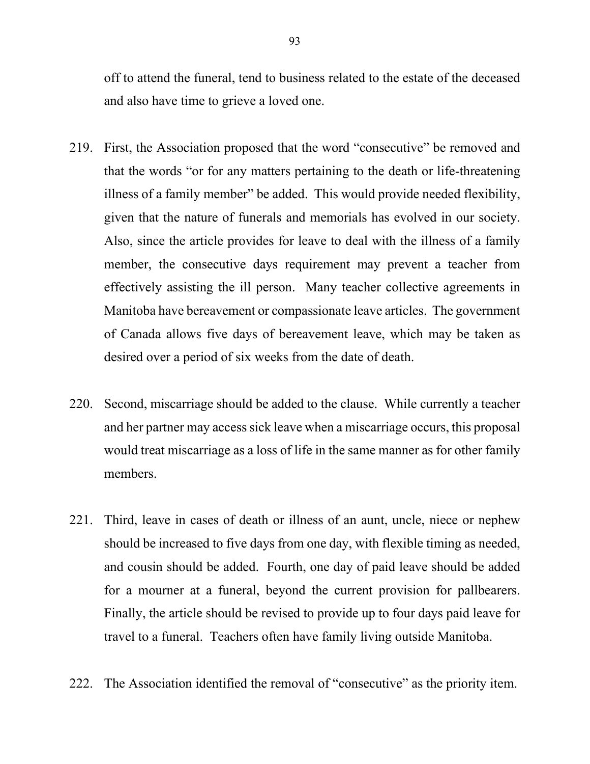off to attend the funeral, tend to business related to the estate of the deceased and also have time to grieve a loved one.

219. First, the Association proposed that the word "consecutive" be removed and that the words "or for any matters pertaining to the death or life-threatening illness of a family member" be added. This would provide needed flexibility, given that the nature of funerals and memorials has evolved in our society. Also, since the article provides for leave to deal with the illness of a family member, the consecutive days requirement may prevent a teacher from effectively assisting the ill person. Many teacher collective agreements in Manitoba have bereavement or compassionate leave articles. The government of Canada allows five days of bereavement leave, which may be taken as desired over a period of six weeks from the date of death.

220. Second, miscarriage should be added to the clause. While currently a teacher and her partner may access sick leave when a miscarriage occurs, this proposal would treat miscarriage as a loss of life in the same manner as for other family members.

221. Third, leave in cases of death or illness of an aunt, uncle, niece or nephew should be increased to five days from one day, with flexible timing as needed, and cousin should be added. Fourth, one day of paid leave should be added for a mourner at a funeral, beyond the current provision for pallbearers. Finally, the article should be revised to provide up to four days paid leave for travel to a funeral. Teachers often have family living outside Manitoba.

222. The Association identified the removal of "consecutive" as the priority item.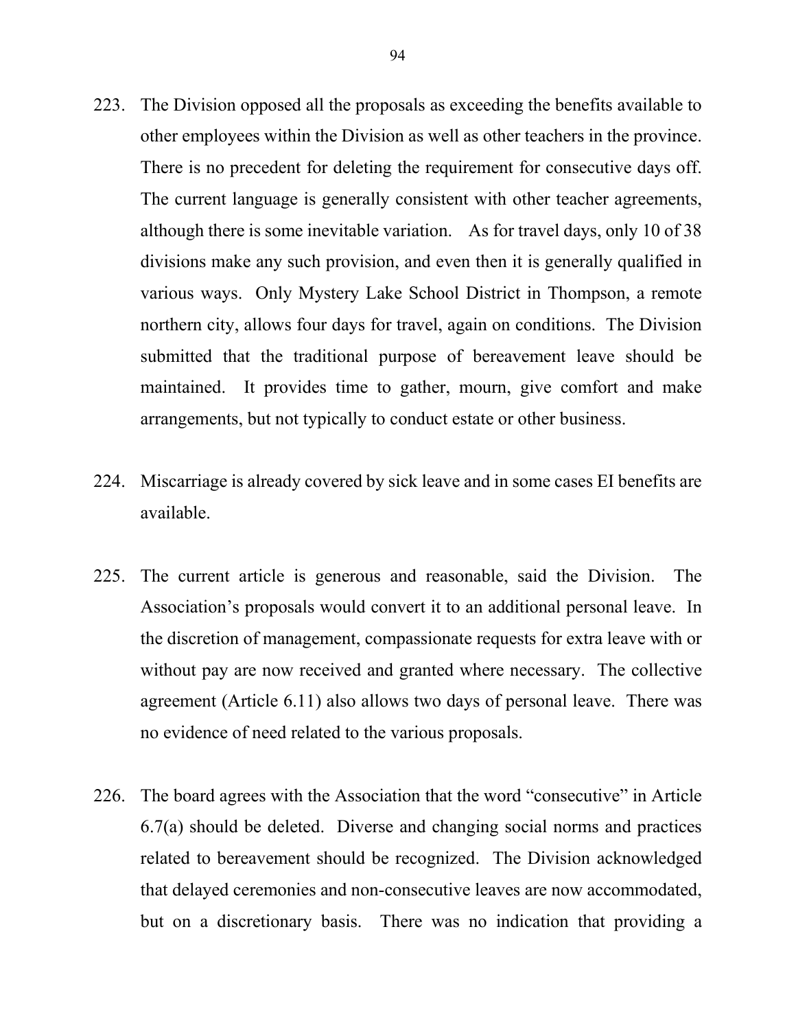223. The Division opposed all the proposals as exceeding the benefits available to other employees within the Division as well as other teachers in the province. There is no precedent for deleting the requirement for consecutive days off. The current language is generally consistent with other teacher agreements, although there is some inevitable variation. As for travel days, only 10 of 38 divisions make any such provision, and even then it is generally qualified in various ways. Only Mystery Lake School District in Thompson, a remote northern city, allows four days for travel, again on conditions. The Division submitted that the traditional purpose of bereavement leave should be maintained. It provides time to gather, mourn, give comfort and make arrangements, but not typically to conduct estate or other business.

224. Miscarriage is already covered by sick leave and in some cases EI benefits are available.

225. The current article is generous and reasonable, said the Division. The Association's proposals would convert it to an additional personal leave. In the discretion of management, compassionate requests for extra leave with or without pay are now received and granted where necessary. The collective agreement (Article 6.11) also allows two days of personal leave. There was no evidence of need related to the various proposals.

226. The board agrees with the Association that the word "consecutive" in Article 6.7(a) should be deleted. Diverse and changing social norms and practices related to bereavement should be recognized. The Division acknowledged that delayed ceremonies and non-consecutive leaves are now accommodated, but on a discretionary basis. There was no indication that providing a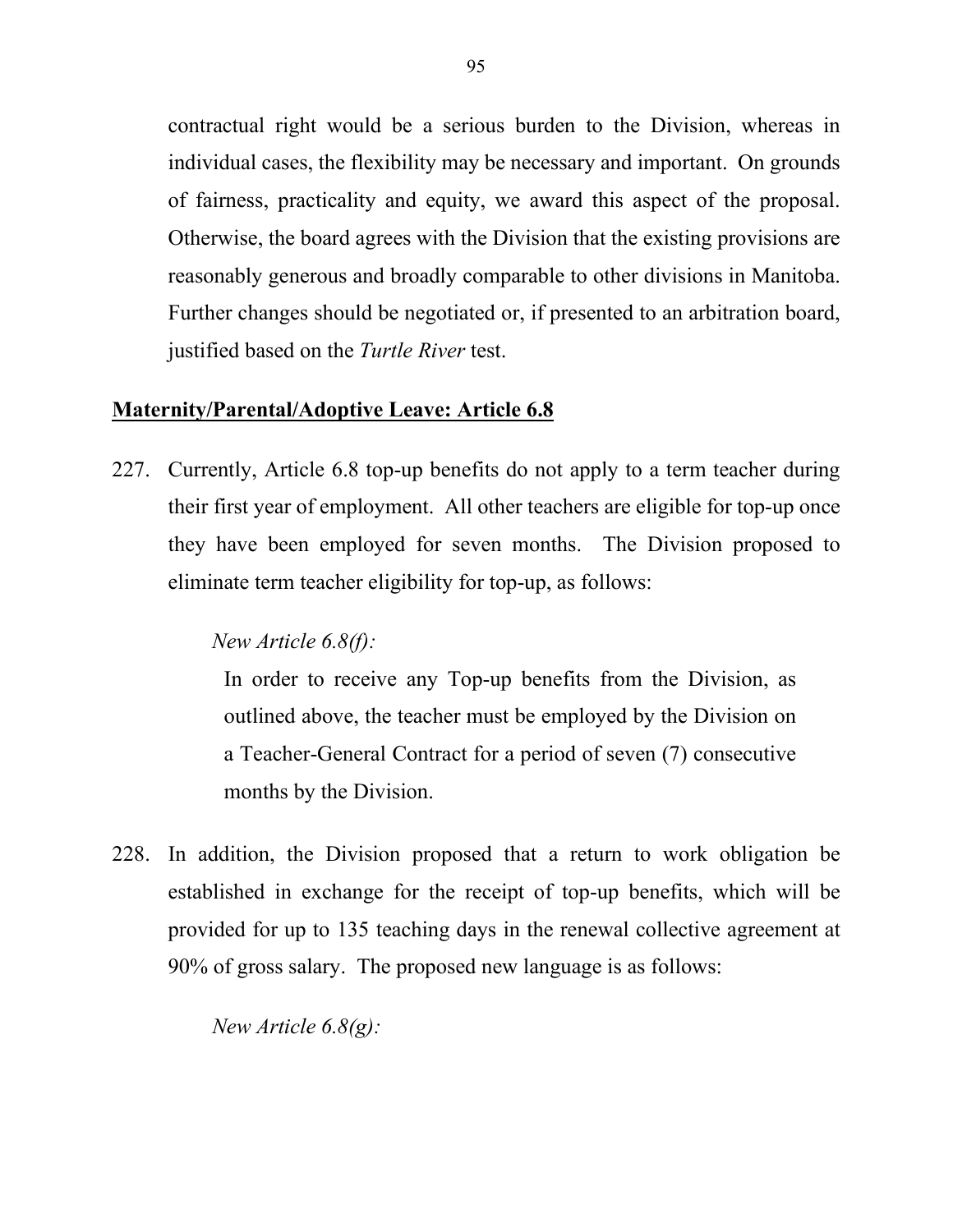contractual right would be a serious burden to the Division, whereas in individual cases, the flexibility may be necessary and important. On grounds of fairness, practicality and equity, we award this aspect of the proposal. Otherwise, the board agrees with the Division that the existing provisions are reasonably generous and broadly comparable to other divisions in Manitoba. Further changes should be negotiated or, if presented to an arbitration board, justified based on the *Turtle River* test.

**Maternity/Parental/Adoptive Leave: Article 6.8**

227. Currently, Article 6.8 top-up benefits do not apply to a term teacher during their first year of employment. All other teachers are eligible for top-up once they have been employed for seven months. The Division proposed to eliminate term teacher eligibility for top-up, as follows:

*New Article 6.8(f):*

> In order to receive any Top-up benefits from the Division, as outlined above, the teacher must be employed by the Division on a Teacher-General Contract for a period of seven (7) consecutive months by the Division.

228. In addition, the Division proposed that a return to work obligation be established in exchange for the receipt of top-up benefits, which will be provided for up to 135 teaching days in the renewal collective agreement at 90% of gross salary. The proposed new language is as follows:

*New Article 6.8(g):*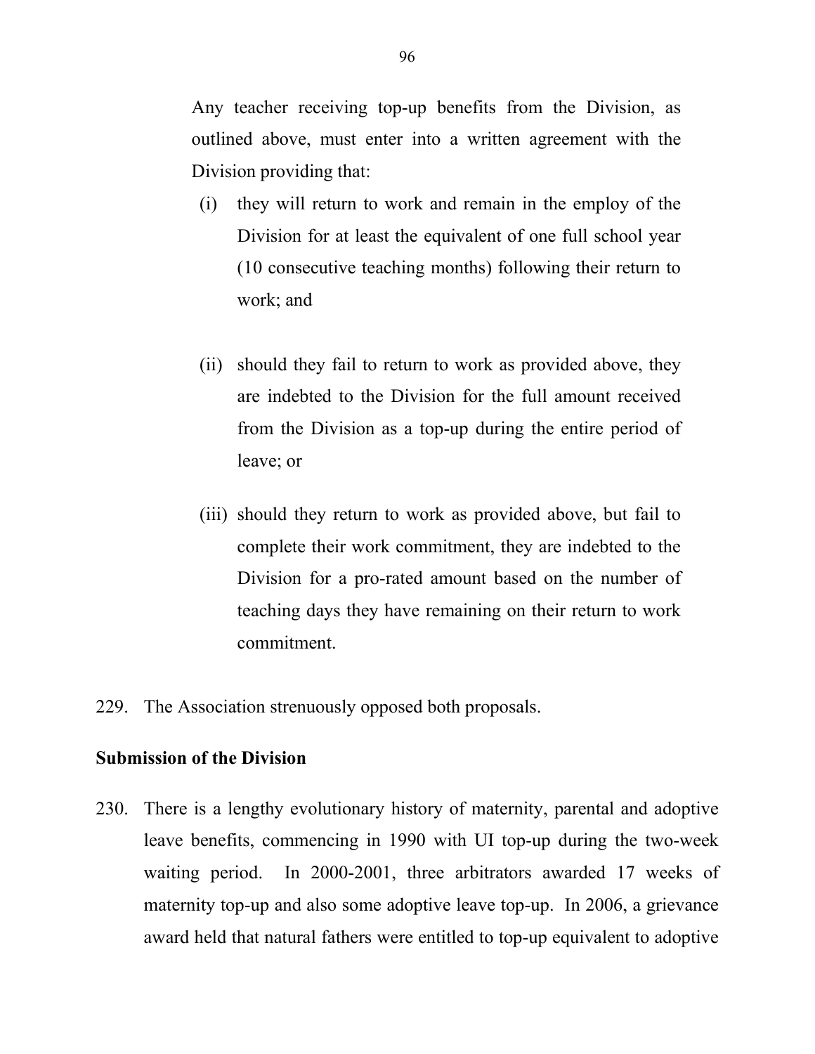Any teacher receiving top-up benefits from the Division, as outlined above, must enter into a written agreement with the Division providing that:

(i) they will return to work and remain in the employ of the Division for at least the equivalent of one full school year (10 consecutive teaching months) following their return to work; and

(ii) should they fail to return to work as provided above, they are indebted to the Division for the full amount received from the Division as a top-up during the entire period of leave; or

(iii) should they return to work as provided above, but fail to complete their work commitment, they are indebted to the Division for a pro-rated amount based on the number of teaching days they have remaining on their return to work commitment.

229. The Association strenuously opposed both proposals.

**Submission of the Division**

230. There is a lengthy evolutionary history of maternity, parental and adoptive leave benefits, commencing in 1990 with UI top-up during the two-week waiting period. In 2000-2001, three arbitrators awarded 17 weeks of maternity top-up and also some adoptive leave top-up. In 2006, a grievance award held that natural fathers were entitled to top-up equivalent to adoptive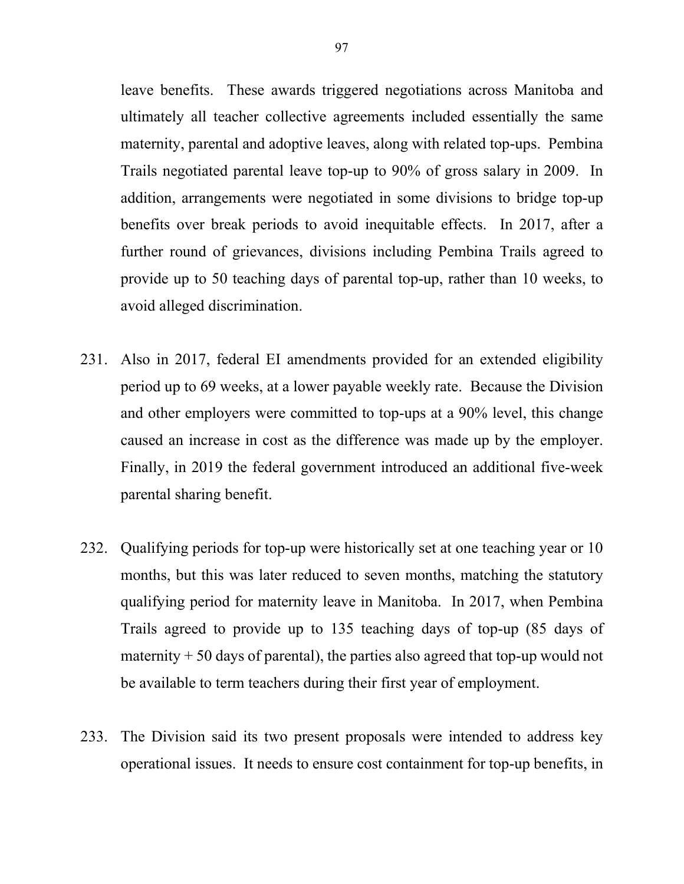leave benefits. These awards triggered negotiations across Manitoba and ultimately all teacher collective agreements included essentially the same maternity, parental and adoptive leaves, along with related top-ups. Pembina Trails negotiated parental leave top-up to 90% of gross salary in 2009. In addition, arrangements were negotiated in some divisions to bridge top-up benefits over break periods to avoid inequitable effects. In 2017, after a further round of grievances, divisions including Pembina Trails agreed to provide up to 50 teaching days of parental top-up, rather than 10 weeks, to avoid alleged discrimination.

231. Also in 2017, federal EI amendments provided for an extended eligibility period up to 69 weeks, at a lower payable weekly rate. Because the Division and other employers were committed to top-ups at a 90% level, this change caused an increase in cost as the difference was made up by the employer. Finally, in 2019 the federal government introduced an additional five-week parental sharing benefit.

232. Qualifying periods for top-up were historically set at one teaching year or 10 months, but this was later reduced to seven months, matching the statutory qualifying period for maternity leave in Manitoba. In 2017, when Pembina Trails agreed to provide up to 135 teaching days of top-up (85 days of maternity + 50 days of parental), the parties also agreed that top-up would not be available to term teachers during their first year of employment.

233. The Division said its two present proposals were intended to address key operational issues. It needs to ensure cost containment for top-up benefits, in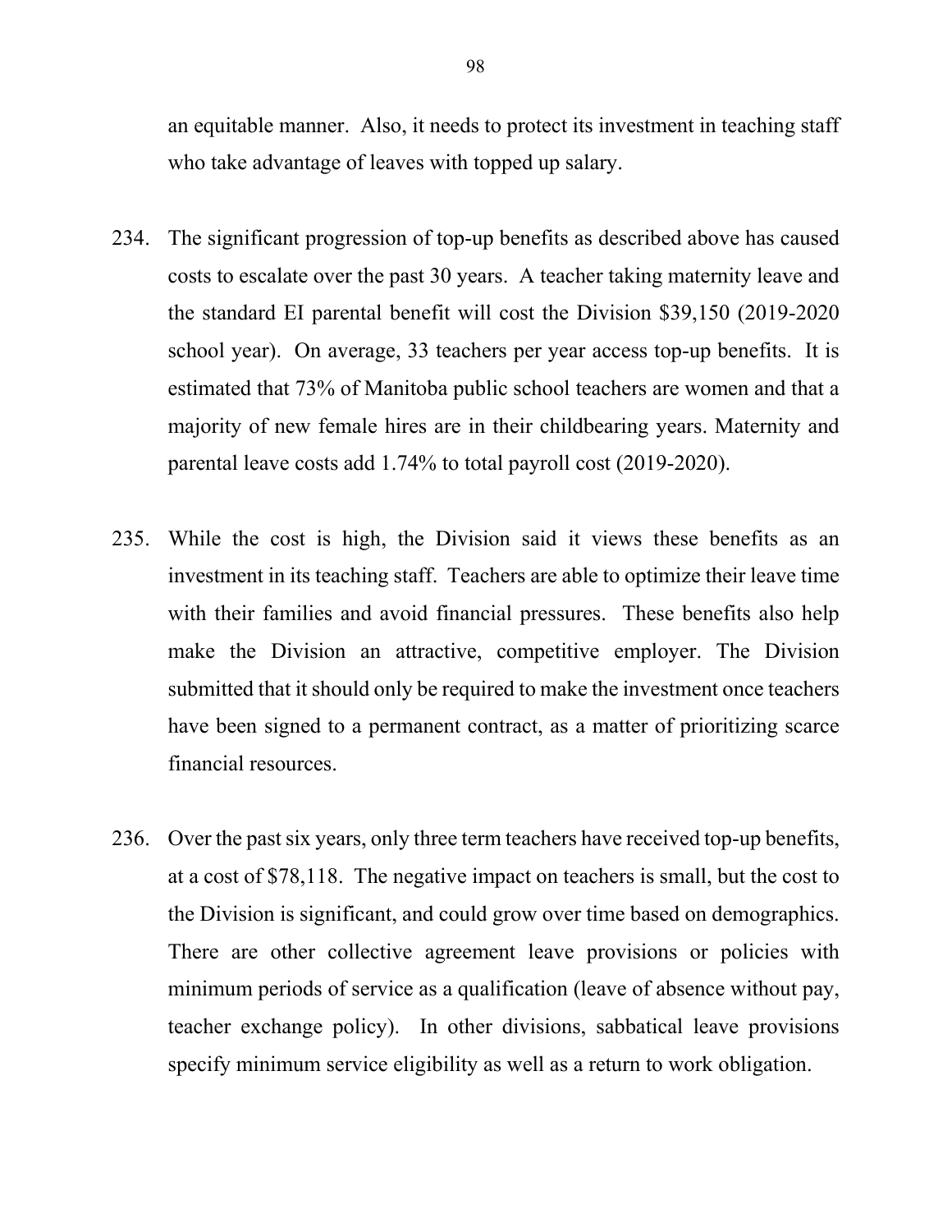an equitable manner. Also, it needs to protect its investment in teaching staff who take advantage of leaves with topped up salary.

234. The significant progression of top-up benefits as described above has caused costs to escalate over the past 30 years. A teacher taking maternity leave and the standard EI parental benefit will cost the Division $39,150 (2019-2020 school year). On average, 33 teachers per year access top-up benefits. It is estimated that 73% of Manitoba public school teachers are women and that a majority of new female hires are in their childbearing years. Maternity and parental leave costs add 1.74% to total payroll cost (2019-2020).

235. While the cost is high, the Division said it views these benefits as an investment in its teaching staff. Teachers are able to optimize their leave time with their families and avoid financial pressures. These benefits also help make the Division an attractive, competitive employer. The Division submitted that it should only be required to make the investment once teachers have been signed to a permanent contract, as a matter of prioritizing scarce financial resources.

236. Over the past six years, only three term teachers have received top-up benefits, at a cost of $78,118. The negative impact on teachers is small, but the cost to the Division is significant, and could grow over time based on demographics. There are other collective agreement leave provisions or policies with minimum periods of service as a qualification (leave of absence without pay, teacher exchange policy). In other divisions, sabbatical leave provisions specify minimum service eligibility as well as a return to work obligation.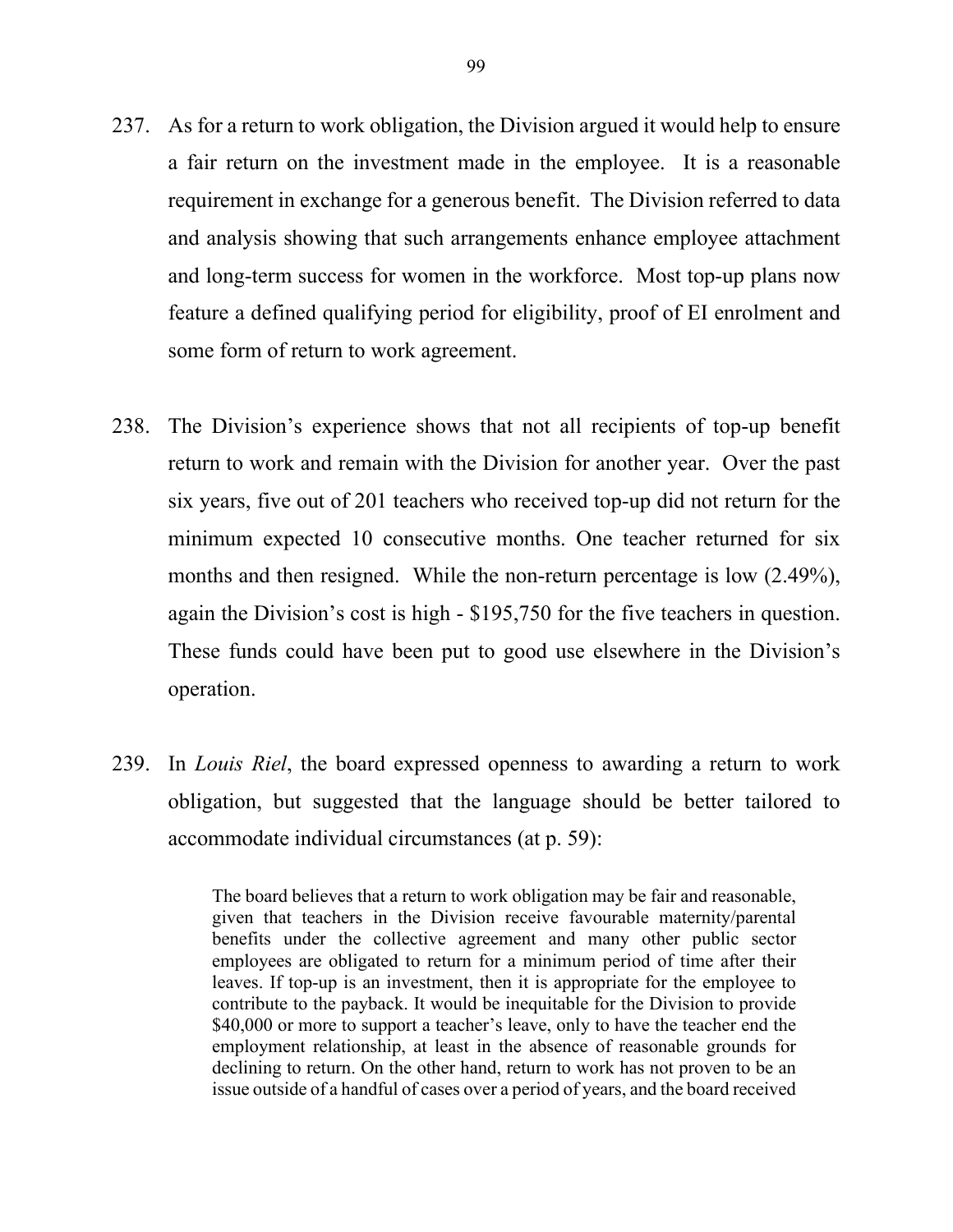237. As for a return to work obligation, the Division argued it would help to ensure a fair return on the investment made in the employee. It is a reasonable requirement in exchange for a generous benefit. The Division referred to data and analysis showing that such arrangements enhance employee attachment and long-term success for women in the workforce. Most top-up plans now feature a defined qualifying period for eligibility, proof of EI enrolment and some form of return to work agreement.

238. The Division's experience shows that not all recipients of top-up benefit return to work and remain with the Division for another year. Over the past six years, five out of 201 teachers who received top-up did not return for the minimum expected 10 consecutive months. One teacher returned for six months and then resigned. While the non-return percentage is low (2.49%), again the Division's cost is high - $195,750 for the five teachers in question. These funds could have been put to good use elsewhere in the Division's operation.

239. In *Louis Riel*, the board expressed openness to awarding a return to work obligation, but suggested that the language should be better tailored to accommodate individual circumstances (at p. 59):

> The board believes that a return to work obligation may be fair and reasonable, given that teachers in the Division receive favourable maternity/parental benefits under the collective agreement and many other public sector employees are obligated to return for a minimum period of time after their leaves. If top-up is an investment, then it is appropriate for the employee to contribute to the payback. It would be inequitable for the Division to provide $40,000 or more to support a teacher's leave, only to have the teacher end the employment relationship, at least in the absence of reasonable grounds for declining to return. On the other hand, return to work has not proven to be an issue outside of a handful of cases over a period of years, and the board received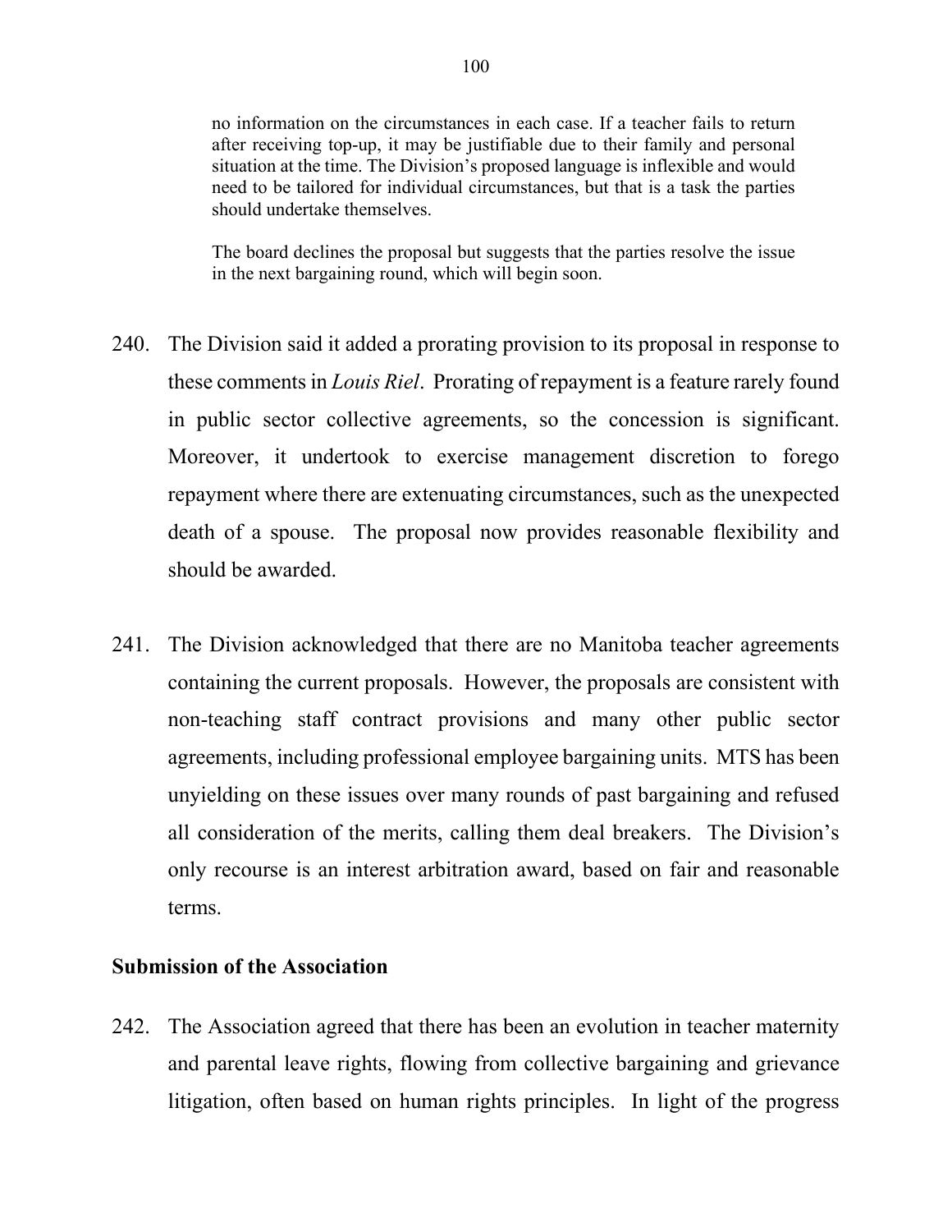> no information on the circumstances in each case. If a teacher fails to return after receiving top-up, it may be justifiable due to their family and personal situation at the time. The Division's proposed language is inflexible and would need to be tailored for individual circumstances, but that is a task the parties should undertake themselves.
>
> The board declines the proposal but suggests that the parties resolve the issue in the next bargaining round, which will begin soon.

240. The Division said it added a prorating provision to its proposal in response to these comments in *Louis Riel*. Prorating of repayment is a feature rarely found in public sector collective agreements, so the concession is significant. Moreover, it undertook to exercise management discretion to forego repayment where there are extenuating circumstances, such as the unexpected death of a spouse. The proposal now provides reasonable flexibility and should be awarded.

241. The Division acknowledged that there are no Manitoba teacher agreements containing the current proposals. However, the proposals are consistent with non-teaching staff contract provisions and many other public sector agreements, including professional employee bargaining units. MTS has been unyielding on these issues over many rounds of past bargaining and refused all consideration of the merits, calling them deal breakers. The Division's only recourse is an interest arbitration award, based on fair and reasonable terms.

**Submission of the Association**

242. The Association agreed that there has been an evolution in teacher maternity and parental leave rights, flowing from collective bargaining and grievance litigation, often based on human rights principles. In light of the progress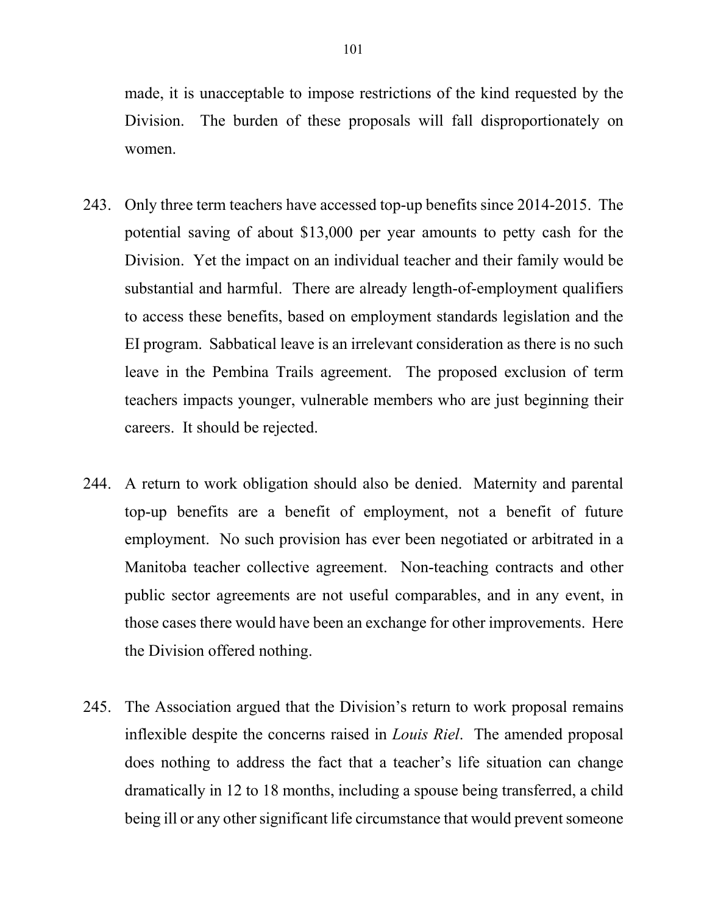made, it is unacceptable to impose restrictions of the kind requested by the Division. The burden of these proposals will fall disproportionately on women.

243. Only three term teachers have accessed top-up benefits since 2014-2015. The potential saving of about $13,000 per year amounts to petty cash for the Division. Yet the impact on an individual teacher and their family would be substantial and harmful. There are already length-of-employment qualifiers to access these benefits, based on employment standards legislation and the EI program. Sabbatical leave is an irrelevant consideration as there is no such leave in the Pembina Trails agreement. The proposed exclusion of term teachers impacts younger, vulnerable members who are just beginning their careers. It should be rejected.

244. A return to work obligation should also be denied. Maternity and parental top-up benefits are a benefit of employment, not a benefit of future employment. No such provision has ever been negotiated or arbitrated in a Manitoba teacher collective agreement. Non-teaching contracts and other public sector agreements are not useful comparables, and in any event, in those cases there would have been an exchange for other improvements. Here the Division offered nothing.

245. The Association argued that the Division's return to work proposal remains inflexible despite the concerns raised in *Louis Riel*. The amended proposal does nothing to address the fact that a teacher's life situation can change dramatically in 12 to 18 months, including a spouse being transferred, a child being ill or any other significant life circumstance that would prevent someone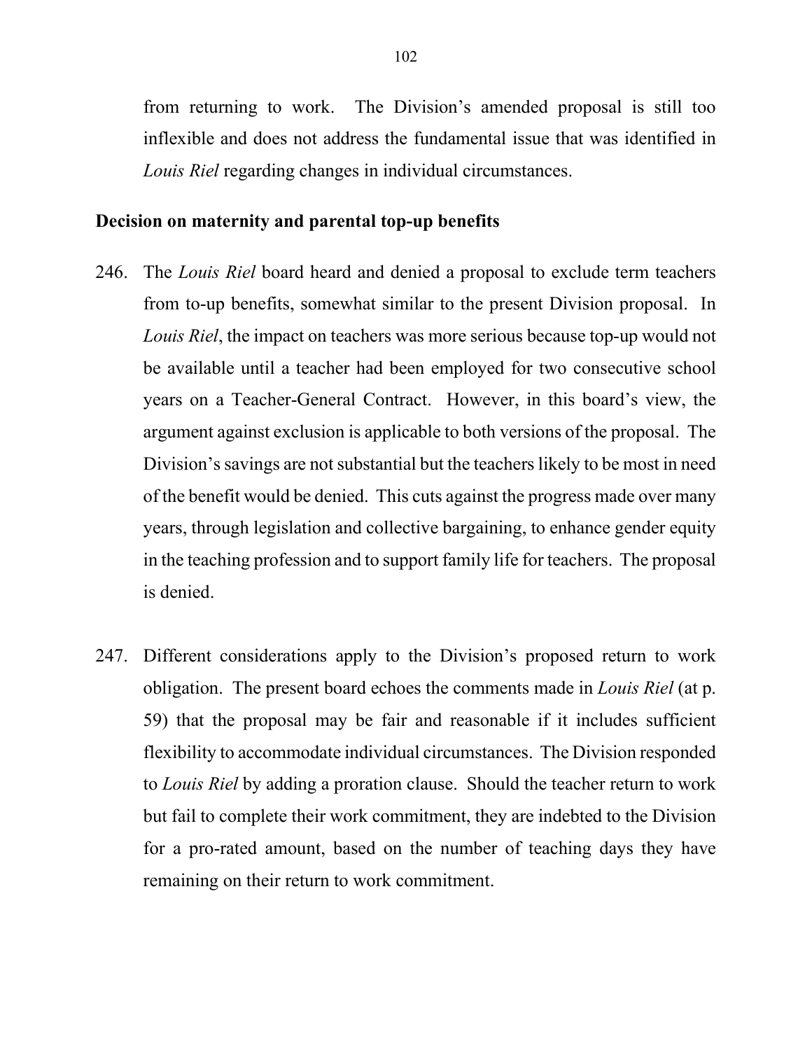from returning to work. The Division's amended proposal is still too inflexible and does not address the fundamental issue that was identified in *Louis Riel* regarding changes in individual circumstances.

**Decision on maternity and parental top-up benefits**

246. The *Louis Riel* board heard and denied a proposal to exclude term teachers from to-up benefits, somewhat similar to the present Division proposal. In *Louis Riel*, the impact on teachers was more serious because top-up would not be available until a teacher had been employed for two consecutive school years on a Teacher-General Contract. However, in this board's view, the argument against exclusion is applicable to both versions of the proposal. The Division's savings are not substantial but the teachers likely to be most in need of the benefit would be denied. This cuts against the progress made over many years, through legislation and collective bargaining, to enhance gender equity in the teaching profession and to support family life for teachers. The proposal is denied.

247. Different considerations apply to the Division's proposed return to work obligation. The present board echoes the comments made in *Louis Riel* (at p. 59) that the proposal may be fair and reasonable if it includes sufficient flexibility to accommodate individual circumstances. The Division responded to *Louis Riel* by adding a proration clause. Should the teacher return to work but fail to complete their work commitment, they are indebted to the Division for a pro-rated amount, based on the number of teaching days they have remaining on their return to work commitment.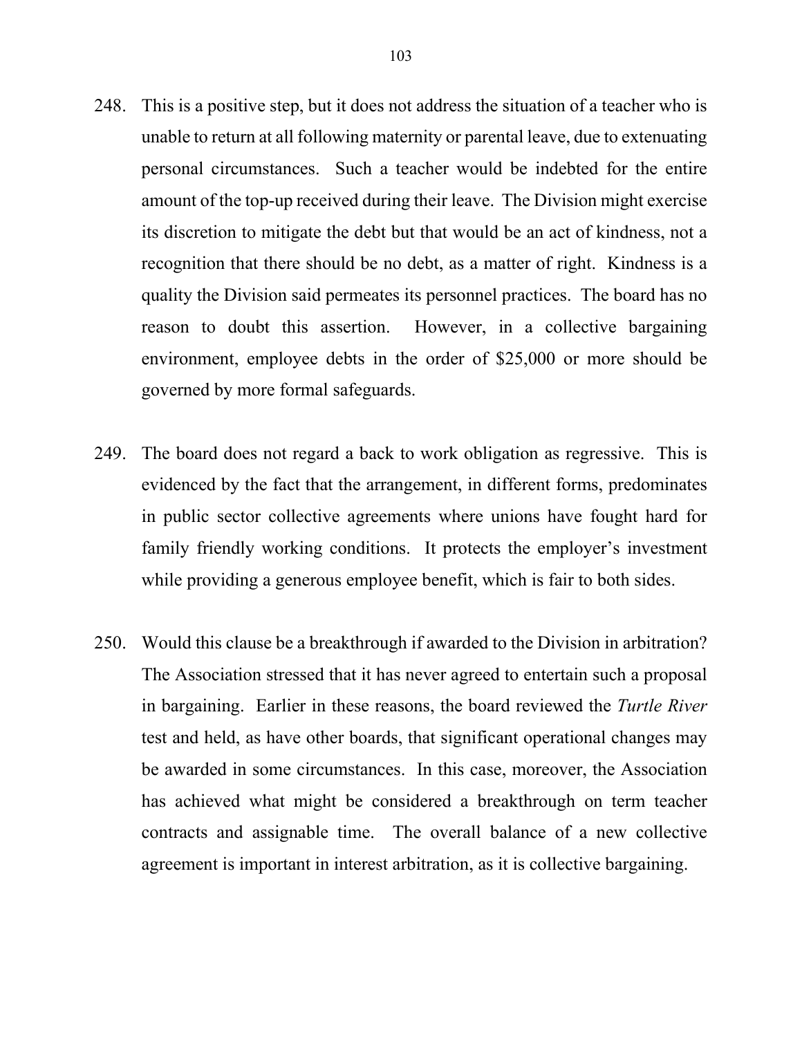248. This is a positive step, but it does not address the situation of a teacher who is unable to return at all following maternity or parental leave, due to extenuating personal circumstances. Such a teacher would be indebted for the entire amount of the top-up received during their leave. The Division might exercise its discretion to mitigate the debt but that would be an act of kindness, not a recognition that there should be no debt, as a matter of right. Kindness is a quality the Division said permeates its personnel practices. The board has no reason to doubt this assertion. However, in a collective bargaining environment, employee debts in the order of $25,000 or more should be governed by more formal safeguards.

249. The board does not regard a back to work obligation as regressive. This is evidenced by the fact that the arrangement, in different forms, predominates in public sector collective agreements where unions have fought hard for family friendly working conditions. It protects the employer's investment while providing a generous employee benefit, which is fair to both sides.

250. Would this clause be a breakthrough if awarded to the Division in arbitration? The Association stressed that it has never agreed to entertain such a proposal in bargaining. Earlier in these reasons, the board reviewed the *Turtle River* test and held, as have other boards, that significant operational changes may be awarded in some circumstances. In this case, moreover, the Association has achieved what might be considered a breakthrough on term teacher contracts and assignable time. The overall balance of a new collective agreement is important in interest arbitration, as it is collective bargaining.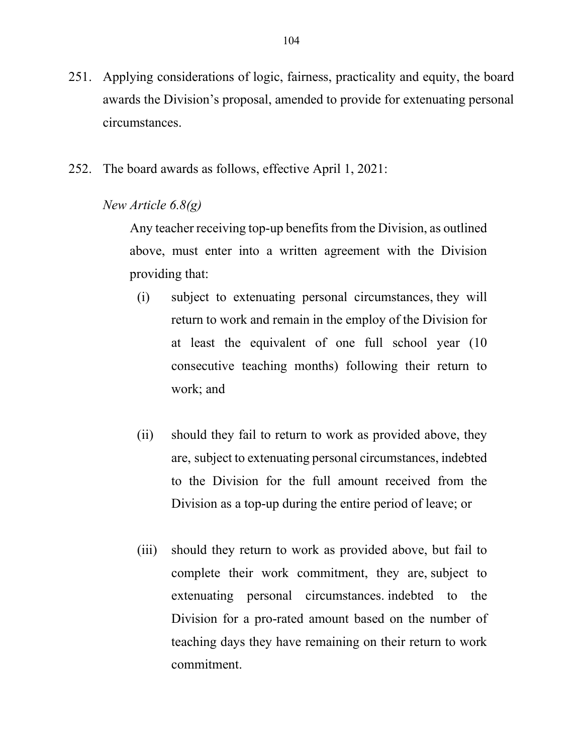251. Applying considerations of logic, fairness, practicality and equity, the board awards the Division's proposal, amended to provide for extenuating personal circumstances.

252. The board awards as follows, effective April 1, 2021:

*New Article 6.8(g)*

Any teacher receiving top-up benefits from the Division, as outlined above, must enter into a written agreement with the Division providing that:

(i) subject to extenuating personal circumstances, they will return to work and remain in the employ of the Division for at least the equivalent of one full school year (10 consecutive teaching months) following their return to work; and

(ii) should they fail to return to work as provided above, they are, subject to extenuating personal circumstances, indebted to the Division for the full amount received from the Division as a top-up during the entire period of leave; or

(iii) should they return to work as provided above, but fail to complete their work commitment, they are, subject to extenuating personal circumstances. indebted to the Division for a pro-rated amount based on the number of teaching days they have remaining on their return to work commitment.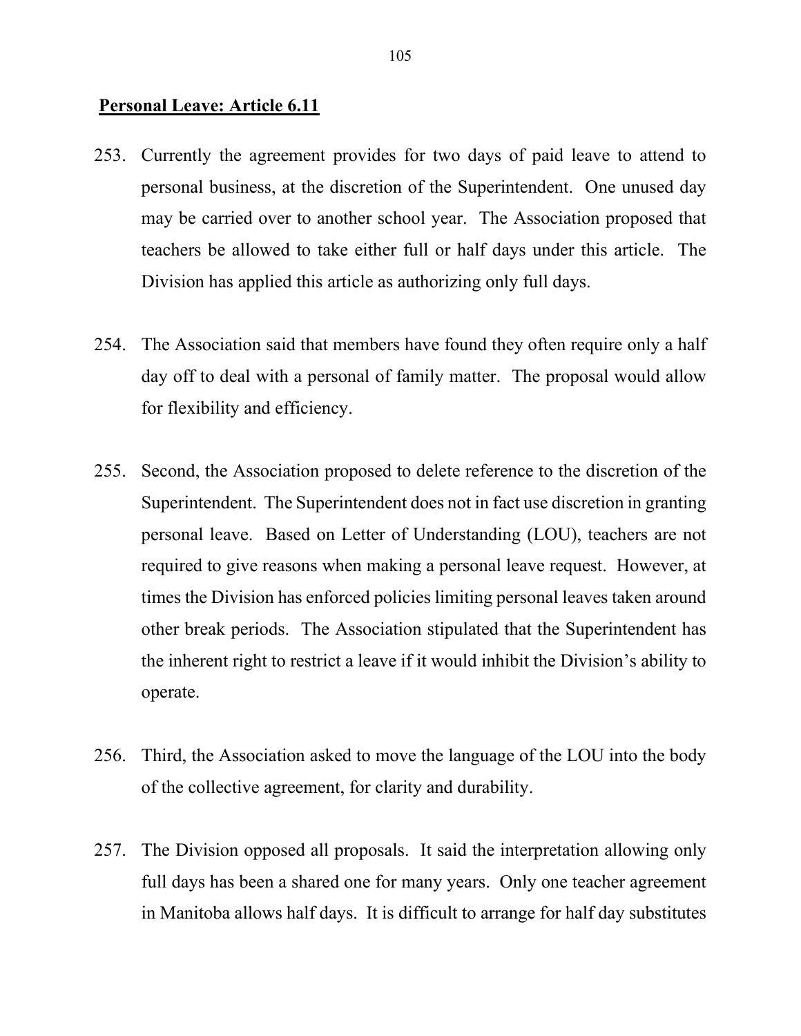**Personal Leave: Article 6.11**

253. Currently the agreement provides for two days of paid leave to attend to personal business, at the discretion of the Superintendent. One unused day may be carried over to another school year. The Association proposed that teachers be allowed to take either full or half days under this article. The Division has applied this article as authorizing only full days.

254. The Association said that members have found they often require only a half day off to deal with a personal of family matter. The proposal would allow for flexibility and efficiency.

255. Second, the Association proposed to delete reference to the discretion of the Superintendent. The Superintendent does not in fact use discretion in granting personal leave. Based on Letter of Understanding (LOU), teachers are not required to give reasons when making a personal leave request. However, at times the Division has enforced policies limiting personal leaves taken around other break periods. The Association stipulated that the Superintendent has the inherent right to restrict a leave if it would inhibit the Division's ability to operate.

256. Third, the Association asked to move the language of the LOU into the body of the collective agreement, for clarity and durability.

257. The Division opposed all proposals. It said the interpretation allowing only full days has been a shared one for many years. Only one teacher agreement in Manitoba allows half days. It is difficult to arrange for half day substitutes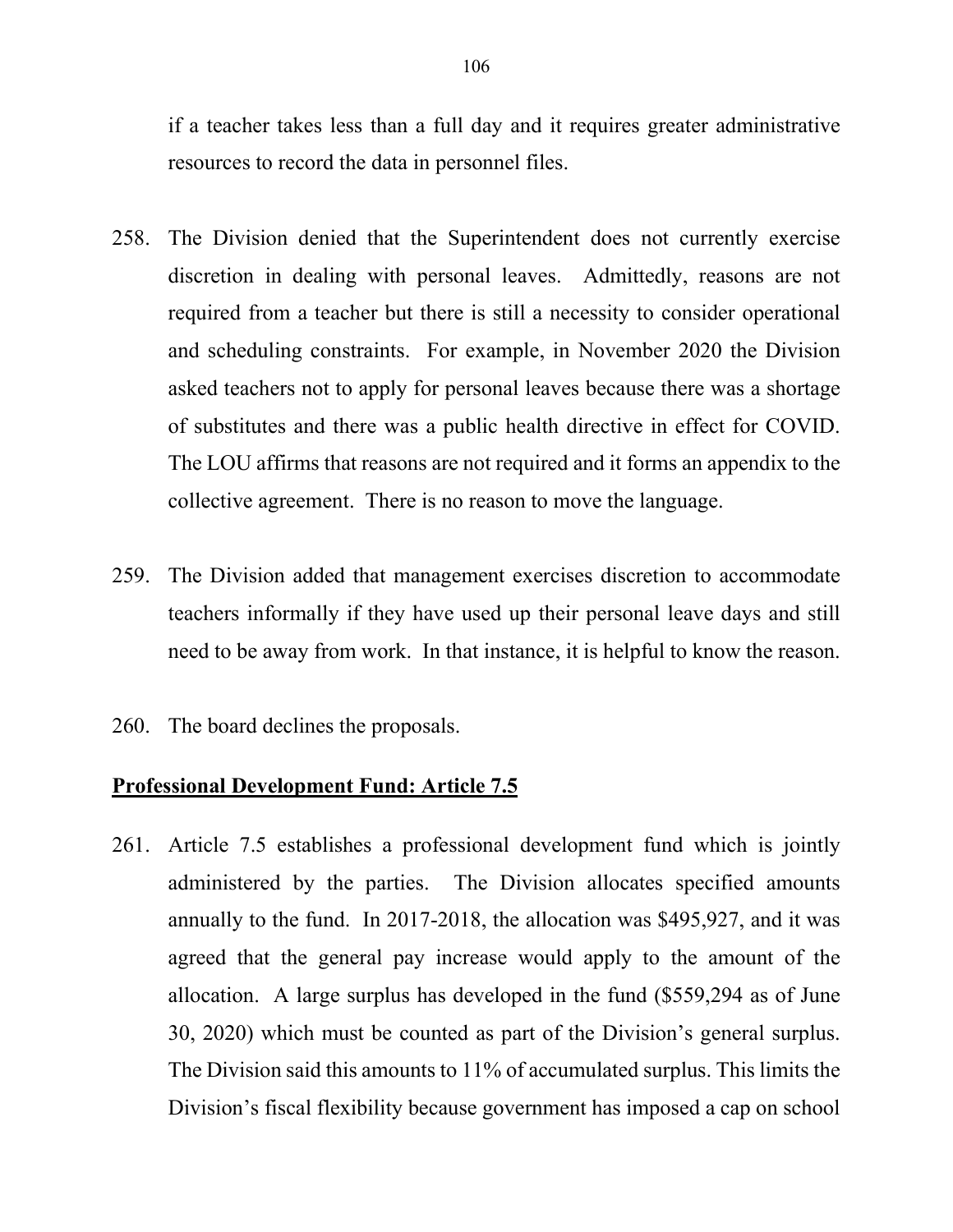if a teacher takes less than a full day and it requires greater administrative resources to record the data in personnel files.

258. The Division denied that the Superintendent does not currently exercise discretion in dealing with personal leaves. Admittedly, reasons are not required from a teacher but there is still a necessity to consider operational and scheduling constraints. For example, in November 2020 the Division asked teachers not to apply for personal leaves because there was a shortage of substitutes and there was a public health directive in effect for COVID. The LOU affirms that reasons are not required and it forms an appendix to the collective agreement. There is no reason to move the language.

259. The Division added that management exercises discretion to accommodate teachers informally if they have used up their personal leave days and still need to be away from work. In that instance, it is helpful to know the reason.

260. The board declines the proposals.

## Professional Development Fund: Article 7.5

261. Article 7.5 establishes a professional development fund which is jointly administered by the parties. The Division allocates specified amounts annually to the fund. In 2017-2018, the allocation was $495,927, and it was agreed that the general pay increase would apply to the amount of the allocation. A large surplus has developed in the fund ($559,294 as of June 30, 2020) which must be counted as part of the Division's general surplus. The Division said this amounts to 11% of accumulated surplus. This limits the Division's fiscal flexibility because government has imposed a cap on school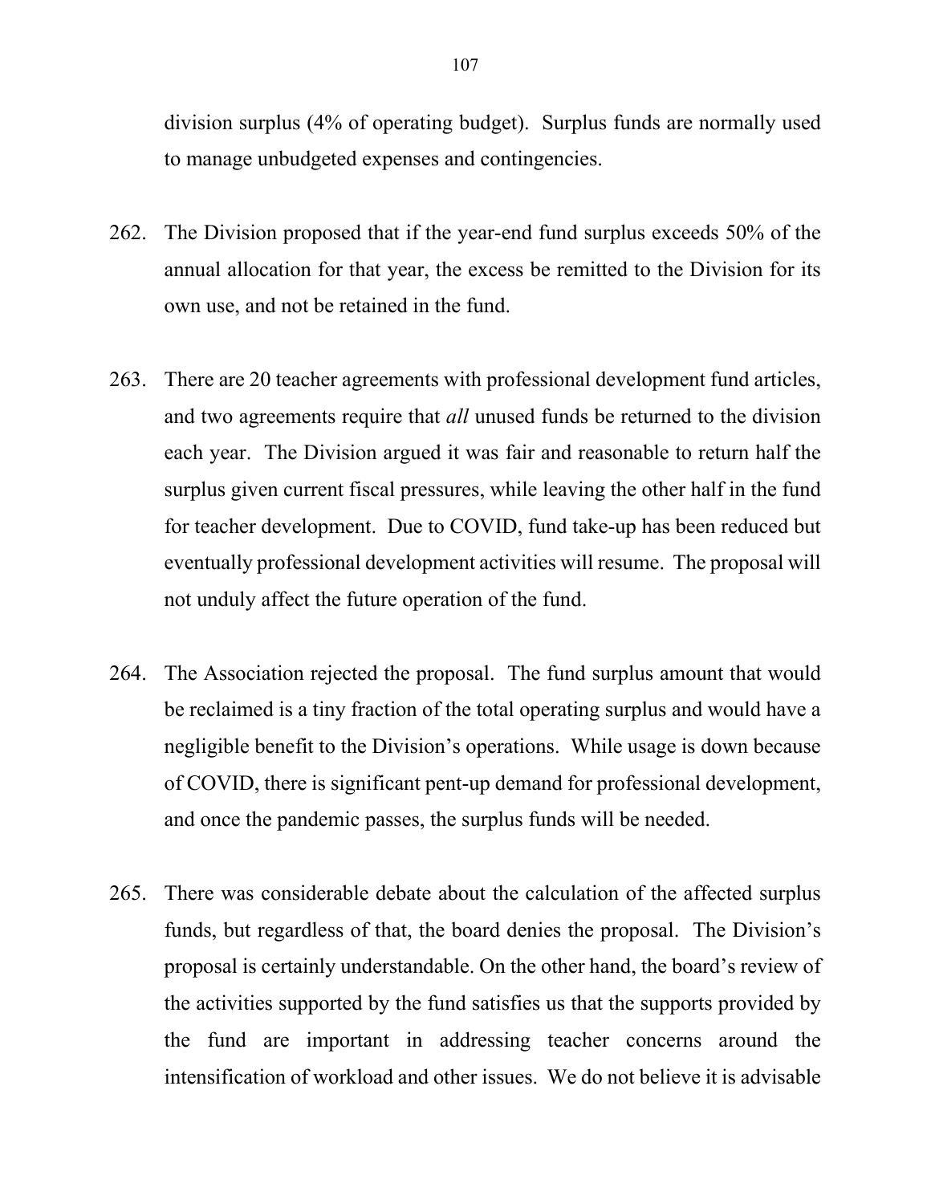division surplus (4% of operating budget). Surplus funds are normally used to manage unbudgeted expenses and contingencies.

262. The Division proposed that if the year-end fund surplus exceeds 50% of the annual allocation for that year, the excess be remitted to the Division for its own use, and not be retained in the fund.

263. There are 20 teacher agreements with professional development fund articles, and two agreements require that *all* unused funds be returned to the division each year. The Division argued it was fair and reasonable to return half the surplus given current fiscal pressures, while leaving the other half in the fund for teacher development. Due to COVID, fund take-up has been reduced but eventually professional development activities will resume. The proposal will not unduly affect the future operation of the fund.

264. The Association rejected the proposal. The fund surplus amount that would be reclaimed is a tiny fraction of the total operating surplus and would have a negligible benefit to the Division's operations. While usage is down because of COVID, there is significant pent-up demand for professional development, and once the pandemic passes, the surplus funds will be needed.

265. There was considerable debate about the calculation of the affected surplus funds, but regardless of that, the board denies the proposal. The Division's proposal is certainly understandable. On the other hand, the board's review of the activities supported by the fund satisfies us that the supports provided by the fund are important in addressing teacher concerns around the intensification of workload and other issues. We do not believe it is advisable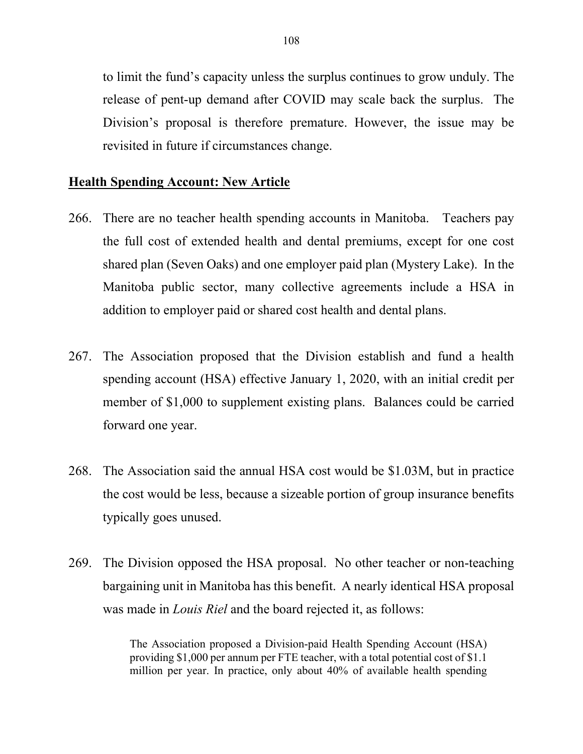to limit the fund's capacity unless the surplus continues to grow unduly. The release of pent-up demand after COVID may scale back the surplus. The Division's proposal is therefore premature. However, the issue may be revisited in future if circumstances change.

**<u>Health Spending Account: New Article</u>**

266. There are no teacher health spending accounts in Manitoba. Teachers pay the full cost of extended health and dental premiums, except for one cost shared plan (Seven Oaks) and one employer paid plan (Mystery Lake). In the Manitoba public sector, many collective agreements include a HSA in addition to employer paid or shared cost health and dental plans.

267. The Association proposed that the Division establish and fund a health spending account (HSA) effective January 1, 2020, with an initial credit per member of $1,000 to supplement existing plans. Balances could be carried forward one year.

268. The Association said the annual HSA cost would be $1.03M, but in practice the cost would be less, because a sizeable portion of group insurance benefits typically goes unused.

269. The Division opposed the HSA proposal. No other teacher or non-teaching bargaining unit in Manitoba has this benefit. A nearly identical HSA proposal was made in *Louis Riel* and the board rejected it, as follows:

> The Association proposed a Division-paid Health Spending Account (HSA) providing $1,000 per annum per FTE teacher, with a total potential cost of $1.1 million per year. In practice, only about 40% of available health spending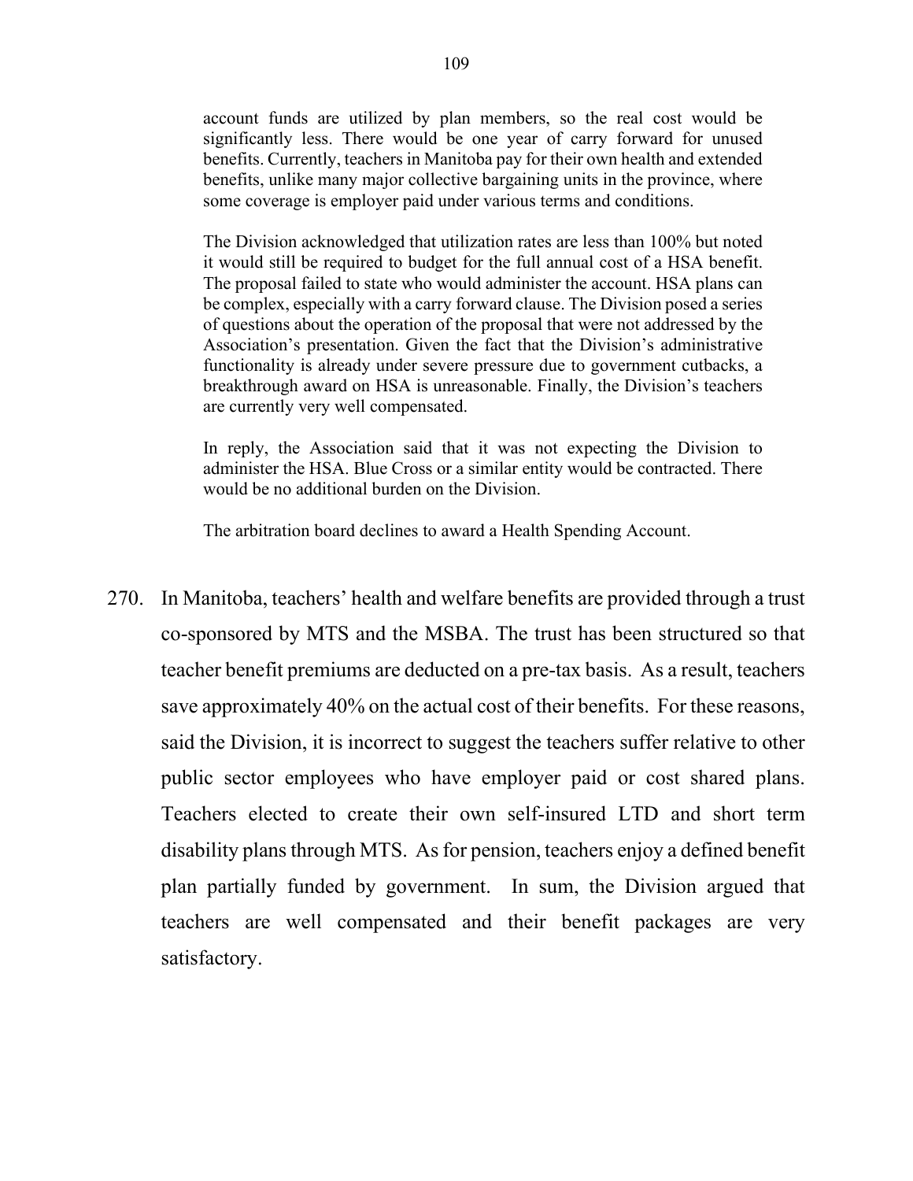> account funds are utilized by plan members, so the real cost would be significantly less. There would be one year of carry forward for unused benefits. Currently, teachers in Manitoba pay for their own health and extended benefits, unlike many major collective bargaining units in the province, where some coverage is employer paid under various terms and conditions.
>
> The Division acknowledged that utilization rates are less than 100% but noted it would still be required to budget for the full annual cost of a HSA benefit. The proposal failed to state who would administer the account. HSA plans can be complex, especially with a carry forward clause. The Division posed a series of questions about the operation of the proposal that were not addressed by the Association's presentation. Given the fact that the Division's administrative functionality is already under severe pressure due to government cutbacks, a breakthrough award on HSA is unreasonable. Finally, the Division's teachers are currently very well compensated.
>
> In reply, the Association said that it was not expecting the Division to administer the HSA. Blue Cross or a similar entity would be contracted. There would be no additional burden on the Division.
>
> The arbitration board declines to award a Health Spending Account.

270. In Manitoba, teachers' health and welfare benefits are provided through a trust co-sponsored by MTS and the MSBA. The trust has been structured so that teacher benefit premiums are deducted on a pre-tax basis. As a result, teachers save approximately 40% on the actual cost of their benefits. For these reasons, said the Division, it is incorrect to suggest the teachers suffer relative to other public sector employees who have employer paid or cost shared plans. Teachers elected to create their own self-insured LTD and short term disability plans through MTS. As for pension, teachers enjoy a defined benefit plan partially funded by government. In sum, the Division argued that teachers are well compensated and their benefit packages are very satisfactory.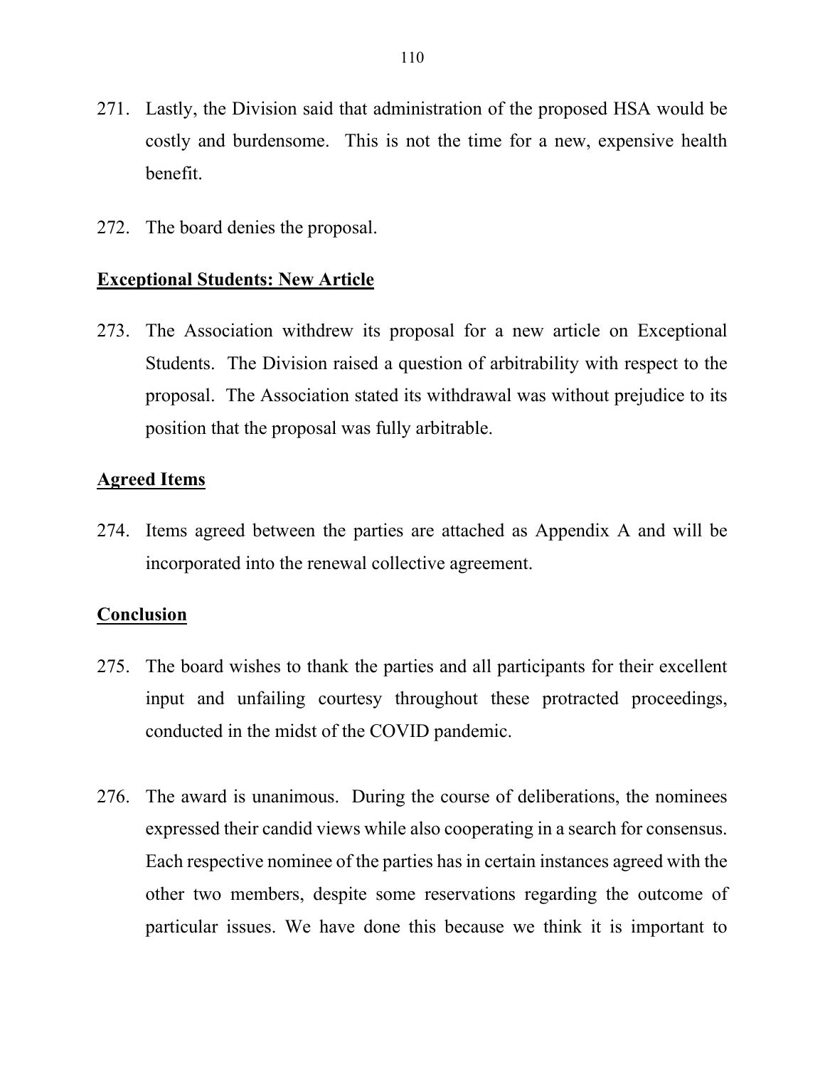271. Lastly, the Division said that administration of the proposed HSA would be costly and burdensome. This is not the time for a new, expensive health benefit.

272. The board denies the proposal.

**Exceptional Students: New Article**

273. The Association withdrew its proposal for a new article on Exceptional Students. The Division raised a question of arbitrability with respect to the proposal. The Association stated its withdrawal was without prejudice to its position that the proposal was fully arbitrable.

**Agreed Items**

274. Items agreed between the parties are attached as Appendix A and will be incorporated into the renewal collective agreement.

**Conclusion**

275. The board wishes to thank the parties and all participants for their excellent input and unfailing courtesy throughout these protracted proceedings, conducted in the midst of the COVID pandemic.

276. The award is unanimous. During the course of deliberations, the nominees expressed their candid views while also cooperating in a search for consensus. Each respective nominee of the parties has in certain instances agreed with the other two members, despite some reservations regarding the outcome of particular issues. We have done this because we think it is important to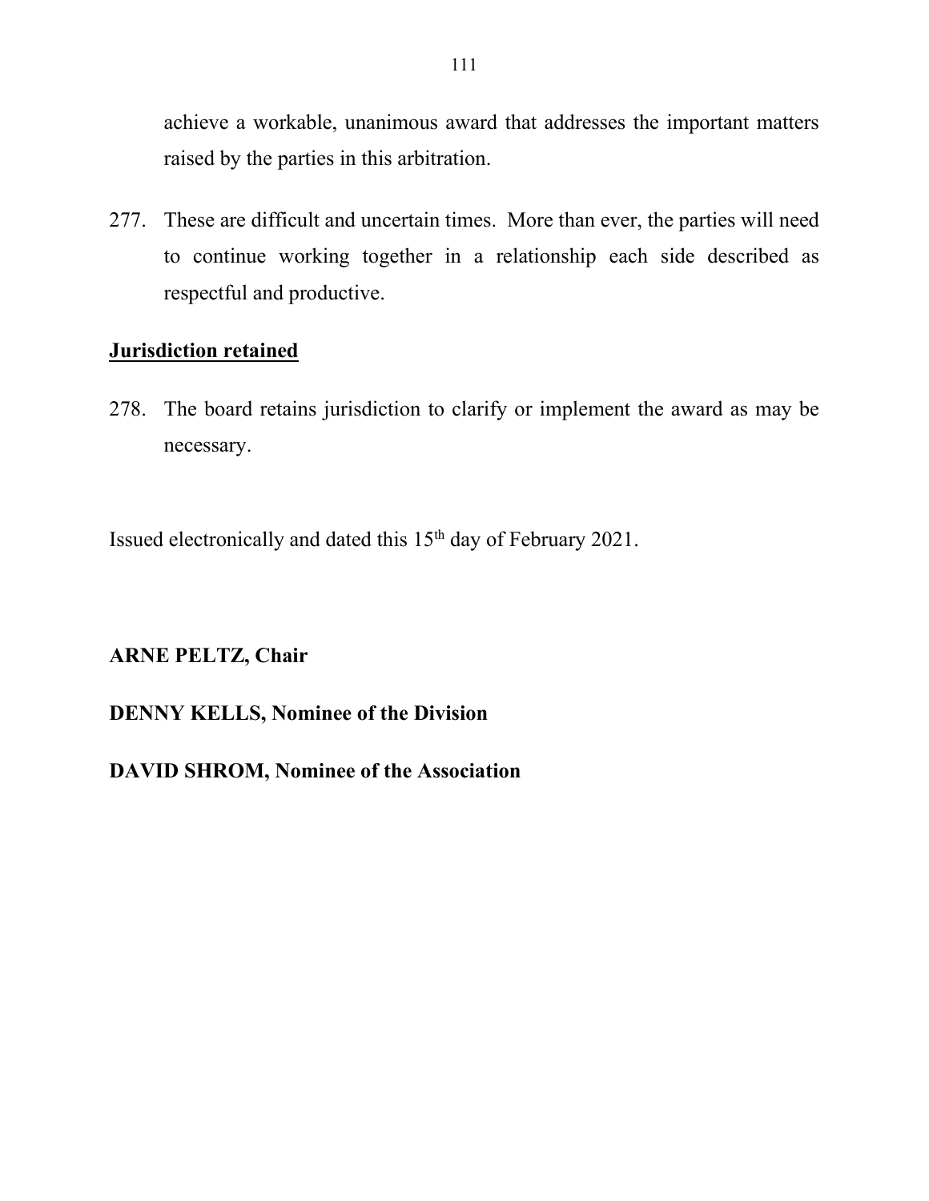achieve a workable, unanimous award that addresses the important matters raised by the parties in this arbitration.

277. These are difficult and uncertain times. More than ever, the parties will need to continue working together in a relationship each side described as respectful and productive.

**Jurisdiction retained**

278. The board retains jurisdiction to clarify or implement the award as may be necessary.

Issued electronically and dated this 15th day of February 2021.

**ARNE PELTZ, Chair**

**DENNY KELLS, Nominee of the Division**

**DAVID SHROM, Nominee of the Association**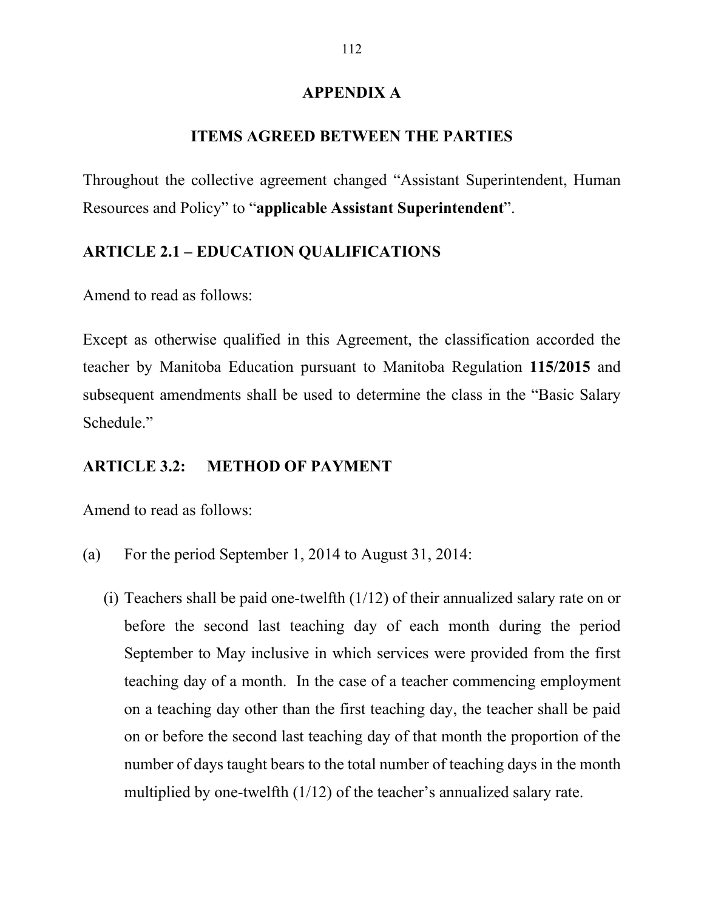# APPENDIX A

## ITEMS AGREED BETWEEN THE PARTIES

Throughout the collective agreement changed "Assistant Superintendent, Human Resources and Policy" to "**applicable Assistant Superintendent**".

### ARTICLE 2.1 – EDUCATION QUALIFICATIONS

Amend to read as follows:

Except as otherwise qualified in this Agreement, the classification accorded the teacher by Manitoba Education pursuant to Manitoba Regulation **115/2015** and subsequent amendments shall be used to determine the class in the "Basic Salary Schedule."

### ARTICLE 3.2: METHOD OF PAYMENT

Amend to read as follows:

(a) For the period September 1, 2014 to August 31, 2014:

(i) Teachers shall be paid one-twelfth (1/12) of their annualized salary rate on or before the second last teaching day of each month during the period September to May inclusive in which services were provided from the first teaching day of a month. In the case of a teacher commencing employment on a teaching day other than the first teaching day, the teacher shall be paid on or before the second last teaching day of that month the proportion of the number of days taught bears to the total number of teaching days in the month multiplied by one-twelfth (1/12) of the teacher's annualized salary rate.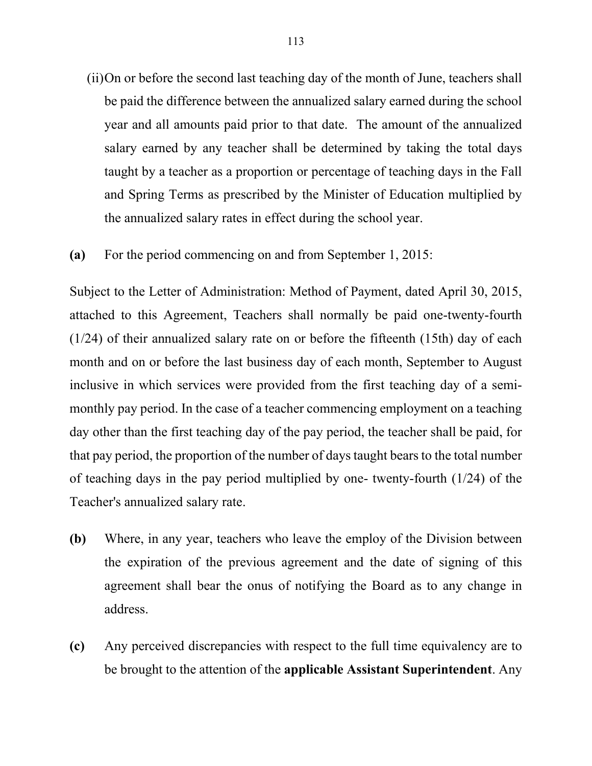(ii) On or before the second last teaching day of the month of June, teachers shall be paid the difference between the annualized salary earned during the school year and all amounts paid prior to that date. The amount of the annualized salary earned by any teacher shall be determined by taking the total days taught by a teacher as a proportion or percentage of teaching days in the Fall and Spring Terms as prescribed by the Minister of Education multiplied by the annualized salary rates in effect during the school year.

**(a)** For the period commencing on and from September 1, 2015:

Subject to the Letter of Administration: Method of Payment, dated April 30, 2015, attached to this Agreement, Teachers shall normally be paid one-twenty-fourth (1/24) of their annualized salary rate on or before the fifteenth (15th) day of each month and on or before the last business day of each month, September to August inclusive in which services were provided from the first teaching day of a semi-monthly pay period. In the case of a teacher commencing employment on a teaching day other than the first teaching day of the pay period, the teacher shall be paid, for that pay period, the proportion of the number of days taught bears to the total number of teaching days in the pay period multiplied by one- twenty-fourth (1/24) of the Teacher's annualized salary rate.

**(b)** Where, in any year, teachers who leave the employ of the Division between the expiration of the previous agreement and the date of signing of this agreement shall bear the onus of notifying the Board as to any change in address.

**(c)** Any perceived discrepancies with respect to the full time equivalency are to be brought to the attention of the **applicable Assistant Superintendent**. Any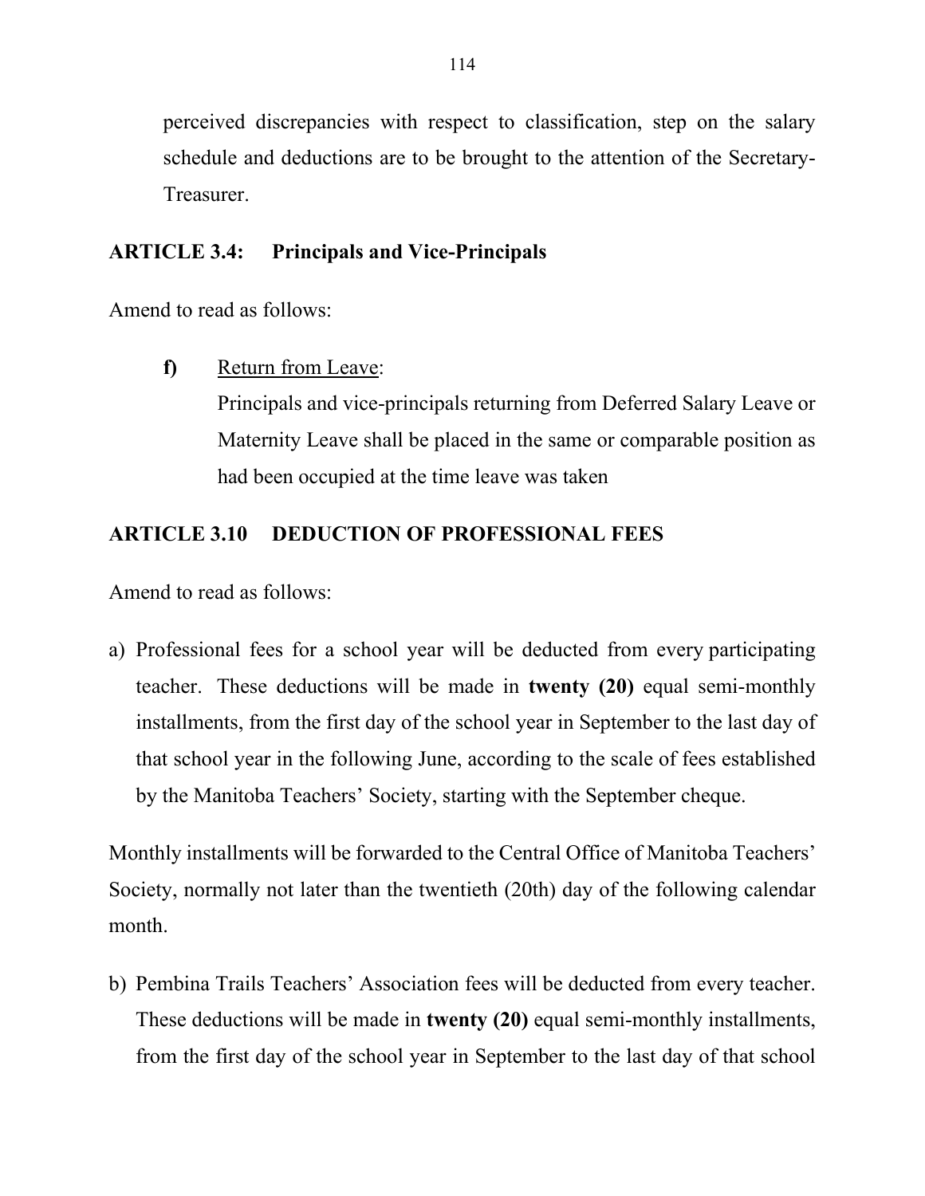perceived discrepancies with respect to classification, step on the salary schedule and deductions are to be brought to the attention of the Secretary-Treasurer.

### ARTICLE 3.4: Principals and Vice-Principals

Amend to read as follows:

**f)** Return from Leave:
Principals and vice-principals returning from Deferred Salary Leave or Maternity Leave shall be placed in the same or comparable position as had been occupied at the time leave was taken

### ARTICLE 3.10 DEDUCTION OF PROFESSIONAL FEES

Amend to read as follows:

a) Professional fees for a school year will be deducted from every participating teacher. These deductions will be made in **twenty (20)** equal semi-monthly installments, from the first day of the school year in September to the last day of that school year in the following June, according to the scale of fees established by the Manitoba Teachers' Society, starting with the September cheque.

Monthly installments will be forwarded to the Central Office of Manitoba Teachers' Society, normally not later than the twentieth (20th) day of the following calendar month.

b) Pembina Trails Teachers' Association fees will be deducted from every teacher. These deductions will be made in **twenty (20)** equal semi-monthly installments, from the first day of the school year in September to the last day of that school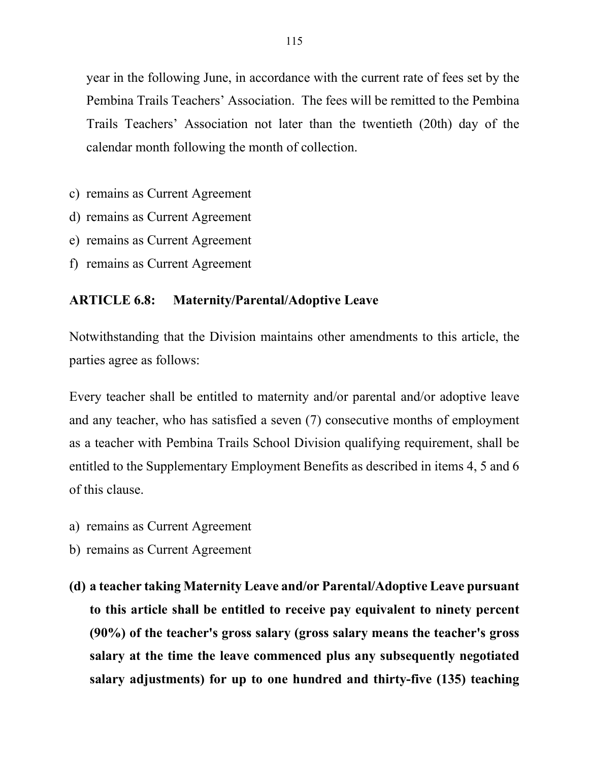year in the following June, in accordance with the current rate of fees set by the Pembina Trails Teachers' Association. The fees will be remitted to the Pembina Trails Teachers' Association not later than the twentieth (20th) day of the calendar month following the month of collection.

c) remains as Current Agreement
d) remains as Current Agreement
e) remains as Current Agreement
f) remains as Current Agreement

**ARTICLE 6.8: Maternity/Parental/Adoptive Leave**

Notwithstanding that the Division maintains other amendments to this article, the parties agree as follows:

Every teacher shall be entitled to maternity and/or parental and/or adoptive leave and any teacher, who has satisfied a seven (7) consecutive months of employment as a teacher with Pembina Trails School Division qualifying requirement, shall be entitled to the Supplementary Employment Benefits as described in items 4, 5 and 6 of this clause.

a) remains as Current Agreement
b) remains as Current Agreement

**(d) a teacher taking Maternity Leave and/or Parental/Adoptive Leave pursuant to this article shall be entitled to receive pay equivalent to ninety percent (90%) of the teacher's gross salary (gross salary means the teacher's gross salary at the time the leave commenced plus any subsequently negotiated salary adjustments) for up to one hundred and thirty-five (135) teaching**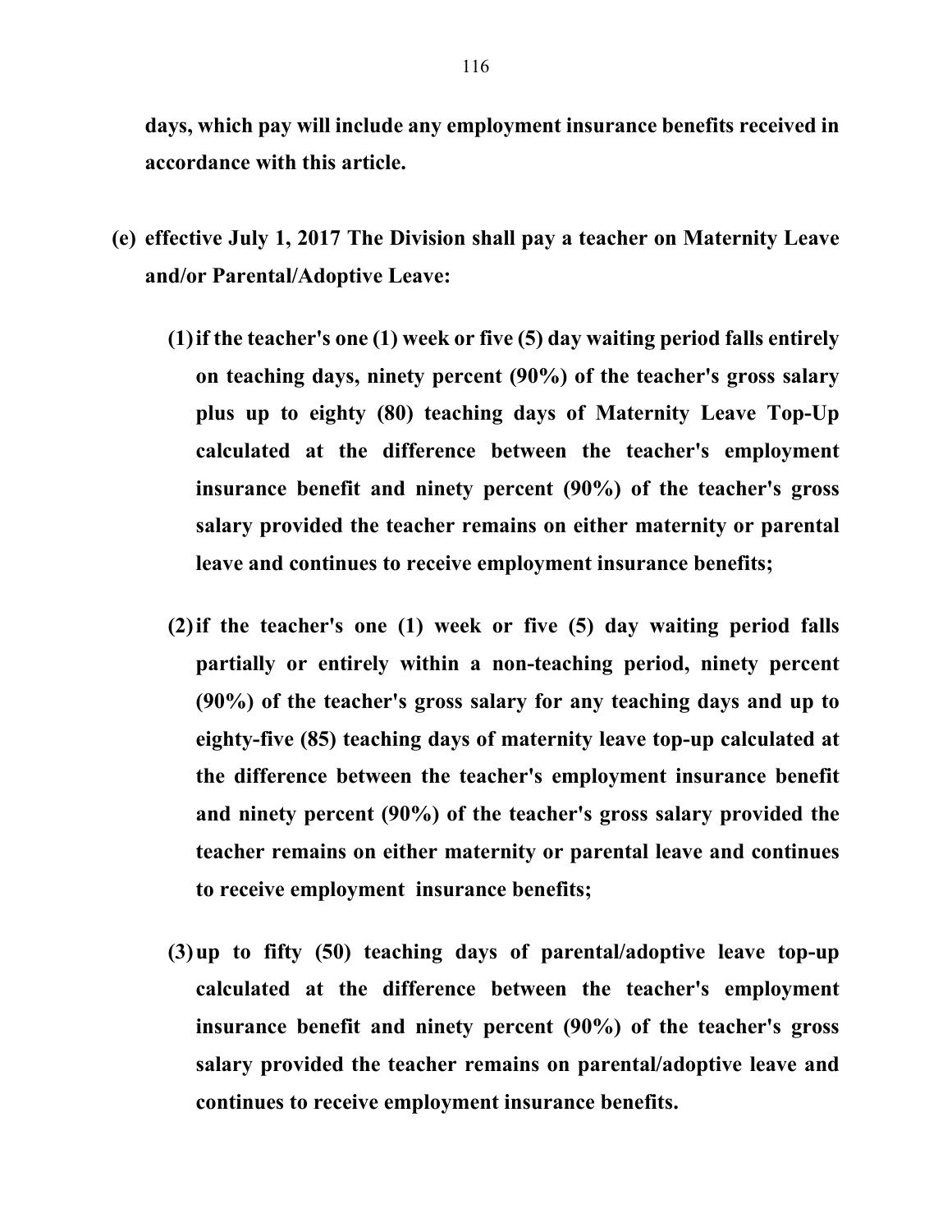**days, which pay will include any employment insurance benefits received in accordance with this article.**

**(e) effective July 1, 2017 The Division shall pay a teacher on Maternity Leave and/or Parental/Adoptive Leave:**

**(1) if the teacher's one (1) week or five (5) day waiting period falls entirely on teaching days, ninety percent (90%) of the teacher's gross salary plus up to eighty (80) teaching days of Maternity Leave Top-Up calculated at the difference between the teacher's employment insurance benefit and ninety percent (90%) of the teacher's gross salary provided the teacher remains on either maternity or parental leave and continues to receive employment insurance benefits;**

**(2) if the teacher's one (1) week or five (5) day waiting period falls partially or entirely within a non-teaching period, ninety percent (90%) of the teacher's gross salary for any teaching days and up to eighty-five (85) teaching days of maternity leave top-up calculated at the difference between the teacher's employment insurance benefit and ninety percent (90%) of the teacher's gross salary provided the teacher remains on either maternity or parental leave and continues to receive employment insurance benefits;**

**(3) up to fifty (50) teaching days of parental/adoptive leave top-up calculated at the difference between the teacher's employment insurance benefit and ninety percent (90%) of the teacher's gross salary provided the teacher remains on parental/adoptive leave and continues to receive employment insurance benefits.**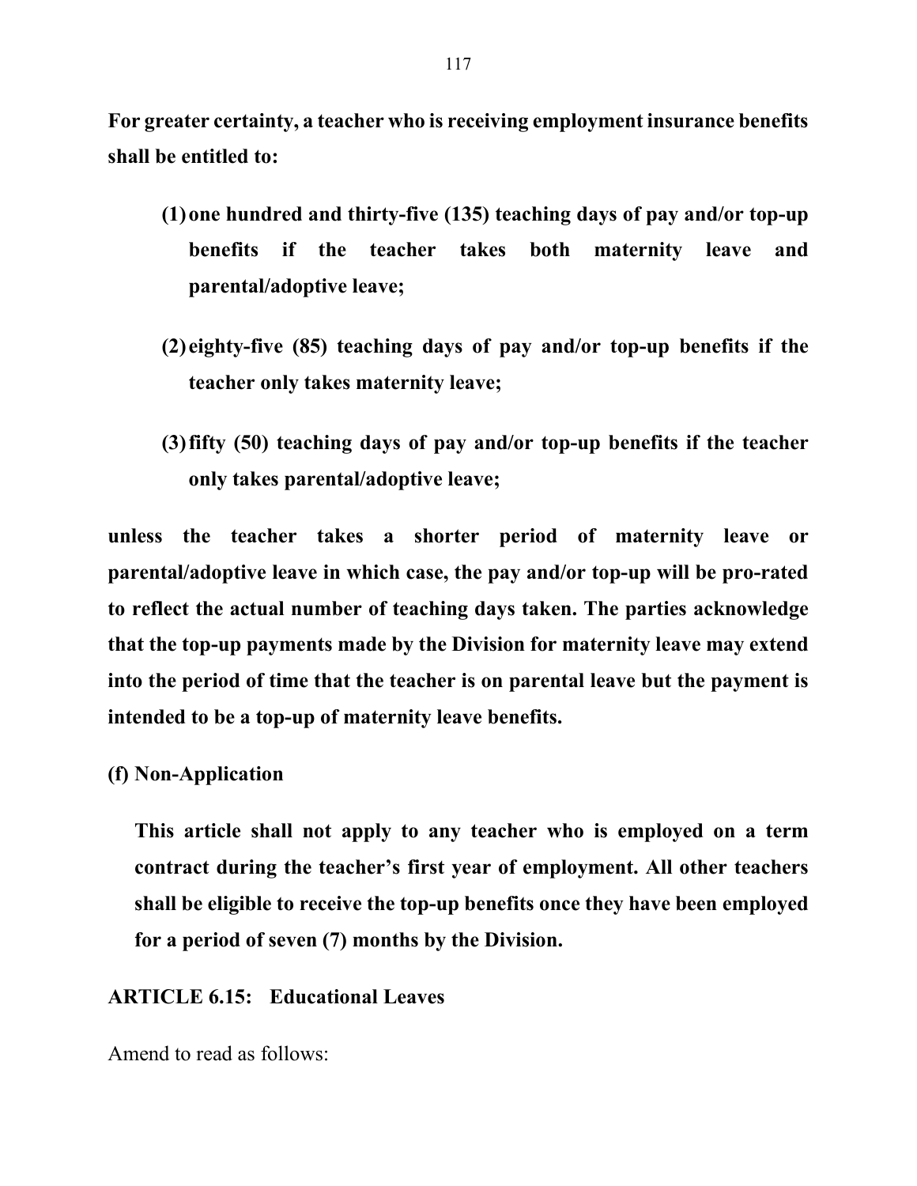**For greater certainty, a teacher who is receiving employment insurance benefits shall be entitled to:**

**(1) one hundred and thirty-five (135) teaching days of pay and/or top-up benefits if the teacher takes both maternity leave and parental/adoptive leave;**

**(2) eighty-five (85) teaching days of pay and/or top-up benefits if the teacher only takes maternity leave;**

**(3) fifty (50) teaching days of pay and/or top-up benefits if the teacher only takes parental/adoptive leave;**

**unless the teacher takes a shorter period of maternity leave or parental/adoptive leave in which case, the pay and/or top-up will be pro-rated to reflect the actual number of teaching days taken. The parties acknowledge that the top-up payments made by the Division for maternity leave may extend into the period of time that the teacher is on parental leave but the payment is intended to be a top-up of maternity leave benefits.**

**(f) Non-Application**

**This article shall not apply to any teacher who is employed on a term contract during the teacher's first year of employment. All other teachers shall be eligible to receive the top-up benefits once they have been employed for a period of seven (7) months by the Division.**

**ARTICLE 6.15: Educational Leaves**

Amend to read as follows: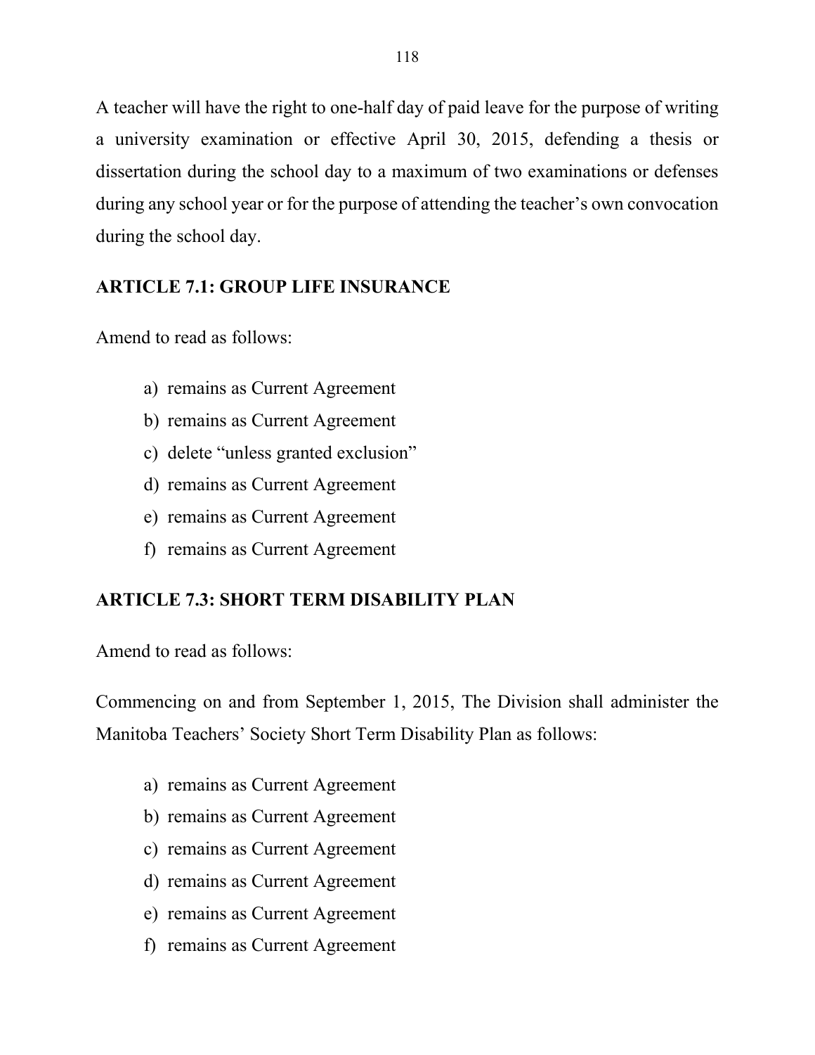A teacher will have the right to one-half day of paid leave for the purpose of writing a university examination or effective April 30, 2015, defending a thesis or dissertation during the school day to a maximum of two examinations or defenses during any school year or for the purpose of attending the teacher's own convocation during the school day.

**ARTICLE 7.1: GROUP LIFE INSURANCE**

Amend to read as follows:

a) remains as Current Agreement
b) remains as Current Agreement
c) delete "unless granted exclusion"
d) remains as Current Agreement
e) remains as Current Agreement
f) remains as Current Agreement

**ARTICLE 7.3: SHORT TERM DISABILITY PLAN**

Amend to read as follows:

Commencing on and from September 1, 2015, The Division shall administer the Manitoba Teachers' Society Short Term Disability Plan as follows:

a) remains as Current Agreement
b) remains as Current Agreement
c) remains as Current Agreement
d) remains as Current Agreement
e) remains as Current Agreement
f) remains as Current Agreement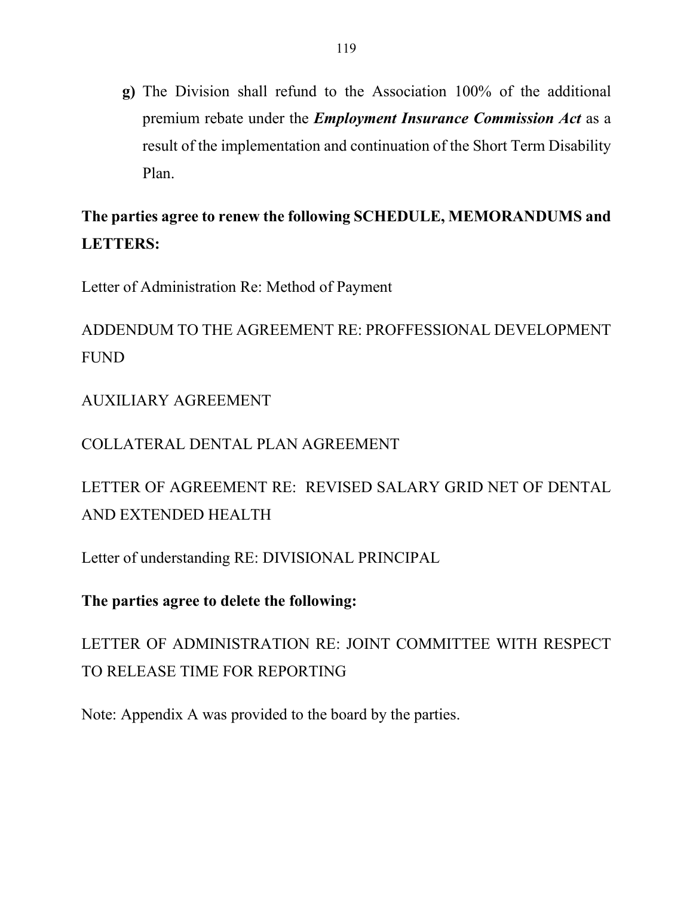**g)** The Division shall refund to the Association 100% of the additional premium rebate under the ***Employment Insurance Commission Act*** as a result of the implementation and continuation of the Short Term Disability Plan.

**The parties agree to renew the following SCHEDULE, MEMORANDUMS and LETTERS:**

Letter of Administration Re: Method of Payment

ADDENDUM TO THE AGREEMENT RE: PROFFESSIONAL DEVELOPMENT FUND

AUXILIARY AGREEMENT

COLLATERAL DENTAL PLAN AGREEMENT

LETTER OF AGREEMENT RE: REVISED SALARY GRID NET OF DENTAL AND EXTENDED HEALTH

Letter of understanding RE: DIVISIONAL PRINCIPAL

**The parties agree to delete the following:**

LETTER OF ADMINISTRATION RE: JOINT COMMITTEE WITH RESPECT TO RELEASE TIME FOR REPORTING

Note: Appendix A was provided to the board by the parties.